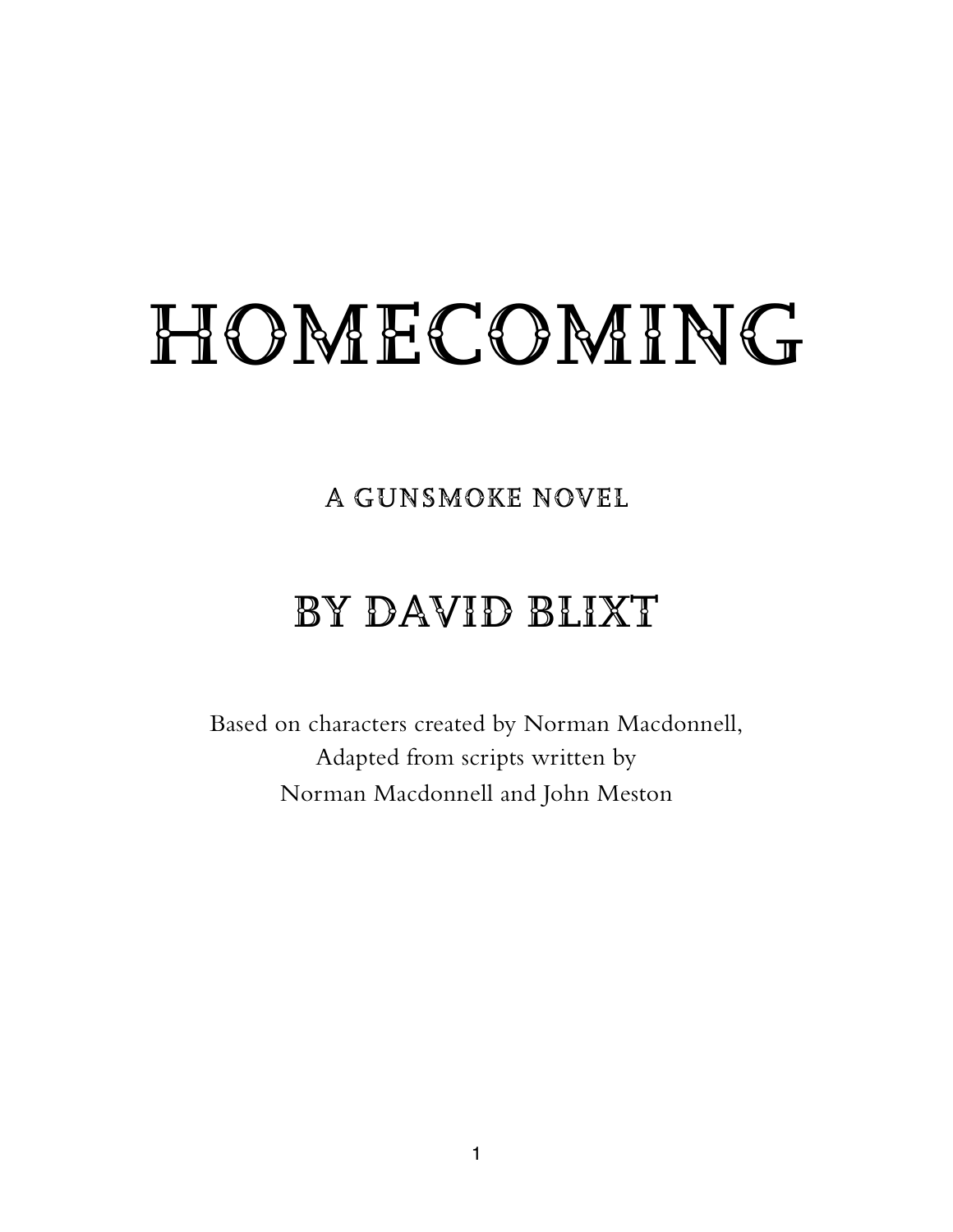# HOMECOMING

## A GUNSMOKE NOVEL

## BY DAVID BLIXT

Based on characters created by Norman Macdonnell,
Adapted from scripts written by
Norman Macdonnell and John Meston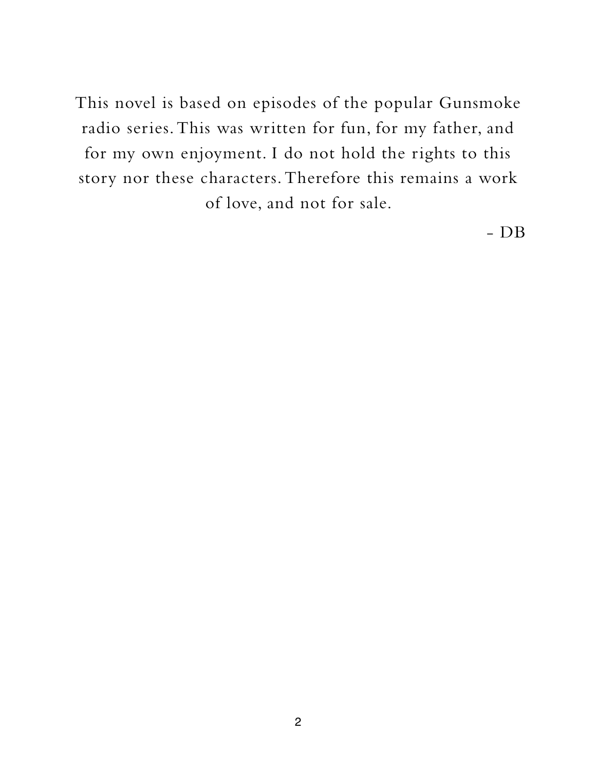This novel is based on episodes of the popular Gunsmoke radio series. This was written for fun, for my father, and for my own enjoyment. I do not hold the rights to this story nor these characters. Therefore this remains a work of love, and not for sale.

- DB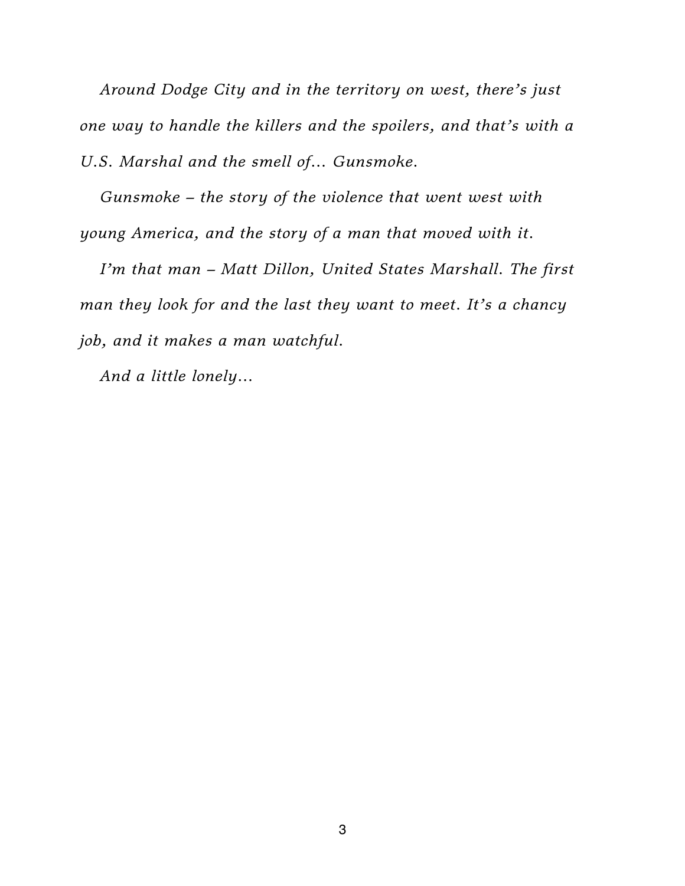*Around Dodge City and in the territory on west, there's just one way to handle the killers and the spoilers, and that's with a U.S. Marshal and the smell of... Gunsmoke.*

*Gunsmoke – the story of the violence that went west with young America, and the story of a man that moved with it.*

*I'm that man – Matt Dillon, United States Marshall. The first man they look for and the last they want to meet. It's a chancy job, and it makes a man watchful.*

*And a little lonely...*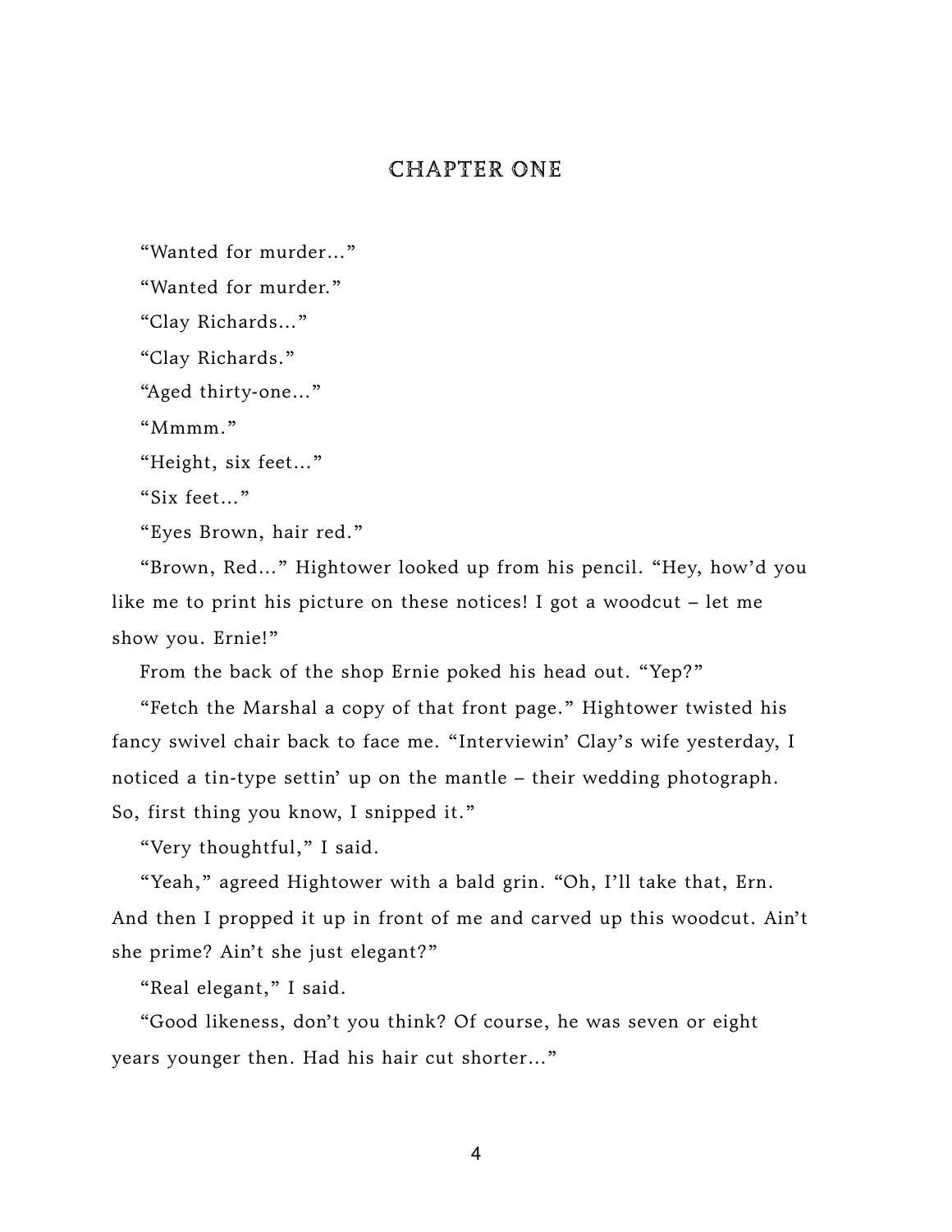## CHAPTER ONE

"Wanted for murder..."

"Wanted for murder."

"Clay Richards..."

"Clay Richards."

"Aged thirty-one..."

"Mmmm."

"Height, six feet..."

"Six feet..."

"Eyes Brown, hair red."

"Brown, Red..." Hightower looked up from his pencil. "Hey, how'd you like me to print his picture on these notices! I got a woodcut – let me show you. Ernie!"

From the back of the shop Ernie poked his head out. "Yep?"

"Fetch the Marshal a copy of that front page." Hightower twisted his fancy swivel chair back to face me. "Interviewin' Clay's wife yesterday, I noticed a tin-type settin' up on the mantle – their wedding photograph. So, first thing you know, I snipped it."

"Very thoughtful," I said.

"Yeah," agreed Hightower with a bald grin. "Oh, I'll take that, Ern. And then I propped it up in front of me and carved up this woodcut. Ain't she prime? Ain't she just elegant?"

"Real elegant," I said.

"Good likeness, don't you think? Of course, he was seven or eight years younger then. Had his hair cut shorter..."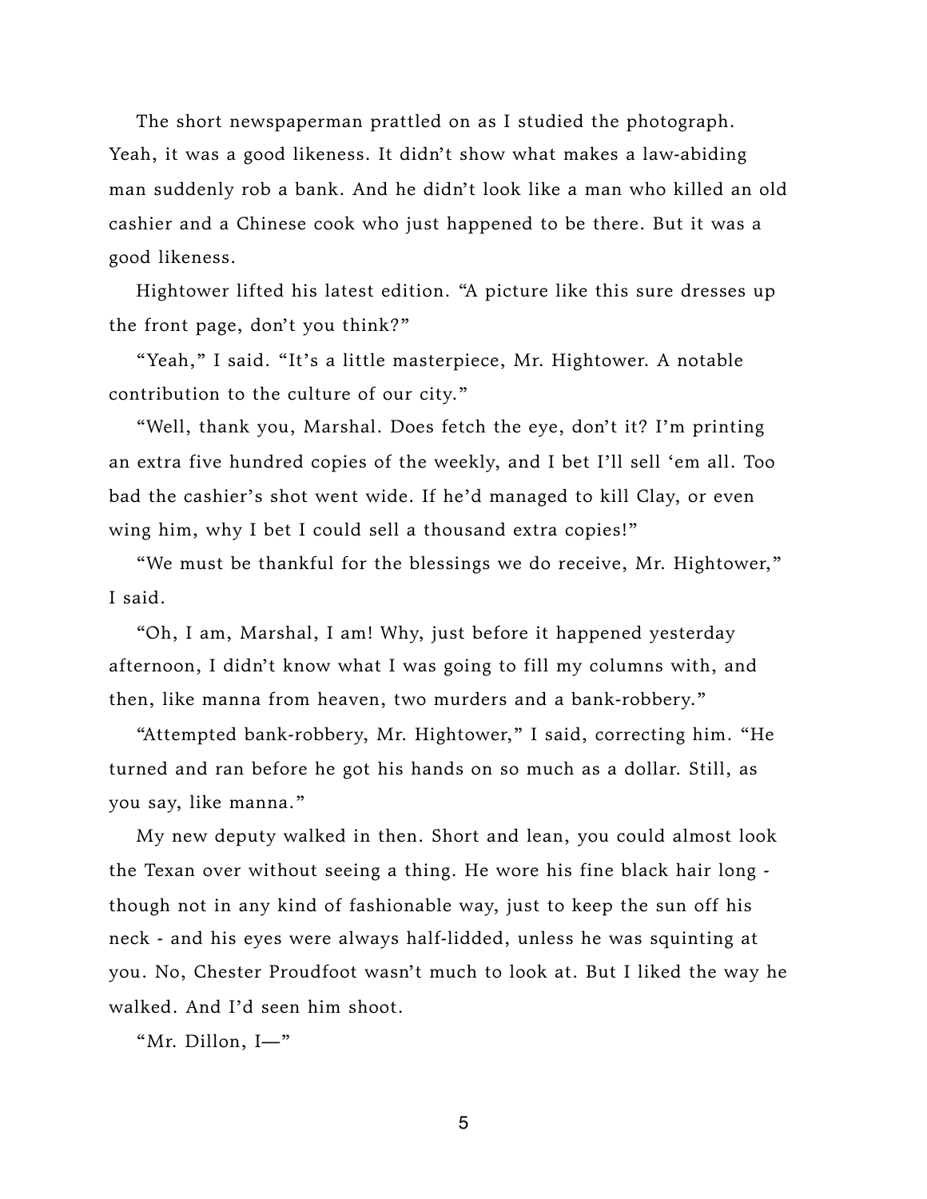The short newspaperman prattled on as I studied the photograph. Yeah, it was a good likeness. It didn't show what makes a law-abiding man suddenly rob a bank. And he didn't look like a man who killed an old cashier and a Chinese cook who just happened to be there. But it was a good likeness.

Hightower lifted his latest edition. "A picture like this sure dresses up the front page, don't you think?"

"Yeah," I said. "It's a little masterpiece, Mr. Hightower. A notable contribution to the culture of our city."

"Well, thank you, Marshal. Does fetch the eye, don't it? I'm printing an extra five hundred copies of the weekly, and I bet I'll sell 'em all. Too bad the cashier's shot went wide. If he'd managed to kill Clay, or even wing him, why I bet I could sell a thousand extra copies!"

"We must be thankful for the blessings we do receive, Mr. Hightower," I said.

"Oh, I am, Marshal, I am! Why, just before it happened yesterday afternoon, I didn't know what I was going to fill my columns with, and then, like manna from heaven, two murders and a bank-robbery."

"Attempted bank-robbery, Mr. Hightower," I said, correcting him. "He turned and ran before he got his hands on so much as a dollar. Still, as you say, like manna."

My new deputy walked in then. Short and lean, you could almost look the Texan over without seeing a thing. He wore his fine black hair long - though not in any kind of fashionable way, just to keep the sun off his neck - and his eyes were always half-lidded, unless he was squinting at you. No, Chester Proudfoot wasn't much to look at. But I liked the way he walked. And I'd seen him shoot.

"Mr. Dillon, I—"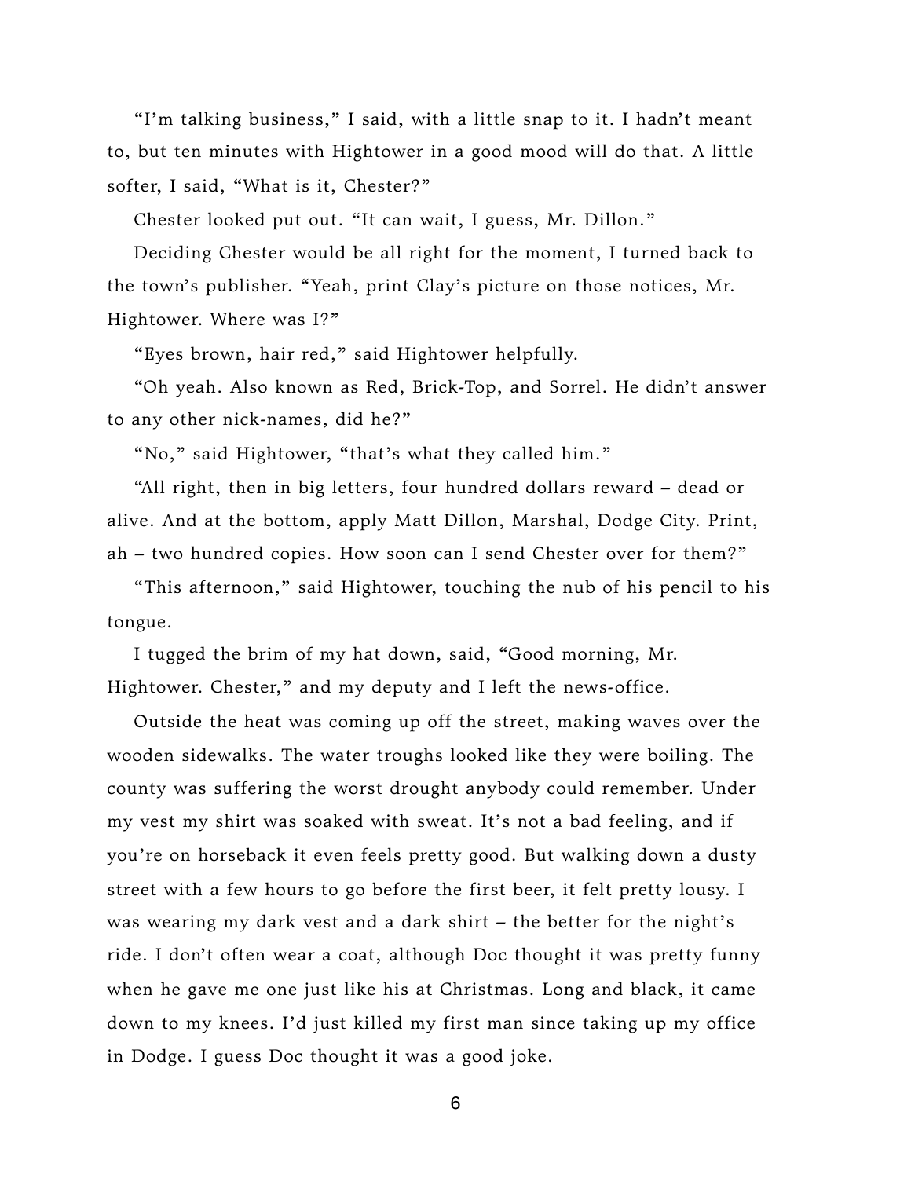"I'm talking business," I said, with a little snap to it. I hadn't meant to, but ten minutes with Hightower in a good mood will do that. A little softer, I said, "What is it, Chester?"

Chester looked put out. "It can wait, I guess, Mr. Dillon."

Deciding Chester would be all right for the moment, I turned back to the town's publisher. "Yeah, print Clay's picture on those notices, Mr. Hightower. Where was I?"

"Eyes brown, hair red," said Hightower helpfully.

"Oh yeah. Also known as Red, Brick-Top, and Sorrel. He didn't answer to any other nick-names, did he?"

"No," said Hightower, "that's what they called him."

"All right, then in big letters, four hundred dollars reward – dead or alive. And at the bottom, apply Matt Dillon, Marshal, Dodge City. Print, ah – two hundred copies. How soon can I send Chester over for them?"

"This afternoon," said Hightower, touching the nub of his pencil to his tongue.

I tugged the brim of my hat down, said, "Good morning, Mr. Hightower. Chester," and my deputy and I left the news-office.

Outside the heat was coming up off the street, making waves over the wooden sidewalks. The water troughs looked like they were boiling. The county was suffering the worst drought anybody could remember. Under my vest my shirt was soaked with sweat. It's not a bad feeling, and if you're on horseback it even feels pretty good. But walking down a dusty street with a few hours to go before the first beer, it felt pretty lousy. I was wearing my dark vest and a dark shirt – the better for the night's ride. I don't often wear a coat, although Doc thought it was pretty funny when he gave me one just like his at Christmas. Long and black, it came down to my knees. I'd just killed my first man since taking up my office in Dodge. I guess Doc thought it was a good joke.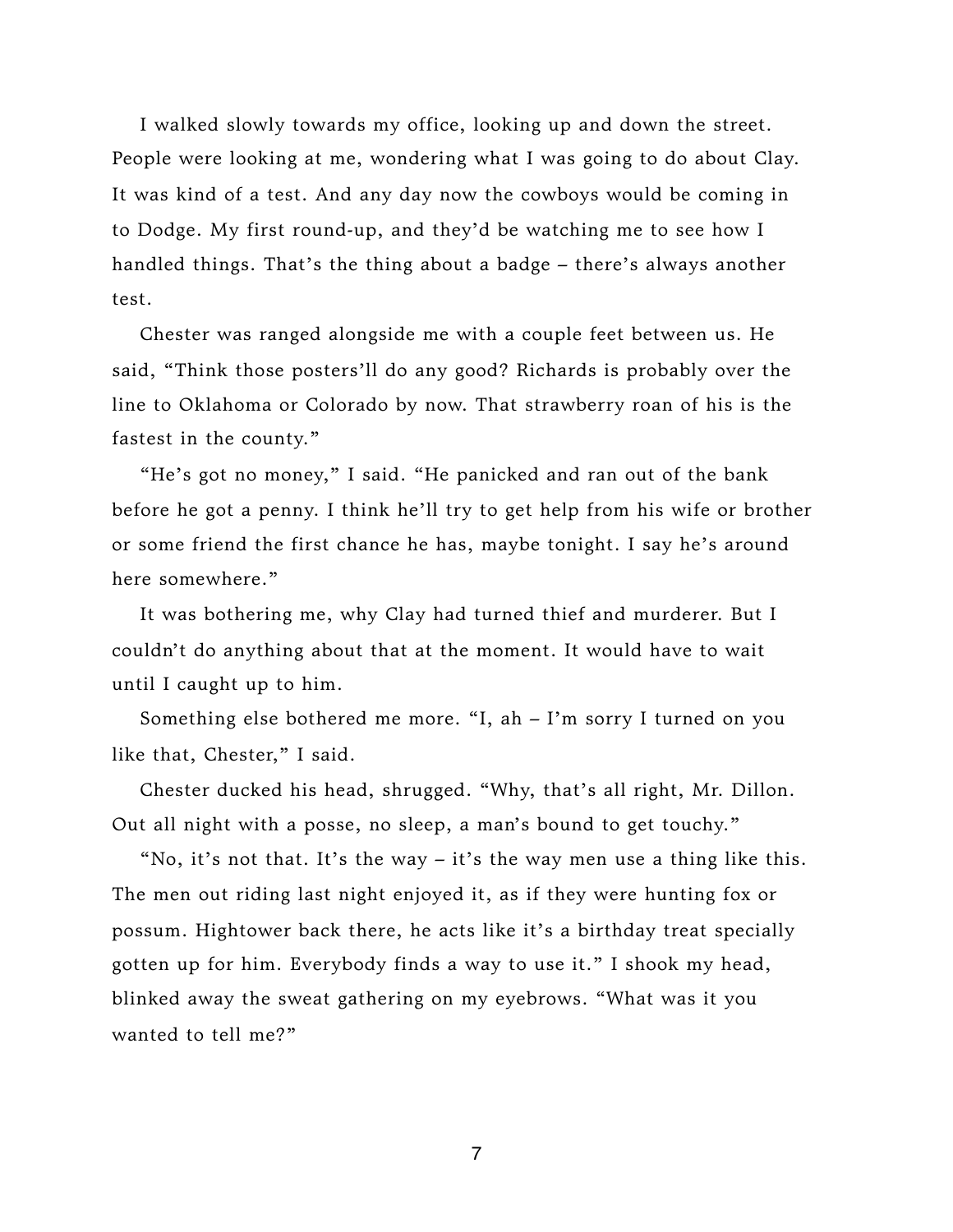I walked slowly towards my office, looking up and down the street. People were looking at me, wondering what I was going to do about Clay. It was kind of a test. And any day now the cowboys would be coming in to Dodge. My first round-up, and they'd be watching me to see how I handled things. That's the thing about a badge – there's always another test.

Chester was ranged alongside me with a couple feet between us. He said, "Think those posters'll do any good? Richards is probably over the line to Oklahoma or Colorado by now. That strawberry roan of his is the fastest in the county."

"He's got no money," I said. "He panicked and ran out of the bank before he got a penny. I think he'll try to get help from his wife or brother or some friend the first chance he has, maybe tonight. I say he's around here somewhere."

It was bothering me, why Clay had turned thief and murderer. But I couldn't do anything about that at the moment. It would have to wait until I caught up to him.

Something else bothered me more. "I, ah – I'm sorry I turned on you like that, Chester," I said.

Chester ducked his head, shrugged. "Why, that's all right, Mr. Dillon. Out all night with a posse, no sleep, a man's bound to get touchy."

"No, it's not that. It's the way – it's the way men use a thing like this. The men out riding last night enjoyed it, as if they were hunting fox or possum. Hightower back there, he acts like it's a birthday treat specially gotten up for him. Everybody finds a way to use it." I shook my head, blinked away the sweat gathering on my eyebrows. "What was it you wanted to tell me?"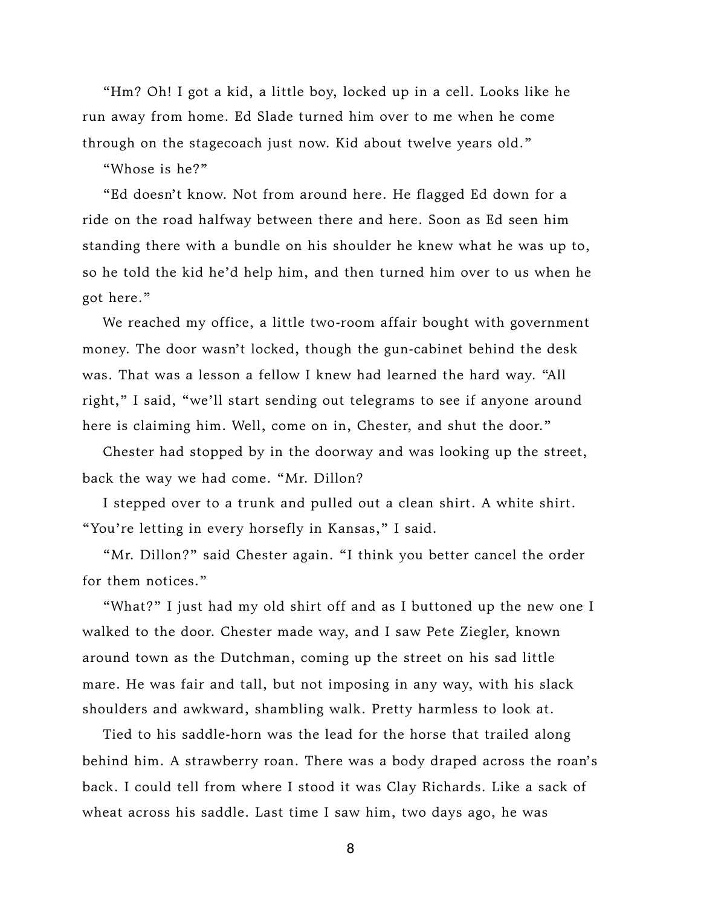"Hm? Oh! I got a kid, a little boy, locked up in a cell. Looks like he run away from home. Ed Slade turned him over to me when he come through on the stagecoach just now. Kid about twelve years old."

"Whose is he?"

"Ed doesn't know. Not from around here. He flagged Ed down for a ride on the road halfway between there and here. Soon as Ed seen him standing there with a bundle on his shoulder he knew what he was up to, so he told the kid he'd help him, and then turned him over to us when he got here."

We reached my office, a little two-room affair bought with government money. The door wasn't locked, though the gun-cabinet behind the desk was. That was a lesson a fellow I knew had learned the hard way. "All right," I said, "we'll start sending out telegrams to see if anyone around here is claiming him. Well, come on in, Chester, and shut the door."

Chester had stopped by in the doorway and was looking up the street, back the way we had come. "Mr. Dillon?

I stepped over to a trunk and pulled out a clean shirt. A white shirt. "You're letting in every horsefly in Kansas," I said.

"Mr. Dillon?" said Chester again. "I think you better cancel the order for them notices."

"What?" I just had my old shirt off and as I buttoned up the new one I walked to the door. Chester made way, and I saw Pete Ziegler, known around town as the Dutchman, coming up the street on his sad little mare. He was fair and tall, but not imposing in any way, with his slack shoulders and awkward, shambling walk. Pretty harmless to look at.

Tied to his saddle-horn was the lead for the horse that trailed along behind him. A strawberry roan. There was a body draped across the roan's back. I could tell from where I stood it was Clay Richards. Like a sack of wheat across his saddle. Last time I saw him, two days ago, he was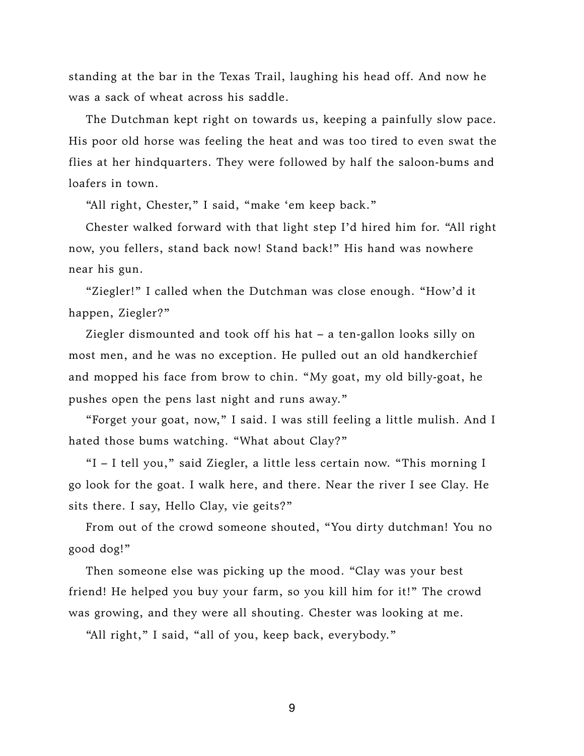standing at the bar in the Texas Trail, laughing his head off. And now he was a sack of wheat across his saddle.

The Dutchman kept right on towards us, keeping a painfully slow pace. His poor old horse was feeling the heat and was too tired to even swat the flies at her hindquarters. They were followed by half the saloon-bums and loafers in town.

"All right, Chester," I said, "make 'em keep back."

Chester walked forward with that light step I'd hired him for. "All right now, you fellers, stand back now! Stand back!" His hand was nowhere near his gun.

"Ziegler!" I called when the Dutchman was close enough. "How'd it happen, Ziegler?"

Ziegler dismounted and took off his hat – a ten-gallon looks silly on most men, and he was no exception. He pulled out an old handkerchief and mopped his face from brow to chin. "My goat, my old billy-goat, he pushes open the pens last night and runs away."

"Forget your goat, now," I said. I was still feeling a little mulish. And I hated those bums watching. "What about Clay?"

"I – I tell you," said Ziegler, a little less certain now. "This morning I go look for the goat. I walk here, and there. Near the river I see Clay. He sits there. I say, Hello Clay, vie geits?"

From out of the crowd someone shouted, "You dirty dutchman! You no good dog!"

Then someone else was picking up the mood. "Clay was your best friend! He helped you buy your farm, so you kill him for it!" The crowd was growing, and they were all shouting. Chester was looking at me.

"All right," I said, "all of you, keep back, everybody."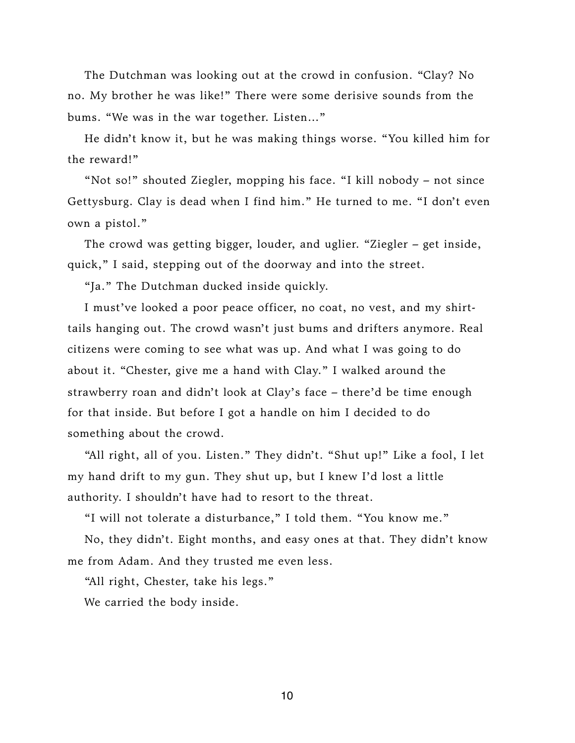The Dutchman was looking out at the crowd in confusion. "Clay? No no. My brother he was like!" There were some derisive sounds from the bums. "We was in the war together. Listen…"

He didn't know it, but he was making things worse. "You killed him for the reward!"

"Not so!" shouted Ziegler, mopping his face. "I kill nobody – not since Gettysburg. Clay is dead when I find him." He turned to me. "I don't even own a pistol."

The crowd was getting bigger, louder, and uglier. "Ziegler – get inside, quick," I said, stepping out of the doorway and into the street.

"Ja." The Dutchman ducked inside quickly.

I must've looked a poor peace officer, no coat, no vest, and my shirt-tails hanging out. The crowd wasn't just bums and drifters anymore. Real citizens were coming to see what was up. And what I was going to do about it. "Chester, give me a hand with Clay." I walked around the strawberry roan and didn't look at Clay's face – there'd be time enough for that inside. But before I got a handle on him I decided to do something about the crowd.

"All right, all of you. Listen." They didn't. "Shut up!" Like a fool, I let my hand drift to my gun. They shut up, but I knew I'd lost a little authority. I shouldn't have had to resort to the threat.

"I will not tolerate a disturbance," I told them. "You know me."

No, they didn't. Eight months, and easy ones at that. They didn't know me from Adam. And they trusted me even less.

"All right, Chester, take his legs."

We carried the body inside.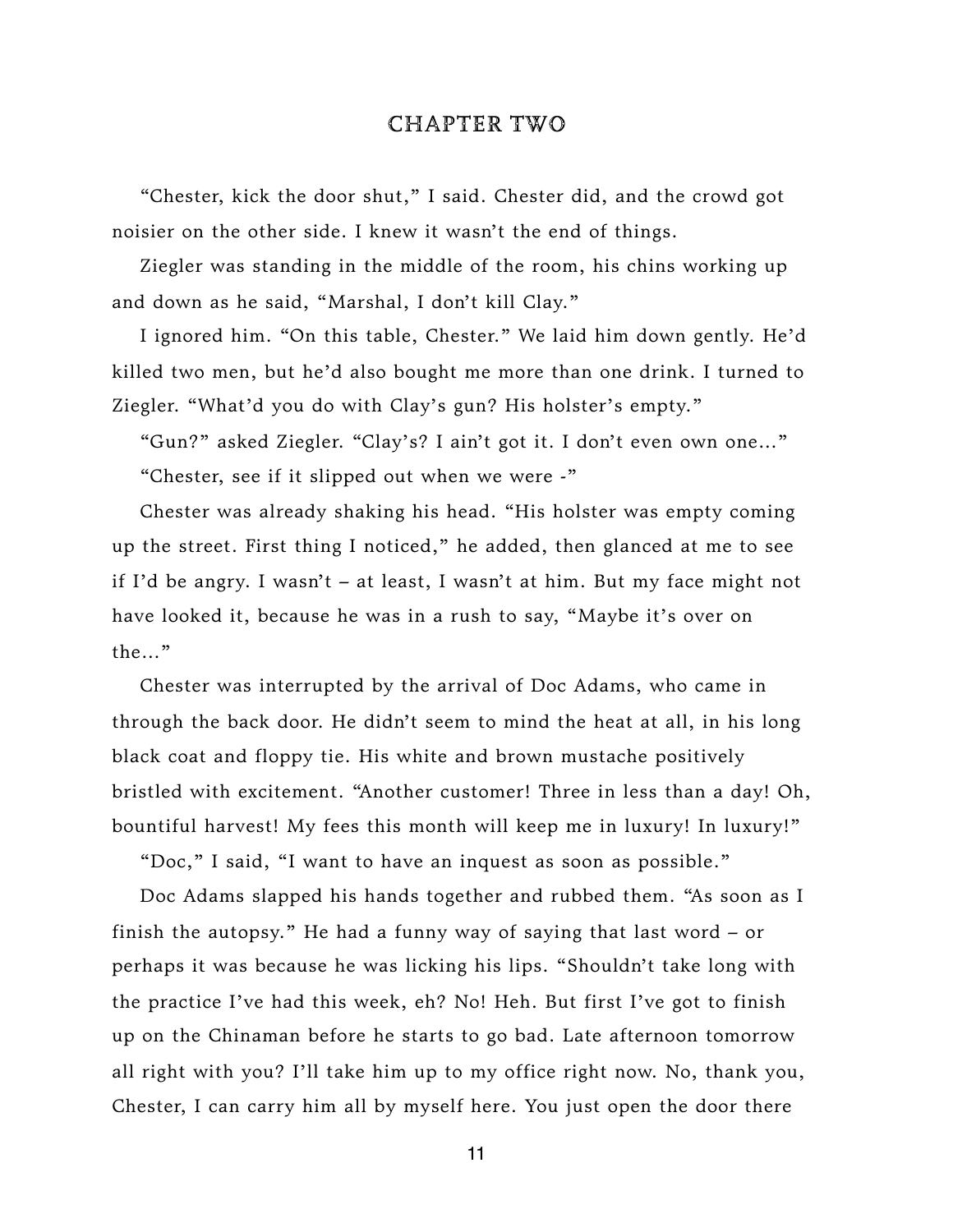# CHAPTER TWO

"Chester, kick the door shut," I said. Chester did, and the crowd got noisier on the other side. I knew it wasn't the end of things.

Ziegler was standing in the middle of the room, his chins working up and down as he said, "Marshal, I don't kill Clay."

I ignored him. "On this table, Chester." We laid him down gently. He'd killed two men, but he'd also bought me more than one drink. I turned to Ziegler. "What'd you do with Clay's gun? His holster's empty."

"Gun?" asked Ziegler. "Clay's? I ain't got it. I don't even own one..."

"Chester, see if it slipped out when we were -"

Chester was already shaking his head. "His holster was empty coming up the street. First thing I noticed," he added, then glanced at me to see if I'd be angry. I wasn't – at least, I wasn't at him. But my face might not have looked it, because he was in a rush to say, "Maybe it's over on the..."

Chester was interrupted by the arrival of Doc Adams, who came in through the back door. He didn't seem to mind the heat at all, in his long black coat and floppy tie. His white and brown mustache positively bristled with excitement. "Another customer! Three in less than a day! Oh, bountiful harvest! My fees this month will keep me in luxury! In luxury!"

"Doc," I said, "I want to have an inquest as soon as possible."

Doc Adams slapped his hands together and rubbed them. "As soon as I finish the autopsy." He had a funny way of saying that last word – or perhaps it was because he was licking his lips. "Shouldn't take long with the practice I've had this week, eh? No! Heh. But first I've got to finish up on the Chinaman before he starts to go bad. Late afternoon tomorrow all right with you? I'll take him up to my office right now. No, thank you, Chester, I can carry him all by myself here. You just open the door there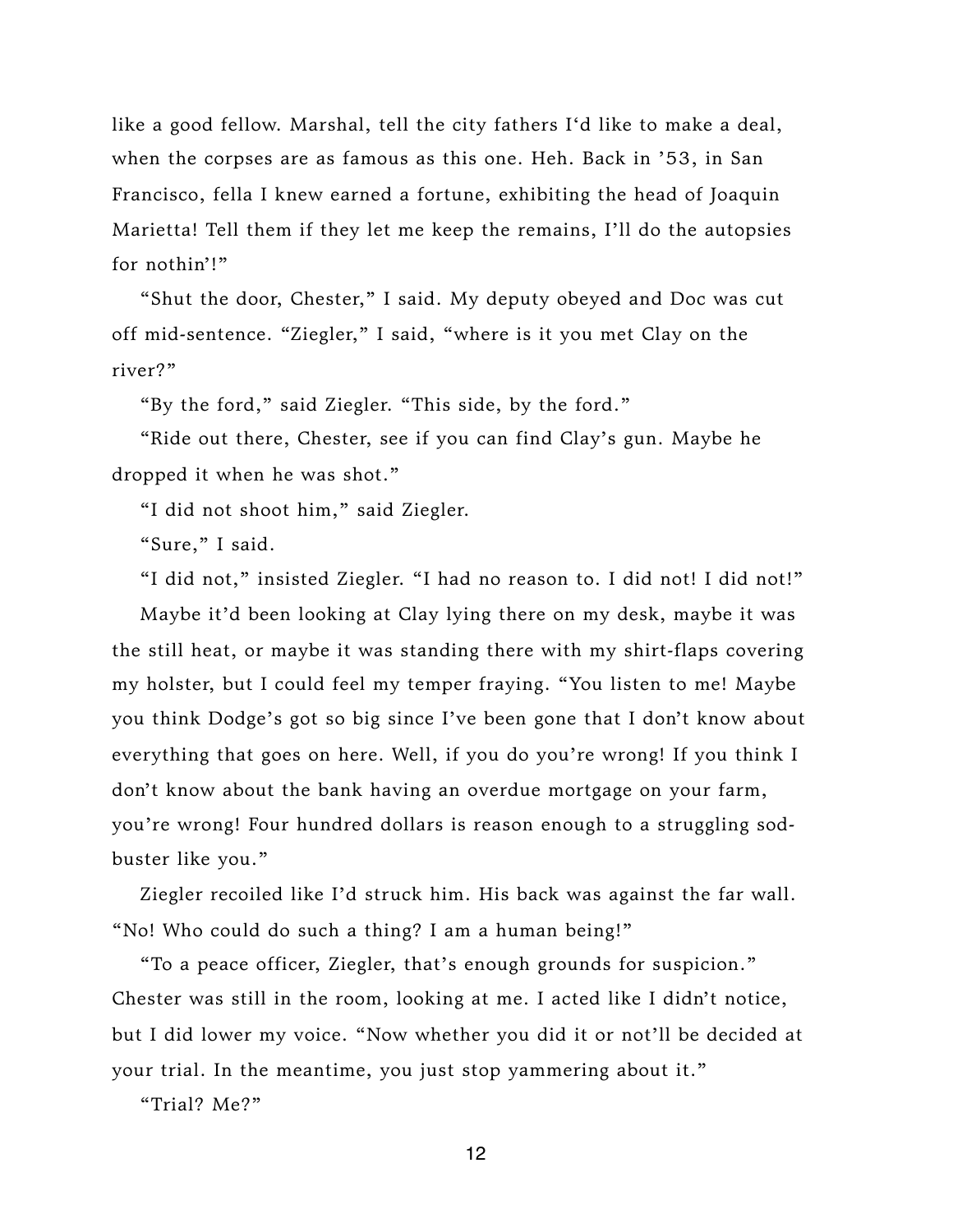like a good fellow. Marshal, tell the city fathers I'd like to make a deal, when the corpses are as famous as this one. Heh. Back in '53, in San Francisco, fella I knew earned a fortune, exhibiting the head of Joaquin Marietta! Tell them if they let me keep the remains, I'll do the autopsies for nothin'!"

"Shut the door, Chester," I said. My deputy obeyed and Doc was cut off mid-sentence. "Ziegler," I said, "where is it you met Clay on the river?"

"By the ford," said Ziegler. "This side, by the ford."

"Ride out there, Chester, see if you can find Clay's gun. Maybe he dropped it when he was shot."

"I did not shoot him," said Ziegler.

"Sure," I said.

"I did not," insisted Ziegler. "I had no reason to. I did not! I did not!"

Maybe it'd been looking at Clay lying there on my desk, maybe it was the still heat, or maybe it was standing there with my shirt-flaps covering my holster, but I could feel my temper fraying. "You listen to me! Maybe you think Dodge's got so big since I've been gone that I don't know about everything that goes on here. Well, if you do you're wrong! If you think I don't know about the bank having an overdue mortgage on your farm, you're wrong! Four hundred dollars is reason enough to a struggling sod-buster like you."

Ziegler recoiled like I'd struck him. His back was against the far wall. "No! Who could do such a thing? I am a human being!"

"To a peace officer, Ziegler, that's enough grounds for suspicion." Chester was still in the room, looking at me. I acted like I didn't notice, but I did lower my voice. "Now whether you did it or not'll be decided at your trial. In the meantime, you just stop yammering about it."

"Trial? Me?"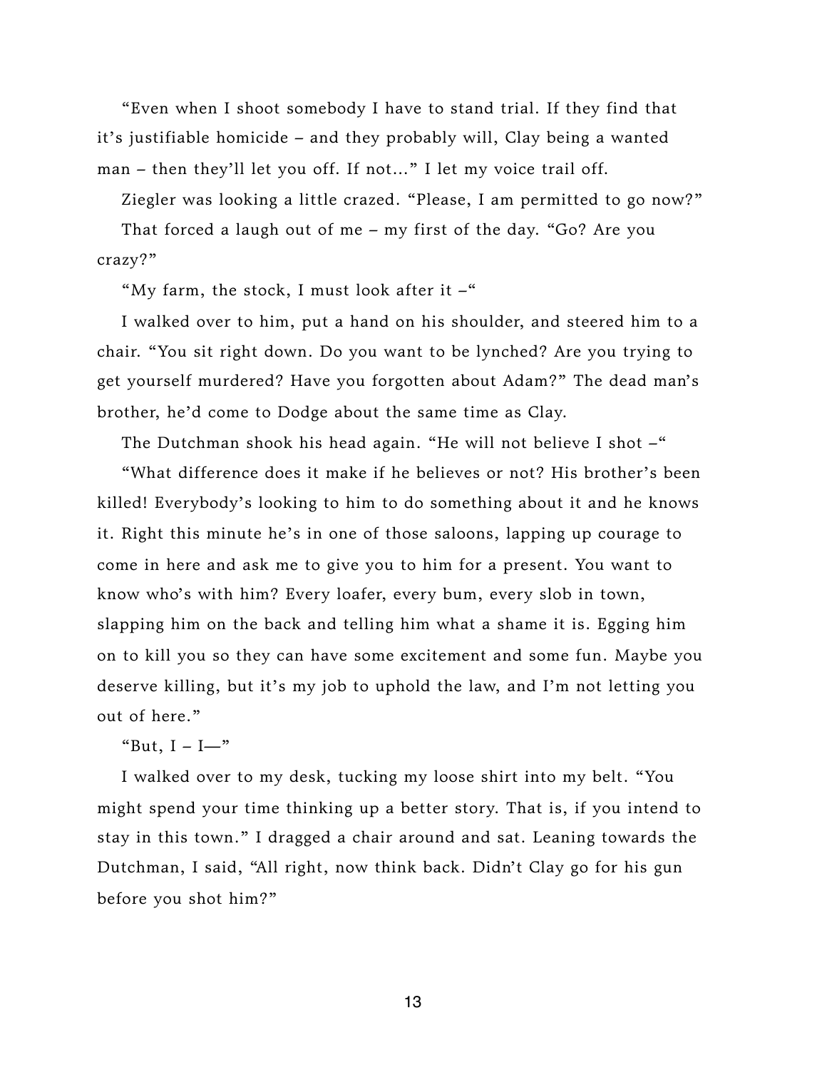"Even when I shoot somebody I have to stand trial. If they find that it's justifiable homicide – and they probably will, Clay being a wanted man – then they'll let you off. If not..." I let my voice trail off.

Ziegler was looking a little crazed. "Please, I am permitted to go now?"

That forced a laugh out of me – my first of the day. "Go? Are you crazy?"

"My farm, the stock, I must look after it –"

I walked over to him, put a hand on his shoulder, and steered him to a chair. "You sit right down. Do you want to be lynched? Are you trying to get yourself murdered? Have you forgotten about Adam?" The dead man's brother, he'd come to Dodge about the same time as Clay.

The Dutchman shook his head again. "He will not believe I shot –"

"What difference does it make if he believes or not? His brother's been killed! Everybody's looking to him to do something about it and he knows it. Right this minute he's in one of those saloons, lapping up courage to come in here and ask me to give you to him for a present. You want to know who's with him? Every loafer, every bum, every slob in town, slapping him on the back and telling him what a shame it is. Egging him on to kill you so they can have some excitement and some fun. Maybe you deserve killing, but it's my job to uphold the law, and I'm not letting you out of here."

"But, I – I—"

I walked over to my desk, tucking my loose shirt into my belt. "You might spend your time thinking up a better story. That is, if you intend to stay in this town." I dragged a chair around and sat. Leaning towards the Dutchman, I said, "All right, now think back. Didn't Clay go for his gun before you shot him?"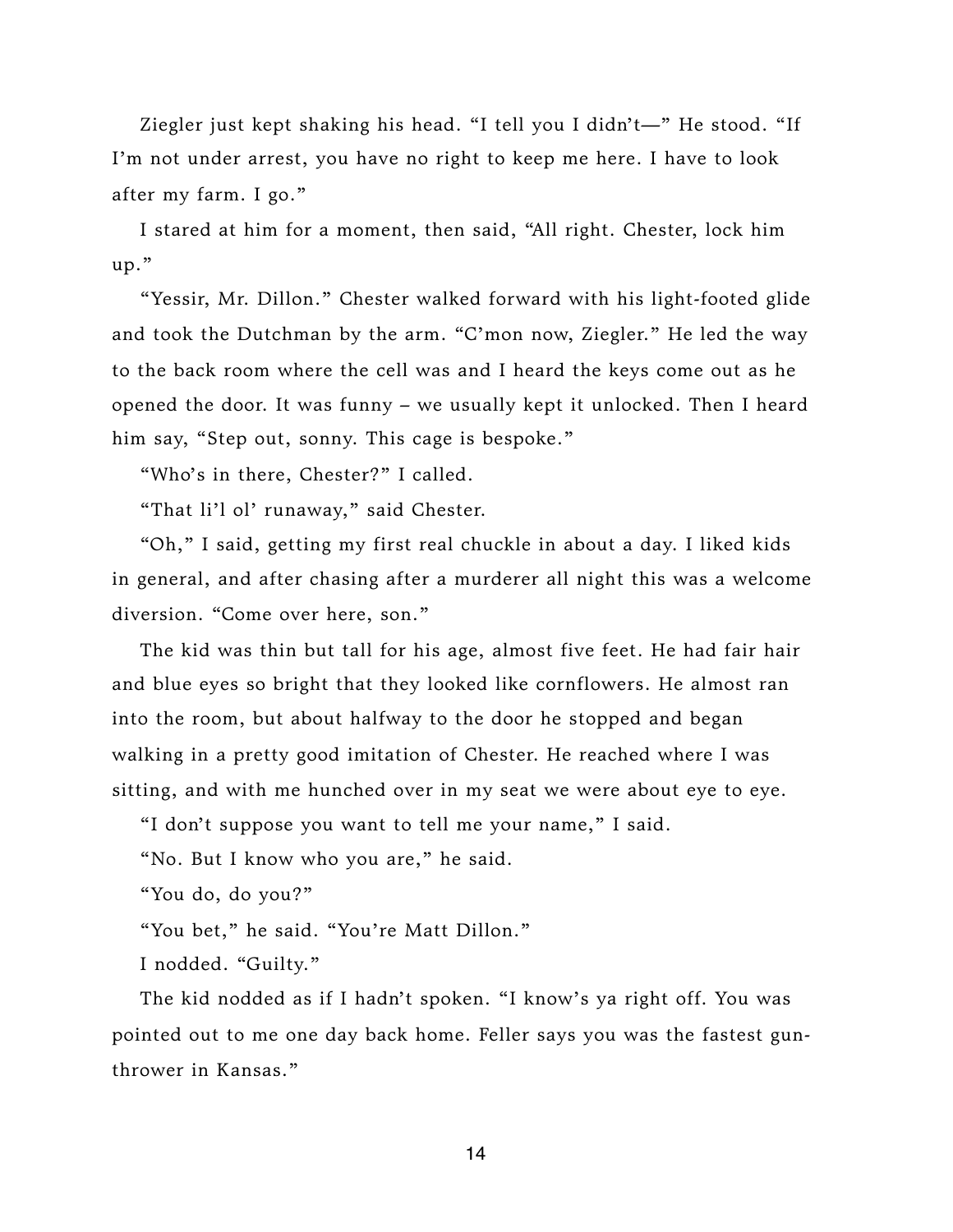Ziegler just kept shaking his head. "I tell you I didn't—" He stood. "If I'm not under arrest, you have no right to keep me here. I have to look after my farm. I go."

I stared at him for a moment, then said, "All right. Chester, lock him up."

"Yessir, Mr. Dillon." Chester walked forward with his light-footed glide and took the Dutchman by the arm. "C'mon now, Ziegler." He led the way to the back room where the cell was and I heard the keys come out as he opened the door. It was funny – we usually kept it unlocked. Then I heard him say, "Step out, sonny. This cage is bespoke."

"Who's in there, Chester?" I called.

"That li'l ol' runaway," said Chester.

"Oh," I said, getting my first real chuckle in about a day. I liked kids in general, and after chasing after a murderer all night this was a welcome diversion. "Come over here, son."

The kid was thin but tall for his age, almost five feet. He had fair hair and blue eyes so bright that they looked like cornflowers. He almost ran into the room, but about halfway to the door he stopped and began walking in a pretty good imitation of Chester. He reached where I was sitting, and with me hunched over in my seat we were about eye to eye.

"I don't suppose you want to tell me your name," I said.

"No. But I know who you are," he said.

"You do, do you?"

"You bet," he said. "You're Matt Dillon."

I nodded. "Guilty."

The kid nodded as if I hadn't spoken. "I know's ya right off. You was pointed out to me one day back home. Feller says you was the fastest gun-thrower in Kansas."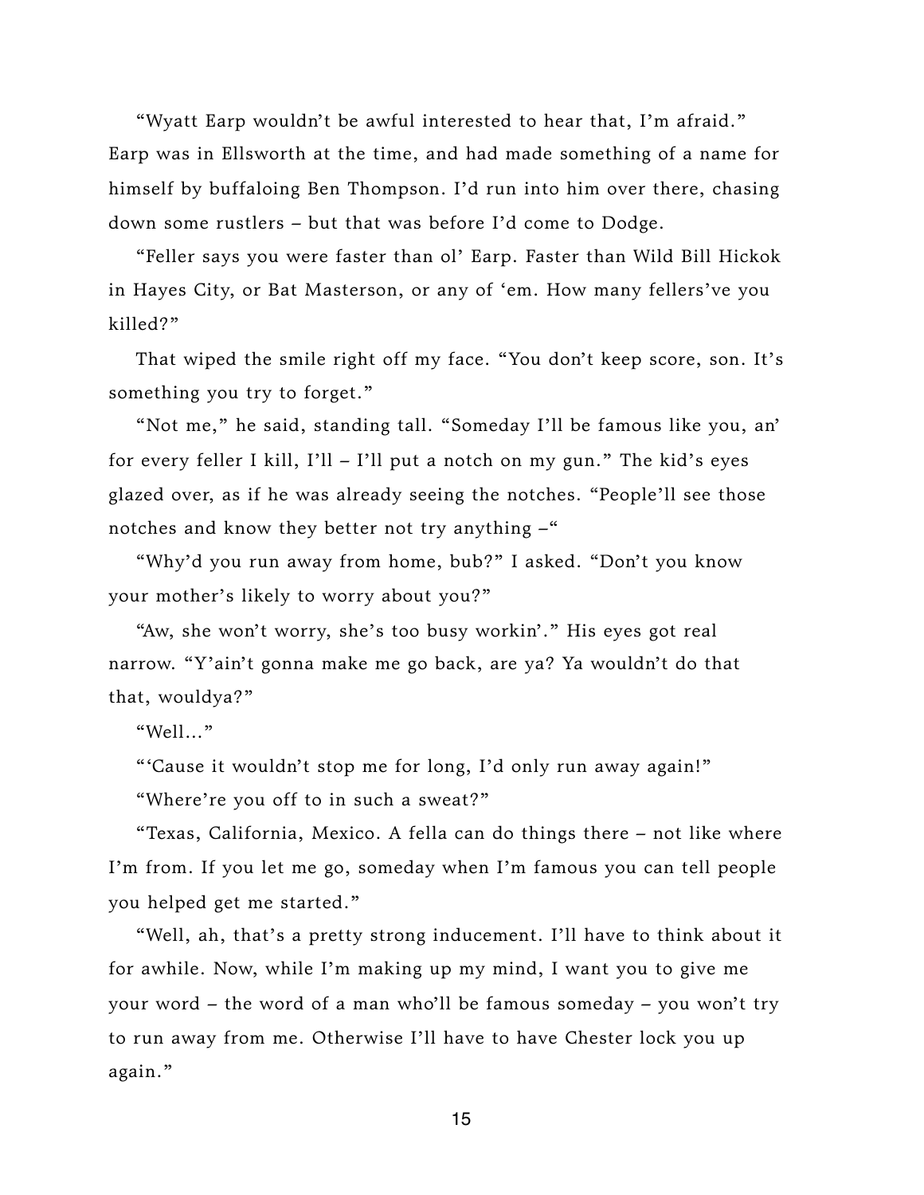"Wyatt Earp wouldn't be awful interested to hear that, I'm afraid." Earp was in Ellsworth at the time, and had made something of a name for himself by buffaloing Ben Thompson. I'd run into him over there, chasing down some rustlers – but that was before I'd come to Dodge.

"Feller says you were faster than ol' Earp. Faster than Wild Bill Hickok in Hayes City, or Bat Masterson, or any of 'em. How many fellers've you killed?"

That wiped the smile right off my face. "You don't keep score, son. It's something you try to forget."

"Not me," he said, standing tall. "Someday I'll be famous like you, an' for every feller I kill, I'll – I'll put a notch on my gun." The kid's eyes glazed over, as if he was already seeing the notches. "People'll see those notches and know they better not try anything –"

"Why'd you run away from home, bub?" I asked. "Don't you know your mother's likely to worry about you?"

"Aw, she won't worry, she's too busy workin'." His eyes got real narrow. "Y'ain't gonna make me go back, are ya? Ya wouldn't do that that, wouldya?"

"Well…"

"'Cause it wouldn't stop me for long, I'd only run away again!"

"Where're you off to in such a sweat?"

"Texas, California, Mexico. A fella can do things there – not like where I'm from. If you let me go, someday when I'm famous you can tell people you helped get me started."

"Well, ah, that's a pretty strong inducement. I'll have to think about it for awhile. Now, while I'm making up my mind, I want you to give me your word – the word of a man who'll be famous someday – you won't try to run away from me. Otherwise I'll have to have Chester lock you up again."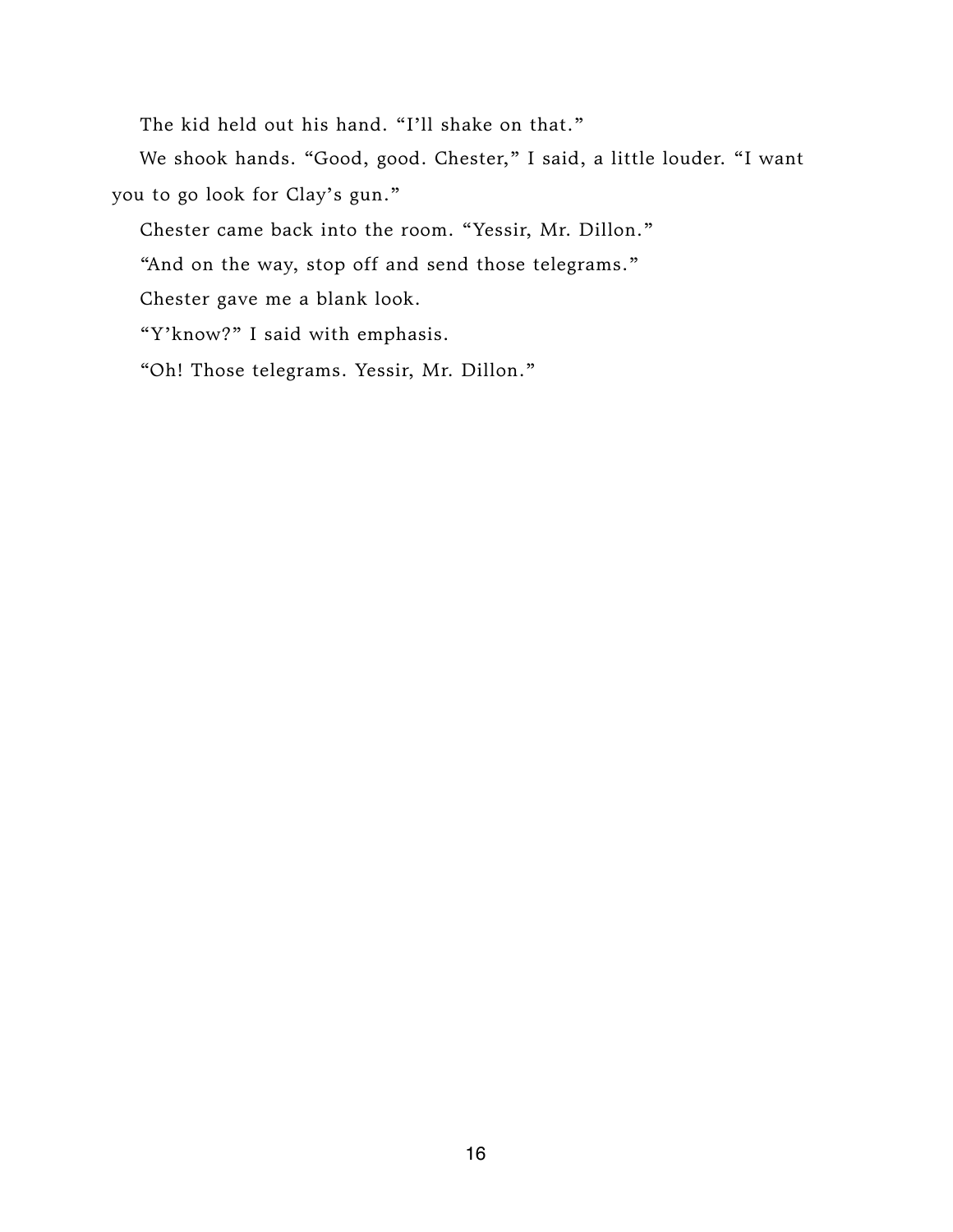The kid held out his hand. "I'll shake on that."

We shook hands. "Good, good. Chester," I said, a little louder. "I want you to go look for Clay's gun."

Chester came back into the room. "Yessir, Mr. Dillon."

"And on the way, stop off and send those telegrams."

Chester gave me a blank look.

"Y'know?" I said with emphasis.

"Oh! Those telegrams. Yessir, Mr. Dillon."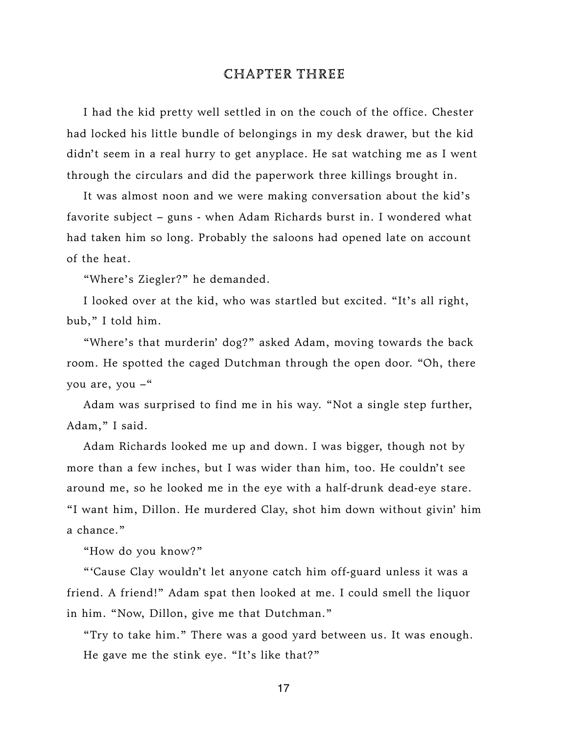## CHAPTER THREE

I had the kid pretty well settled in on the couch of the office. Chester had locked his little bundle of belongings in my desk drawer, but the kid didn't seem in a real hurry to get anyplace. He sat watching me as I went through the circulars and did the paperwork three killings brought in.

It was almost noon and we were making conversation about the kid's favorite subject – guns - when Adam Richards burst in. I wondered what had taken him so long. Probably the saloons had opened late on account of the heat.

"Where's Ziegler?" he demanded.

I looked over at the kid, who was startled but excited. "It's all right, bub," I told him.

"Where's that murderin' dog?" asked Adam, moving towards the back room. He spotted the caged Dutchman through the open door. "Oh, there you are, you –"

Adam was surprised to find me in his way. "Not a single step further, Adam," I said.

Adam Richards looked me up and down. I was bigger, though not by more than a few inches, but I was wider than him, too. He couldn't see around me, so he looked me in the eye with a half-drunk dead-eye stare. "I want him, Dillon. He murdered Clay, shot him down without givin' him a chance."

"How do you know?"

"'Cause Clay wouldn't let anyone catch him off-guard unless it was a friend. A friend!" Adam spat then looked at me. I could smell the liquor in him. "Now, Dillon, give me that Dutchman."

"Try to take him." There was a good yard between us. It was enough.

He gave me the stink eye. "It's like that?"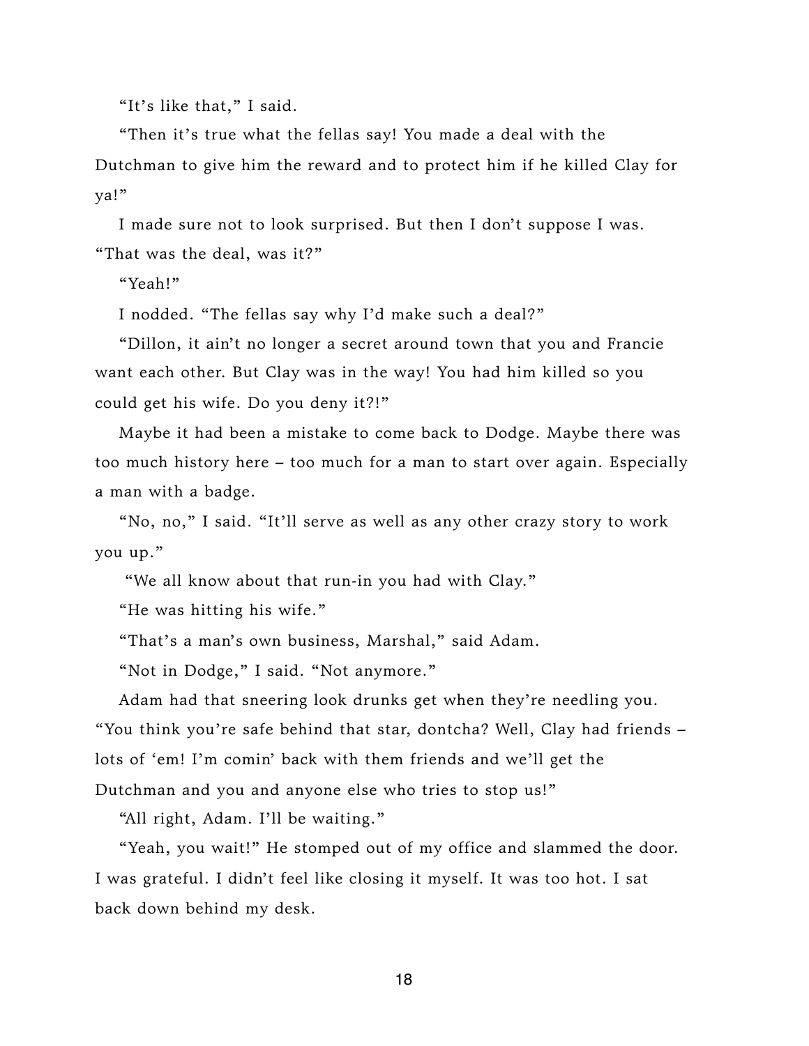"It's like that," I said.

"Then it's true what the fellas say! You made a deal with the Dutchman to give him the reward and to protect him if he killed Clay for ya!"

I made sure not to look surprised. But then I don't suppose I was. "That was the deal, was it?"

"Yeah!"

I nodded. "The fellas say why I'd make such a deal?"

"Dillon, it ain't no longer a secret around town that you and Francie want each other. But Clay was in the way! You had him killed so you could get his wife. Do you deny it?!"

Maybe it had been a mistake to come back to Dodge. Maybe there was too much history here – too much for a man to start over again. Especially a man with a badge.

"No, no," I said. "It'll serve as well as any other crazy story to work you up."

"We all know about that run-in you had with Clay."

"He was hitting his wife."

"That's a man's own business, Marshal," said Adam.

"Not in Dodge," I said. "Not anymore."

Adam had that sneering look drunks get when they're needling you. "You think you're safe behind that star, dontcha? Well, Clay had friends – lots of 'em! I'm comin' back with them friends and we'll get the Dutchman and you and anyone else who tries to stop us!"

"All right, Adam. I'll be waiting."

"Yeah, you wait!" He stomped out of my office and slammed the door. I was grateful. I didn't feel like closing it myself. It was too hot. I sat back down behind my desk.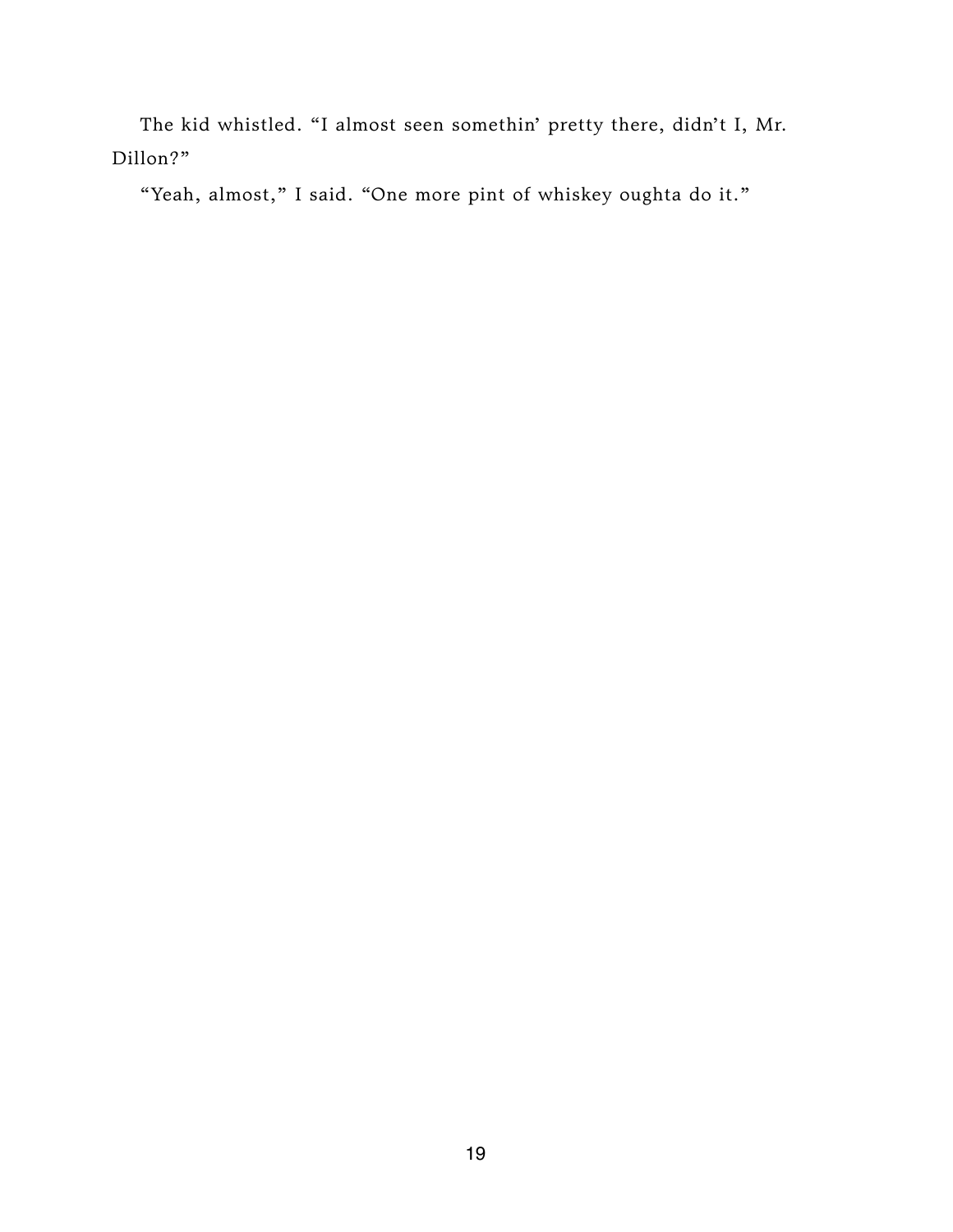The kid whistled. “I almost seen somethin’ pretty there, didn’t I, Mr. Dillon?”

“Yeah, almost,” I said. “One more pint of whiskey oughta do it.”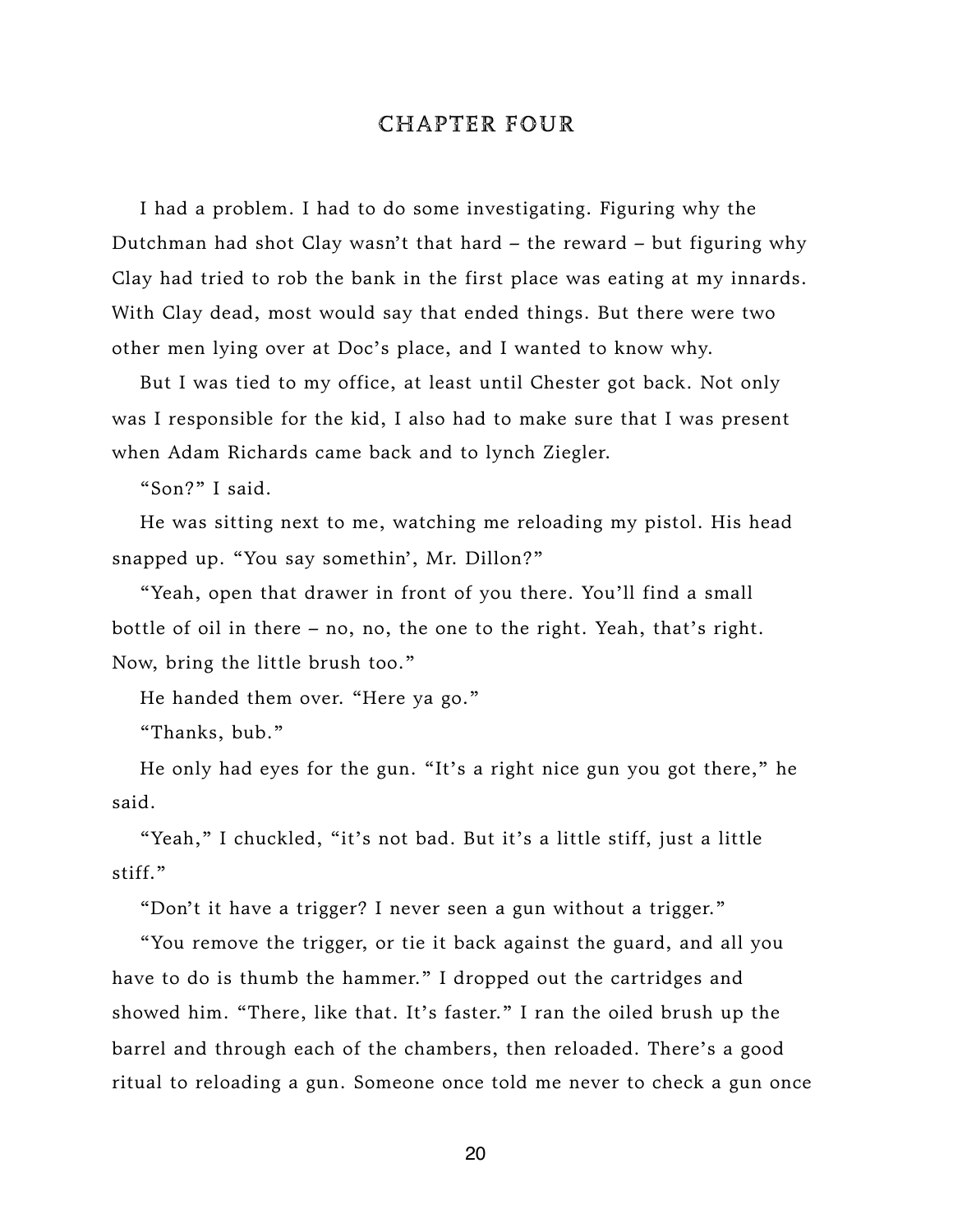# CHAPTER FOUR

I had a problem. I had to do some investigating. Figuring why the Dutchman had shot Clay wasn't that hard – the reward – but figuring why Clay had tried to rob the bank in the first place was eating at my innards. With Clay dead, most would say that ended things. But there were two other men lying over at Doc's place, and I wanted to know why.

But I was tied to my office, at least until Chester got back. Not only was I responsible for the kid, I also had to make sure that I was present when Adam Richards came back and to lynch Ziegler.

"Son?" I said.

He was sitting next to me, watching me reloading my pistol. His head snapped up. "You say somethin', Mr. Dillon?"

"Yeah, open that drawer in front of you there. You'll find a small bottle of oil in there – no, no, the one to the right. Yeah, that's right. Now, bring the little brush too."

He handed them over. "Here ya go."

"Thanks, bub."

He only had eyes for the gun. "It's a right nice gun you got there," he said.

"Yeah," I chuckled, "it's not bad. But it's a little stiff, just a little stiff."

"Don't it have a trigger? I never seen a gun without a trigger."

"You remove the trigger, or tie it back against the guard, and all you have to do is thumb the hammer." I dropped out the cartridges and showed him. "There, like that. It's faster." I ran the oiled brush up the barrel and through each of the chambers, then reloaded. There's a good ritual to reloading a gun. Someone once told me never to check a gun once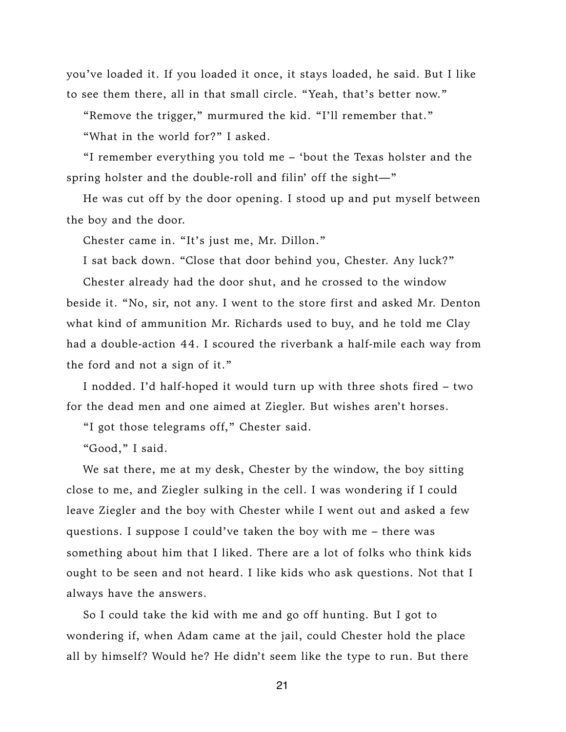you've loaded it. If you loaded it once, it stays loaded, he said. But I like to see them there, all in that small circle. "Yeah, that's better now."

"Remove the trigger," murmured the kid. "I'll remember that."

"What in the world for?" I asked.

"I remember everything you told me – 'bout the Texas holster and the spring holster and the double-roll and filin' off the sight—"

He was cut off by the door opening. I stood up and put myself between the boy and the door.

Chester came in. "It's just me, Mr. Dillon."

I sat back down. "Close that door behind you, Chester. Any luck?"

Chester already had the door shut, and he crossed to the window beside it. "No, sir, not any. I went to the store first and asked Mr. Denton what kind of ammunition Mr. Richards used to buy, and he told me Clay had a double-action 44. I scoured the riverbank a half-mile each way from the ford and not a sign of it."

I nodded. I'd half-hoped it would turn up with three shots fired – two for the dead men and one aimed at Ziegler. But wishes aren't horses.

"I got those telegrams off," Chester said.

"Good," I said.

We sat there, me at my desk, Chester by the window, the boy sitting close to me, and Ziegler sulking in the cell. I was wondering if I could leave Ziegler and the boy with Chester while I went out and asked a few questions. I suppose I could've taken the boy with me – there was something about him that I liked. There are a lot of folks who think kids ought to be seen and not heard. I like kids who ask questions. Not that I always have the answers.

So I could take the kid with me and go off hunting. But I got to wondering if, when Adam came at the jail, could Chester hold the place all by himself? Would he? He didn't seem like the type to run. But there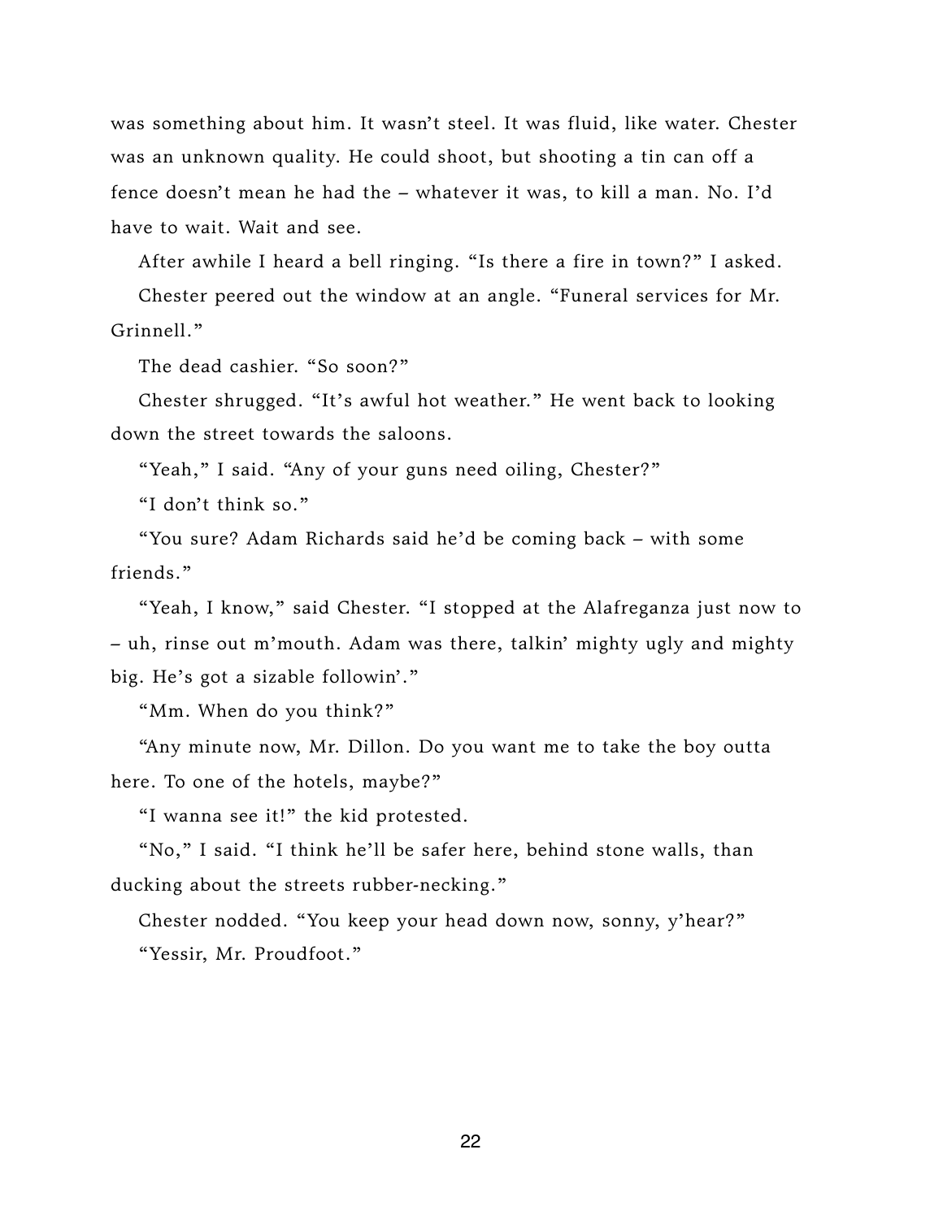was something about him. It wasn't steel. It was fluid, like water. Chester was an unknown quality. He could shoot, but shooting a tin can off a fence doesn't mean he had the – whatever it was, to kill a man. No. I'd have to wait. Wait and see.

After awhile I heard a bell ringing. "Is there a fire in town?" I asked.

Chester peered out the window at an angle. "Funeral services for Mr. Grinnell."

The dead cashier. "So soon?"

Chester shrugged. "It's awful hot weather." He went back to looking down the street towards the saloons.

"Yeah," I said. "Any of your guns need oiling, Chester?"

"I don't think so."

"You sure? Adam Richards said he'd be coming back – with some friends."

"Yeah, I know," said Chester. "I stopped at the Alafreganza just now to – uh, rinse out m'mouth. Adam was there, talkin' mighty ugly and mighty big. He's got a sizable followin'."

"Mm. When do you think?"

"Any minute now, Mr. Dillon. Do you want me to take the boy outta here. To one of the hotels, maybe?"

"I wanna see it!" the kid protested.

"No," I said. "I think he'll be safer here, behind stone walls, than ducking about the streets rubber-necking."

Chester nodded. "You keep your head down now, sonny, y'hear?"

"Yessir, Mr. Proudfoot."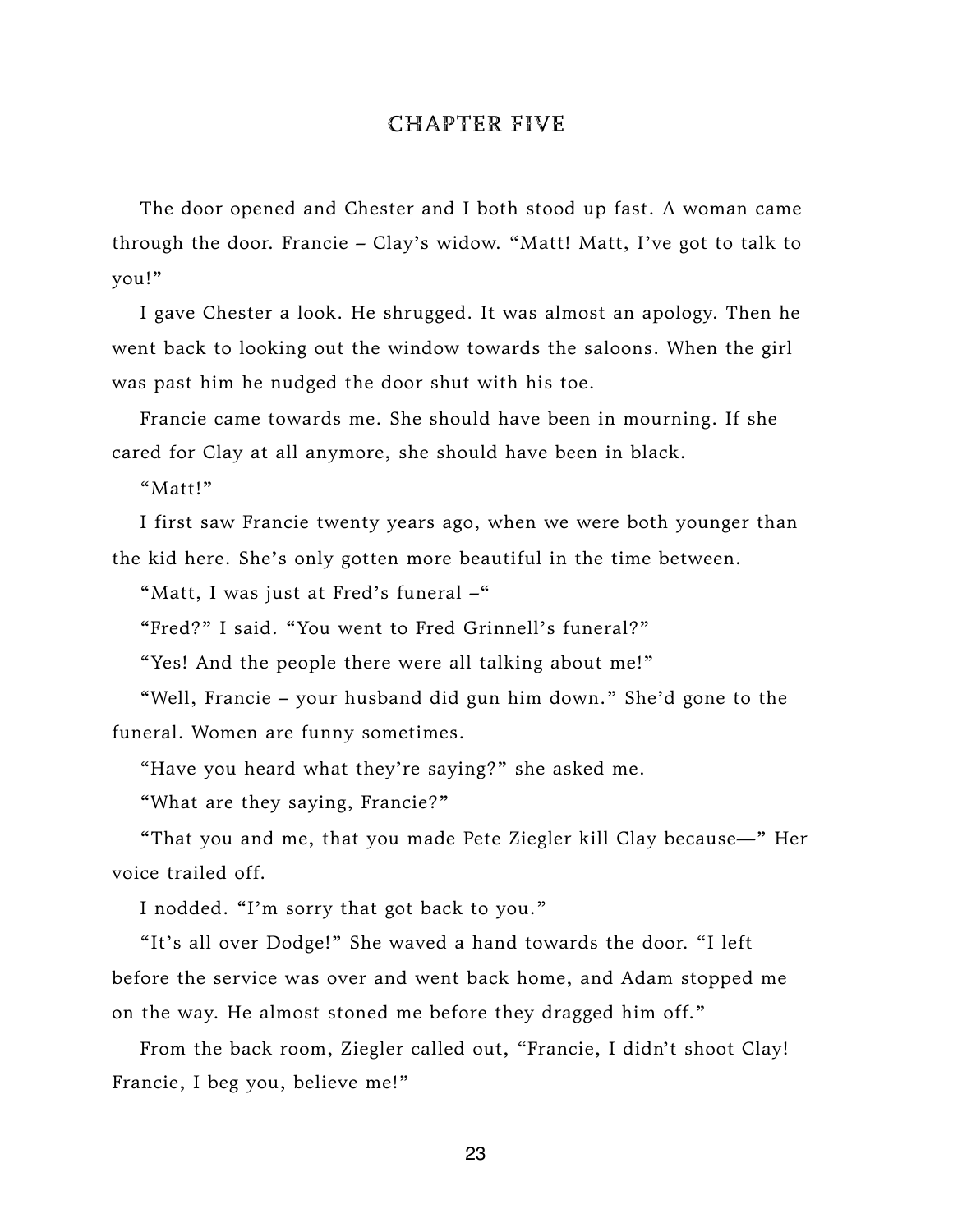## CHAPTER FIVE

The door opened and Chester and I both stood up fast. A woman came through the door. Francie – Clay's widow. "Matt! Matt, I've got to talk to you!"

I gave Chester a look. He shrugged. It was almost an apology. Then he went back to looking out the window towards the saloons. When the girl was past him he nudged the door shut with his toe.

Francie came towards me. She should have been in mourning. If she cared for Clay at all anymore, she should have been in black.

"Matt!"

I first saw Francie twenty years ago, when we were both younger than the kid here. She's only gotten more beautiful in the time between.

"Matt, I was just at Fred's funeral –"

"Fred?" I said. "You went to Fred Grinnell's funeral?"

"Yes! And the people there were all talking about me!"

"Well, Francie – your husband did gun him down." She'd gone to the funeral. Women are funny sometimes.

"Have you heard what they're saying?" she asked me.

"What are they saying, Francie?"

"That you and me, that you made Pete Ziegler kill Clay because—" Her voice trailed off.

I nodded. "I'm sorry that got back to you."

"It's all over Dodge!" She waved a hand towards the door. "I left before the service was over and went back home, and Adam stopped me on the way. He almost stoned me before they dragged him off."

From the back room, Ziegler called out, "Francie, I didn't shoot Clay! Francie, I beg you, believe me!"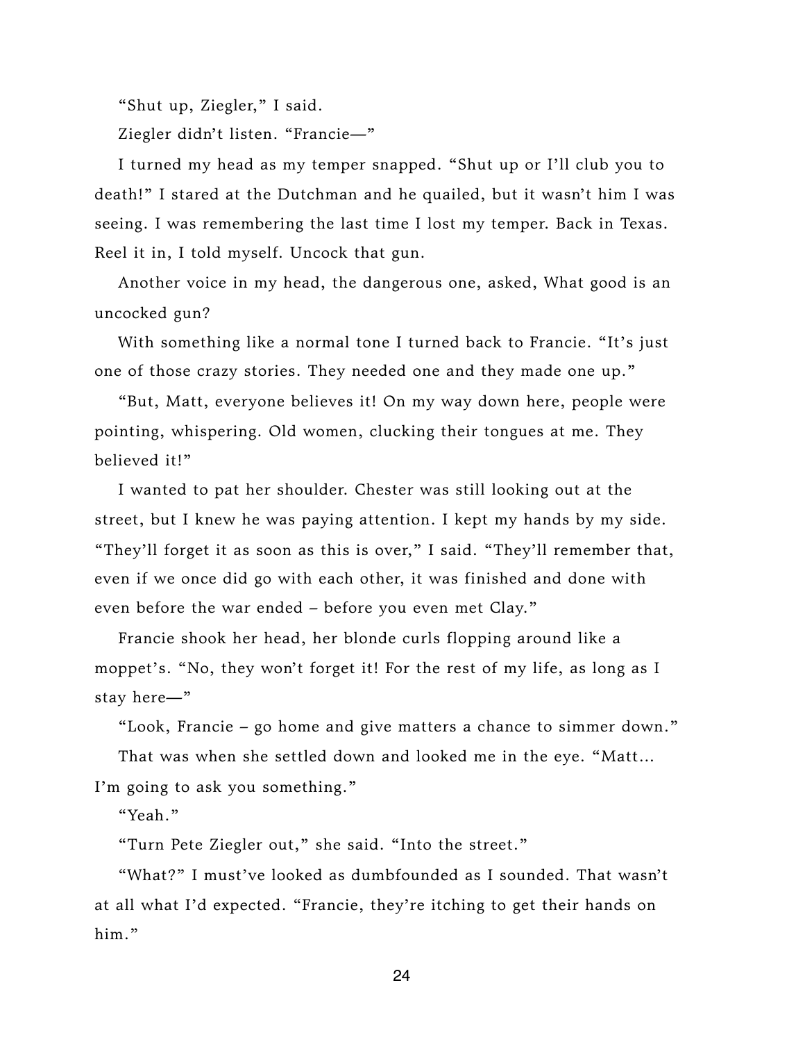"Shut up, Ziegler," I said.

Ziegler didn't listen. "Francie—"

I turned my head as my temper snapped. "Shut up or I'll club you to death!" I stared at the Dutchman and he quailed, but it wasn't him I was seeing. I was remembering the last time I lost my temper. Back in Texas. Reel it in, I told myself. Uncock that gun.

Another voice in my head, the dangerous one, asked, What good is an uncocked gun?

With something like a normal tone I turned back to Francie. "It's just one of those crazy stories. They needed one and they made one up."

"But, Matt, everyone believes it! On my way down here, people were pointing, whispering. Old women, clucking their tongues at me. They believed it!"

I wanted to pat her shoulder. Chester was still looking out at the street, but I knew he was paying attention. I kept my hands by my side. "They'll forget it as soon as this is over," I said. "They'll remember that, even if we once did go with each other, it was finished and done with even before the war ended – before you even met Clay."

Francie shook her head, her blonde curls flopping around like a moppet's. "No, they won't forget it! For the rest of my life, as long as I stay here—"

"Look, Francie – go home and give matters a chance to simmer down."

That was when she settled down and looked me in the eye. "Matt… I'm going to ask you something."

"Yeah."

"Turn Pete Ziegler out," she said. "Into the street."

"What?" I must've looked as dumbfounded as I sounded. That wasn't at all what I'd expected. "Francie, they're itching to get their hands on him."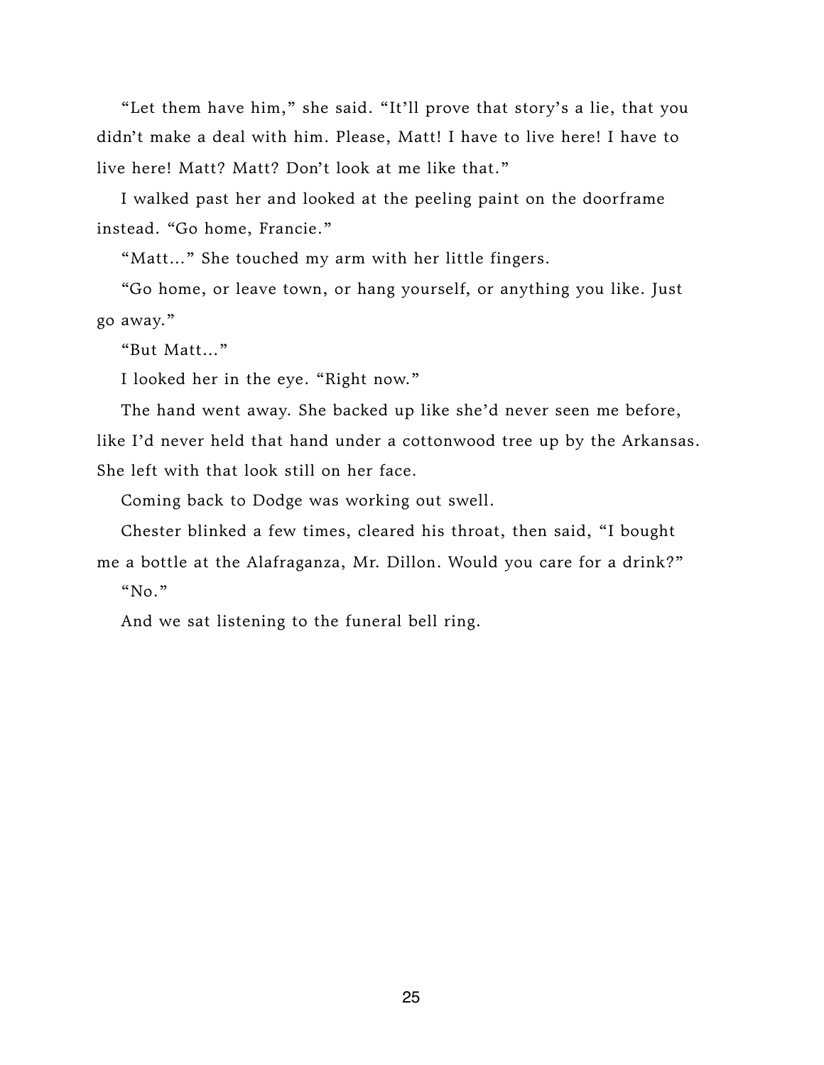"Let them have him," she said. "It'll prove that story's a lie, that you didn't make a deal with him. Please, Matt! I have to live here! I have to live here! Matt? Matt? Don't look at me like that."

I walked past her and looked at the peeling paint on the doorframe instead. "Go home, Francie."

"Matt..." She touched my arm with her little fingers.

"Go home, or leave town, or hang yourself, or anything you like. Just go away."

"But Matt..."

I looked her in the eye. "Right now."

The hand went away. She backed up like she'd never seen me before, like I'd never held that hand under a cottonwood tree up by the Arkansas. She left with that look still on her face.

Coming back to Dodge was working out swell.

Chester blinked a few times, cleared his throat, then said, "I bought me a bottle at the Alafraganza, Mr. Dillon. Would you care for a drink?"

"No."

And we sat listening to the funeral bell ring.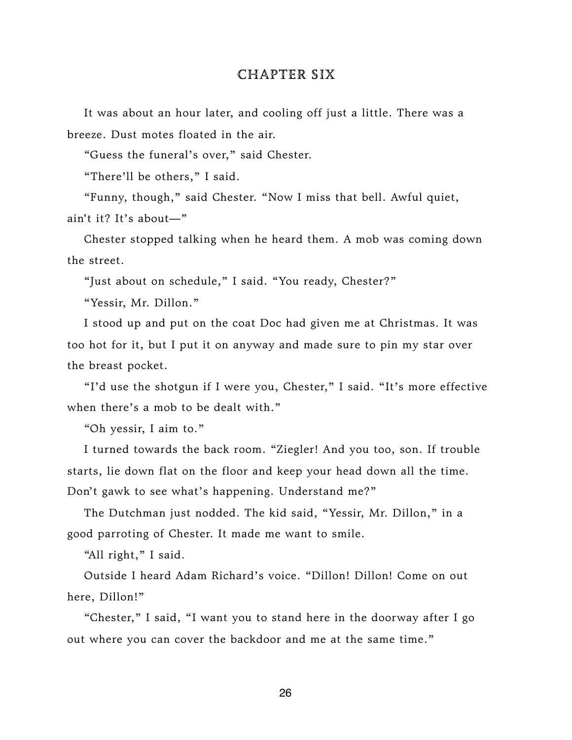## CHAPTER SIX

It was about an hour later, and cooling off just a little. There was a breeze. Dust motes floated in the air.

"Guess the funeral's over," said Chester.

"There'll be others," I said.

"Funny, though," said Chester. "Now I miss that bell. Awful quiet, ain't it? It's about—"

Chester stopped talking when he heard them. A mob was coming down the street.

"Just about on schedule," I said. "You ready, Chester?"

"Yessir, Mr. Dillon."

I stood up and put on the coat Doc had given me at Christmas. It was too hot for it, but I put it on anyway and made sure to pin my star over the breast pocket.

"I'd use the shotgun if I were you, Chester," I said. "It's more effective when there's a mob to be dealt with."

"Oh yessir, I aim to."

I turned towards the back room. "Ziegler! And you too, son. If trouble starts, lie down flat on the floor and keep your head down all the time. Don't gawk to see what's happening. Understand me?"

The Dutchman just nodded. The kid said, "Yessir, Mr. Dillon," in a good parroting of Chester. It made me want to smile.

"All right," I said.

Outside I heard Adam Richard's voice. "Dillon! Dillon! Come on out here, Dillon!"

"Chester," I said, "I want you to stand here in the doorway after I go out where you can cover the backdoor and me at the same time."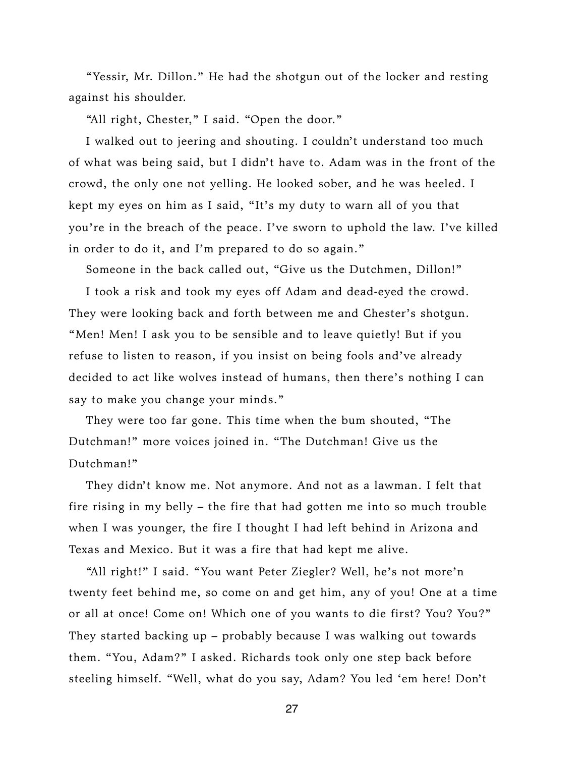"Yessir, Mr. Dillon." He had the shotgun out of the locker and resting against his shoulder.

"All right, Chester," I said. "Open the door."

I walked out to jeering and shouting. I couldn't understand too much of what was being said, but I didn't have to. Adam was in the front of the crowd, the only one not yelling. He looked sober, and he was heeled. I kept my eyes on him as I said, "It's my duty to warn all of you that you're in the breach of the peace. I've sworn to uphold the law. I've killed in order to do it, and I'm prepared to do so again."

Someone in the back called out, "Give us the Dutchmen, Dillon!"

I took a risk and took my eyes off Adam and dead-eyed the crowd. They were looking back and forth between me and Chester's shotgun. "Men! Men! I ask you to be sensible and to leave quietly! But if you refuse to listen to reason, if you insist on being fools and've already decided to act like wolves instead of humans, then there's nothing I can say to make you change your minds."

They were too far gone. This time when the bum shouted, "The Dutchman!" more voices joined in. "The Dutchman! Give us the Dutchman!"

They didn't know me. Not anymore. And not as a lawman. I felt that fire rising in my belly – the fire that had gotten me into so much trouble when I was younger, the fire I thought I had left behind in Arizona and Texas and Mexico. But it was a fire that had kept me alive.

"All right!" I said. "You want Peter Ziegler? Well, he's not more'n twenty feet behind me, so come on and get him, any of you! One at a time or all at once! Come on! Which one of you wants to die first? You? You?" They started backing up – probably because I was walking out towards them. "You, Adam?" I asked. Richards took only one step back before steeling himself. "Well, what do you say, Adam? You led 'em here! Don't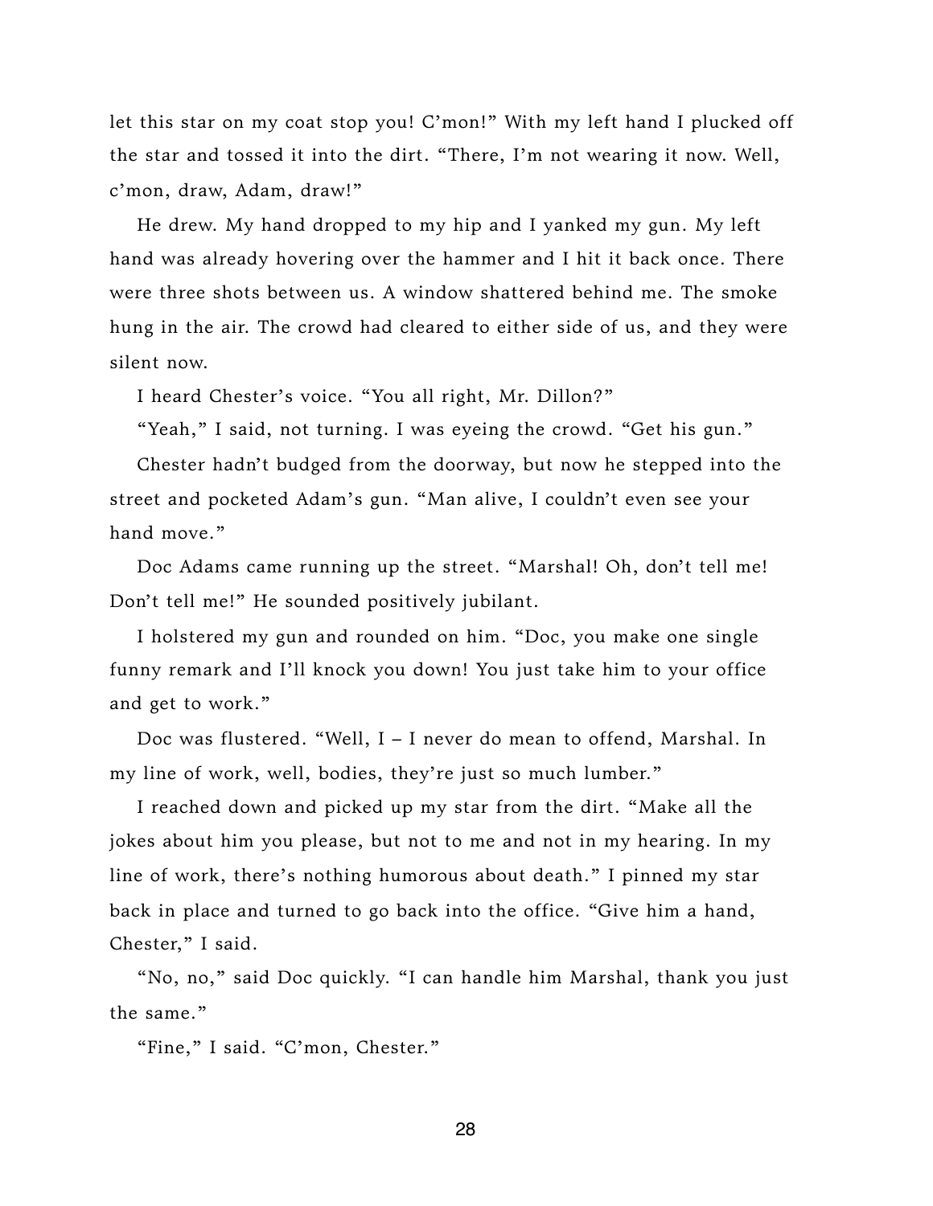let this star on my coat stop you! C'mon!" With my left hand I plucked off the star and tossed it into the dirt. "There, I'm not wearing it now. Well, c'mon, draw, Adam, draw!"

He drew. My hand dropped to my hip and I yanked my gun. My left hand was already hovering over the hammer and I hit it back once. There were three shots between us. A window shattered behind me. The smoke hung in the air. The crowd had cleared to either side of us, and they were silent now.

I heard Chester's voice. "You all right, Mr. Dillon?"

"Yeah," I said, not turning. I was eyeing the crowd. "Get his gun."

Chester hadn't budged from the doorway, but now he stepped into the street and pocketed Adam's gun. "Man alive, I couldn't even see your hand move."

Doc Adams came running up the street. "Marshal! Oh, don't tell me! Don't tell me!" He sounded positively jubilant.

I holstered my gun and rounded on him. "Doc, you make one single funny remark and I'll knock you down! You just take him to your office and get to work."

Doc was flustered. "Well, I – I never do mean to offend, Marshal. In my line of work, well, bodies, they're just so much lumber."

I reached down and picked up my star from the dirt. "Make all the jokes about him you please, but not to me and not in my hearing. In my line of work, there's nothing humorous about death." I pinned my star back in place and turned to go back into the office. "Give him a hand, Chester," I said.

"No, no," said Doc quickly. "I can handle him Marshal, thank you just the same."

"Fine," I said. "C'mon, Chester."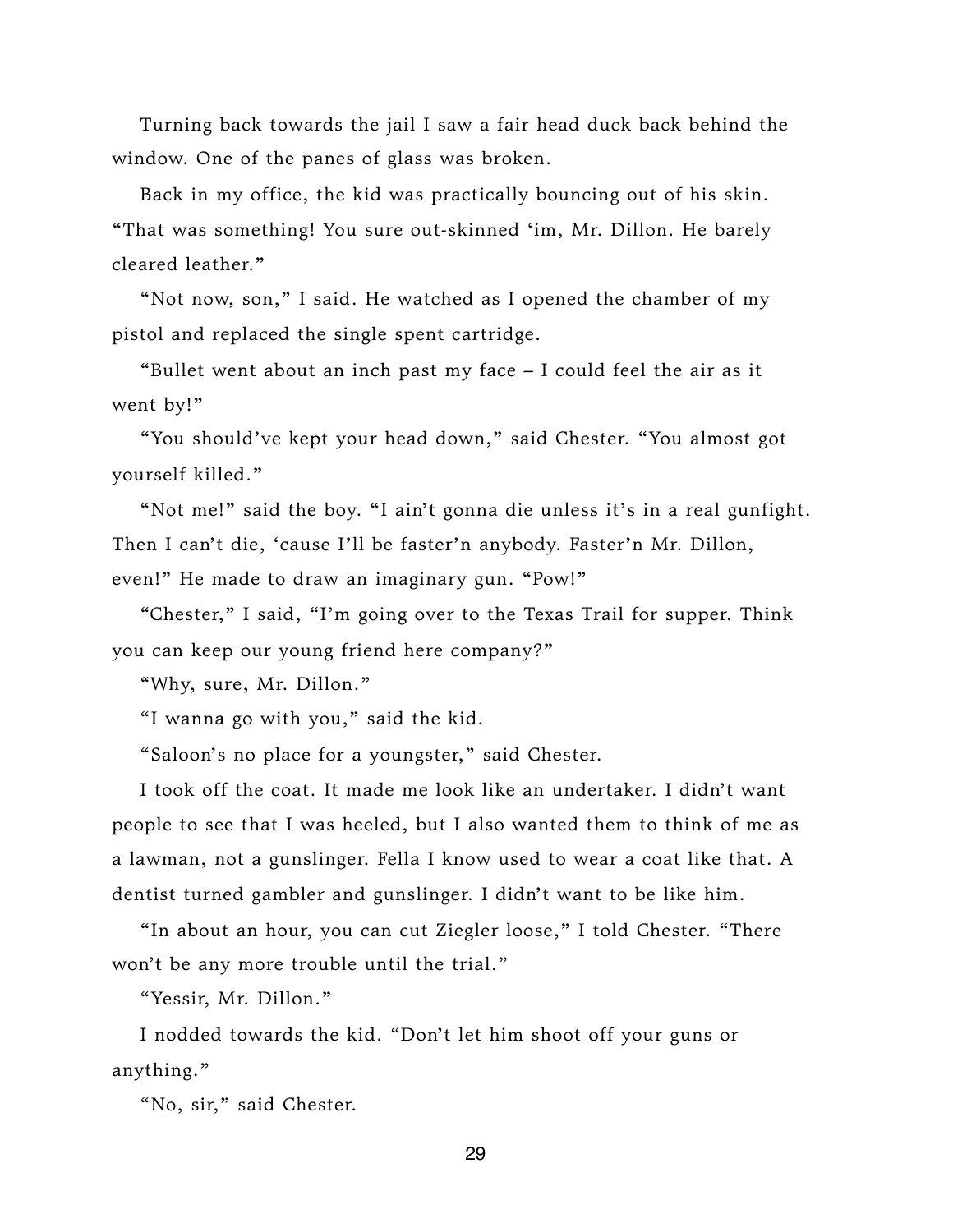Turning back towards the jail I saw a fair head duck back behind the window. One of the panes of glass was broken.

Back in my office, the kid was practically bouncing out of his skin. "That was something! You sure out-skinned 'im, Mr. Dillon. He barely cleared leather."

"Not now, son," I said. He watched as I opened the chamber of my pistol and replaced the single spent cartridge.

"Bullet went about an inch past my face – I could feel the air as it went by!"

"You should've kept your head down," said Chester. "You almost got yourself killed."

"Not me!" said the boy. "I ain't gonna die unless it's in a real gunfight. Then I can't die, 'cause I'll be faster'n anybody. Faster'n Mr. Dillon, even!" He made to draw an imaginary gun. "Pow!"

"Chester," I said, "I'm going over to the Texas Trail for supper. Think you can keep our young friend here company?"

"Why, sure, Mr. Dillon."

"I wanna go with you," said the kid.

"Saloon's no place for a youngster," said Chester.

I took off the coat. It made me look like an undertaker. I didn't want people to see that I was heeled, but I also wanted them to think of me as a lawman, not a gunslinger. Fella I know used to wear a coat like that. A dentist turned gambler and gunslinger. I didn't want to be like him.

"In about an hour, you can cut Ziegler loose," I told Chester. "There won't be any more trouble until the trial."

"Yessir, Mr. Dillon."

I nodded towards the kid. "Don't let him shoot off your guns or anything."

"No, sir," said Chester.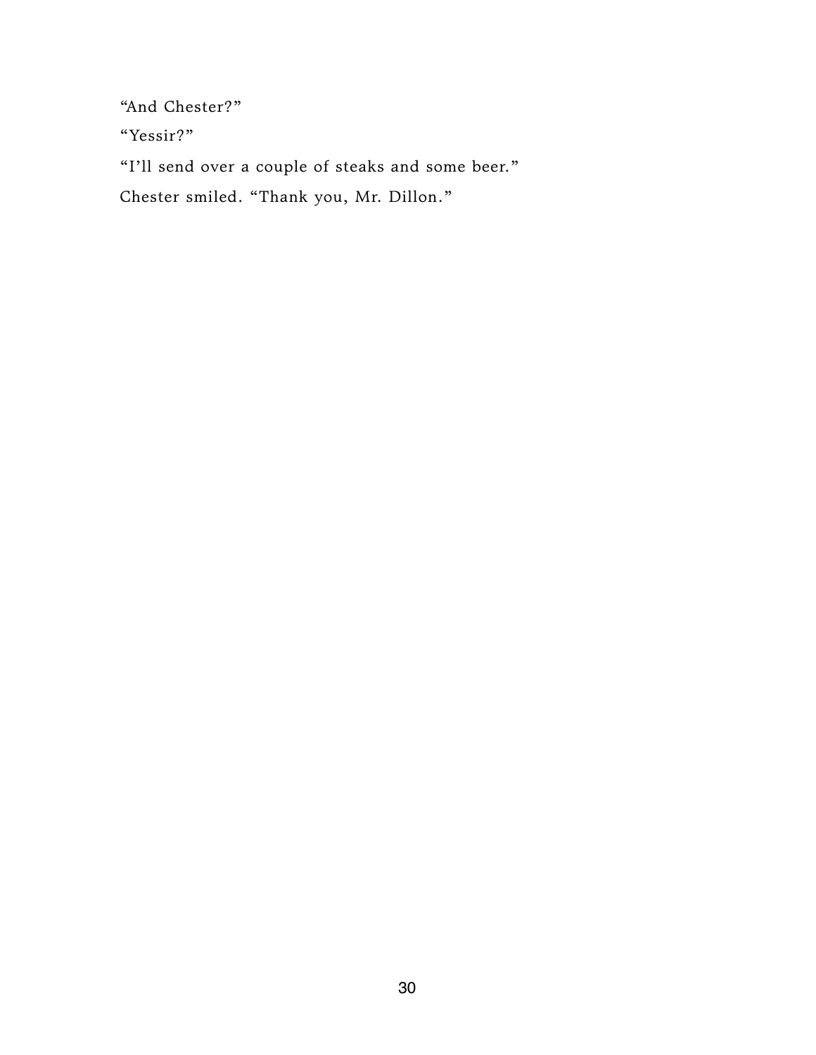"And Chester?"

"Yessir?"

"I'll send over a couple of steaks and some beer."

Chester smiled. "Thank you, Mr. Dillon."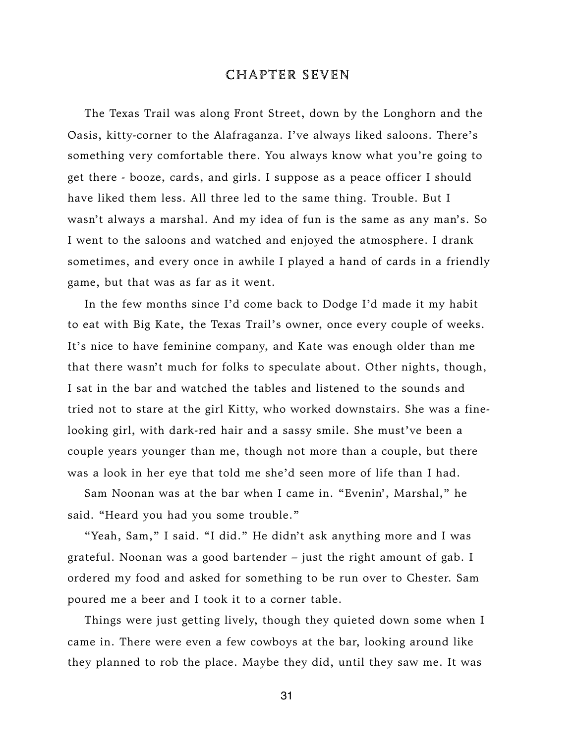# CHAPTER SEVEN

The Texas Trail was along Front Street, down by the Longhorn and the Oasis, kitty-corner to the Alafraganza. I've always liked saloons. There's something very comfortable there. You always know what you're going to get there - booze, cards, and girls. I suppose as a peace officer I should have liked them less. All three led to the same thing. Trouble. But I wasn't always a marshal. And my idea of fun is the same as any man's. So I went to the saloons and watched and enjoyed the atmosphere. I drank sometimes, and every once in awhile I played a hand of cards in a friendly game, but that was as far as it went.

In the few months since I'd come back to Dodge I'd made it my habit to eat with Big Kate, the Texas Trail's owner, once every couple of weeks. It's nice to have feminine company, and Kate was enough older than me that there wasn't much for folks to speculate about. Other nights, though, I sat in the bar and watched the tables and listened to the sounds and tried not to stare at the girl Kitty, who worked downstairs. She was a fine-looking girl, with dark-red hair and a sassy smile. She must've been a couple years younger than me, though not more than a couple, but there was a look in her eye that told me she'd seen more of life than I had.

Sam Noonan was at the bar when I came in. "Evenin', Marshal," he said. "Heard you had you some trouble."

"Yeah, Sam," I said. "I did." He didn't ask anything more and I was grateful. Noonan was a good bartender – just the right amount of gab. I ordered my food and asked for something to be run over to Chester. Sam poured me a beer and I took it to a corner table.

Things were just getting lively, though they quieted down some when I came in. There were even a few cowboys at the bar, looking around like they planned to rob the place. Maybe they did, until they saw me. It was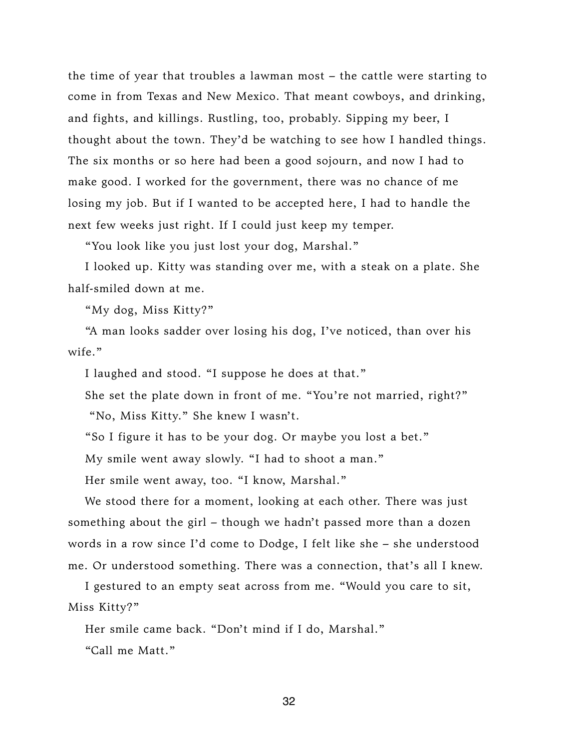the time of year that troubles a lawman most – the cattle were starting to come in from Texas and New Mexico. That meant cowboys, and drinking, and fights, and killings. Rustling, too, probably. Sipping my beer, I thought about the town. They'd be watching to see how I handled things. The six months or so here had been a good sojourn, and now I had to make good. I worked for the government, there was no chance of me losing my job. But if I wanted to be accepted here, I had to handle the next few weeks just right. If I could just keep my temper.

"You look like you just lost your dog, Marshal."

I looked up. Kitty was standing over me, with a steak on a plate. She half-smiled down at me.

"My dog, Miss Kitty?"

"A man looks sadder over losing his dog, I've noticed, than over his wife."

I laughed and stood. "I suppose he does at that."

She set the plate down in front of me. "You're not married, right?"

"No, Miss Kitty." She knew I wasn't.

"So I figure it has to be your dog. Or maybe you lost a bet."

My smile went away slowly. "I had to shoot a man."

Her smile went away, too. "I know, Marshal."

We stood there for a moment, looking at each other. There was just something about the girl – though we hadn't passed more than a dozen words in a row since I'd come to Dodge, I felt like she – she understood me. Or understood something. There was a connection, that's all I knew.

I gestured to an empty seat across from me. "Would you care to sit, Miss Kitty?"

Her smile came back. "Don't mind if I do, Marshal."

"Call me Matt."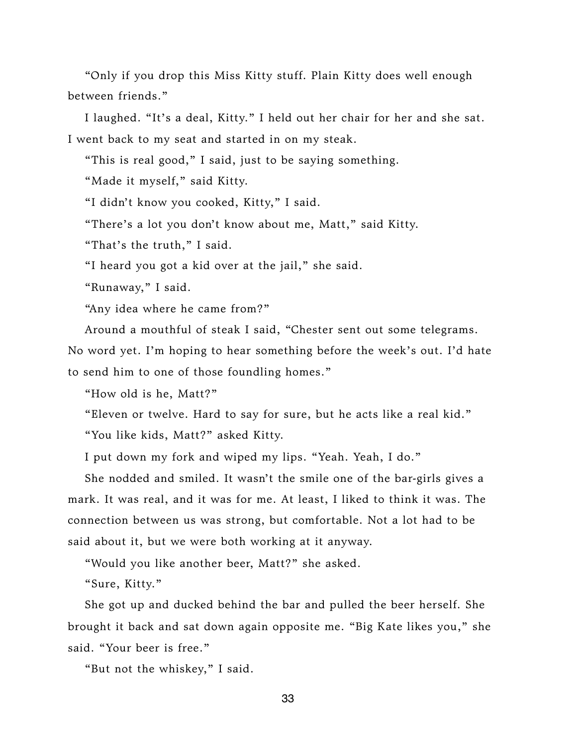"Only if you drop this Miss Kitty stuff. Plain Kitty does well enough between friends."

I laughed. "It's a deal, Kitty." I held out her chair for her and she sat. I went back to my seat and started in on my steak.

"This is real good," I said, just to be saying something.

"Made it myself," said Kitty.

"I didn't know you cooked, Kitty," I said.

"There's a lot you don't know about me, Matt," said Kitty.

"That's the truth," I said.

"I heard you got a kid over at the jail," she said.

"Runaway," I said.

"Any idea where he came from?"

Around a mouthful of steak I said, "Chester sent out some telegrams. No word yet. I'm hoping to hear something before the week's out. I'd hate to send him to one of those foundling homes."

"How old is he, Matt?"

"Eleven or twelve. Hard to say for sure, but he acts like a real kid."

"You like kids, Matt?" asked Kitty.

I put down my fork and wiped my lips. "Yeah. Yeah, I do."

She nodded and smiled. It wasn't the smile one of the bar-girls gives a mark. It was real, and it was for me. At least, I liked to think it was. The connection between us was strong, but comfortable. Not a lot had to be said about it, but we were both working at it anyway.

"Would you like another beer, Matt?" she asked.

"Sure, Kitty."

She got up and ducked behind the bar and pulled the beer herself. She brought it back and sat down again opposite me. "Big Kate likes you," she said. "Your beer is free."

"But not the whiskey," I said.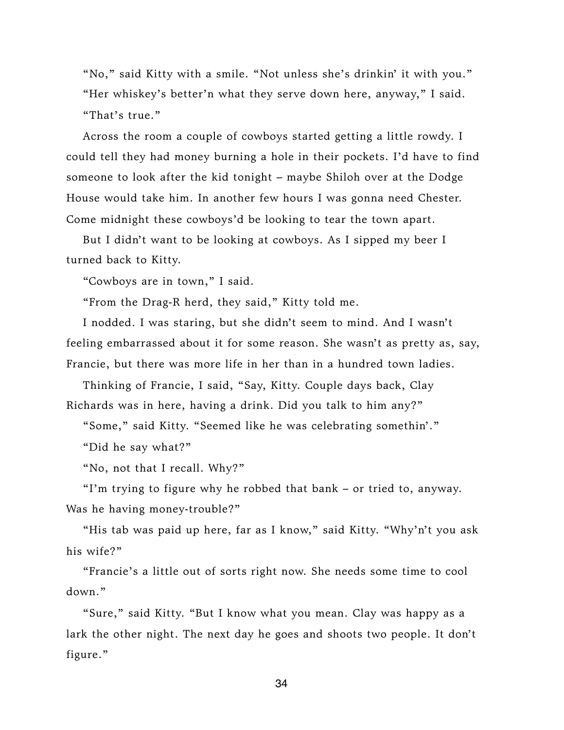"No," said Kitty with a smile. "Not unless she's drinkin' it with you."

"Her whiskey's better'n what they serve down here, anyway," I said.

"That's true."

Across the room a couple of cowboys started getting a little rowdy. I could tell they had money burning a hole in their pockets. I'd have to find someone to look after the kid tonight – maybe Shiloh over at the Dodge House would take him. In another few hours I was gonna need Chester. Come midnight these cowboys'd be looking to tear the town apart.

But I didn't want to be looking at cowboys. As I sipped my beer I turned back to Kitty.

"Cowboys are in town," I said.

"From the Drag-R herd, they said," Kitty told me.

I nodded. I was staring, but she didn't seem to mind. And I wasn't feeling embarrassed about it for some reason. She wasn't as pretty as, say, Francie, but there was more life in her than in a hundred town ladies.

Thinking of Francie, I said, "Say, Kitty. Couple days back, Clay Richards was in here, having a drink. Did you talk to him any?"

"Some," said Kitty. "Seemed like he was celebrating somethin'."

"Did he say what?"

"No, not that I recall. Why?"

"I'm trying to figure why he robbed that bank – or tried to, anyway. Was he having money-trouble?"

"His tab was paid up here, far as I know," said Kitty. "Why'n't you ask his wife?"

"Francie's a little out of sorts right now. She needs some time to cool down."

"Sure," said Kitty. "But I know what you mean. Clay was happy as a lark the other night. The next day he goes and shoots two people. It don't figure."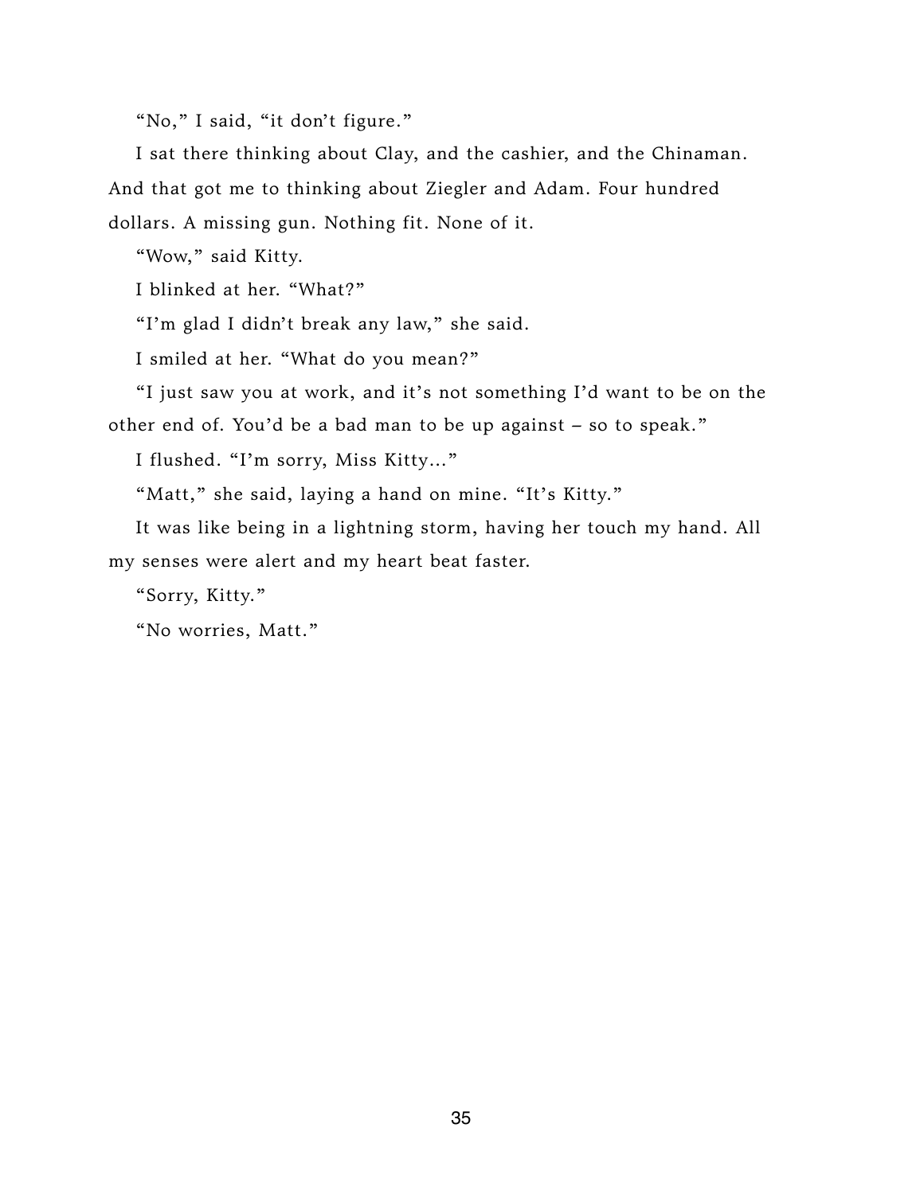"No," I said, "it don't figure."

I sat there thinking about Clay, and the cashier, and the Chinaman. And that got me to thinking about Ziegler and Adam. Four hundred dollars. A missing gun. Nothing fit. None of it.

"Wow," said Kitty.

I blinked at her. "What?"

"I'm glad I didn't break any law," she said.

I smiled at her. "What do you mean?"

"I just saw you at work, and it's not something I'd want to be on the other end of. You'd be a bad man to be up against – so to speak."

I flushed. "I'm sorry, Miss Kitty…"

"Matt," she said, laying a hand on mine. "It's Kitty."

It was like being in a lightning storm, having her touch my hand. All my senses were alert and my heart beat faster.

"Sorry, Kitty."

"No worries, Matt."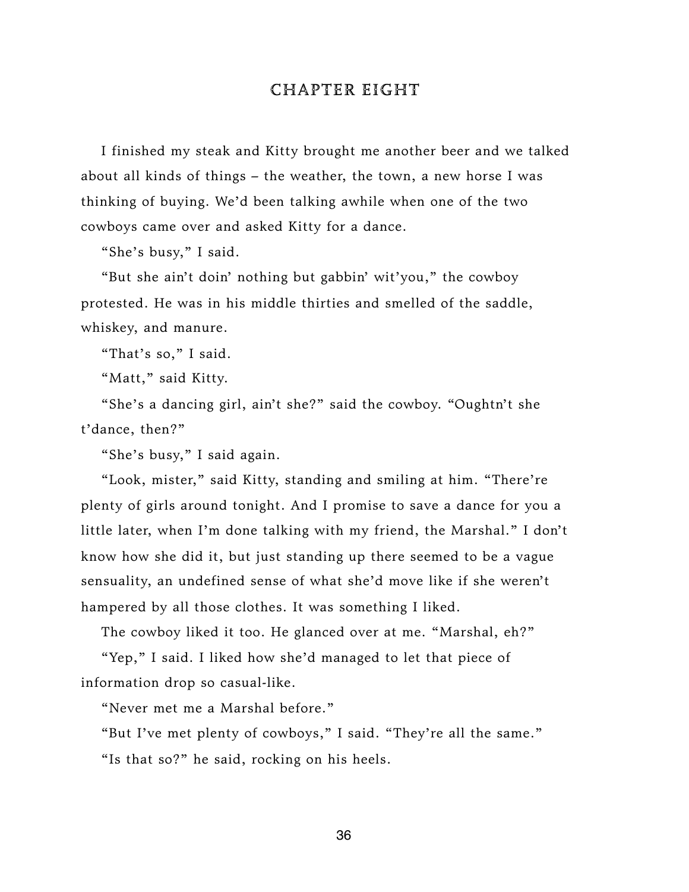# CHAPTER EIGHT

I finished my steak and Kitty brought me another beer and we talked about all kinds of things – the weather, the town, a new horse I was thinking of buying. We'd been talking awhile when one of the two cowboys came over and asked Kitty for a dance.

"She's busy," I said.

"But she ain't doin' nothing but gabbin' wit'you," the cowboy protested. He was in his middle thirties and smelled of the saddle, whiskey, and manure.

"That's so," I said.

"Matt," said Kitty.

"She's a dancing girl, ain't she?" said the cowboy. "Oughtn't she t'dance, then?"

"She's busy," I said again.

"Look, mister," said Kitty, standing and smiling at him. "There're plenty of girls around tonight. And I promise to save a dance for you a little later, when I'm done talking with my friend, the Marshal." I don't know how she did it, but just standing up there seemed to be a vague sensuality, an undefined sense of what she'd move like if she weren't hampered by all those clothes. It was something I liked.

The cowboy liked it too. He glanced over at me. "Marshal, eh?"

"Yep," I said. I liked how she'd managed to let that piece of information drop so casual-like.

"Never met me a Marshal before."

"But I've met plenty of cowboys," I said. "They're all the same."

"Is that so?" he said, rocking on his heels.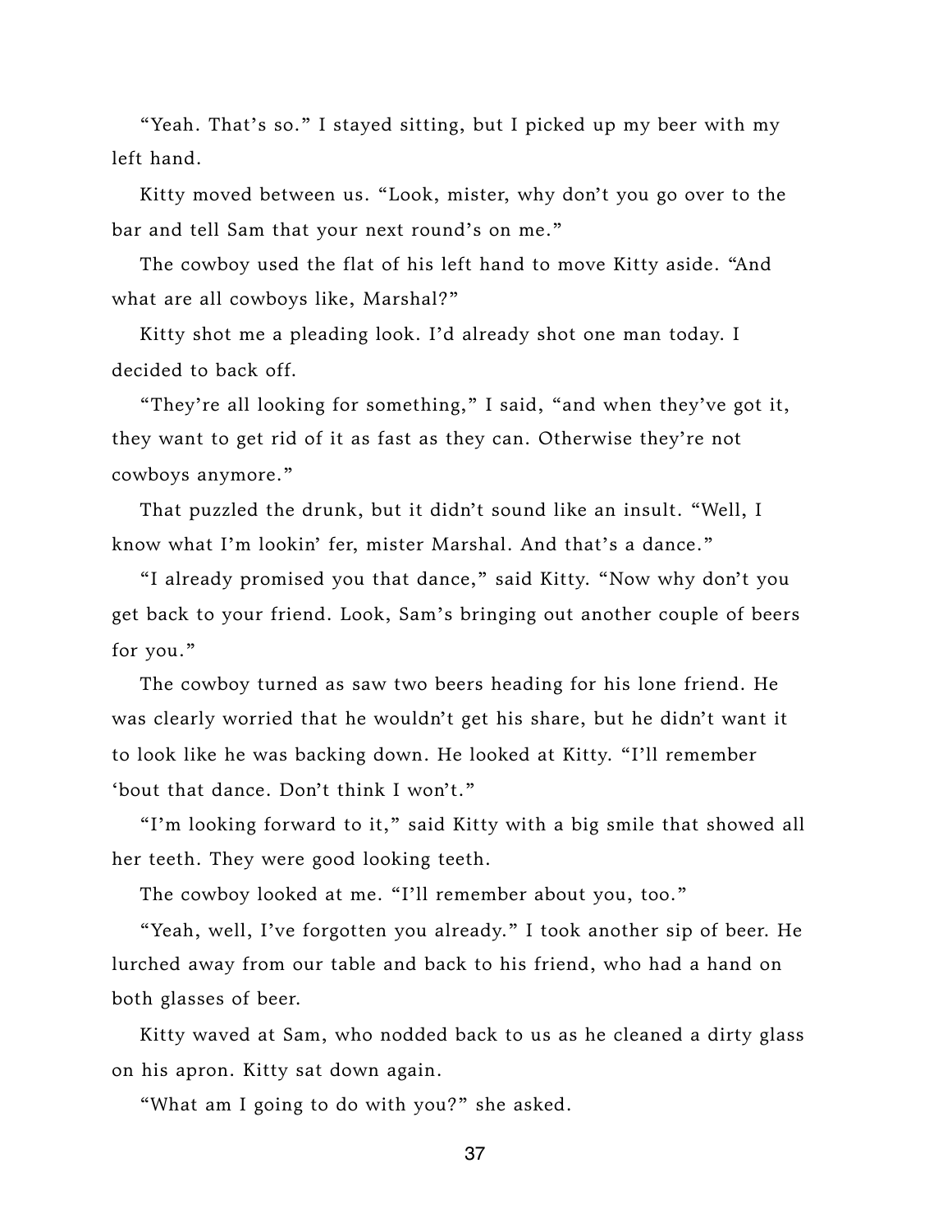"Yeah. That's so." I stayed sitting, but I picked up my beer with my left hand.

Kitty moved between us. "Look, mister, why don't you go over to the bar and tell Sam that your next round's on me."

The cowboy used the flat of his left hand to move Kitty aside. "And what are all cowboys like, Marshal?"

Kitty shot me a pleading look. I'd already shot one man today. I decided to back off.

"They're all looking for something," I said, "and when they've got it, they want to get rid of it as fast as they can. Otherwise they're not cowboys anymore."

That puzzled the drunk, but it didn't sound like an insult. "Well, I know what I'm lookin' fer, mister Marshal. And that's a dance."

"I already promised you that dance," said Kitty. "Now why don't you get back to your friend. Look, Sam's bringing out another couple of beers for you."

The cowboy turned as saw two beers heading for his lone friend. He was clearly worried that he wouldn't get his share, but he didn't want it to look like he was backing down. He looked at Kitty. "I'll remember 'bout that dance. Don't think I won't."

"I'm looking forward to it," said Kitty with a big smile that showed all her teeth. They were good looking teeth.

The cowboy looked at me. "I'll remember about you, too."

"Yeah, well, I've forgotten you already." I took another sip of beer. He lurched away from our table and back to his friend, who had a hand on both glasses of beer.

Kitty waved at Sam, who nodded back to us as he cleaned a dirty glass on his apron. Kitty sat down again.

"What am I going to do with you?" she asked.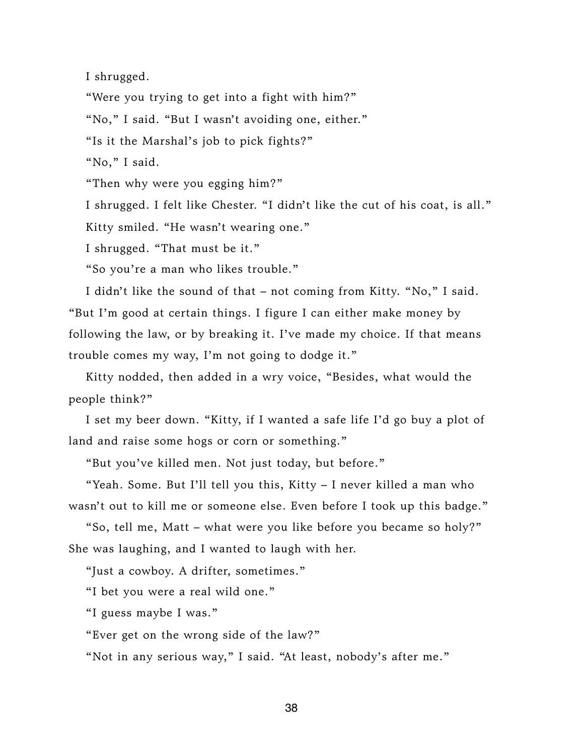I shrugged.

"Were you trying to get into a fight with him?"

"No," I said. "But I wasn't avoiding one, either."

"Is it the Marshal's job to pick fights?"

"No," I said.

"Then why were you egging him?"

I shrugged. I felt like Chester. "I didn't like the cut of his coat, is all."

Kitty smiled. "He wasn't wearing one."

I shrugged. "That must be it."

"So you're a man who likes trouble."

I didn't like the sound of that – not coming from Kitty. "No," I said. "But I'm good at certain things. I figure I can either make money by following the law, or by breaking it. I've made my choice. If that means trouble comes my way, I'm not going to dodge it."

Kitty nodded, then added in a wry voice, "Besides, what would the people think?"

I set my beer down. "Kitty, if I wanted a safe life I'd go buy a plot of land and raise some hogs or corn or something."

"But you've killed men. Not just today, but before."

"Yeah. Some. But I'll tell you this, Kitty – I never killed a man who wasn't out to kill me or someone else. Even before I took up this badge."

"So, tell me, Matt – what were you like before you became so holy?" She was laughing, and I wanted to laugh with her.

"Just a cowboy. A drifter, sometimes."

"I bet you were a real wild one."

"I guess maybe I was."

"Ever get on the wrong side of the law?"

"Not in any serious way," I said. "At least, nobody's after me."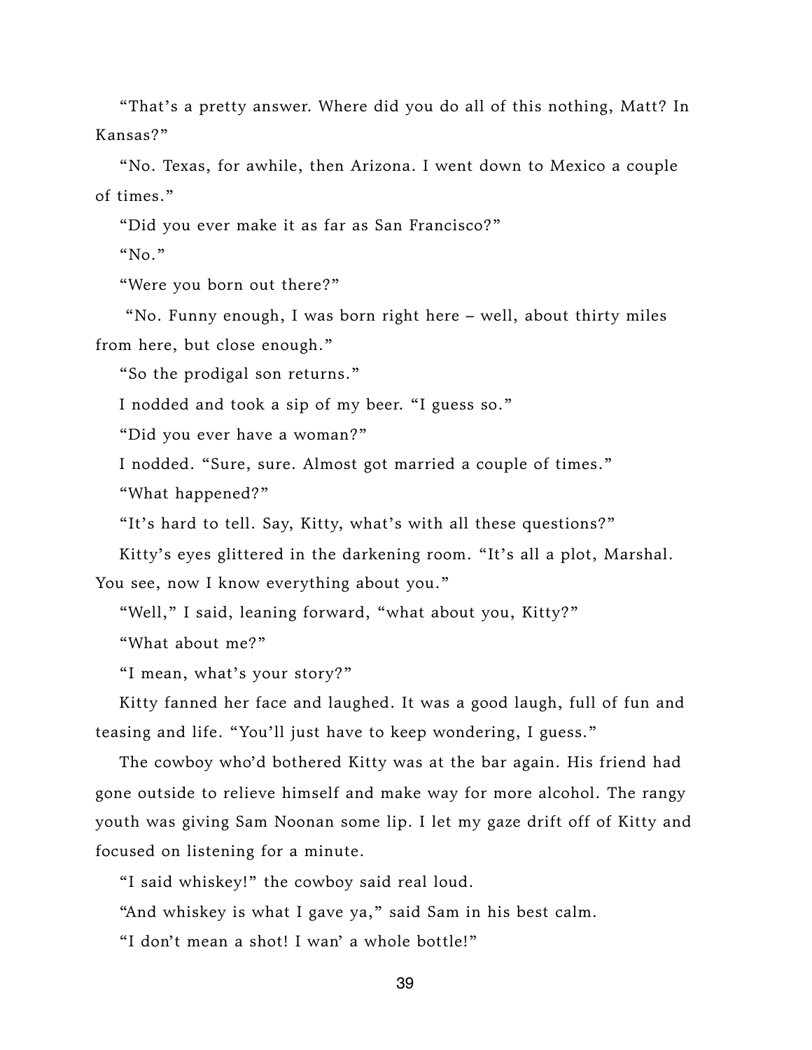"That's a pretty answer. Where did you do all of this nothing, Matt? In Kansas?"

"No. Texas, for awhile, then Arizona. I went down to Mexico a couple of times."

"Did you ever make it as far as San Francisco?"

"No."

"Were you born out there?"

"No. Funny enough, I was born right here – well, about thirty miles from here, but close enough."

"So the prodigal son returns."

I nodded and took a sip of my beer. "I guess so."

"Did you ever have a woman?"

I nodded. "Sure, sure. Almost got married a couple of times."

"What happened?"

"It's hard to tell. Say, Kitty, what's with all these questions?"

Kitty's eyes glittered in the darkening room. "It's all a plot, Marshal. You see, now I know everything about you."

"Well," I said, leaning forward, "what about you, Kitty?"

"What about me?"

"I mean, what's your story?"

Kitty fanned her face and laughed. It was a good laugh, full of fun and teasing and life. "You'll just have to keep wondering, I guess."

The cowboy who'd bothered Kitty was at the bar again. His friend had gone outside to relieve himself and make way for more alcohol. The rangy youth was giving Sam Noonan some lip. I let my gaze drift off of Kitty and focused on listening for a minute.

"I said whiskey!" the cowboy said real loud.

"And whiskey is what I gave ya," said Sam in his best calm.

"I don't mean a shot! I wan' a whole bottle!"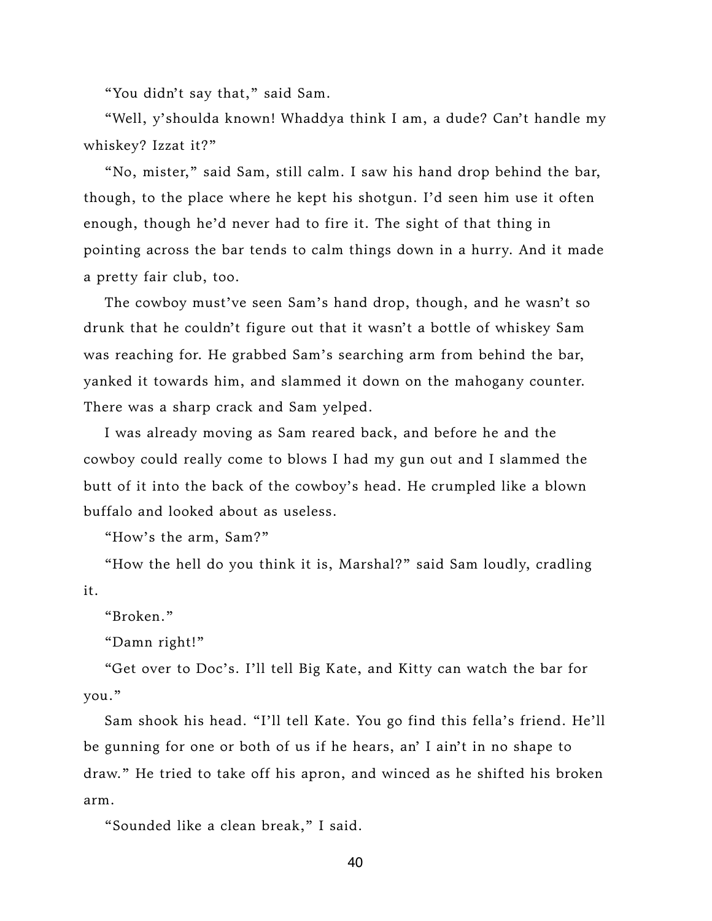"You didn't say that," said Sam.

"Well, y'shoulda known! Whaddya think I am, a dude? Can't handle my whiskey? Izzat it?"

"No, mister," said Sam, still calm. I saw his hand drop behind the bar, though, to the place where he kept his shotgun. I'd seen him use it often enough, though he'd never had to fire it. The sight of that thing in pointing across the bar tends to calm things down in a hurry. And it made a pretty fair club, too.

The cowboy must've seen Sam's hand drop, though, and he wasn't so drunk that he couldn't figure out that it wasn't a bottle of whiskey Sam was reaching for. He grabbed Sam's searching arm from behind the bar, yanked it towards him, and slammed it down on the mahogany counter. There was a sharp crack and Sam yelped.

I was already moving as Sam reared back, and before he and the cowboy could really come to blows I had my gun out and I slammed the butt of it into the back of the cowboy's head. He crumpled like a blown buffalo and looked about as useless.

"How's the arm, Sam?"

"How the hell do you think it is, Marshal?" said Sam loudly, cradling it.

"Broken."

"Damn right!"

"Get over to Doc's. I'll tell Big Kate, and Kitty can watch the bar for you."

Sam shook his head. "I'll tell Kate. You go find this fella's friend. He'll be gunning for one or both of us if he hears, an' I ain't in no shape to draw." He tried to take off his apron, and winced as he shifted his broken arm.

"Sounded like a clean break," I said.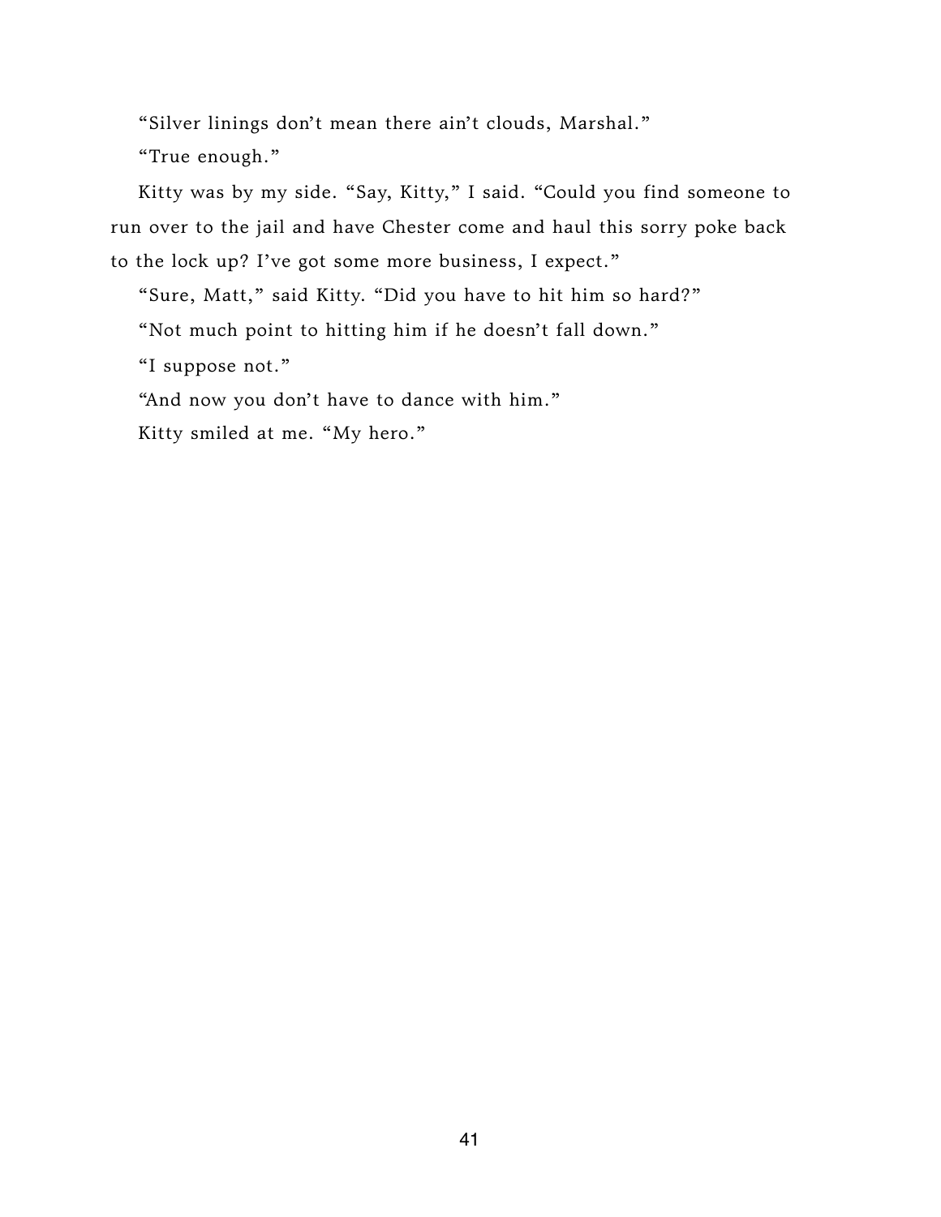"Silver linings don't mean there ain't clouds, Marshal."

"True enough."

Kitty was by my side. "Say, Kitty," I said. "Could you find someone to run over to the jail and have Chester come and haul this sorry poke back to the lock up? I've got some more business, I expect."

"Sure, Matt," said Kitty. "Did you have to hit him so hard?"

"Not much point to hitting him if he doesn't fall down."

"I suppose not."

"And now you don't have to dance with him."

Kitty smiled at me. "My hero."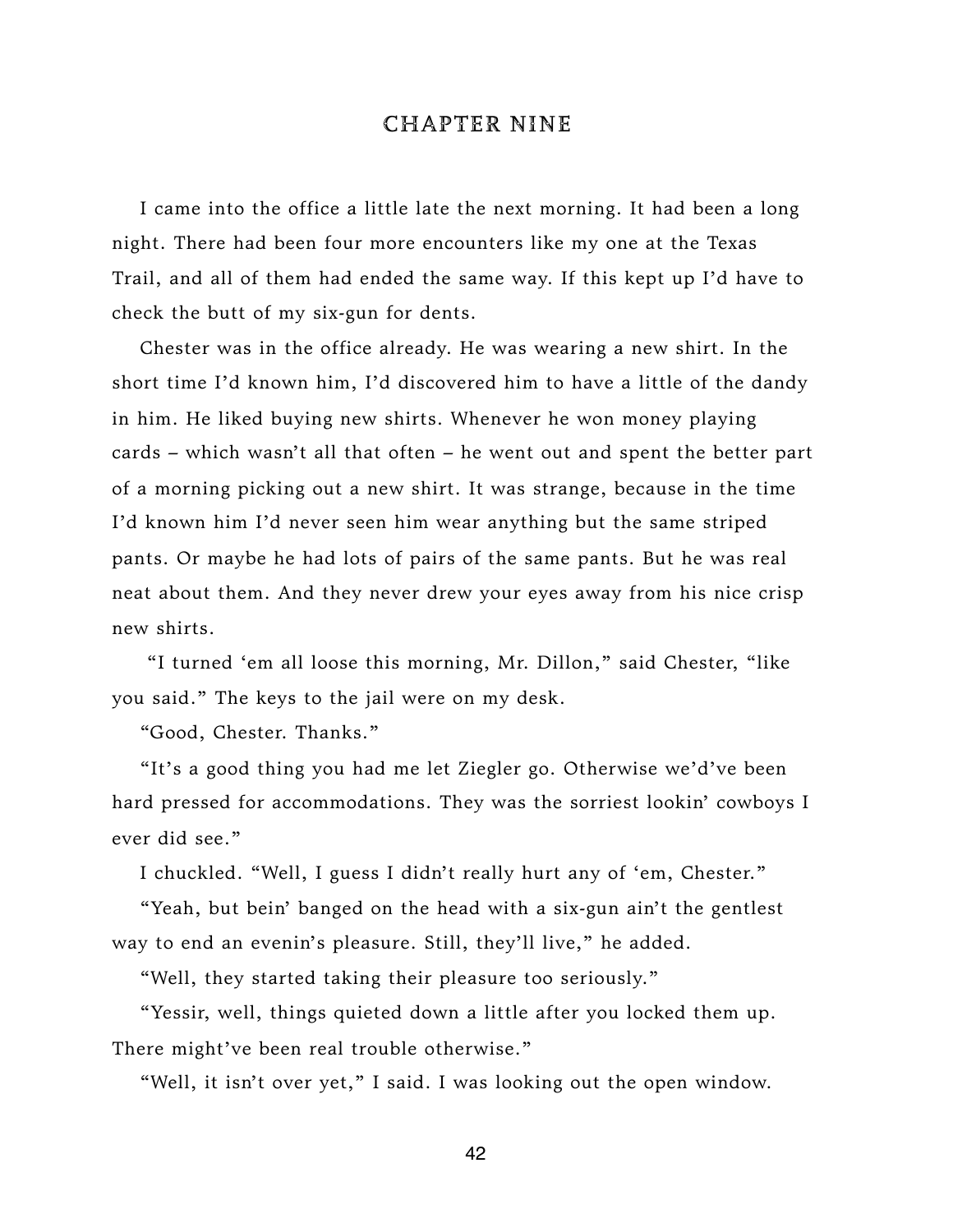# CHAPTER NINE

I came into the office a little late the next morning. It had been a long night. There had been four more encounters like my one at the Texas Trail, and all of them had ended the same way. If this kept up I'd have to check the butt of my six-gun for dents.

Chester was in the office already. He was wearing a new shirt. In the short time I'd known him, I'd discovered him to have a little of the dandy in him. He liked buying new shirts. Whenever he won money playing cards – which wasn't all that often – he went out and spent the better part of a morning picking out a new shirt. It was strange, because in the time I'd known him I'd never seen him wear anything but the same striped pants. Or maybe he had lots of pairs of the same pants. But he was real neat about them. And they never drew your eyes away from his nice crisp new shirts.

"I turned 'em all loose this morning, Mr. Dillon," said Chester, "like you said." The keys to the jail were on my desk.

"Good, Chester. Thanks."

"It's a good thing you had me let Ziegler go. Otherwise we'd've been hard pressed for accommodations. They was the sorriest lookin' cowboys I ever did see."

I chuckled. "Well, I guess I didn't really hurt any of 'em, Chester."

"Yeah, but bein' banged on the head with a six-gun ain't the gentlest way to end an evenin's pleasure. Still, they'll live," he added.

"Well, they started taking their pleasure too seriously."

"Yessir, well, things quieted down a little after you locked them up. There might've been real trouble otherwise."

"Well, it isn't over yet," I said. I was looking out the open window.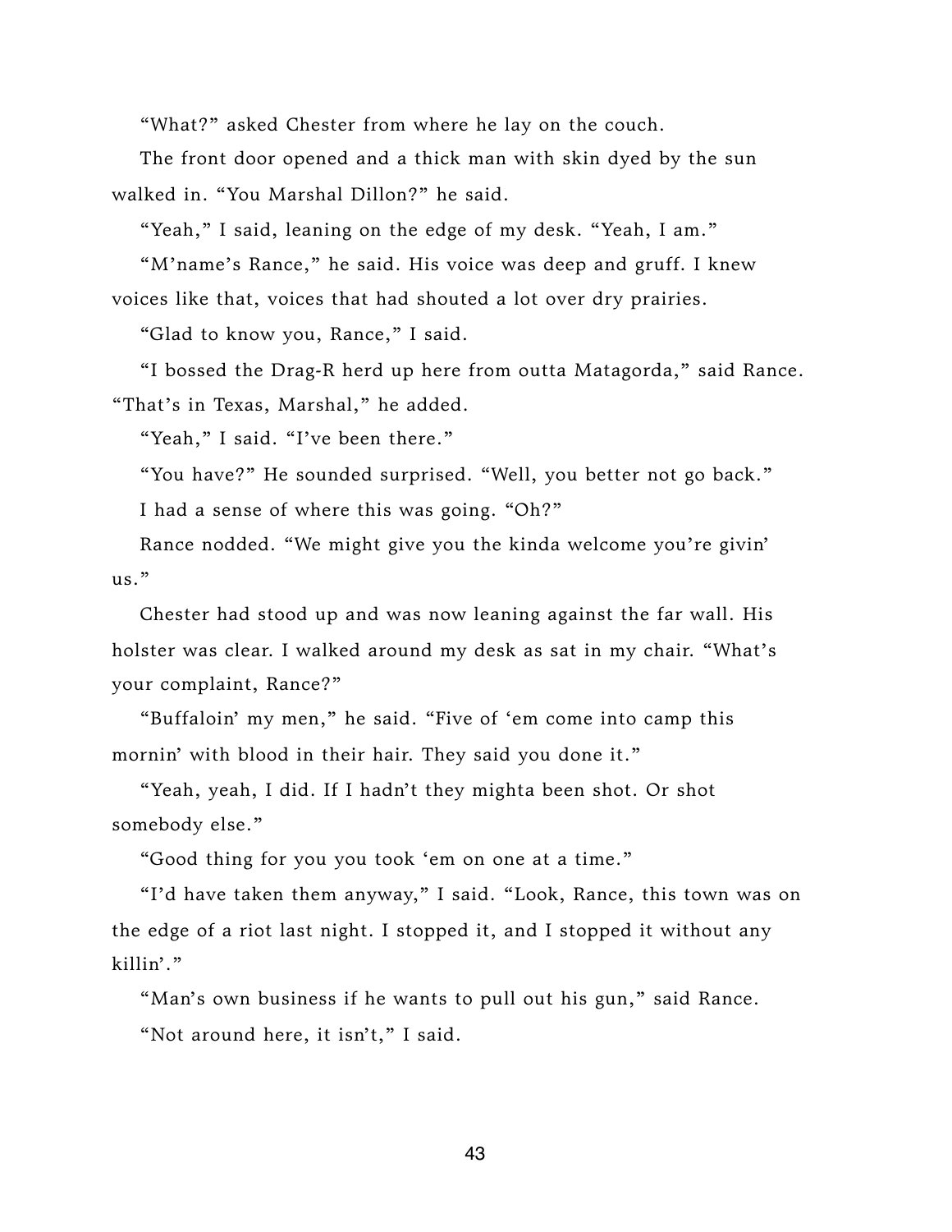"What?" asked Chester from where he lay on the couch.

The front door opened and a thick man with skin dyed by the sun walked in. "You Marshal Dillon?" he said.

"Yeah," I said, leaning on the edge of my desk. "Yeah, I am."

"M'name's Rance," he said. His voice was deep and gruff. I knew voices like that, voices that had shouted a lot over dry prairies.

"Glad to know you, Rance," I said.

"I bossed the Drag-R herd up here from outta Matagorda," said Rance. "That's in Texas, Marshal," he added.

"Yeah," I said. "I've been there."

"You have?" He sounded surprised. "Well, you better not go back."

I had a sense of where this was going. "Oh?"

Rance nodded. "We might give you the kinda welcome you're givin' us."

Chester had stood up and was now leaning against the far wall. His holster was clear. I walked around my desk as sat in my chair. "What's your complaint, Rance?"

"Buffaloin' my men," he said. "Five of 'em come into camp this mornin' with blood in their hair. They said you done it."

"Yeah, yeah, I did. If I hadn't they mighta been shot. Or shot somebody else."

"Good thing for you you took 'em on one at a time."

"I'd have taken them anyway," I said. "Look, Rance, this town was on the edge of a riot last night. I stopped it, and I stopped it without any killin'."

"Man's own business if he wants to pull out his gun," said Rance.

"Not around here, it isn't," I said.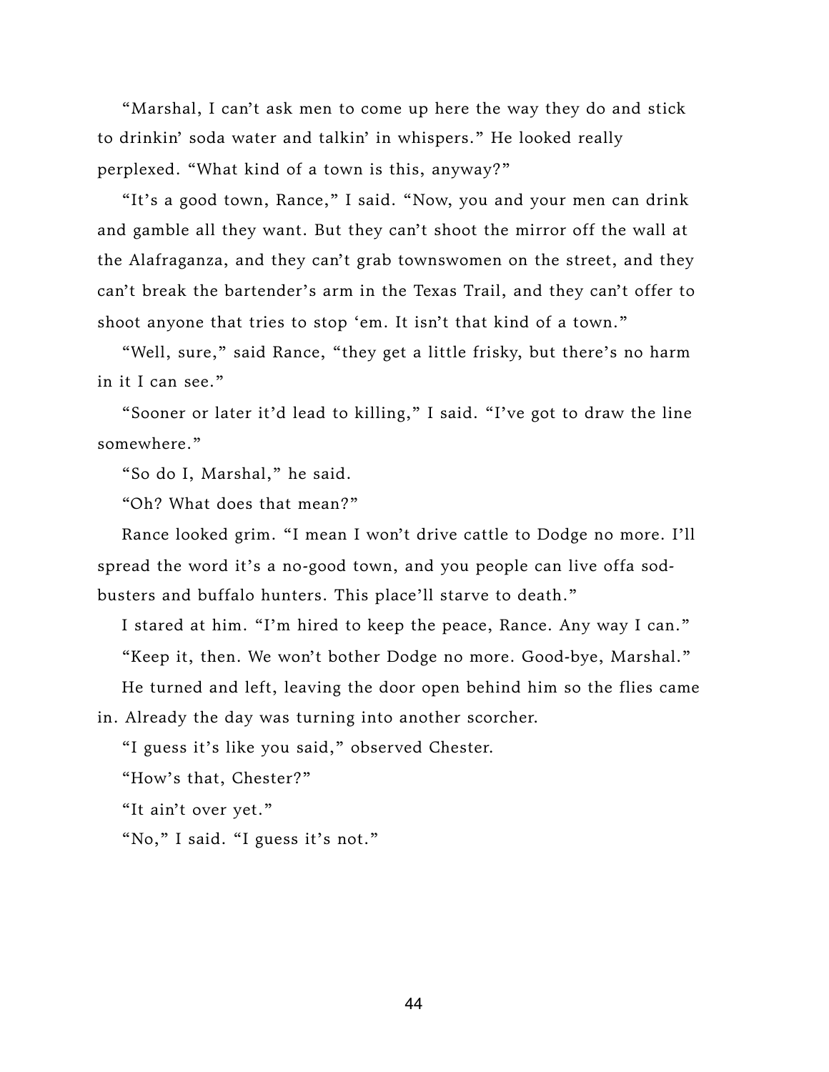"Marshal, I can't ask men to come up here the way they do and stick to drinkin' soda water and talkin' in whispers." He looked really perplexed. "What kind of a town is this, anyway?"

"It's a good town, Rance," I said. "Now, you and your men can drink and gamble all they want. But they can't shoot the mirror off the wall at the Alafraganza, and they can't grab townswomen on the street, and they can't break the bartender's arm in the Texas Trail, and they can't offer to shoot anyone that tries to stop 'em. It isn't that kind of a town."

"Well, sure," said Rance, "they get a little frisky, but there's no harm in it I can see."

"Sooner or later it'd lead to killing," I said. "I've got to draw the line somewhere."

"So do I, Marshal," he said.

"Oh? What does that mean?"

Rance looked grim. "I mean I won't drive cattle to Dodge no more. I'll spread the word it's a no-good town, and you people can live offa sod-busters and buffalo hunters. This place'll starve to death."

I stared at him. "I'm hired to keep the peace, Rance. Any way I can."

"Keep it, then. We won't bother Dodge no more. Good-bye, Marshal."

He turned and left, leaving the door open behind him so the flies came in. Already the day was turning into another scorcher.

"I guess it's like you said," observed Chester.

"How's that, Chester?"

"It ain't over yet."

"No," I said. "I guess it's not."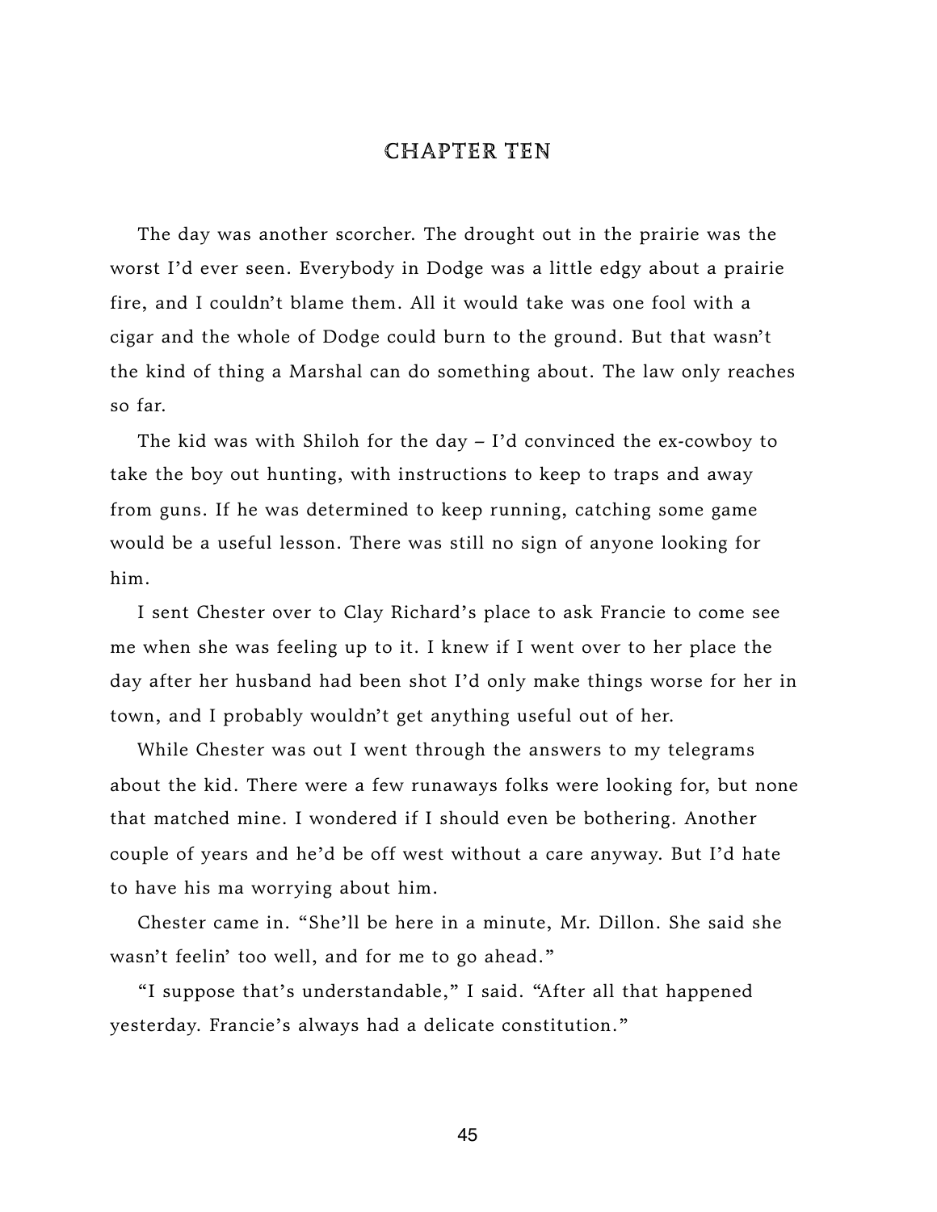# CHAPTER TEN

The day was another scorcher. The drought out in the prairie was the worst I'd ever seen. Everybody in Dodge was a little edgy about a prairie fire, and I couldn't blame them. All it would take was one fool with a cigar and the whole of Dodge could burn to the ground. But that wasn't the kind of thing a Marshal can do something about. The law only reaches so far.

The kid was with Shiloh for the day – I'd convinced the ex-cowboy to take the boy out hunting, with instructions to keep to traps and away from guns. If he was determined to keep running, catching some game would be a useful lesson. There was still no sign of anyone looking for him.

I sent Chester over to Clay Richard's place to ask Francie to come see me when she was feeling up to it. I knew if I went over to her place the day after her husband had been shot I'd only make things worse for her in town, and I probably wouldn't get anything useful out of her.

While Chester was out I went through the answers to my telegrams about the kid. There were a few runaways folks were looking for, but none that matched mine. I wondered if I should even be bothering. Another couple of years and he'd be off west without a care anyway. But I'd hate to have his ma worrying about him.

Chester came in. "She'll be here in a minute, Mr. Dillon. She said she wasn't feelin' too well, and for me to go ahead."

"I suppose that's understandable," I said. "After all that happened yesterday. Francie's always had a delicate constitution."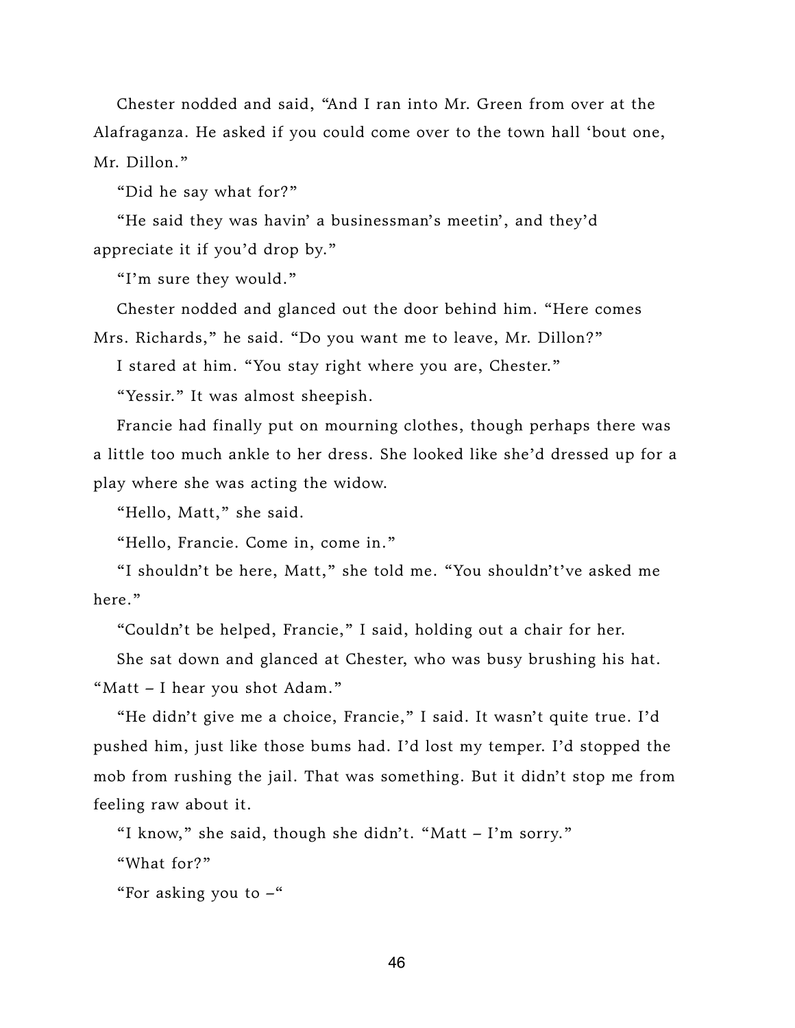Chester nodded and said, "And I ran into Mr. Green from over at the Alafraganza. He asked if you could come over to the town hall 'bout one, Mr. Dillon."

"Did he say what for?"

"He said they was havin' a businessman's meetin', and they'd appreciate it if you'd drop by."

"I'm sure they would."

Chester nodded and glanced out the door behind him. "Here comes Mrs. Richards," he said. "Do you want me to leave, Mr. Dillon?"

I stared at him. "You stay right where you are, Chester."

"Yessir." It was almost sheepish.

Francie had finally put on mourning clothes, though perhaps there was a little too much ankle to her dress. She looked like she'd dressed up for a play where she was acting the widow.

"Hello, Matt," she said.

"Hello, Francie. Come in, come in."

"I shouldn't be here, Matt," she told me. "You shouldn't've asked me here."

"Couldn't be helped, Francie," I said, holding out a chair for her.

She sat down and glanced at Chester, who was busy brushing his hat. "Matt – I hear you shot Adam."

"He didn't give me a choice, Francie," I said. It wasn't quite true. I'd pushed him, just like those bums had. I'd lost my temper. I'd stopped the mob from rushing the jail. That was something. But it didn't stop me from feeling raw about it.

"I know," she said, though she didn't. "Matt – I'm sorry."

"What for?"

"For asking you to –"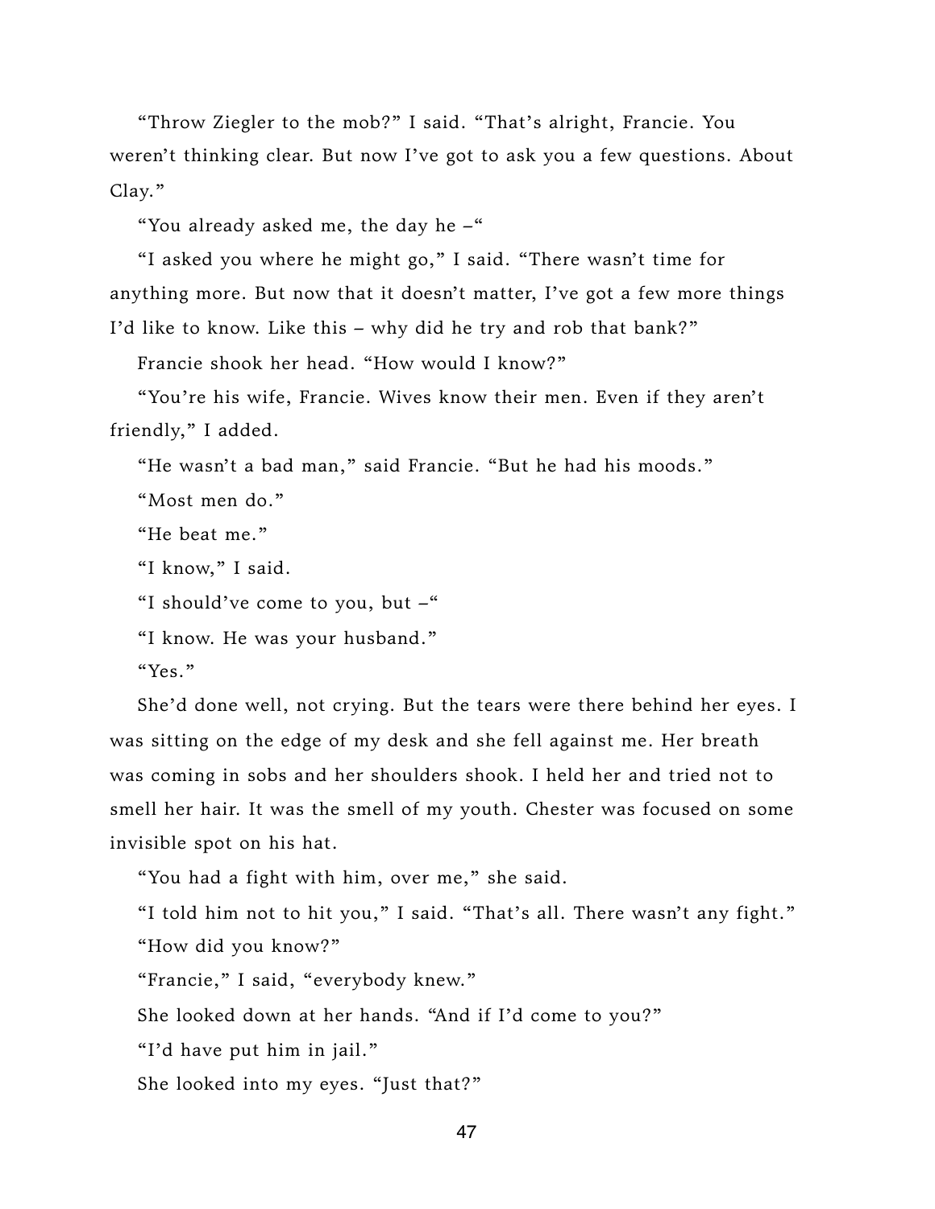"Throw Ziegler to the mob?" I said. "That's alright, Francie. You weren't thinking clear. But now I've got to ask you a few questions. About Clay."

"You already asked me, the day he –"

"I asked you where he might go," I said. "There wasn't time for anything more. But now that it doesn't matter, I've got a few more things I'd like to know. Like this – why did he try and rob that bank?"

Francie shook her head. "How would I know?"

"You're his wife, Francie. Wives know their men. Even if they aren't friendly," I added.

"He wasn't a bad man," said Francie. "But he had his moods."

"Most men do."

"He beat me."

"I know," I said.

"I should've come to you, but –"

"I know. He was your husband."

"Yes."

She'd done well, not crying. But the tears were there behind her eyes. I was sitting on the edge of my desk and she fell against me. Her breath was coming in sobs and her shoulders shook. I held her and tried not to smell her hair. It was the smell of my youth. Chester was focused on some invisible spot on his hat.

"You had a fight with him, over me," she said.

"I told him not to hit you," I said. "That's all. There wasn't any fight."

"How did you know?"

"Francie," I said, "everybody knew."

She looked down at her hands. "And if I'd come to you?"

"I'd have put him in jail."

She looked into my eyes. "Just that?"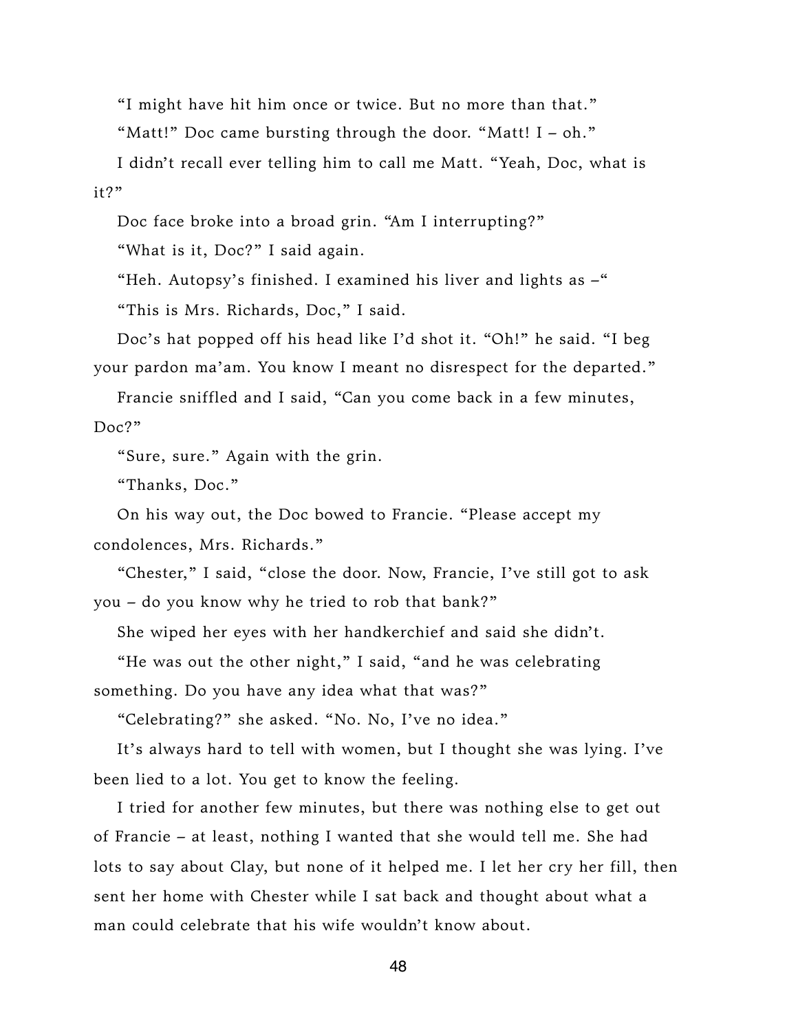"I might have hit him once or twice. But no more than that."

"Matt!" Doc came bursting through the door. "Matt! I – oh."

I didn't recall ever telling him to call me Matt. "Yeah, Doc, what is it?"

Doc face broke into a broad grin. "Am I interrupting?"

"What is it, Doc?" I said again.

"Heh. Autopsy's finished. I examined his liver and lights as –"

"This is Mrs. Richards, Doc," I said.

Doc's hat popped off his head like I'd shot it. "Oh!" he said. "I beg your pardon ma'am. You know I meant no disrespect for the departed."

Francie sniffled and I said, "Can you come back in a few minutes, Doc?"

"Sure, sure." Again with the grin.

"Thanks, Doc."

On his way out, the Doc bowed to Francie. "Please accept my condolences, Mrs. Richards."

"Chester," I said, "close the door. Now, Francie, I've still got to ask you – do you know why he tried to rob that bank?"

She wiped her eyes with her handkerchief and said she didn't.

"He was out the other night," I said, "and he was celebrating something. Do you have any idea what that was?"

"Celebrating?" she asked. "No. No, I've no idea."

It's always hard to tell with women, but I thought she was lying. I've been lied to a lot. You get to know the feeling.

I tried for another few minutes, but there was nothing else to get out of Francie – at least, nothing I wanted that she would tell me. She had lots to say about Clay, but none of it helped me. I let her cry her fill, then sent her home with Chester while I sat back and thought about what a man could celebrate that his wife wouldn't know about.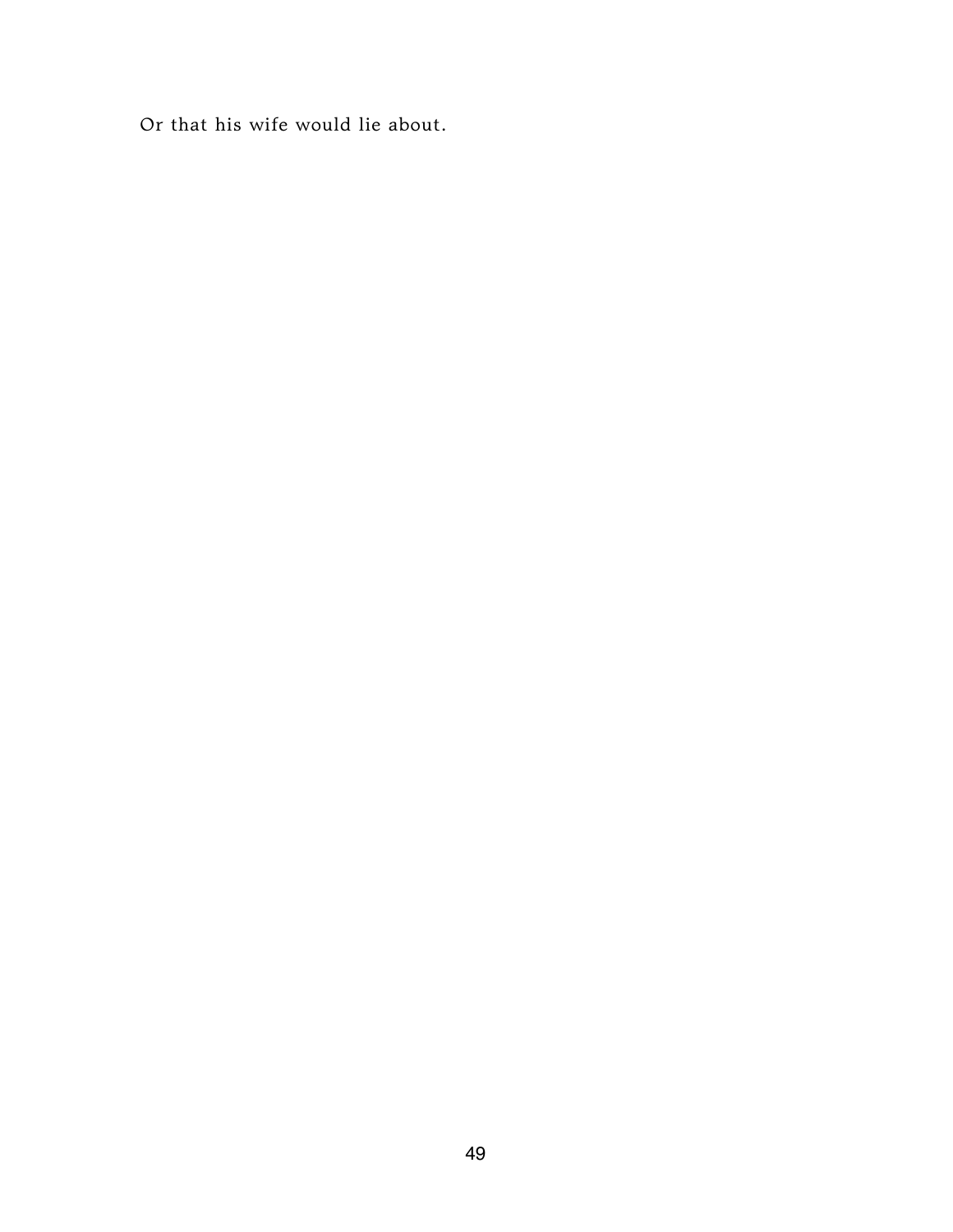Or that his wife would lie about.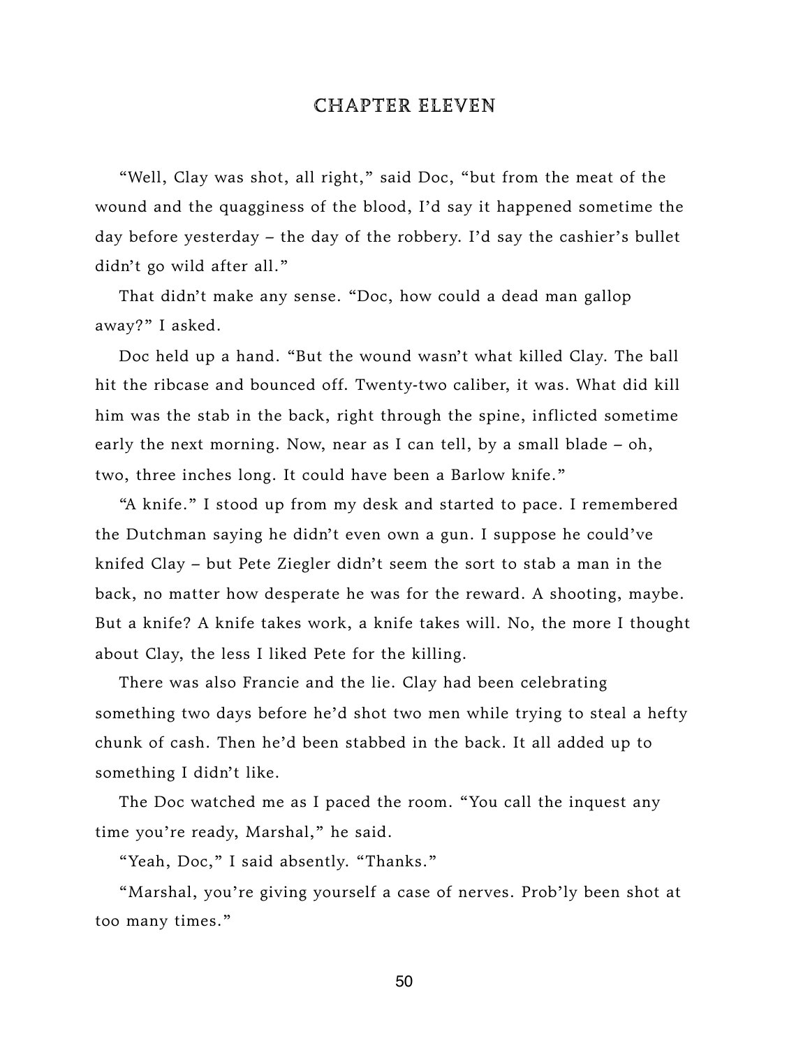## CHAPTER ELEVEN

"Well, Clay was shot, all right," said Doc, "but from the meat of the wound and the quagginess of the blood, I'd say it happened sometime the day before yesterday – the day of the robbery. I'd say the cashier's bullet didn't go wild after all."

That didn't make any sense. "Doc, how could a dead man gallop away?" I asked.

Doc held up a hand. "But the wound wasn't what killed Clay. The ball hit the ribcase and bounced off. Twenty-two caliber, it was. What did kill him was the stab in the back, right through the spine, inflicted sometime early the next morning. Now, near as I can tell, by a small blade – oh, two, three inches long. It could have been a Barlow knife."

"A knife." I stood up from my desk and started to pace. I remembered the Dutchman saying he didn't even own a gun. I suppose he could've knifed Clay – but Pete Ziegler didn't seem the sort to stab a man in the back, no matter how desperate he was for the reward. A shooting, maybe. But a knife? A knife takes work, a knife takes will. No, the more I thought about Clay, the less I liked Pete for the killing.

There was also Francie and the lie. Clay had been celebrating something two days before he'd shot two men while trying to steal a hefty chunk of cash. Then he'd been stabbed in the back. It all added up to something I didn't like.

The Doc watched me as I paced the room. "You call the inquest any time you're ready, Marshal," he said.

"Yeah, Doc," I said absently. "Thanks."

"Marshal, you're giving yourself a case of nerves. Prob'ly been shot at too many times."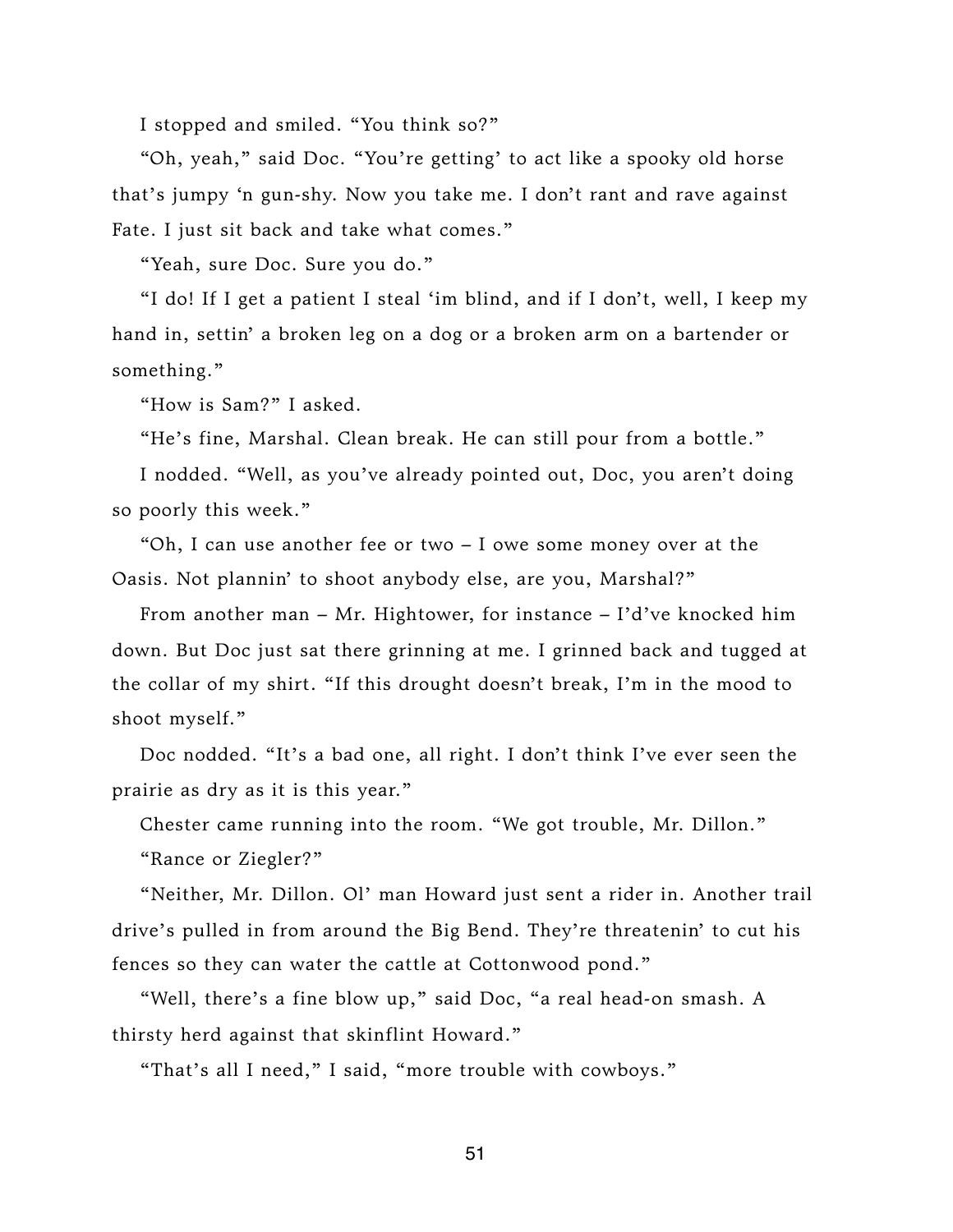I stopped and smiled. "You think so?"

"Oh, yeah," said Doc. "You're getting' to act like a spooky old horse that's jumpy 'n gun-shy. Now you take me. I don't rant and rave against Fate. I just sit back and take what comes."

"Yeah, sure Doc. Sure you do."

"I do! If I get a patient I steal 'im blind, and if I don't, well, I keep my hand in, settin' a broken leg on a dog or a broken arm on a bartender or something."

"How is Sam?" I asked.

"He's fine, Marshal. Clean break. He can still pour from a bottle."

I nodded. "Well, as you've already pointed out, Doc, you aren't doing so poorly this week."

"Oh, I can use another fee or two – I owe some money over at the Oasis. Not plannin' to shoot anybody else, are you, Marshal?"

From another man – Mr. Hightower, for instance – I'd've knocked him down. But Doc just sat there grinning at me. I grinned back and tugged at the collar of my shirt. "If this drought doesn't break, I'm in the mood to shoot myself."

Doc nodded. "It's a bad one, all right. I don't think I've ever seen the prairie as dry as it is this year."

Chester came running into the room. "We got trouble, Mr. Dillon."

"Rance or Ziegler?"

"Neither, Mr. Dillon. Ol' man Howard just sent a rider in. Another trail drive's pulled in from around the Big Bend. They're threatenin' to cut his fences so they can water the cattle at Cottonwood pond."

"Well, there's a fine blow up," said Doc, "a real head-on smash. A thirsty herd against that skinflint Howard."

"That's all I need," I said, "more trouble with cowboys."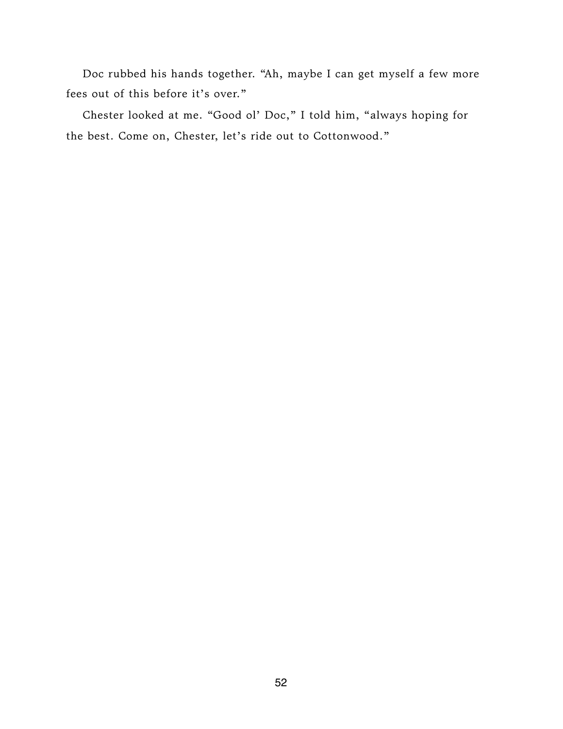Doc rubbed his hands together. "Ah, maybe I can get myself a few more fees out of this before it's over."

Chester looked at me. "Good ol' Doc," I told him, "always hoping for the best. Come on, Chester, let's ride out to Cottonwood."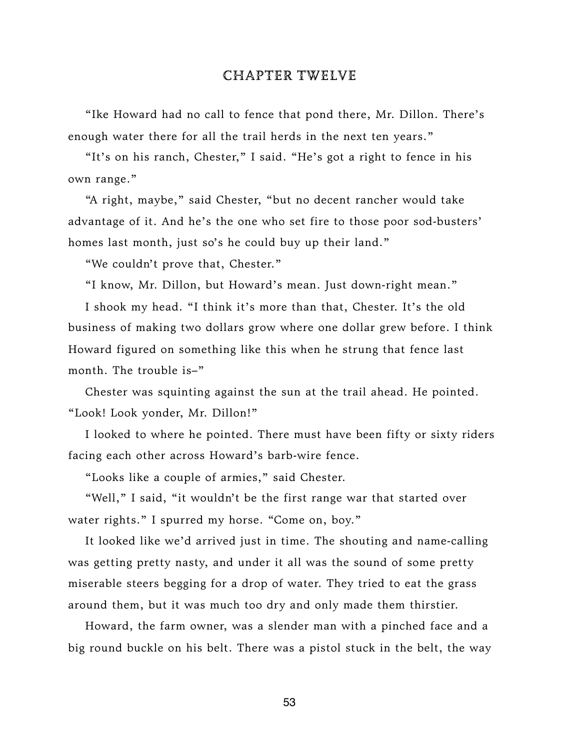# CHAPTER TWELVE

"Ike Howard had no call to fence that pond there, Mr. Dillon. There's enough water there for all the trail herds in the next ten years."

"It's on his ranch, Chester," I said. "He's got a right to fence in his own range."

"A right, maybe," said Chester, "but no decent rancher would take advantage of it. And he's the one who set fire to those poor sod-busters' homes last month, just so's he could buy up their land."

"We couldn't prove that, Chester."

"I know, Mr. Dillon, but Howard's mean. Just down-right mean."

I shook my head. "I think it's more than that, Chester. It's the old business of making two dollars grow where one dollar grew before. I think Howard figured on something like this when he strung that fence last month. The trouble is–"

Chester was squinting against the sun at the trail ahead. He pointed. "Look! Look yonder, Mr. Dillon!"

I looked to where he pointed. There must have been fifty or sixty riders facing each other across Howard's barb-wire fence.

"Looks like a couple of armies," said Chester.

"Well," I said, "it wouldn't be the first range war that started over water rights." I spurred my horse. "Come on, boy."

It looked like we'd arrived just in time. The shouting and name-calling was getting pretty nasty, and under it all was the sound of some pretty miserable steers begging for a drop of water. They tried to eat the grass around them, but it was much too dry and only made them thirstier.

Howard, the farm owner, was a slender man with a pinched face and a big round buckle on his belt. There was a pistol stuck in the belt, the way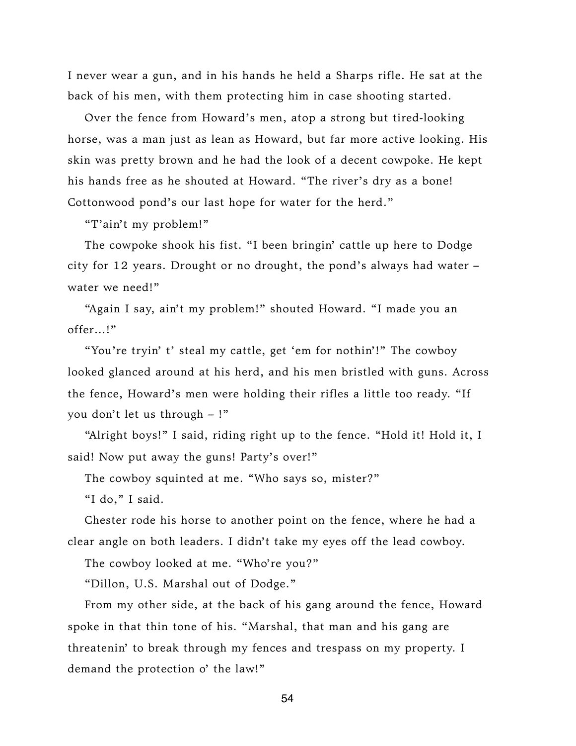I never wear a gun, and in his hands he held a Sharps rifle. He sat at the back of his men, with them protecting him in case shooting started.

Over the fence from Howard's men, atop a strong but tired-looking horse, was a man just as lean as Howard, but far more active looking. His skin was pretty brown and he had the look of a decent cowpoke. He kept his hands free as he shouted at Howard. "The river's dry as a bone! Cottonwood pond's our last hope for water for the herd."

"T'ain't my problem!"

The cowpoke shook his fist. "I been bringin' cattle up here to Dodge city for 12 years. Drought or no drought, the pond's always had water – water we need!"

"Again I say, ain't my problem!" shouted Howard. "I made you an offer…!"

"You're tryin' t' steal my cattle, get 'em for nothin'!" The cowboy looked glanced around at his herd, and his men bristled with guns. Across the fence, Howard's men were holding their rifles a little too ready. "If you don't let us through – !"

"Alright boys!" I said, riding right up to the fence. "Hold it! Hold it, I said! Now put away the guns! Party's over!"

The cowboy squinted at me. "Who says so, mister?"

"I do," I said.

Chester rode his horse to another point on the fence, where he had a clear angle on both leaders. I didn't take my eyes off the lead cowboy.

The cowboy looked at me. "Who're you?"

"Dillon, U.S. Marshal out of Dodge."

From my other side, at the back of his gang around the fence, Howard spoke in that thin tone of his. "Marshal, that man and his gang are threatenin' to break through my fences and trespass on my property. I demand the protection o' the law!"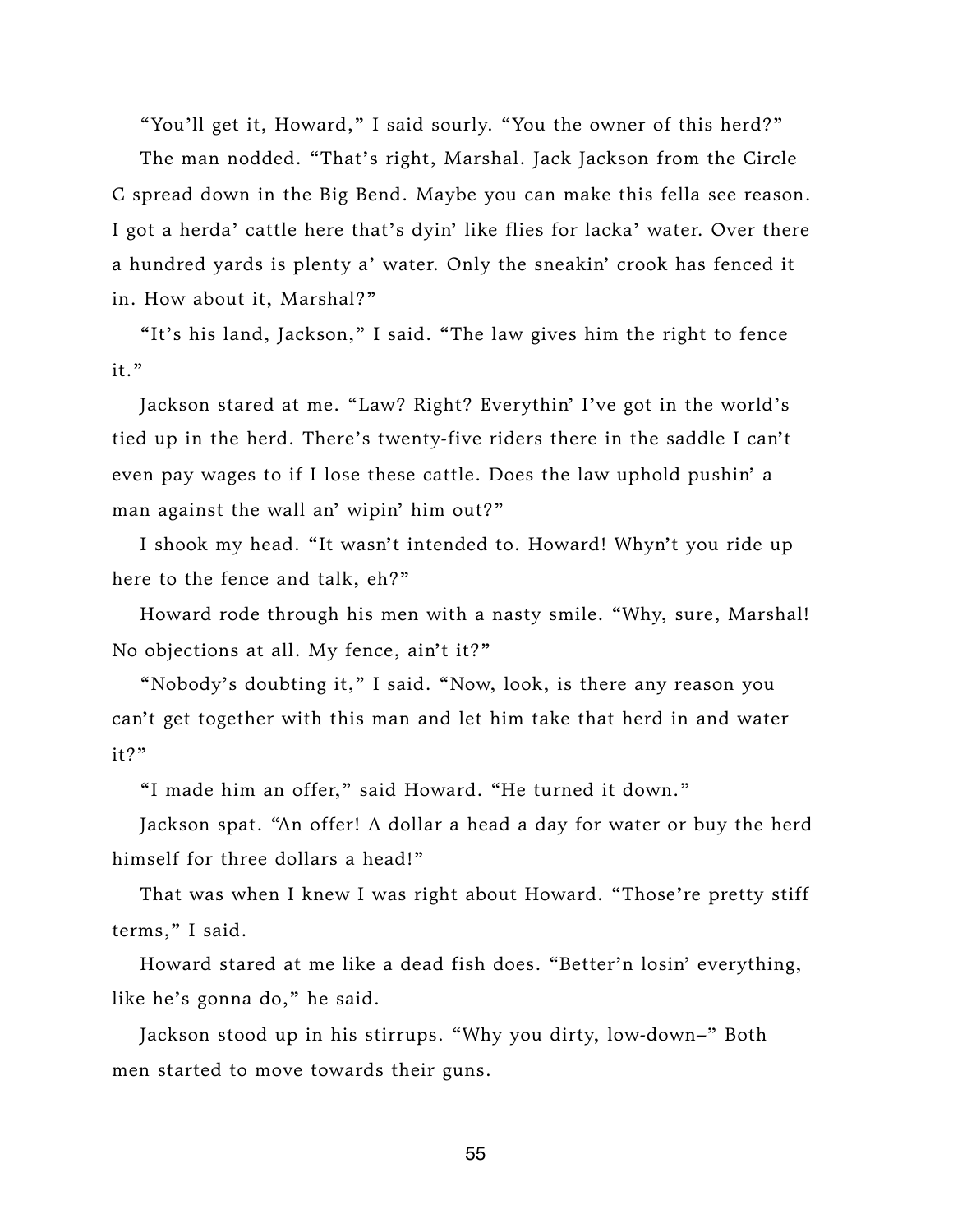"You'll get it, Howard," I said sourly. "You the owner of this herd?"

The man nodded. "That's right, Marshal. Jack Jackson from the Circle C spread down in the Big Bend. Maybe you can make this fella see reason. I got a herda' cattle here that's dyin' like flies for lacka' water. Over there a hundred yards is plenty a' water. Only the sneakin' crook has fenced it in. How about it, Marshal?"

"It's his land, Jackson," I said. "The law gives him the right to fence it."

Jackson stared at me. "Law? Right? Everythin' I've got in the world's tied up in the herd. There's twenty-five riders there in the saddle I can't even pay wages to if I lose these cattle. Does the law uphold pushin' a man against the wall an' wipin' him out?"

I shook my head. "It wasn't intended to. Howard! Whyn't you ride up here to the fence and talk, eh?"

Howard rode through his men with a nasty smile. "Why, sure, Marshal! No objections at all. My fence, ain't it?"

"Nobody's doubting it," I said. "Now, look, is there any reason you can't get together with this man and let him take that herd in and water it?"

"I made him an offer," said Howard. "He turned it down."

Jackson spat. "An offer! A dollar a head a day for water or buy the herd himself for three dollars a head!"

That was when I knew I was right about Howard. "Those're pretty stiff terms," I said.

Howard stared at me like a dead fish does. "Better'n losin' everything, like he's gonna do," he said.

Jackson stood up in his stirrups. "Why you dirty, low-down–" Both men started to move towards their guns.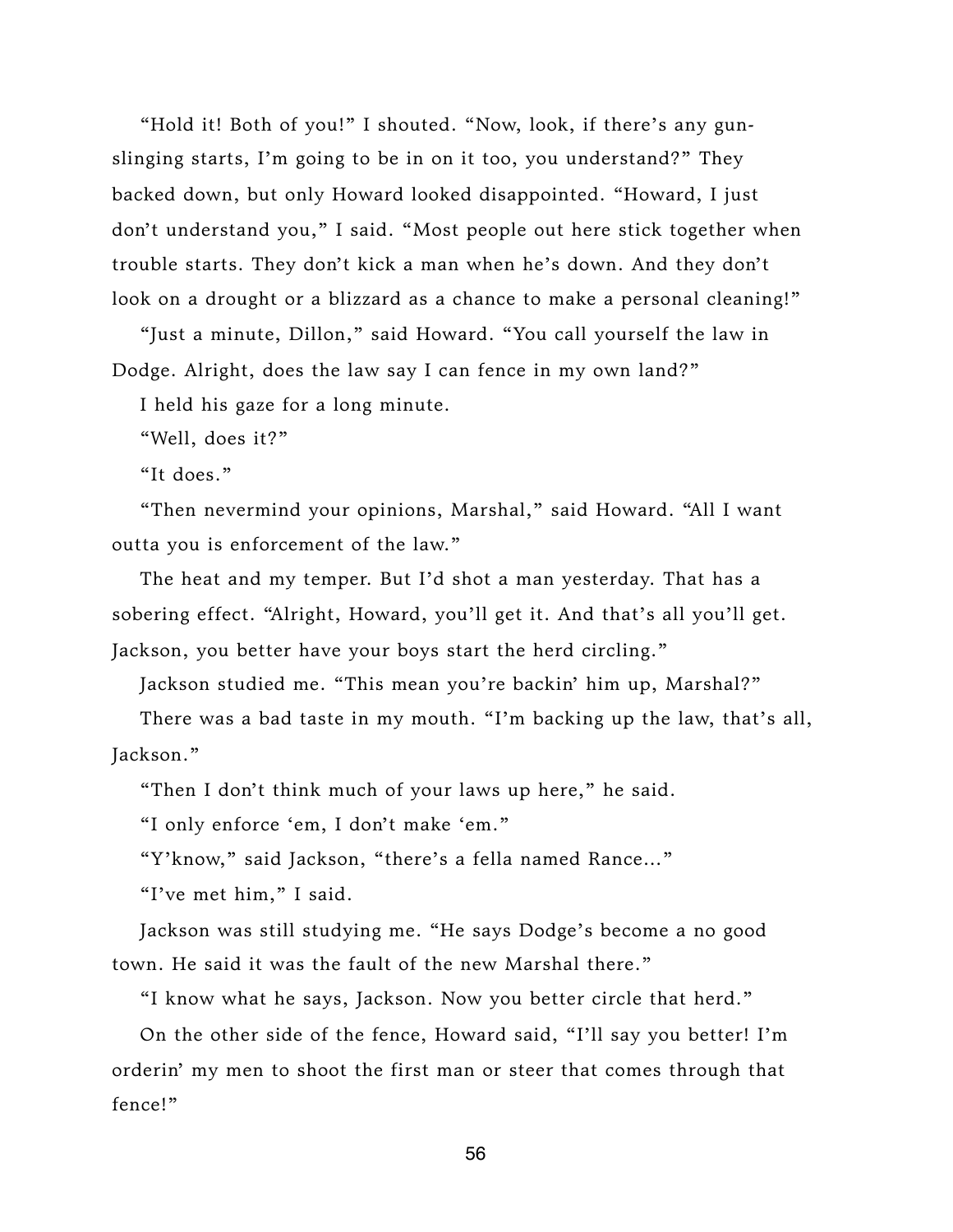"Hold it! Both of you!" I shouted. "Now, look, if there's any gunslinging starts, I'm going to be in on it too, you understand?" They backed down, but only Howard looked disappointed. "Howard, I just don't understand you," I said. "Most people out here stick together when trouble starts. They don't kick a man when he's down. And they don't look on a drought or a blizzard as a chance to make a personal cleaning!"

"Just a minute, Dillon," said Howard. "You call yourself the law in Dodge. Alright, does the law say I can fence in my own land?"

I held his gaze for a long minute.

"Well, does it?"

"It does."

"Then nevermind your opinions, Marshal," said Howard. "All I want outta you is enforcement of the law."

The heat and my temper. But I'd shot a man yesterday. That has a sobering effect. "Alright, Howard, you'll get it. And that's all you'll get. Jackson, you better have your boys start the herd circling."

Jackson studied me. "This mean you're backin' him up, Marshal?"

There was a bad taste in my mouth. "I'm backing up the law, that's all, Jackson."

"Then I don't think much of your laws up here," he said.

"I only enforce 'em, I don't make 'em."

"Y'know," said Jackson, "there's a fella named Rance..."

"I've met him," I said.

Jackson was still studying me. "He says Dodge's become a no good town. He said it was the fault of the new Marshal there."

"I know what he says, Jackson. Now you better circle that herd."

On the other side of the fence, Howard said, "I'll say you better! I'm orderin' my men to shoot the first man or steer that comes through that fence!"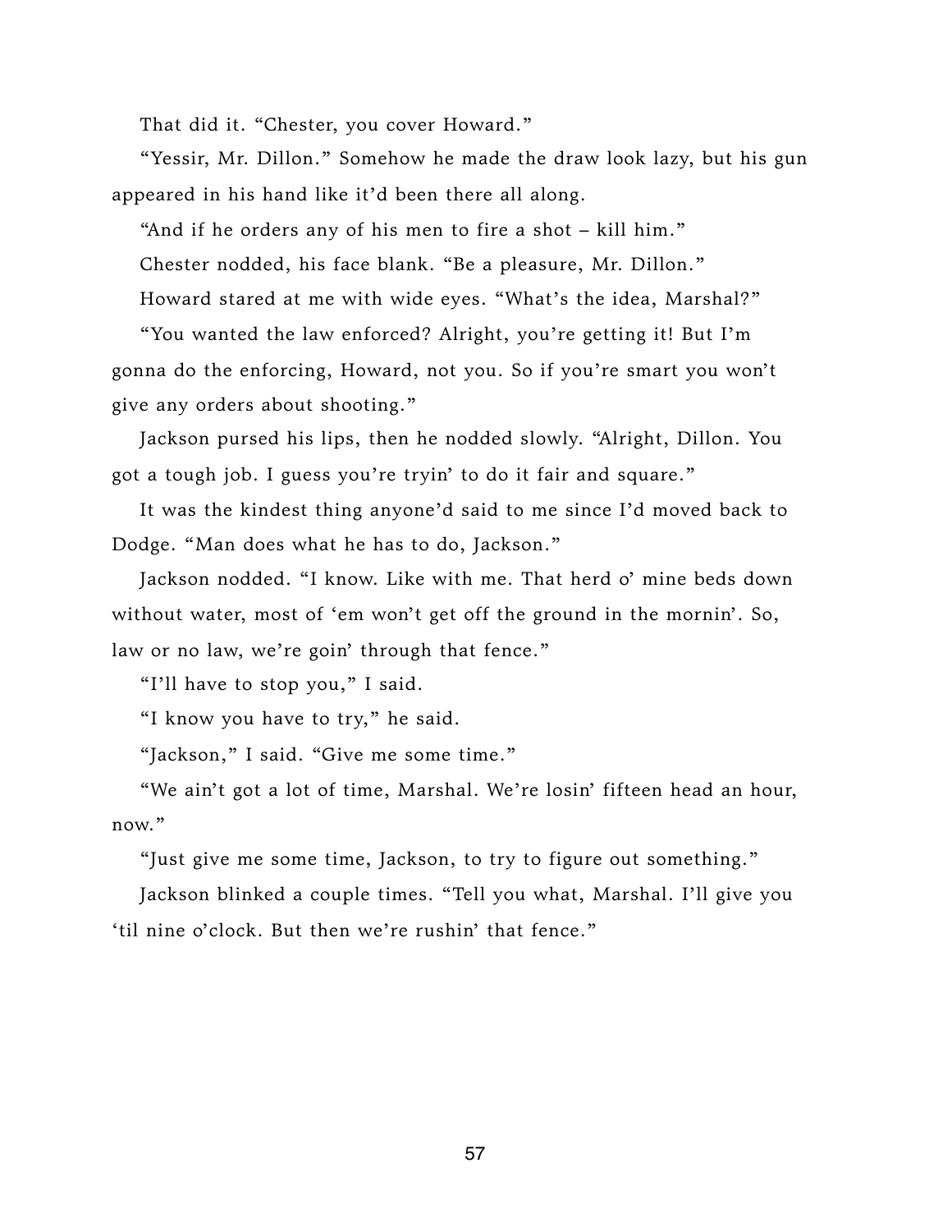That did it. “Chester, you cover Howard.”

“Yessir, Mr. Dillon.” Somehow he made the draw look lazy, but his gun appeared in his hand like it’d been there all along.

“And if he orders any of his men to fire a shot – kill him.”

Chester nodded, his face blank. “Be a pleasure, Mr. Dillon.”

Howard stared at me with wide eyes. “What’s the idea, Marshal?”

“You wanted the law enforced? Alright, you’re getting it! But I’m gonna do the enforcing, Howard, not you. So if you’re smart you won’t give any orders about shooting.”

Jackson pursed his lips, then he nodded slowly. “Alright, Dillon. You got a tough job. I guess you’re tryin’ to do it fair and square.”

It was the kindest thing anyone’d said to me since I’d moved back to Dodge. “Man does what he has to do, Jackson.”

Jackson nodded. “I know. Like with me. That herd o’ mine beds down without water, most of ‘em won’t get off the ground in the mornin’. So, law or no law, we’re goin’ through that fence.”

“I’ll have to stop you,” I said.

“I know you have to try,” he said.

“Jackson,” I said. “Give me some time.”

“We ain’t got a lot of time, Marshal. We’re losin’ fifteen head an hour, now.”

“Just give me some time, Jackson, to try to figure out something.”

Jackson blinked a couple times. “Tell you what, Marshal. I’ll give you ‘til nine o’clock. But then we’re rushin’ that fence.”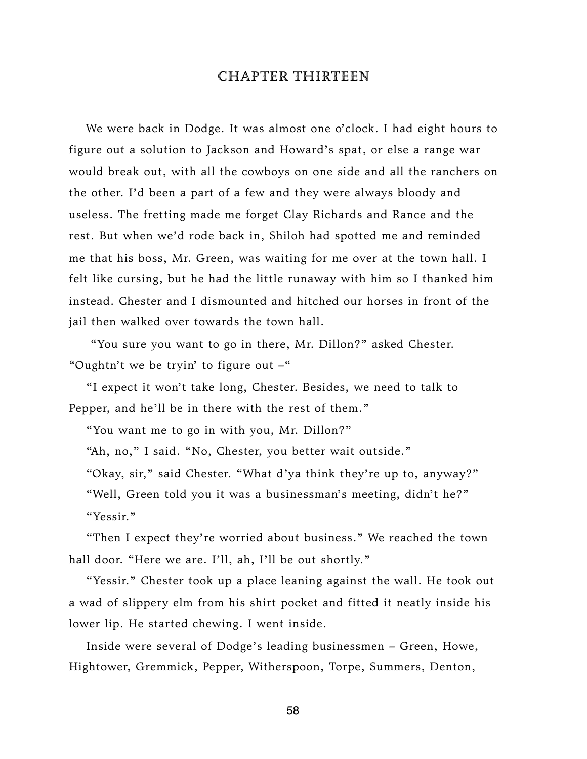# CHAPTER THIRTEEN

We were back in Dodge. It was almost one o'clock. I had eight hours to figure out a solution to Jackson and Howard's spat, or else a range war would break out, with all the cowboys on one side and all the ranchers on the other. I'd been a part of a few and they were always bloody and useless. The fretting made me forget Clay Richards and Rance and the rest. But when we'd rode back in, Shiloh had spotted me and reminded me that his boss, Mr. Green, was waiting for me over at the town hall. I felt like cursing, but he had the little runaway with him so I thanked him instead. Chester and I dismounted and hitched our horses in front of the jail then walked over towards the town hall.

"You sure you want to go in there, Mr. Dillon?" asked Chester. "Oughtn't we be tryin' to figure out –"

"I expect it won't take long, Chester. Besides, we need to talk to Pepper, and he'll be in there with the rest of them."

"You want me to go in with you, Mr. Dillon?"

"Ah, no," I said. "No, Chester, you better wait outside."

"Okay, sir," said Chester. "What d'ya think they're up to, anyway?"

"Well, Green told you it was a businessman's meeting, didn't he?"

"Yessir."

"Then I expect they're worried about business." We reached the town hall door. "Here we are. I'll, ah, I'll be out shortly."

"Yessir." Chester took up a place leaning against the wall. He took out a wad of slippery elm from his shirt pocket and fitted it neatly inside his lower lip. He started chewing. I went inside.

Inside were several of Dodge's leading businessmen – Green, Howe, Hightower, Gremmick, Pepper, Witherspoon, Torpe, Summers, Denton,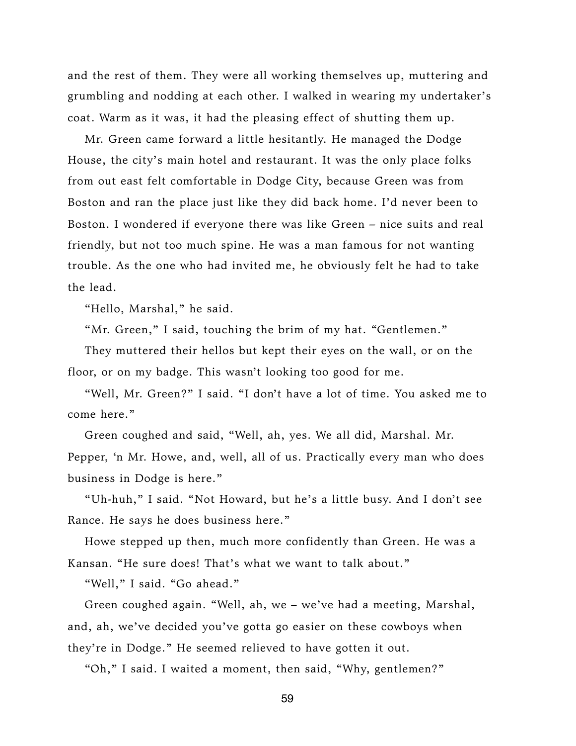and the rest of them. They were all working themselves up, muttering and grumbling and nodding at each other. I walked in wearing my undertaker's coat. Warm as it was, it had the pleasing effect of shutting them up.

Mr. Green came forward a little hesitantly. He managed the Dodge House, the city's main hotel and restaurant. It was the only place folks from out east felt comfortable in Dodge City, because Green was from Boston and ran the place just like they did back home. I'd never been to Boston. I wondered if everyone there was like Green – nice suits and real friendly, but not too much spine. He was a man famous for not wanting trouble. As the one who had invited me, he obviously felt he had to take the lead.

"Hello, Marshal," he said.

"Mr. Green," I said, touching the brim of my hat. "Gentlemen."

They muttered their hellos but kept their eyes on the wall, or on the floor, or on my badge. This wasn't looking too good for me.

"Well, Mr. Green?" I said. "I don't have a lot of time. You asked me to come here."

Green coughed and said, "Well, ah, yes. We all did, Marshal. Mr. Pepper, 'n Mr. Howe, and, well, all of us. Practically every man who does business in Dodge is here."

"Uh-huh," I said. "Not Howard, but he's a little busy. And I don't see Rance. He says he does business here."

Howe stepped up then, much more confidently than Green. He was a Kansan. "He sure does! That's what we want to talk about."

"Well," I said. "Go ahead."

Green coughed again. "Well, ah, we – we've had a meeting, Marshal, and, ah, we've decided you've gotta go easier on these cowboys when they're in Dodge." He seemed relieved to have gotten it out.

"Oh," I said. I waited a moment, then said, "Why, gentlemen?"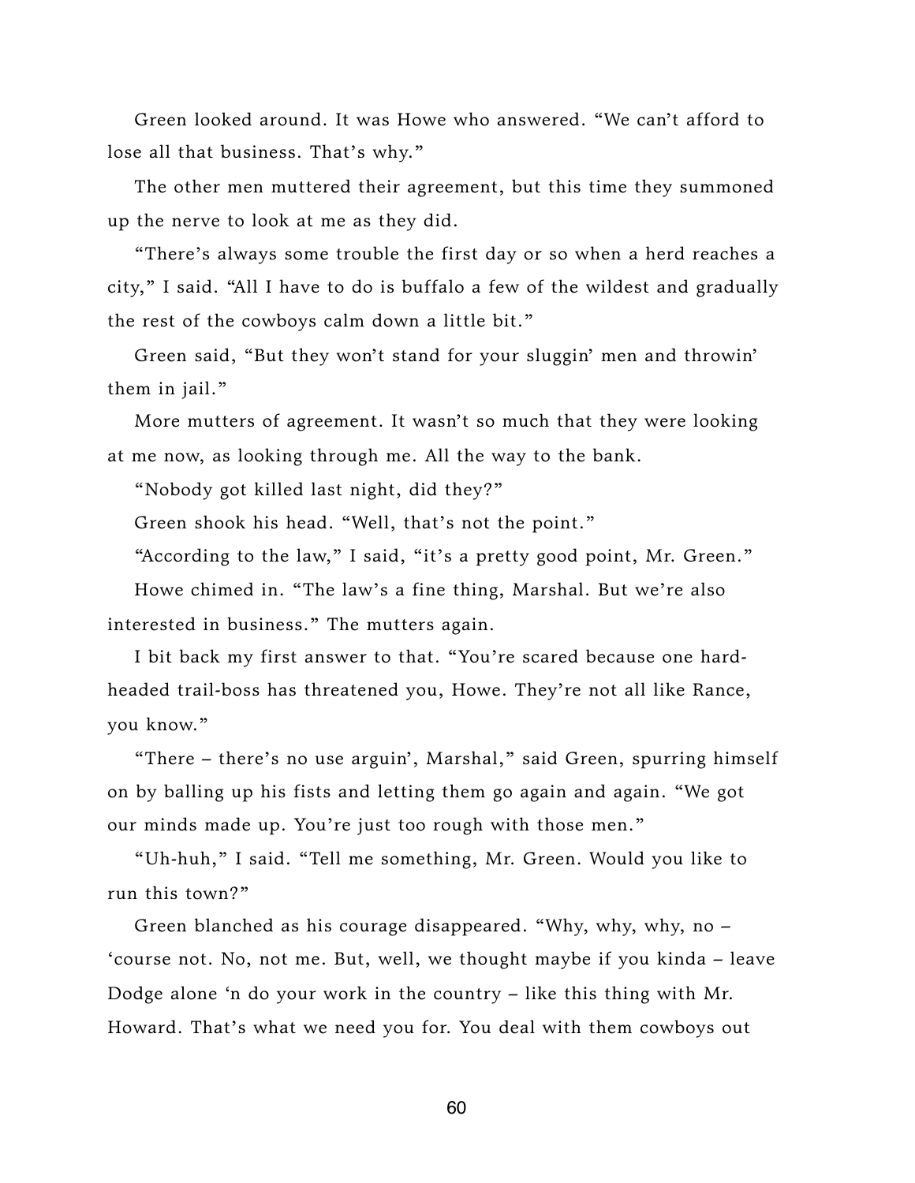Green looked around. It was Howe who answered. "We can't afford to lose all that business. That's why."

The other men muttered their agreement, but this time they summoned up the nerve to look at me as they did.

"There's always some trouble the first day or so when a herd reaches a city," I said. "All I have to do is buffalo a few of the wildest and gradually the rest of the cowboys calm down a little bit."

Green said, "But they won't stand for your sluggin' men and throwin' them in jail."

More mutters of agreement. It wasn't so much that they were looking at me now, as looking through me. All the way to the bank.

"Nobody got killed last night, did they?"

Green shook his head. "Well, that's not the point."

"According to the law," I said, "it's a pretty good point, Mr. Green."

Howe chimed in. "The law's a fine thing, Marshal. But we're also interested in business." The mutters again.

I bit back my first answer to that. "You're scared because one hard-headed trail-boss has threatened you, Howe. They're not all like Rance, you know."

"There – there's no use arguin', Marshal," said Green, spurring himself on by balling up his fists and letting them go again and again. "We got our minds made up. You're just too rough with those men."

"Uh-huh," I said. "Tell me something, Mr. Green. Would you like to run this town?"

Green blanched as his courage disappeared. "Why, why, why, no – 'course not. No, not me. But, well, we thought maybe if you kinda – leave Dodge alone 'n do your work in the country – like this thing with Mr. Howard. That's what we need you for. You deal with them cowboys out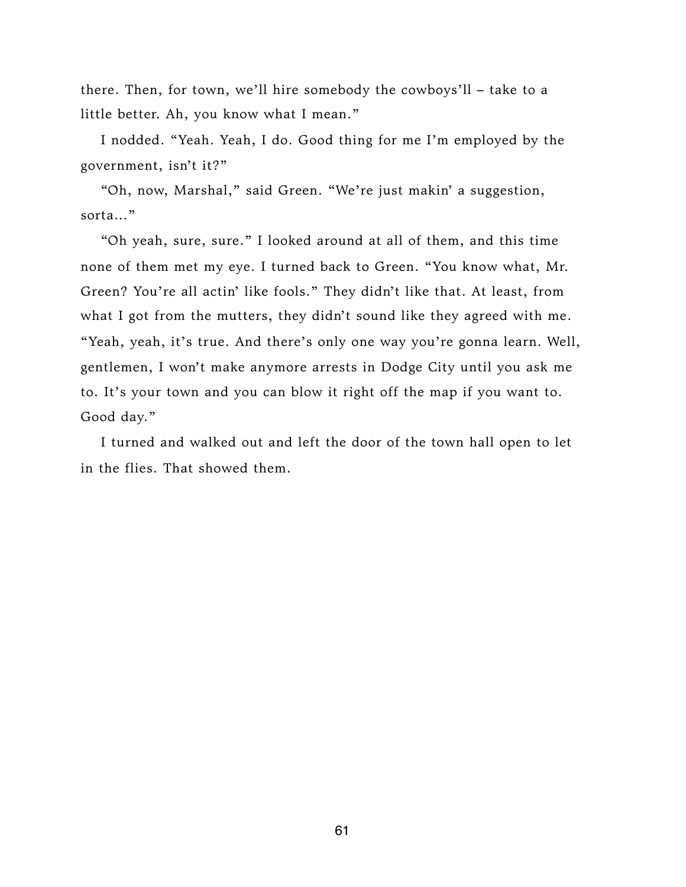there. Then, for town, we'll hire somebody the cowboys'll – take to a little better. Ah, you know what I mean."

I nodded. "Yeah. Yeah, I do. Good thing for me I'm employed by the government, isn't it?"

"Oh, now, Marshal," said Green. "We're just makin' a suggestion, sorta..."

"Oh yeah, sure, sure." I looked around at all of them, and this time none of them met my eye. I turned back to Green. "You know what, Mr. Green? You're all actin' like fools." They didn't like that. At least, from what I got from the mutters, they didn't sound like they agreed with me. "Yeah, yeah, it's true. And there's only one way you're gonna learn. Well, gentlemen, I won't make anymore arrests in Dodge City until you ask me to. It's your town and you can blow it right off the map if you want to. Good day."

I turned and walked out and left the door of the town hall open to let in the flies. That showed them.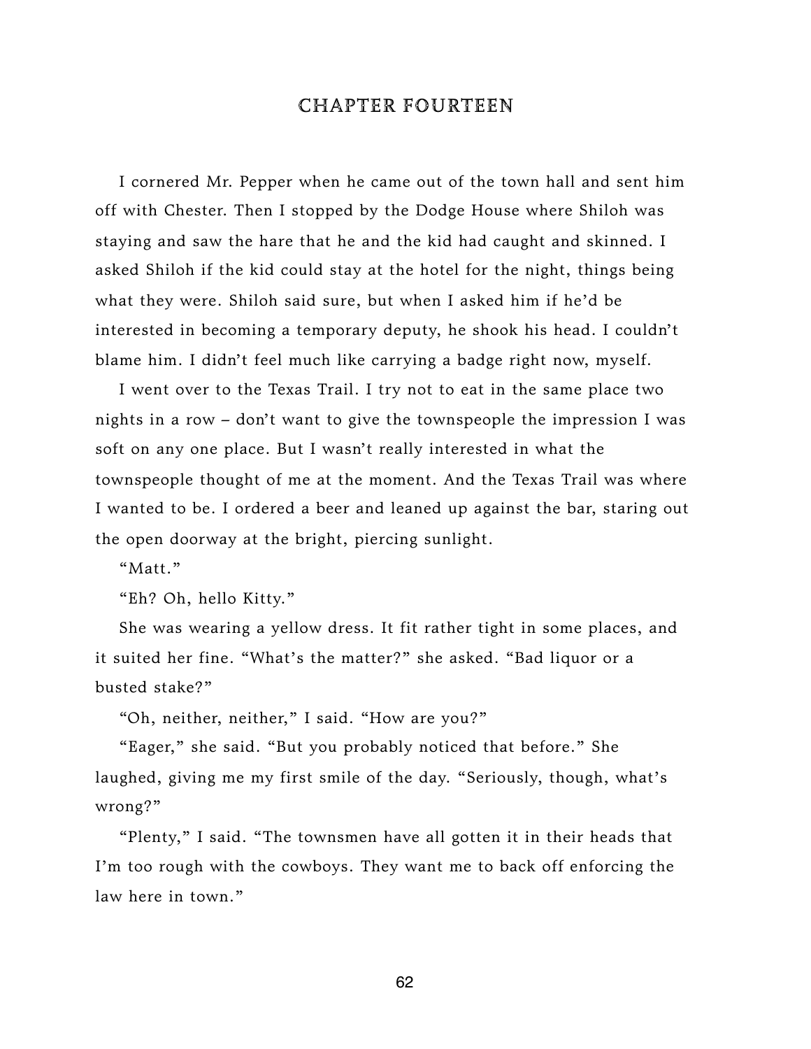# CHAPTER FOURTEEN

I cornered Mr. Pepper when he came out of the town hall and sent him off with Chester. Then I stopped by the Dodge House where Shiloh was staying and saw the hare that he and the kid had caught and skinned. I asked Shiloh if the kid could stay at the hotel for the night, things being what they were. Shiloh said sure, but when I asked him if he'd be interested in becoming a temporary deputy, he shook his head. I couldn't blame him. I didn't feel much like carrying a badge right now, myself.

I went over to the Texas Trail. I try not to eat in the same place two nights in a row – don't want to give the townspeople the impression I was soft on any one place. But I wasn't really interested in what the townspeople thought of me at the moment. And the Texas Trail was where I wanted to be. I ordered a beer and leaned up against the bar, staring out the open doorway at the bright, piercing sunlight.

"Matt."

"Eh? Oh, hello Kitty."

She was wearing a yellow dress. It fit rather tight in some places, and it suited her fine. "What's the matter?" she asked. "Bad liquor or a busted stake?"

"Oh, neither, neither," I said. "How are you?"

"Eager," she said. "But you probably noticed that before." She laughed, giving me my first smile of the day. "Seriously, though, what's wrong?"

"Plenty," I said. "The townsmen have all gotten it in their heads that I'm too rough with the cowboys. They want me to back off enforcing the law here in town."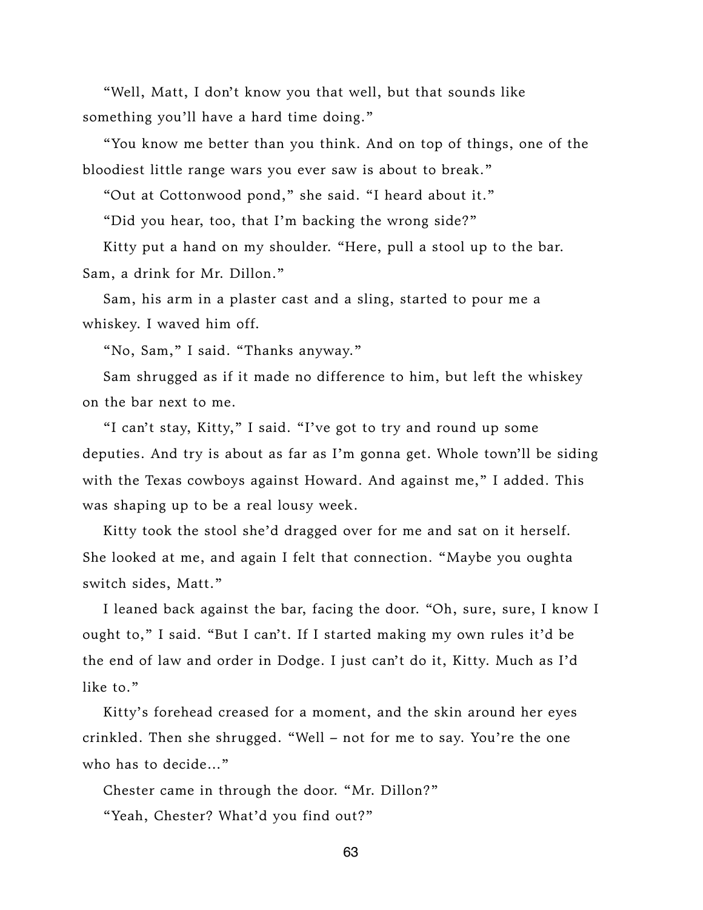"Well, Matt, I don't know you that well, but that sounds like something you'll have a hard time doing."

"You know me better than you think. And on top of things, one of the bloodiest little range wars you ever saw is about to break."

"Out at Cottonwood pond," she said. "I heard about it."

"Did you hear, too, that I'm backing the wrong side?"

Kitty put a hand on my shoulder. "Here, pull a stool up to the bar. Sam, a drink for Mr. Dillon."

Sam, his arm in a plaster cast and a sling, started to pour me a whiskey. I waved him off.

"No, Sam," I said. "Thanks anyway."

Sam shrugged as if it made no difference to him, but left the whiskey on the bar next to me.

"I can't stay, Kitty," I said. "I've got to try and round up some deputies. And try is about as far as I'm gonna get. Whole town'll be siding with the Texas cowboys against Howard. And against me," I added. This was shaping up to be a real lousy week.

Kitty took the stool she'd dragged over for me and sat on it herself. She looked at me, and again I felt that connection. "Maybe you oughta switch sides, Matt."

I leaned back against the bar, facing the door. "Oh, sure, sure, I know I ought to," I said. "But I can't. If I started making my own rules it'd be the end of law and order in Dodge. I just can't do it, Kitty. Much as I'd like to."

Kitty's forehead creased for a moment, and the skin around her eyes crinkled. Then she shrugged. "Well – not for me to say. You're the one who has to decide..."

Chester came in through the door. "Mr. Dillon?"

"Yeah, Chester? What'd you find out?"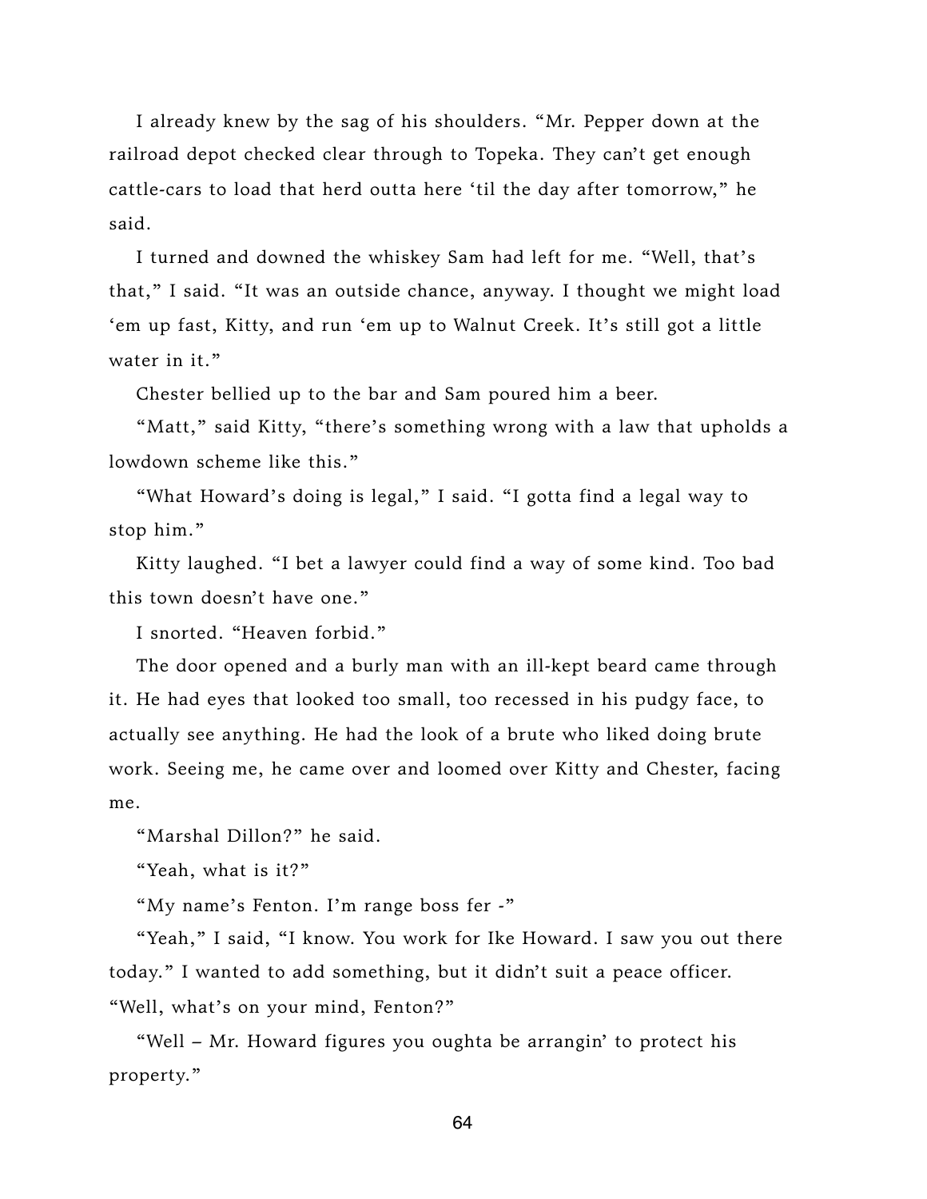I already knew by the sag of his shoulders. “Mr. Pepper down at the railroad depot checked clear through to Topeka. They can’t get enough cattle-cars to load that herd outta here ‘til the day after tomorrow,” he said.

I turned and downed the whiskey Sam had left for me. “Well, that’s that,” I said. “It was an outside chance, anyway. I thought we might load ‘em up fast, Kitty, and run ‘em up to Walnut Creek. It’s still got a little water in it.”

Chester bellied up to the bar and Sam poured him a beer.

“Matt,” said Kitty, “there’s something wrong with a law that upholds a lowdown scheme like this.”

“What Howard’s doing is legal,” I said. “I gotta find a legal way to stop him.”

Kitty laughed. “I bet a lawyer could find a way of some kind. Too bad this town doesn’t have one.”

I snorted. “Heaven forbid.”

The door opened and a burly man with an ill-kept beard came through it. He had eyes that looked too small, too recessed in his pudgy face, to actually see anything. He had the look of a brute who liked doing brute work. Seeing me, he came over and loomed over Kitty and Chester, facing me.

“Marshal Dillon?” he said.

“Yeah, what is it?”

“My name’s Fenton. I’m range boss fer -”

“Yeah,” I said, “I know. You work for Ike Howard. I saw you out there today.” I wanted to add something, but it didn’t suit a peace officer. “Well, what’s on your mind, Fenton?”

“Well – Mr. Howard figures you oughta be arrangin’ to protect his property.”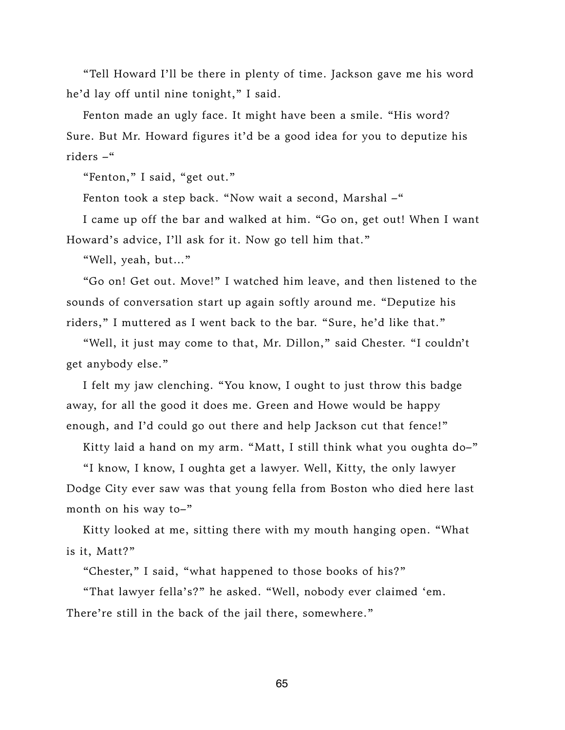"Tell Howard I'll be there in plenty of time. Jackson gave me his word he'd lay off until nine tonight," I said.

Fenton made an ugly face. It might have been a smile. "His word? Sure. But Mr. Howard figures it'd be a good idea for you to deputize his riders –"

"Fenton," I said, "get out."

Fenton took a step back. "Now wait a second, Marshal –"

I came up off the bar and walked at him. "Go on, get out! When I want Howard's advice, I'll ask for it. Now go tell him that."

"Well, yeah, but..."

"Go on! Get out. Move!" I watched him leave, and then listened to the sounds of conversation start up again softly around me. "Deputize his riders," I muttered as I went back to the bar. "Sure, he'd like that."

"Well, it just may come to that, Mr. Dillon," said Chester. "I couldn't get anybody else."

I felt my jaw clenching. "You know, I ought to just throw this badge away, for all the good it does me. Green and Howe would be happy enough, and I'd could go out there and help Jackson cut that fence!"

Kitty laid a hand on my arm. "Matt, I still think what you oughta do–"

"I know, I know, I oughta get a lawyer. Well, Kitty, the only lawyer Dodge City ever saw was that young fella from Boston who died here last month on his way to–"

Kitty looked at me, sitting there with my mouth hanging open. "What is it, Matt?"

"Chester," I said, "what happened to those books of his?"

"That lawyer fella's?" he asked. "Well, nobody ever claimed 'em. There're still in the back of the jail there, somewhere."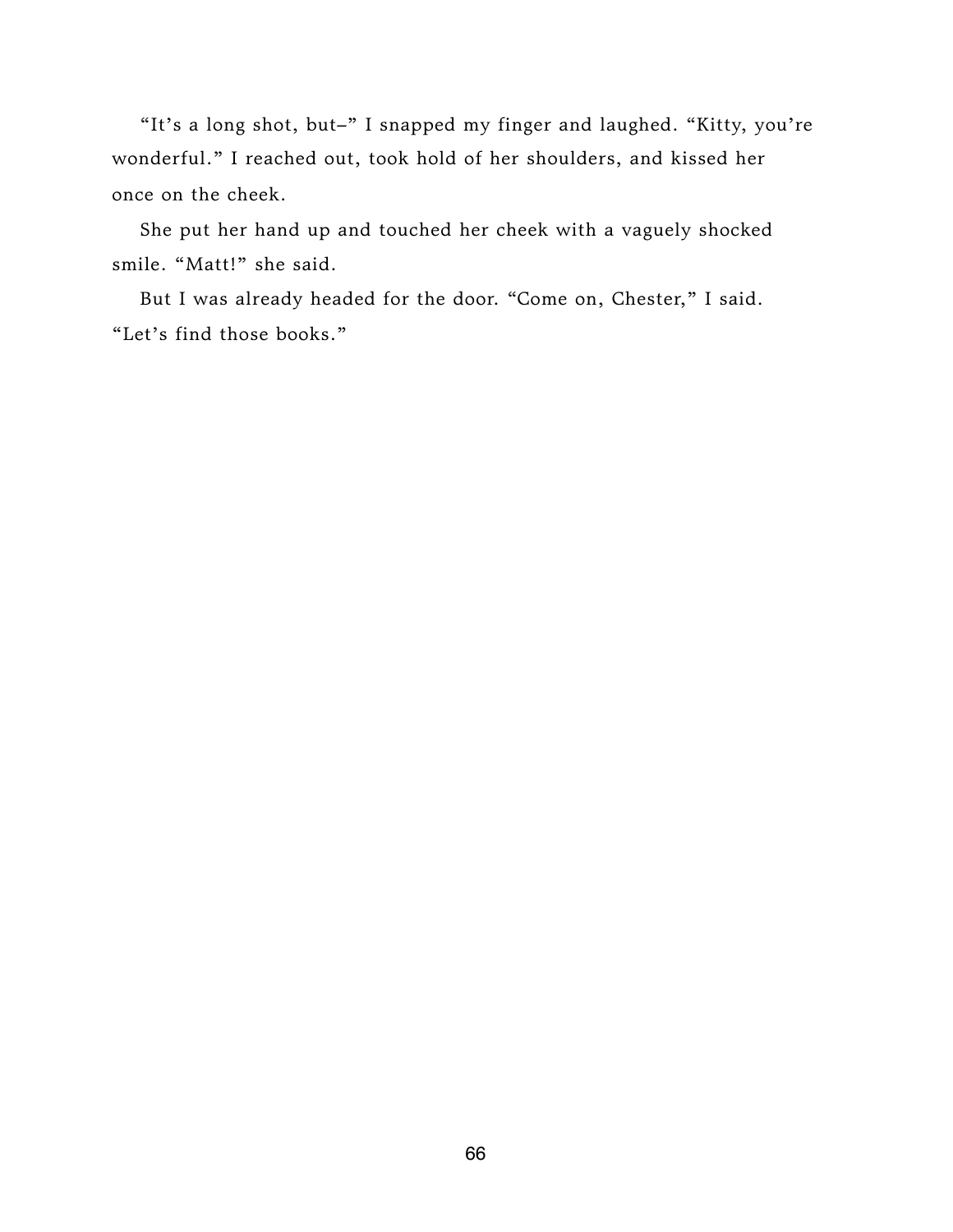"It's a long shot, but–" I snapped my finger and laughed. "Kitty, you're wonderful." I reached out, took hold of her shoulders, and kissed her once on the cheek.

She put her hand up and touched her cheek with a vaguely shocked smile. "Matt!" she said.

But I was already headed for the door. "Come on, Chester," I said. "Let's find those books."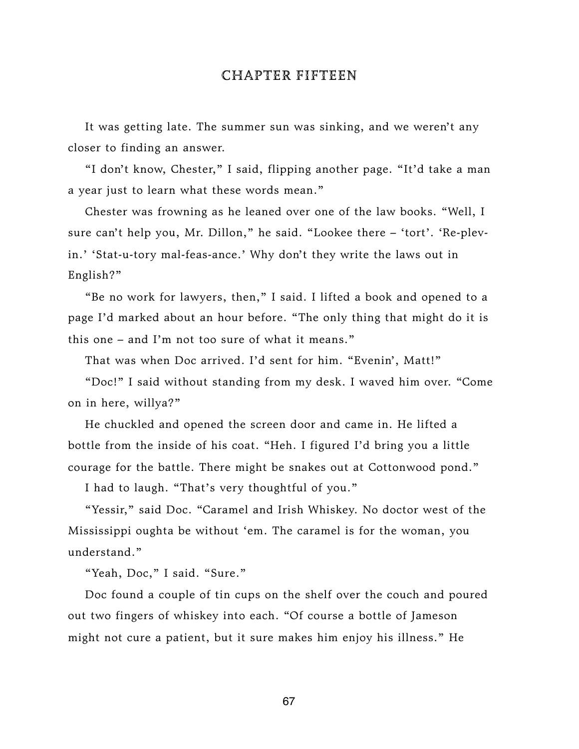# CHAPTER FIFTEEN

It was getting late. The summer sun was sinking, and we weren't any closer to finding an answer.

"I don't know, Chester," I said, flipping another page. "It'd take a man a year just to learn what these words mean."

Chester was frowning as he leaned over one of the law books. "Well, I sure can't help you, Mr. Dillon," he said. "Lookee there – 'tort'. 'Re-plev-in.' 'Stat-u-tory mal-feas-ance.' Why don't they write the laws out in English?"

"Be no work for lawyers, then," I said. I lifted a book and opened to a page I'd marked about an hour before. "The only thing that might do it is this one – and I'm not too sure of what it means."

That was when Doc arrived. I'd sent for him. "Evenin', Matt!"

"Doc!" I said without standing from my desk. I waved him over. "Come on in here, willya?"

He chuckled and opened the screen door and came in. He lifted a bottle from the inside of his coat. "Heh. I figured I'd bring you a little courage for the battle. There might be snakes out at Cottonwood pond."

I had to laugh. "That's very thoughtful of you."

"Yessir," said Doc. "Caramel and Irish Whiskey. No doctor west of the Mississippi oughta be without 'em. The caramel is for the woman, you understand."

"Yeah, Doc," I said. "Sure."

Doc found a couple of tin cups on the shelf over the couch and poured out two fingers of whiskey into each. "Of course a bottle of Jameson might not cure a patient, but it sure makes him enjoy his illness." He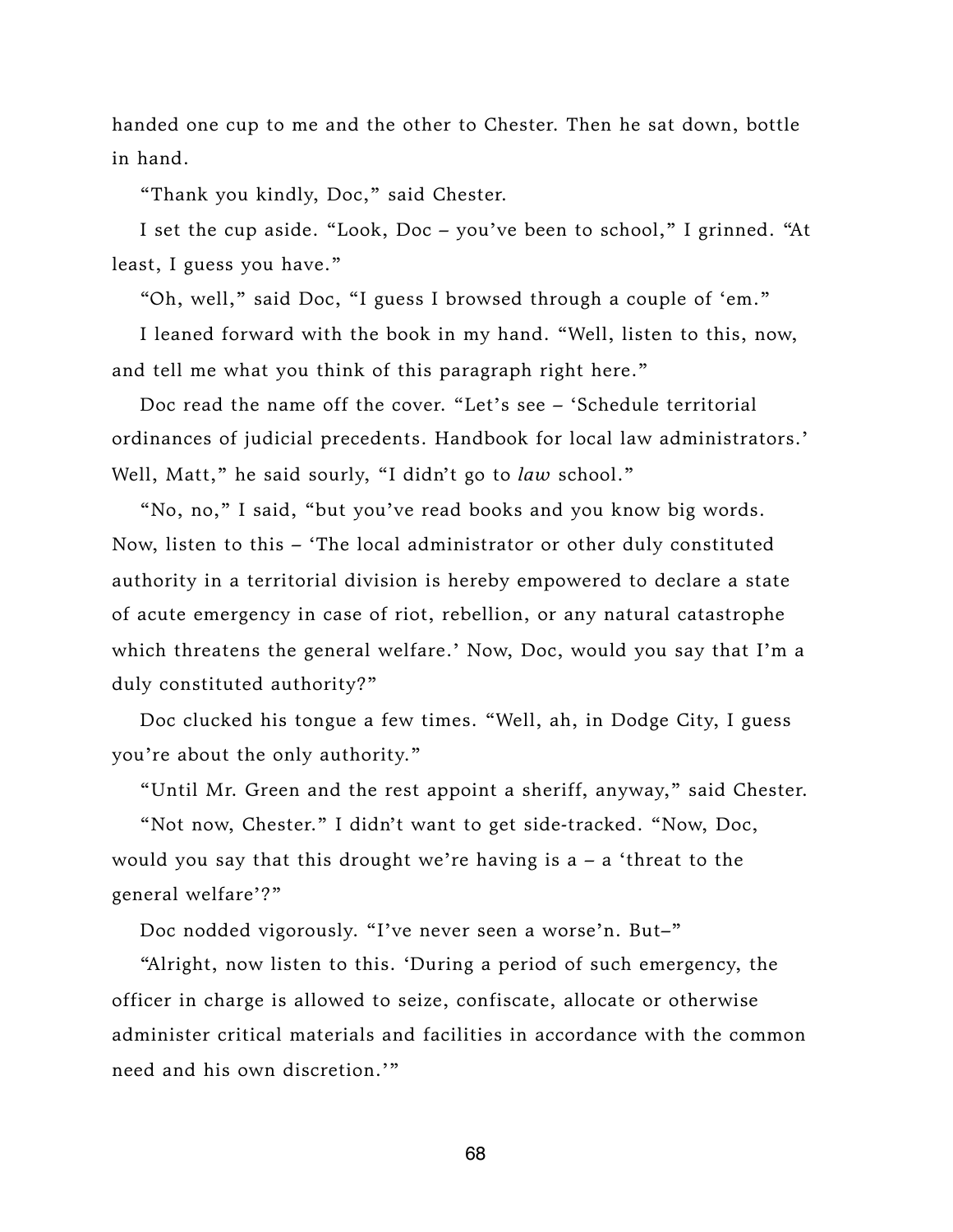handed one cup to me and the other to Chester. Then he sat down, bottle in hand.

"Thank you kindly, Doc," said Chester.

I set the cup aside. "Look, Doc – you've been to school," I grinned. "At least, I guess you have."

"Oh, well," said Doc, "I guess I browsed through a couple of 'em."

I leaned forward with the book in my hand. "Well, listen to this, now, and tell me what you think of this paragraph right here."

Doc read the name off the cover. "Let's see – 'Schedule territorial ordinances of judicial precedents. Handbook for local law administrators.' Well, Matt," he said sourly, "I didn't go to *law* school."

"No, no," I said, "but you've read books and you know big words. Now, listen to this – 'The local administrator or other duly constituted authority in a territorial division is hereby empowered to declare a state of acute emergency in case of riot, rebellion, or any natural catastrophe which threatens the general welfare.' Now, Doc, would you say that I'm a duly constituted authority?"

Doc clucked his tongue a few times. "Well, ah, in Dodge City, I guess you're about the only authority."

"Until Mr. Green and the rest appoint a sheriff, anyway," said Chester.

"Not now, Chester." I didn't want to get side-tracked. "Now, Doc, would you say that this drought we're having is a – a 'threat to the general welfare'?"

Doc nodded vigorously. "I've never seen a worse'n. But–"

"Alright, now listen to this. 'During a period of such emergency, the officer in charge is allowed to seize, confiscate, allocate or otherwise administer critical materials and facilities in accordance with the common need and his own discretion.'"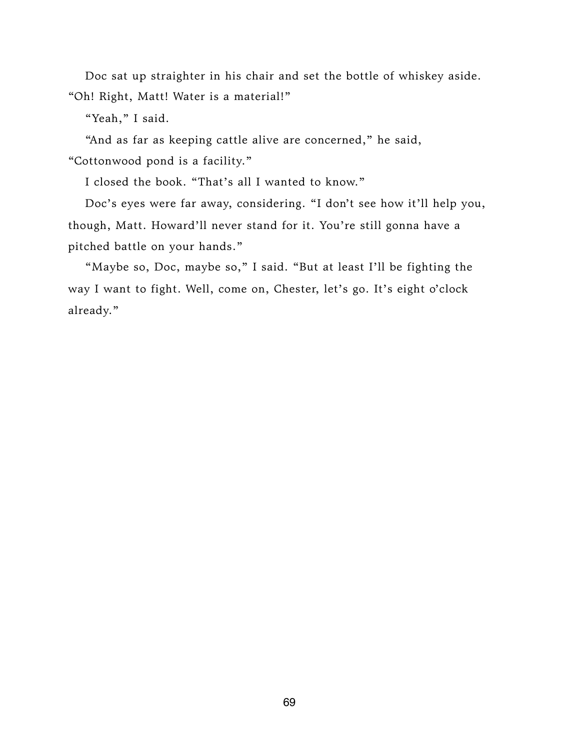Doc sat up straighter in his chair and set the bottle of whiskey aside. "Oh! Right, Matt! Water is a material!"

"Yeah," I said.

"And as far as keeping cattle alive are concerned," he said, "Cottonwood pond is a facility."

I closed the book. "That's all I wanted to know."

Doc's eyes were far away, considering. "I don't see how it'll help you, though, Matt. Howard'll never stand for it. You're still gonna have a pitched battle on your hands."

"Maybe so, Doc, maybe so," I said. "But at least I'll be fighting the way I want to fight. Well, come on, Chester, let's go. It's eight o'clock already."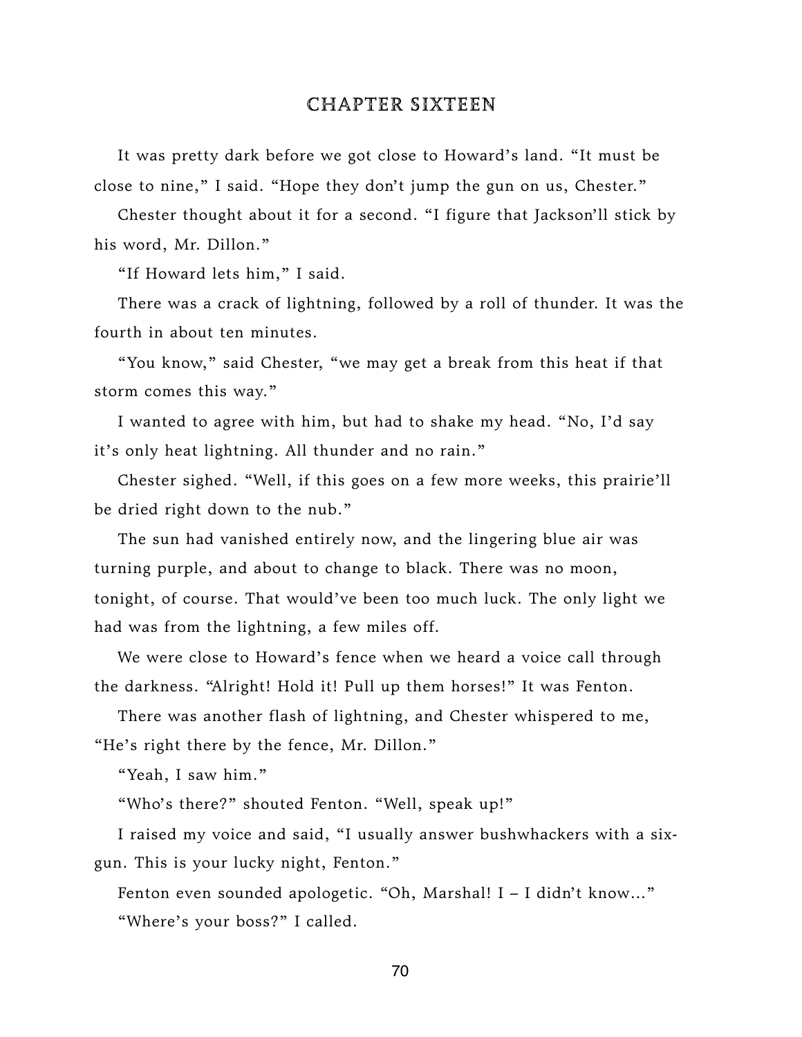# CHAPTER SIXTEEN

It was pretty dark before we got close to Howard's land. "It must be close to nine," I said. "Hope they don't jump the gun on us, Chester."

Chester thought about it for a second. "I figure that Jackson'll stick by his word, Mr. Dillon."

"If Howard lets him," I said.

There was a crack of lightning, followed by a roll of thunder. It was the fourth in about ten minutes.

"You know," said Chester, "we may get a break from this heat if that storm comes this way."

I wanted to agree with him, but had to shake my head. "No, I'd say it's only heat lightning. All thunder and no rain."

Chester sighed. "Well, if this goes on a few more weeks, this prairie'll be dried right down to the nub."

The sun had vanished entirely now, and the lingering blue air was turning purple, and about to change to black. There was no moon, tonight, of course. That would've been too much luck. The only light we had was from the lightning, a few miles off.

We were close to Howard's fence when we heard a voice call through the darkness. "Alright! Hold it! Pull up them horses!" It was Fenton.

There was another flash of lightning, and Chester whispered to me, "He's right there by the fence, Mr. Dillon."

"Yeah, I saw him."

"Who's there?" shouted Fenton. "Well, speak up!"

I raised my voice and said, "I usually answer bushwhackers with a six-gun. This is your lucky night, Fenton."

Fenton even sounded apologetic. "Oh, Marshal! I – I didn't know..."

"Where's your boss?" I called.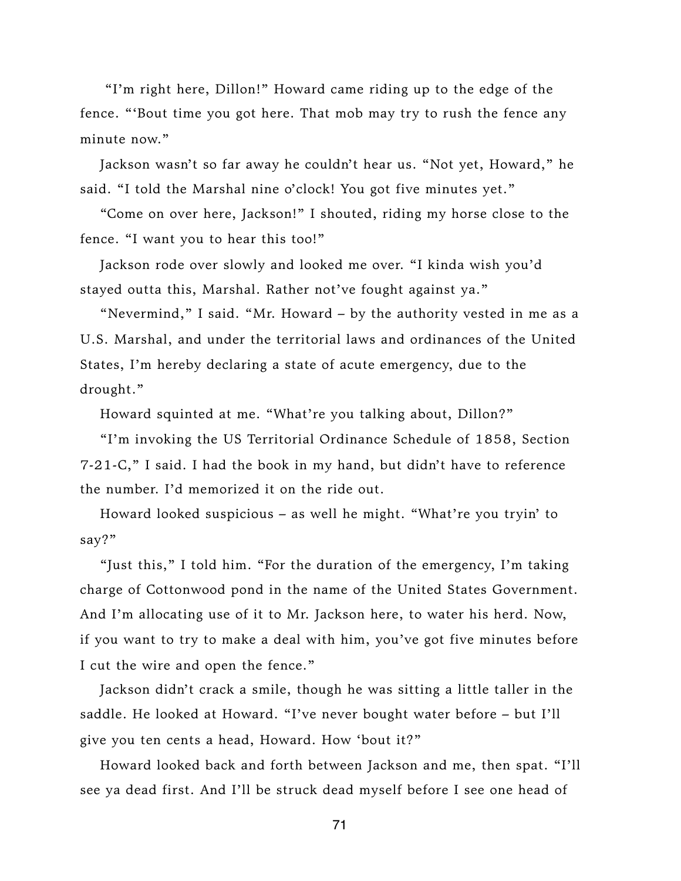"I'm right here, Dillon!" Howard came riding up to the edge of the fence. "'Bout time you got here. That mob may try to rush the fence any minute now."

Jackson wasn't so far away he couldn't hear us. "Not yet, Howard," he said. "I told the Marshal nine o'clock! You got five minutes yet."

"Come on over here, Jackson!" I shouted, riding my horse close to the fence. "I want you to hear this too!"

Jackson rode over slowly and looked me over. "I kinda wish you'd stayed outta this, Marshal. Rather not've fought against ya."

"Nevermind," I said. "Mr. Howard – by the authority vested in me as a U.S. Marshal, and under the territorial laws and ordinances of the United States, I'm hereby declaring a state of acute emergency, due to the drought."

Howard squinted at me. "What're you talking about, Dillon?"

"I'm invoking the US Territorial Ordinance Schedule of 1858, Section 7-21-C," I said. I had the book in my hand, but didn't have to reference the number. I'd memorized it on the ride out.

Howard looked suspicious – as well he might. "What're you tryin' to say?"

"Just this," I told him. "For the duration of the emergency, I'm taking charge of Cottonwood pond in the name of the United States Government. And I'm allocating use of it to Mr. Jackson here, to water his herd. Now, if you want to try to make a deal with him, you've got five minutes before I cut the wire and open the fence."

Jackson didn't crack a smile, though he was sitting a little taller in the saddle. He looked at Howard. "I've never bought water before – but I'll give you ten cents a head, Howard. How 'bout it?"

Howard looked back and forth between Jackson and me, then spat. "I'll see ya dead first. And I'll be struck dead myself before I see one head of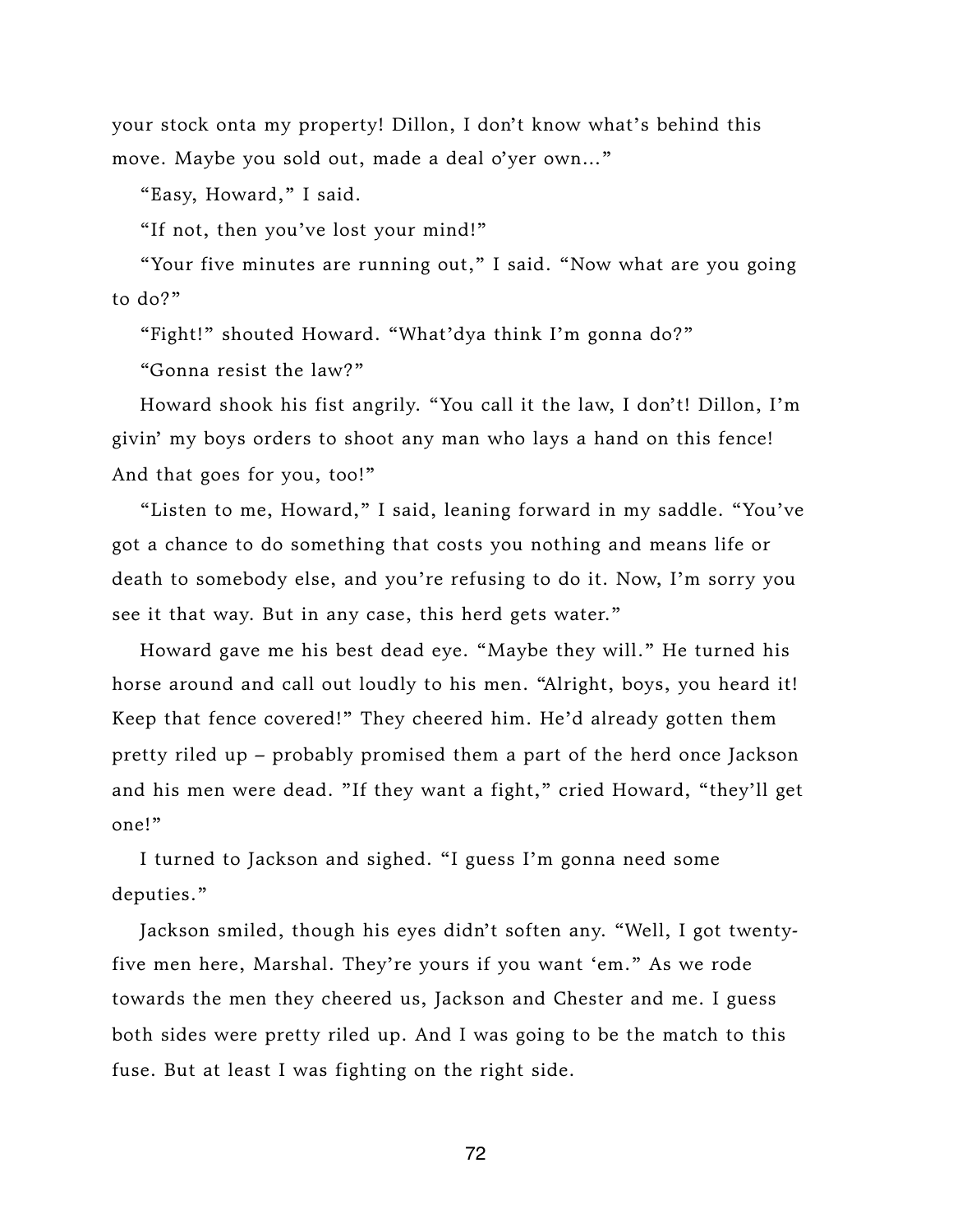your stock onta my property! Dillon, I don't know what's behind this move. Maybe you sold out, made a deal o'yer own..."

"Easy, Howard," I said.

"If not, then you've lost your mind!"

"Your five minutes are running out," I said. "Now what are you going to do?"

"Fight!" shouted Howard. "What'dya think I'm gonna do?"

"Gonna resist the law?"

Howard shook his fist angrily. "You call it the law, I don't! Dillon, I'm givin' my boys orders to shoot any man who lays a hand on this fence! And that goes for you, too!"

"Listen to me, Howard," I said, leaning forward in my saddle. "You've got a chance to do something that costs you nothing and means life or death to somebody else, and you're refusing to do it. Now, I'm sorry you see it that way. But in any case, this herd gets water."

Howard gave me his best dead eye. "Maybe they will." He turned his horse around and call out loudly to his men. "Alright, boys, you heard it! Keep that fence covered!" They cheered him. He'd already gotten them pretty riled up – probably promised them a part of the herd once Jackson and his men were dead. "If they want a fight," cried Howard, "they'll get one!"

I turned to Jackson and sighed. "I guess I'm gonna need some deputies."

Jackson smiled, though his eyes didn't soften any. "Well, I got twenty-five men here, Marshal. They're yours if you want 'em." As we rode towards the men they cheered us, Jackson and Chester and me. I guess both sides were pretty riled up. And I was going to be the match to this fuse. But at least I was fighting on the right side.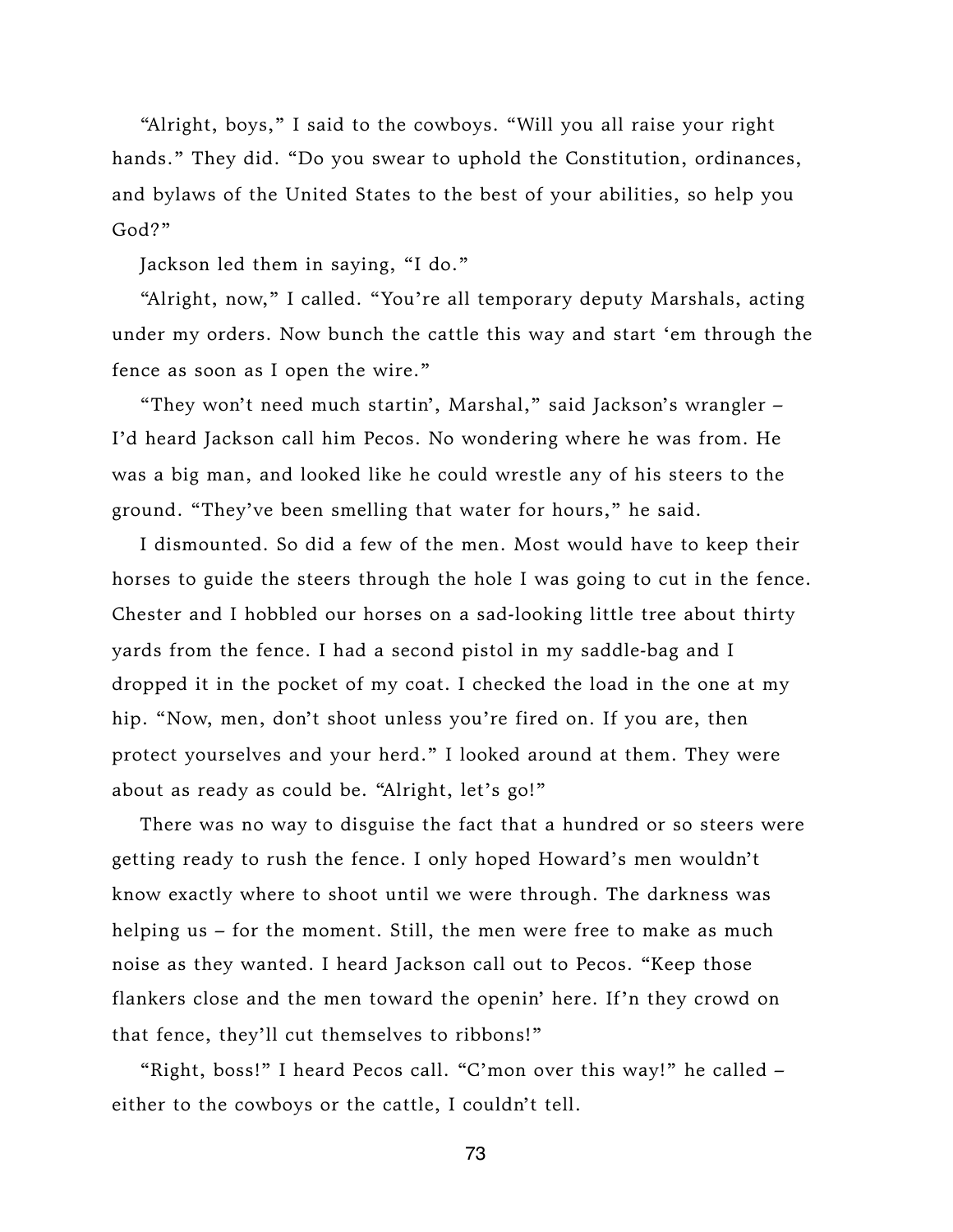"Alright, boys," I said to the cowboys. "Will you all raise your right hands." They did. "Do you swear to uphold the Constitution, ordinances, and bylaws of the United States to the best of your abilities, so help you God?"

Jackson led them in saying, "I do."

"Alright, now," I called. "You're all temporary deputy Marshals, acting under my orders. Now bunch the cattle this way and start 'em through the fence as soon as I open the wire."

"They won't need much startin', Marshal," said Jackson's wrangler – I'd heard Jackson call him Pecos. No wondering where he was from. He was a big man, and looked like he could wrestle any of his steers to the ground. "They've been smelling that water for hours," he said.

I dismounted. So did a few of the men. Most would have to keep their horses to guide the steers through the hole I was going to cut in the fence. Chester and I hobbled our horses on a sad-looking little tree about thirty yards from the fence. I had a second pistol in my saddle-bag and I dropped it in the pocket of my coat. I checked the load in the one at my hip. "Now, men, don't shoot unless you're fired on. If you are, then protect yourselves and your herd." I looked around at them. They were about as ready as could be. "Alright, let's go!"

There was no way to disguise the fact that a hundred or so steers were getting ready to rush the fence. I only hoped Howard's men wouldn't know exactly where to shoot until we were through. The darkness was helping us – for the moment. Still, the men were free to make as much noise as they wanted. I heard Jackson call out to Pecos. "Keep those flankers close and the men toward the openin' here. If'n they crowd on that fence, they'll cut themselves to ribbons!"

"Right, boss!" I heard Pecos call. "C'mon over this way!" he called – either to the cowboys or the cattle, I couldn't tell.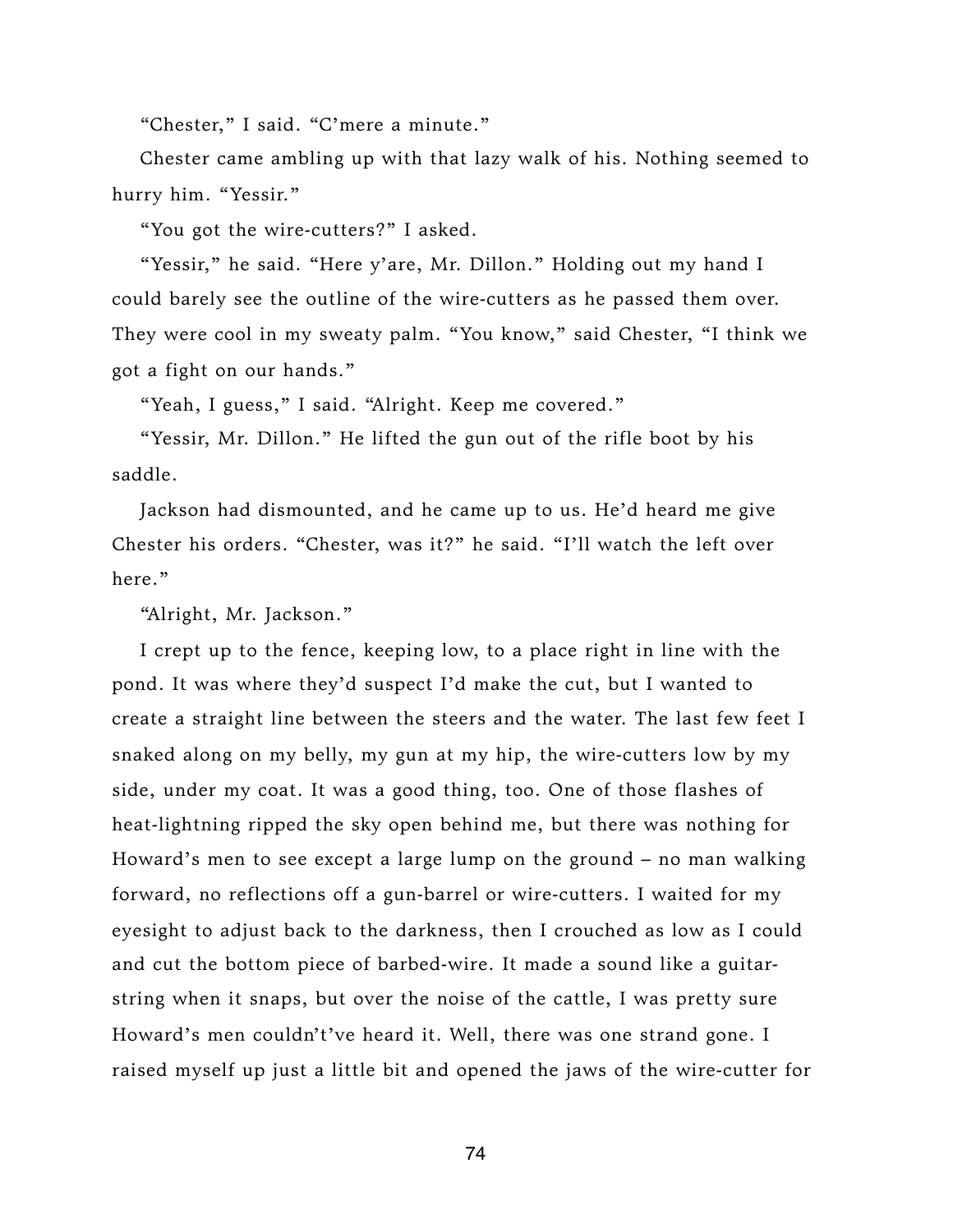"Chester," I said. "C'mere a minute."

Chester came ambling up with that lazy walk of his. Nothing seemed to hurry him. "Yessir."

"You got the wire-cutters?" I asked.

"Yessir," he said. "Here y'are, Mr. Dillon." Holding out my hand I could barely see the outline of the wire-cutters as he passed them over. They were cool in my sweaty palm. "You know," said Chester, "I think we got a fight on our hands."

"Yeah, I guess," I said. "Alright. Keep me covered."

"Yessir, Mr. Dillon." He lifted the gun out of the rifle boot by his saddle.

Jackson had dismounted, and he came up to us. He'd heard me give Chester his orders. "Chester, was it?" he said. "I'll watch the left over here."

"Alright, Mr. Jackson."

I crept up to the fence, keeping low, to a place right in line with the pond. It was where they'd suspect I'd make the cut, but I wanted to create a straight line between the steers and the water. The last few feet I snaked along on my belly, my gun at my hip, the wire-cutters low by my side, under my coat. It was a good thing, too. One of those flashes of heat-lightning ripped the sky open behind me, but there was nothing for Howard's men to see except a large lump on the ground – no man walking forward, no reflections off a gun-barrel or wire-cutters. I waited for my eyesight to adjust back to the darkness, then I crouched as low as I could and cut the bottom piece of barbed-wire. It made a sound like a guitar-string when it snaps, but over the noise of the cattle, I was pretty sure Howard's men couldn't've heard it. Well, there was one strand gone. I raised myself up just a little bit and opened the jaws of the wire-cutter for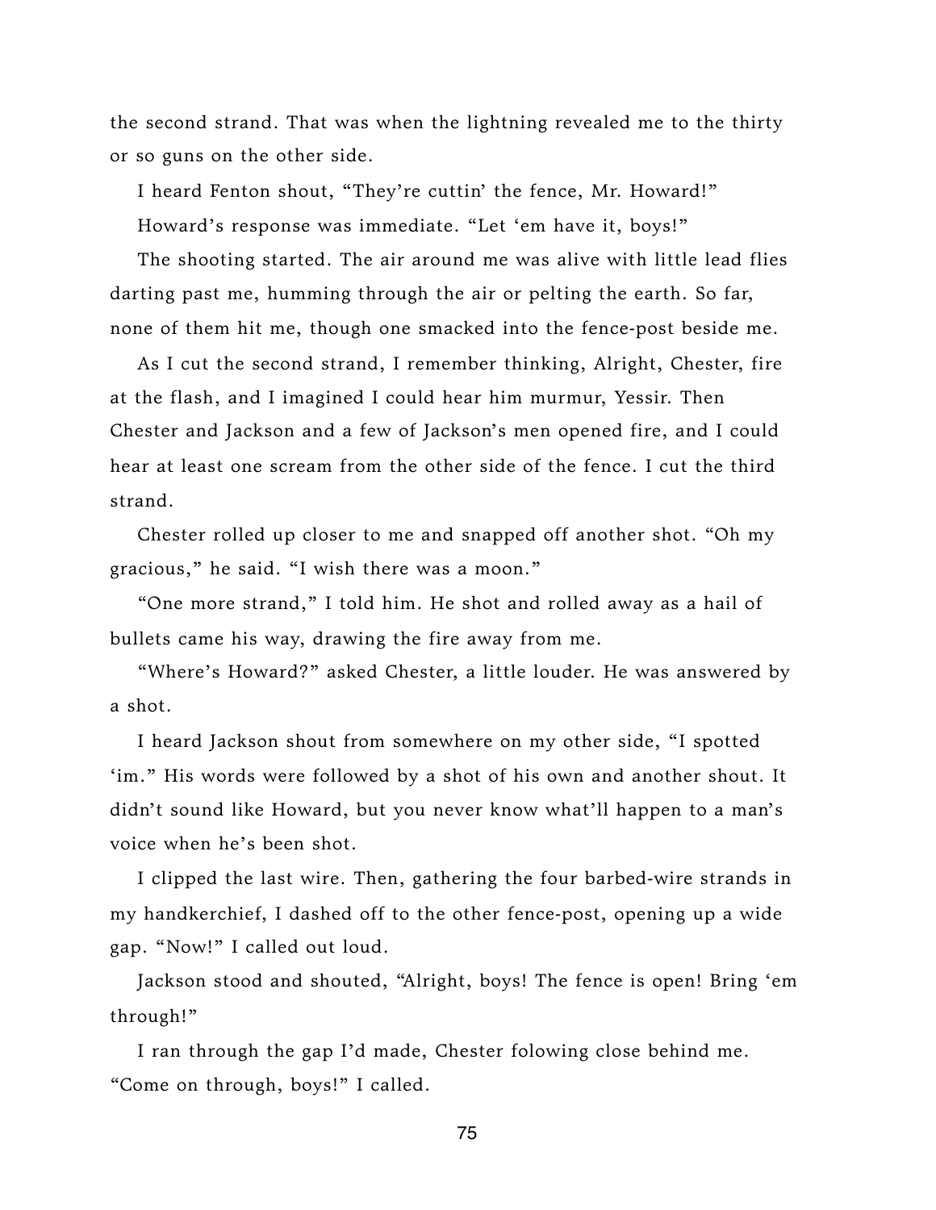the second strand. That was when the lightning revealed me to the thirty or so guns on the other side.

I heard Fenton shout, "They're cuttin' the fence, Mr. Howard!"

Howard's response was immediate. "Let 'em have it, boys!"

The shooting started. The air around me was alive with little lead flies darting past me, humming through the air or pelting the earth. So far, none of them hit me, though one smacked into the fence-post beside me.

As I cut the second strand, I remember thinking, Alright, Chester, fire at the flash, and I imagined I could hear him murmur, Yessir. Then Chester and Jackson and a few of Jackson's men opened fire, and I could hear at least one scream from the other side of the fence. I cut the third strand.

Chester rolled up closer to me and snapped off another shot. "Oh my gracious," he said. "I wish there was a moon."

"One more strand," I told him. He shot and rolled away as a hail of bullets came his way, drawing the fire away from me.

"Where's Howard?" asked Chester, a little louder. He was answered by a shot.

I heard Jackson shout from somewhere on my other side, "I spotted 'im." His words were followed by a shot of his own and another shout. It didn't sound like Howard, but you never know what'll happen to a man's voice when he's been shot.

I clipped the last wire. Then, gathering the four barbed-wire strands in my handkerchief, I dashed off to the other fence-post, opening up a wide gap. "Now!" I called out loud.

Jackson stood and shouted, "Alright, boys! The fence is open! Bring 'em through!"

I ran through the gap I'd made, Chester folowing close behind me. "Come on through, boys!" I called.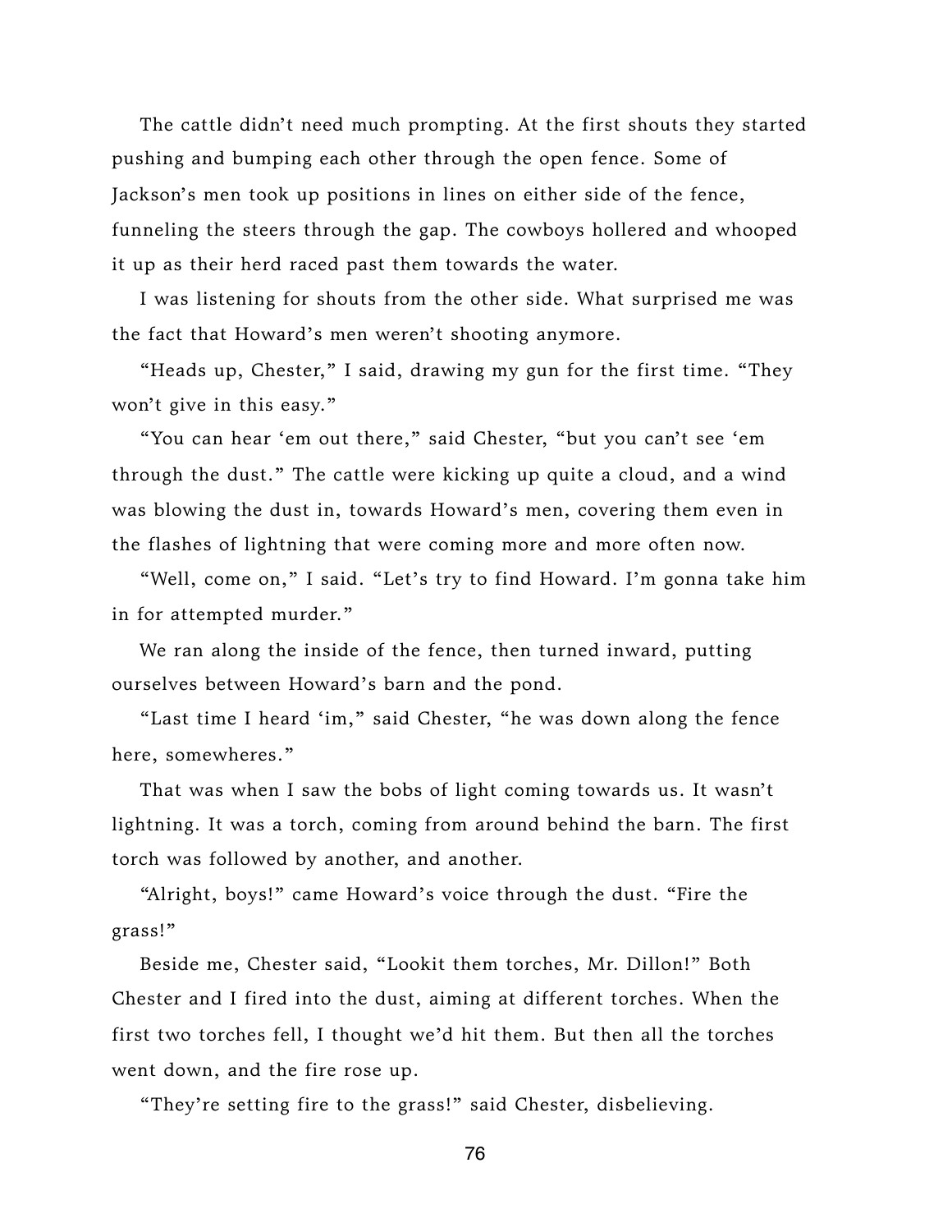The cattle didn't need much prompting. At the first shouts they started pushing and bumping each other through the open fence. Some of Jackson's men took up positions in lines on either side of the fence, funneling the steers through the gap. The cowboys hollered and whooped it up as their herd raced past them towards the water.

I was listening for shouts from the other side. What surprised me was the fact that Howard's men weren't shooting anymore.

"Heads up, Chester," I said, drawing my gun for the first time. "They won't give in this easy."

"You can hear 'em out there," said Chester, "but you can't see 'em through the dust." The cattle were kicking up quite a cloud, and a wind was blowing the dust in, towards Howard's men, covering them even in the flashes of lightning that were coming more and more often now.

"Well, come on," I said. "Let's try to find Howard. I'm gonna take him in for attempted murder."

We ran along the inside of the fence, then turned inward, putting ourselves between Howard's barn and the pond.

"Last time I heard 'im," said Chester, "he was down along the fence here, somewheres."

That was when I saw the bobs of light coming towards us. It wasn't lightning. It was a torch, coming from around behind the barn. The first torch was followed by another, and another.

"Alright, boys!" came Howard's voice through the dust. "Fire the grass!"

Beside me, Chester said, "Lookit them torches, Mr. Dillon!" Both Chester and I fired into the dust, aiming at different torches. When the first two torches fell, I thought we'd hit them. But then all the torches went down, and the fire rose up.

"They're setting fire to the grass!" said Chester, disbelieving.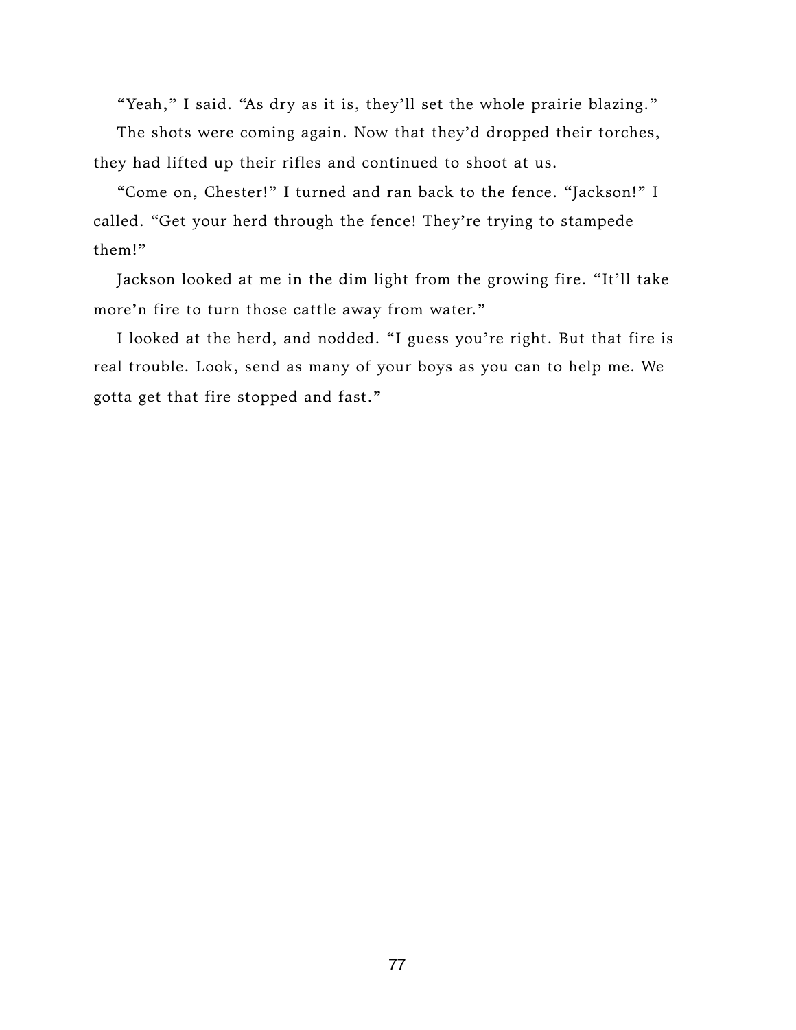"Yeah," I said. "As dry as it is, they'll set the whole prairie blazing."

The shots were coming again. Now that they'd dropped their torches, they had lifted up their rifles and continued to shoot at us.

"Come on, Chester!" I turned and ran back to the fence. "Jackson!" I called. "Get your herd through the fence! They're trying to stampede them!"

Jackson looked at me in the dim light from the growing fire. "It'll take more'n fire to turn those cattle away from water."

I looked at the herd, and nodded. "I guess you're right. But that fire is real trouble. Look, send as many of your boys as you can to help me. We gotta get that fire stopped and fast."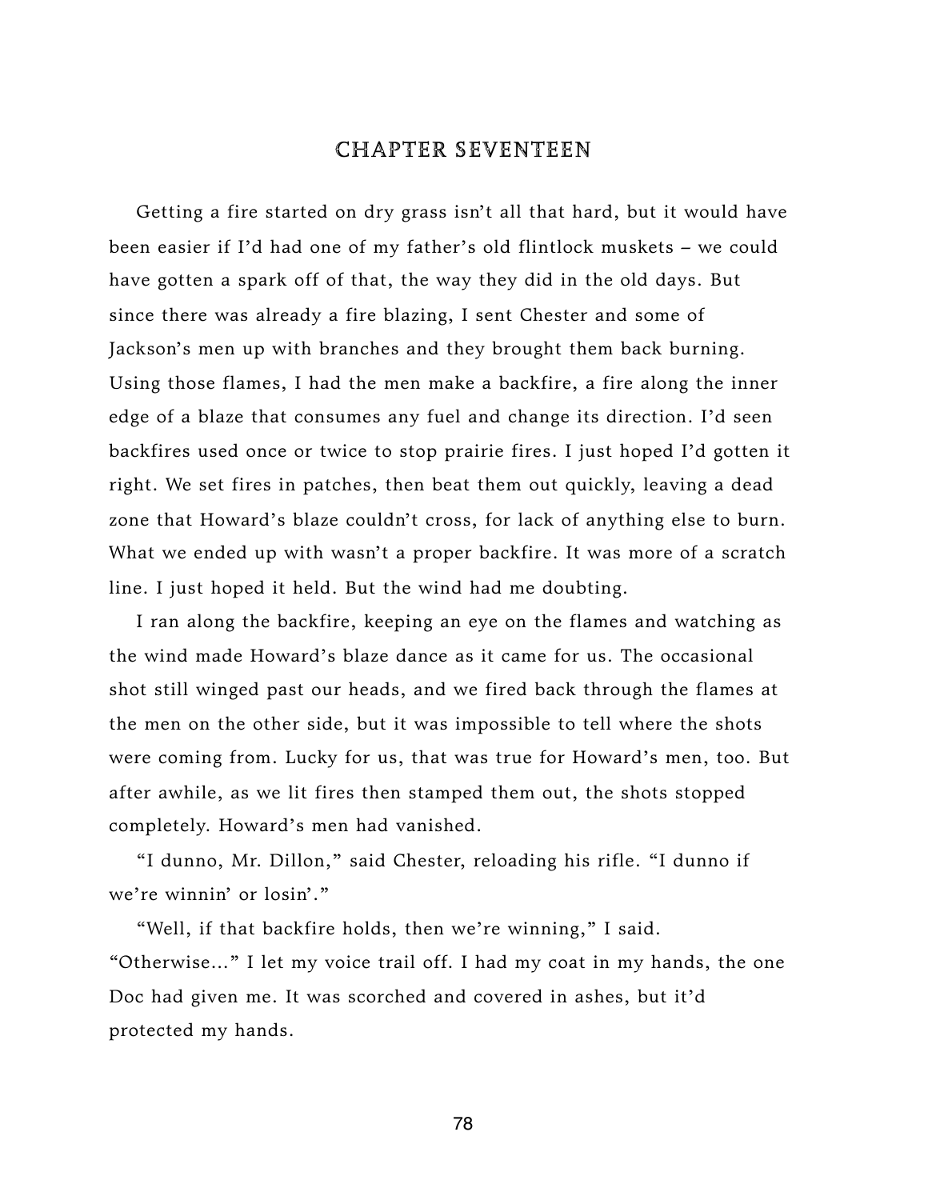# CHAPTER SEVENTEEN

Getting a fire started on dry grass isn't all that hard, but it would have been easier if I'd had one of my father's old flintlock muskets – we could have gotten a spark off of that, the way they did in the old days. But since there was already a fire blazing, I sent Chester and some of Jackson's men up with branches and they brought them back burning. Using those flames, I had the men make a backfire, a fire along the inner edge of a blaze that consumes any fuel and change its direction. I'd seen backfires used once or twice to stop prairie fires. I just hoped I'd gotten it right. We set fires in patches, then beat them out quickly, leaving a dead zone that Howard's blaze couldn't cross, for lack of anything else to burn. What we ended up with wasn't a proper backfire. It was more of a scratch line. I just hoped it held. But the wind had me doubting.

I ran along the backfire, keeping an eye on the flames and watching as the wind made Howard's blaze dance as it came for us. The occasional shot still winged past our heads, and we fired back through the flames at the men on the other side, but it was impossible to tell where the shots were coming from. Lucky for us, that was true for Howard's men, too. But after awhile, as we lit fires then stamped them out, the shots stopped completely. Howard's men had vanished.

"I dunno, Mr. Dillon," said Chester, reloading his rifle. "I dunno if we're winnin' or losin'."

"Well, if that backfire holds, then we're winning," I said. "Otherwise..." I let my voice trail off. I had my coat in my hands, the one Doc had given me. It was scorched and covered in ashes, but it'd protected my hands.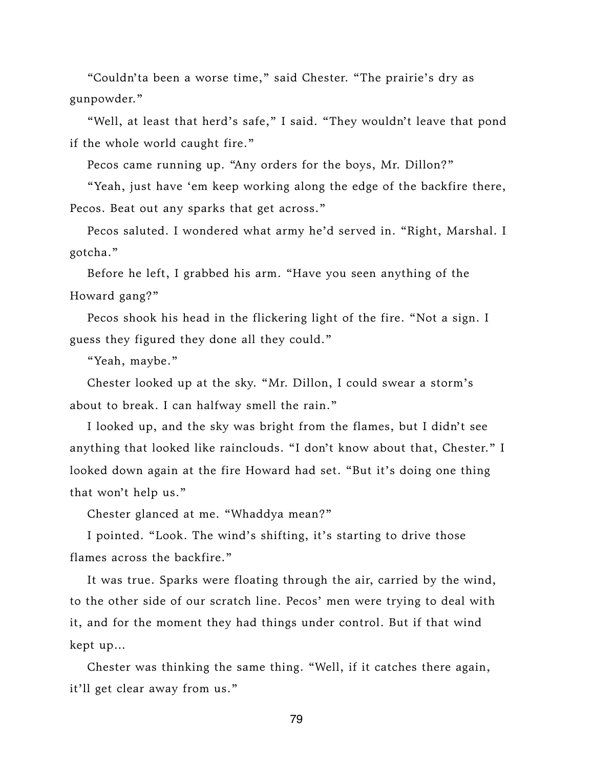"Couldn'ta been a worse time," said Chester. "The prairie's dry as gunpowder."

"Well, at least that herd's safe," I said. "They wouldn't leave that pond if the whole world caught fire."

Pecos came running up. "Any orders for the boys, Mr. Dillon?"

"Yeah, just have 'em keep working along the edge of the backfire there, Pecos. Beat out any sparks that get across."

Pecos saluted. I wondered what army he'd served in. "Right, Marshal. I gotcha."

Before he left, I grabbed his arm. "Have you seen anything of the Howard gang?"

Pecos shook his head in the flickering light of the fire. "Not a sign. I guess they figured they done all they could."

"Yeah, maybe."

Chester looked up at the sky. "Mr. Dillon, I could swear a storm's about to break. I can halfway smell the rain."

I looked up, and the sky was bright from the flames, but I didn't see anything that looked like rainclouds. "I don't know about that, Chester." I looked down again at the fire Howard had set. "But it's doing one thing that won't help us."

Chester glanced at me. "Whaddya mean?"

I pointed. "Look. The wind's shifting, it's starting to drive those flames across the backfire."

It was true. Sparks were floating through the air, carried by the wind, to the other side of our scratch line. Pecos' men were trying to deal with it, and for the moment they had things under control. But if that wind kept up...

Chester was thinking the same thing. "Well, if it catches there again, it'll get clear away from us."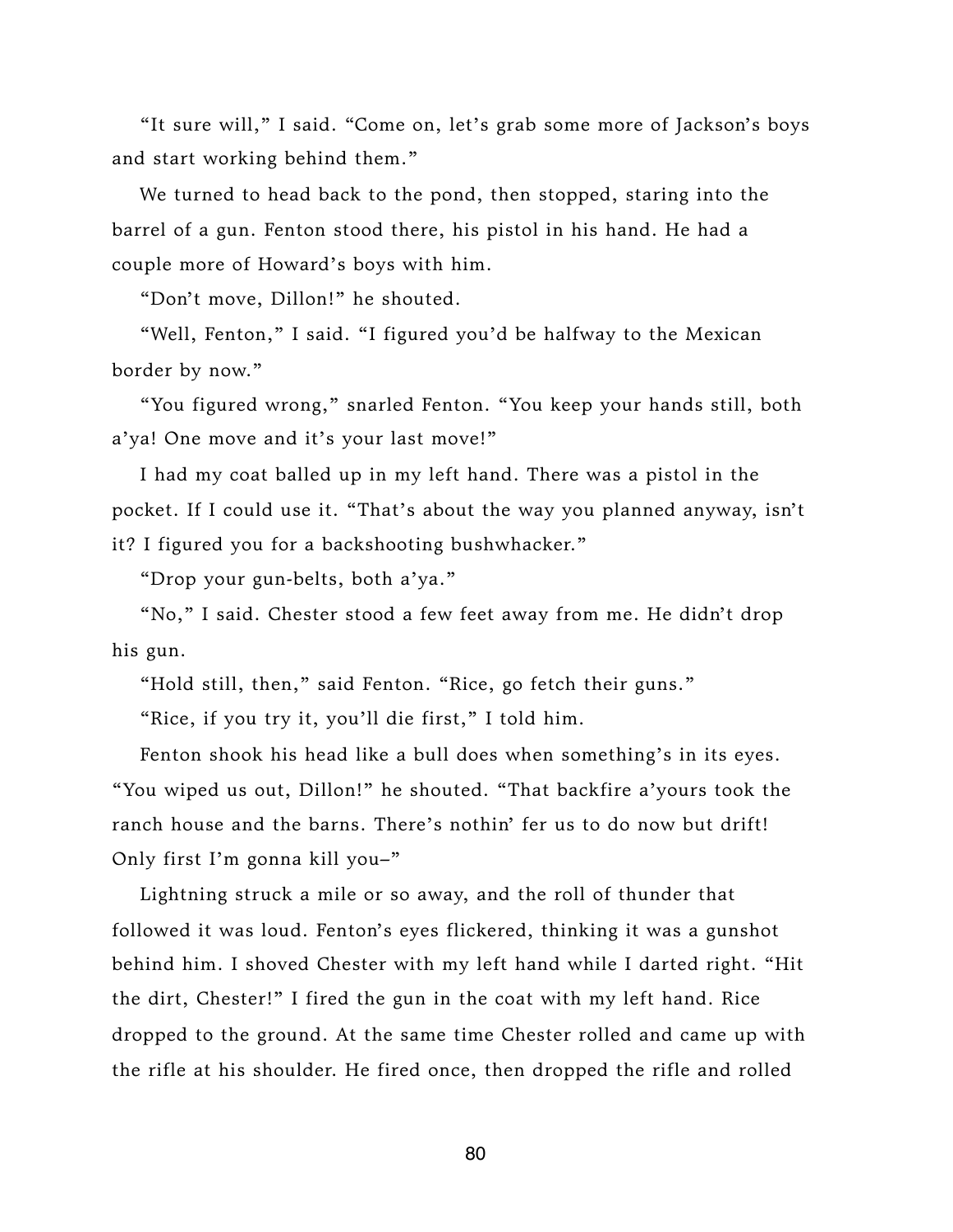"It sure will," I said. "Come on, let's grab some more of Jackson's boys and start working behind them."

We turned to head back to the pond, then stopped, staring into the barrel of a gun. Fenton stood there, his pistol in his hand. He had a couple more of Howard's boys with him.

"Don't move, Dillon!" he shouted.

"Well, Fenton," I said. "I figured you'd be halfway to the Mexican border by now."

"You figured wrong," snarled Fenton. "You keep your hands still, both a'ya! One move and it's your last move!"

I had my coat balled up in my left hand. There was a pistol in the pocket. If I could use it. "That's about the way you planned anyway, isn't it? I figured you for a backshooting bushwhacker."

"Drop your gun-belts, both a'ya."

"No," I said. Chester stood a few feet away from me. He didn't drop his gun.

"Hold still, then," said Fenton. "Rice, go fetch their guns."

"Rice, if you try it, you'll die first," I told him.

Fenton shook his head like a bull does when something's in its eyes. "You wiped us out, Dillon!" he shouted. "That backfire a'yours took the ranch house and the barns. There's nothin' fer us to do now but drift! Only first I'm gonna kill you–"

Lightning struck a mile or so away, and the roll of thunder that followed it was loud. Fenton's eyes flickered, thinking it was a gunshot behind him. I shoved Chester with my left hand while I darted right. "Hit the dirt, Chester!" I fired the gun in the coat with my left hand. Rice dropped to the ground. At the same time Chester rolled and came up with the rifle at his shoulder. He fired once, then dropped the rifle and rolled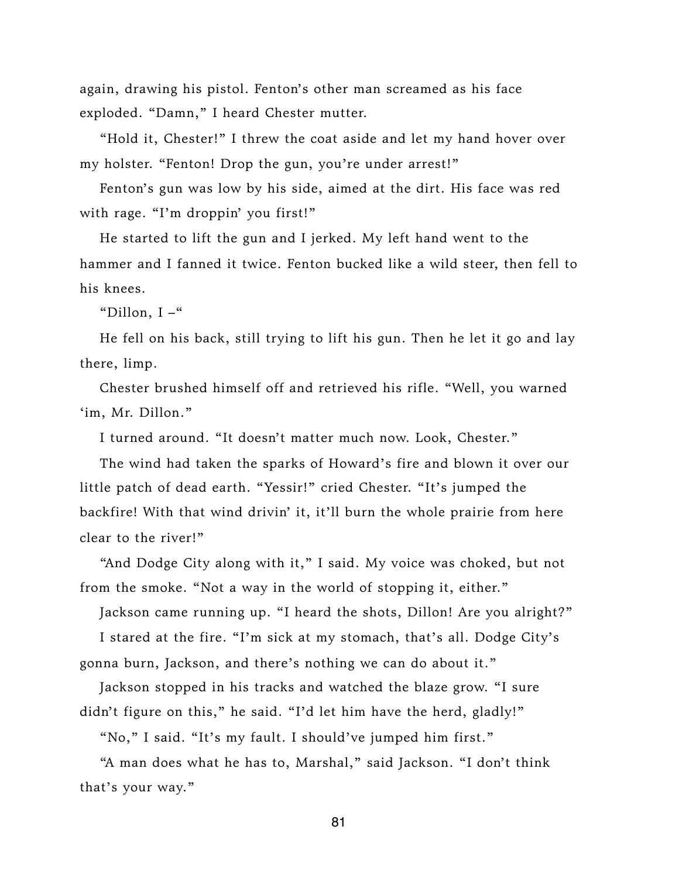again, drawing his pistol. Fenton's other man screamed as his face exploded. "Damn," I heard Chester mutter.

"Hold it, Chester!" I threw the coat aside and let my hand hover over my holster. "Fenton! Drop the gun, you're under arrest!"

Fenton's gun was low by his side, aimed at the dirt. His face was red with rage. "I'm droppin' you first!"

He started to lift the gun and I jerked. My left hand went to the hammer and I fanned it twice. Fenton bucked like a wild steer, then fell to his knees.

"Dillon, I –"

He fell on his back, still trying to lift his gun. Then he let it go and lay there, limp.

Chester brushed himself off and retrieved his rifle. "Well, you warned 'im, Mr. Dillon."

I turned around. "It doesn't matter much now. Look, Chester."

The wind had taken the sparks of Howard's fire and blown it over our little patch of dead earth. "Yessir!" cried Chester. "It's jumped the backfire! With that wind drivin' it, it'll burn the whole prairie from here clear to the river!"

"And Dodge City along with it," I said. My voice was choked, but not from the smoke. "Not a way in the world of stopping it, either."

Jackson came running up. "I heard the shots, Dillon! Are you alright?"

I stared at the fire. "I'm sick at my stomach, that's all. Dodge City's gonna burn, Jackson, and there's nothing we can do about it."

Jackson stopped in his tracks and watched the blaze grow. "I sure didn't figure on this," he said. "I'd let him have the herd, gladly!"

"No," I said. "It's my fault. I should've jumped him first."

"A man does what he has to, Marshal," said Jackson. "I don't think that's your way."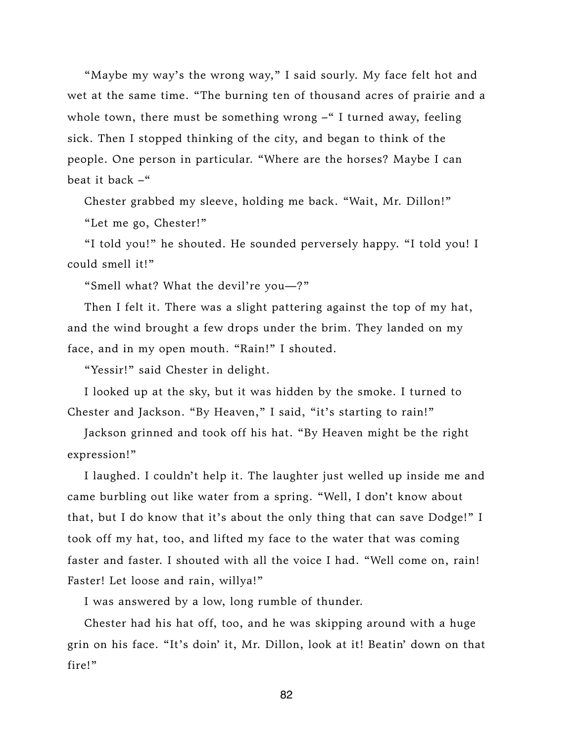"Maybe my way's the wrong way," I said sourly. My face felt hot and wet at the same time. "The burning ten of thousand acres of prairie and a whole town, there must be something wrong –" I turned away, feeling sick. Then I stopped thinking of the city, and began to think of the people. One person in particular. "Where are the horses? Maybe I can beat it back –"

Chester grabbed my sleeve, holding me back. "Wait, Mr. Dillon!"

"Let me go, Chester!"

"I told you!" he shouted. He sounded perversely happy. "I told you! I could smell it!"

"Smell what? What the devil're you—?"

Then I felt it. There was a slight pattering against the top of my hat, and the wind brought a few drops under the brim. They landed on my face, and in my open mouth. "Rain!" I shouted.

"Yessir!" said Chester in delight.

I looked up at the sky, but it was hidden by the smoke. I turned to Chester and Jackson. "By Heaven," I said, "it's starting to rain!"

Jackson grinned and took off his hat. "By Heaven might be the right expression!"

I laughed. I couldn't help it. The laughter just welled up inside me and came burbling out like water from a spring. "Well, I don't know about that, but I do know that it's about the only thing that can save Dodge!" I took off my hat, too, and lifted my face to the water that was coming faster and faster. I shouted with all the voice I had. "Well come on, rain! Faster! Let loose and rain, willya!"

I was answered by a low, long rumble of thunder.

Chester had his hat off, too, and he was skipping around with a huge grin on his face. "It's doin' it, Mr. Dillon, look at it! Beatin' down on that fire!"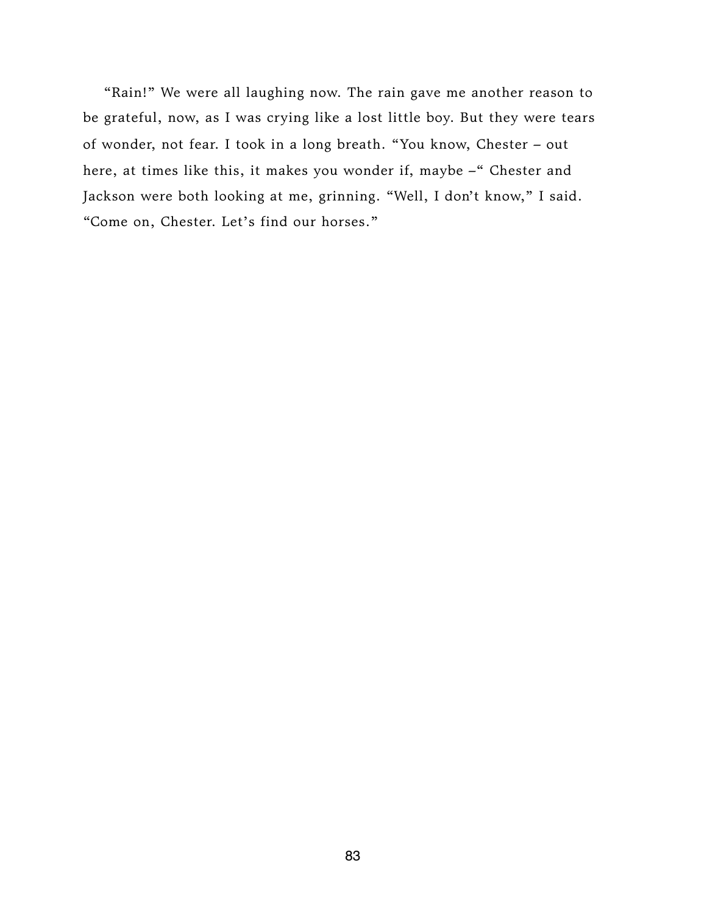"Rain!" We were all laughing now. The rain gave me another reason to be grateful, now, as I was crying like a lost little boy. But they were tears of wonder, not fear. I took in a long breath. "You know, Chester – out here, at times like this, it makes you wonder if, maybe –" Chester and Jackson were both looking at me, grinning. "Well, I don't know," I said. "Come on, Chester. Let's find our horses."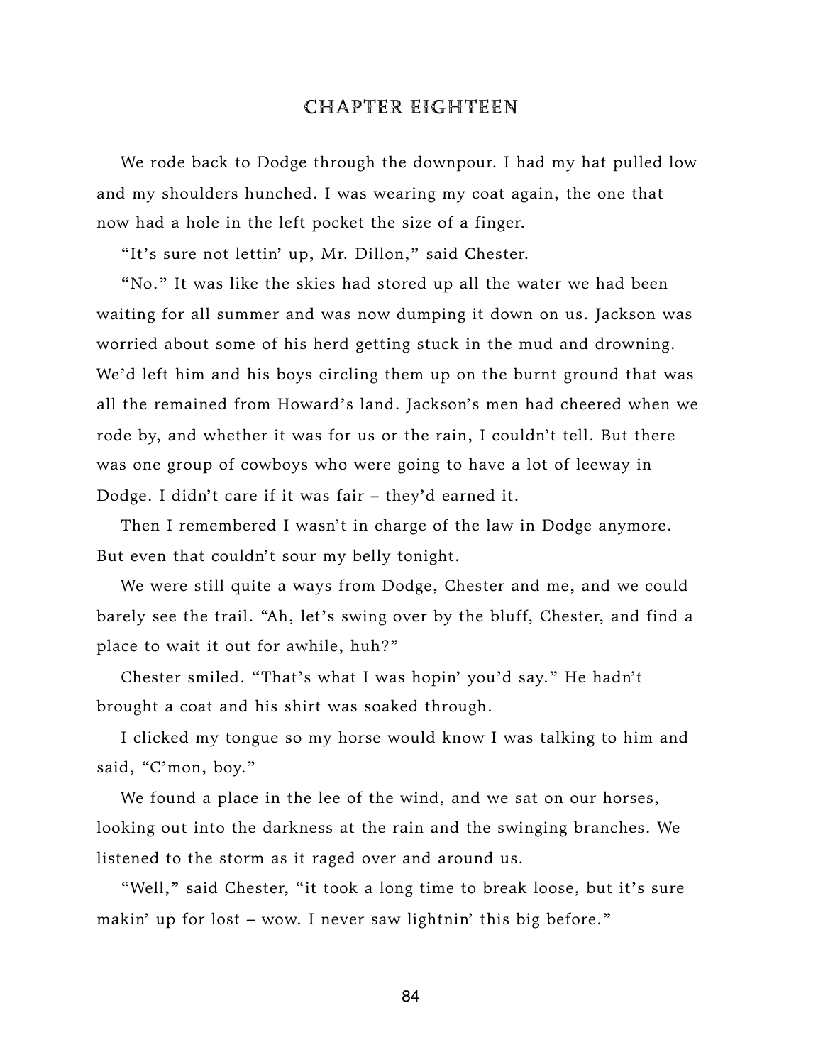# CHAPTER EIGHTEEN

We rode back to Dodge through the downpour. I had my hat pulled low and my shoulders hunched. I was wearing my coat again, the one that now had a hole in the left pocket the size of a finger.

"It's sure not lettin' up, Mr. Dillon," said Chester.

"No." It was like the skies had stored up all the water we had been waiting for all summer and was now dumping it down on us. Jackson was worried about some of his herd getting stuck in the mud and drowning. We'd left him and his boys circling them up on the burnt ground that was all the remained from Howard's land. Jackson's men had cheered when we rode by, and whether it was for us or the rain, I couldn't tell. But there was one group of cowboys who were going to have a lot of leeway in Dodge. I didn't care if it was fair – they'd earned it.

Then I remembered I wasn't in charge of the law in Dodge anymore. But even that couldn't sour my belly tonight.

We were still quite a ways from Dodge, Chester and me, and we could barely see the trail. "Ah, let's swing over by the bluff, Chester, and find a place to wait it out for awhile, huh?"

Chester smiled. "That's what I was hopin' you'd say." He hadn't brought a coat and his shirt was soaked through.

I clicked my tongue so my horse would know I was talking to him and said, "C'mon, boy."

We found a place in the lee of the wind, and we sat on our horses, looking out into the darkness at the rain and the swinging branches. We listened to the storm as it raged over and around us.

"Well," said Chester, "it took a long time to break loose, but it's sure makin' up for lost – wow. I never saw lightnin' this big before."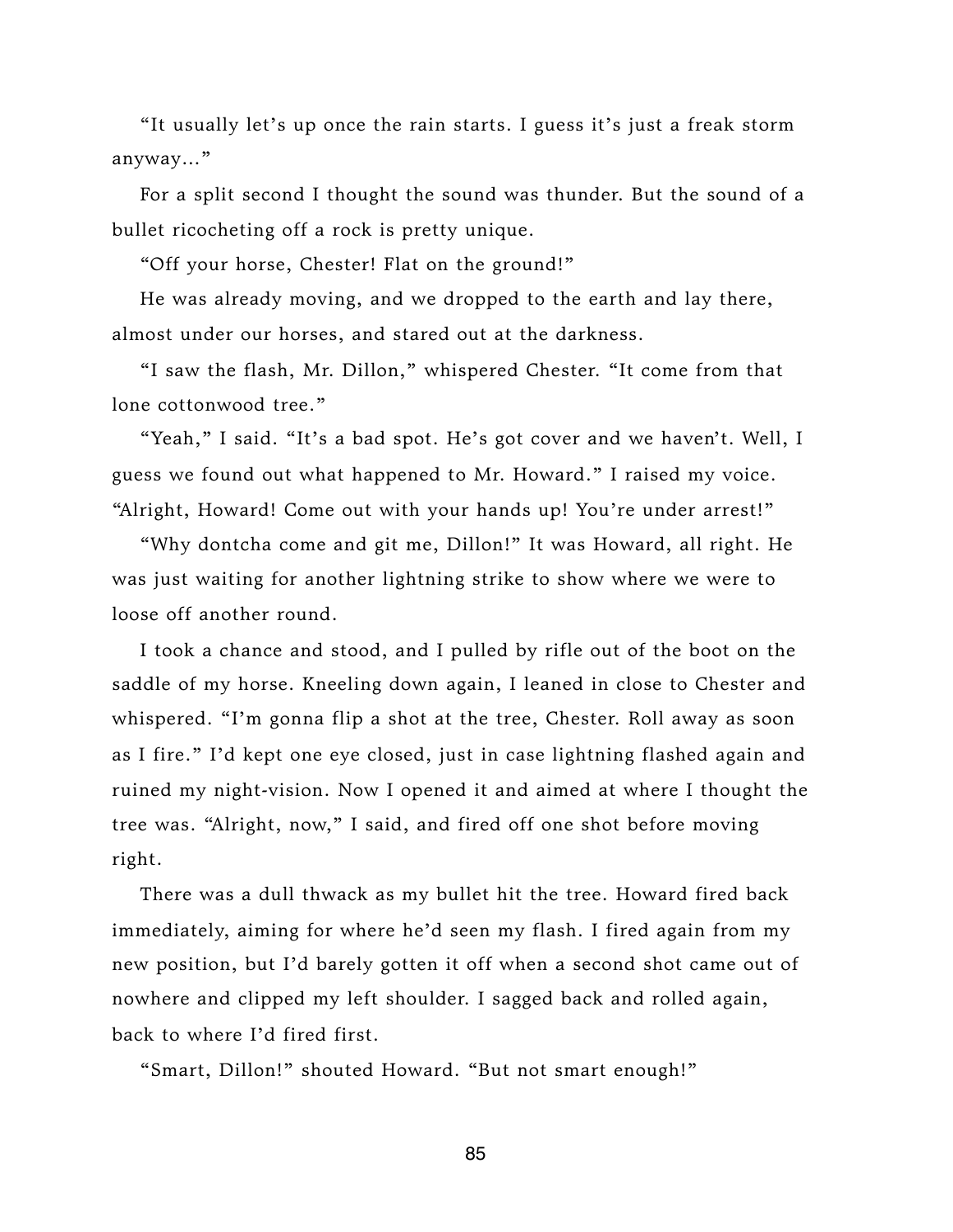"It usually let's up once the rain starts. I guess it's just a freak storm anyway..."

For a split second I thought the sound was thunder. But the sound of a bullet ricocheting off a rock is pretty unique.

"Off your horse, Chester! Flat on the ground!"

He was already moving, and we dropped to the earth and lay there, almost under our horses, and stared out at the darkness.

"I saw the flash, Mr. Dillon," whispered Chester. "It come from that lone cottonwood tree."

"Yeah," I said. "It's a bad spot. He's got cover and we haven't. Well, I guess we found out what happened to Mr. Howard." I raised my voice. "Alright, Howard! Come out with your hands up! You're under arrest!"

"Why dontcha come and git me, Dillon!" It was Howard, all right. He was just waiting for another lightning strike to show where we were to loose off another round.

I took a chance and stood, and I pulled by rifle out of the boot on the saddle of my horse. Kneeling down again, I leaned in close to Chester and whispered. "I'm gonna flip a shot at the tree, Chester. Roll away as soon as I fire." I'd kept one eye closed, just in case lightning flashed again and ruined my night-vision. Now I opened it and aimed at where I thought the tree was. "Alright, now," I said, and fired off one shot before moving right.

There was a dull thwack as my bullet hit the tree. Howard fired back immediately, aiming for where he'd seen my flash. I fired again from my new position, but I'd barely gotten it off when a second shot came out of nowhere and clipped my left shoulder. I sagged back and rolled again, back to where I'd fired first.

"Smart, Dillon!" shouted Howard. "But not smart enough!"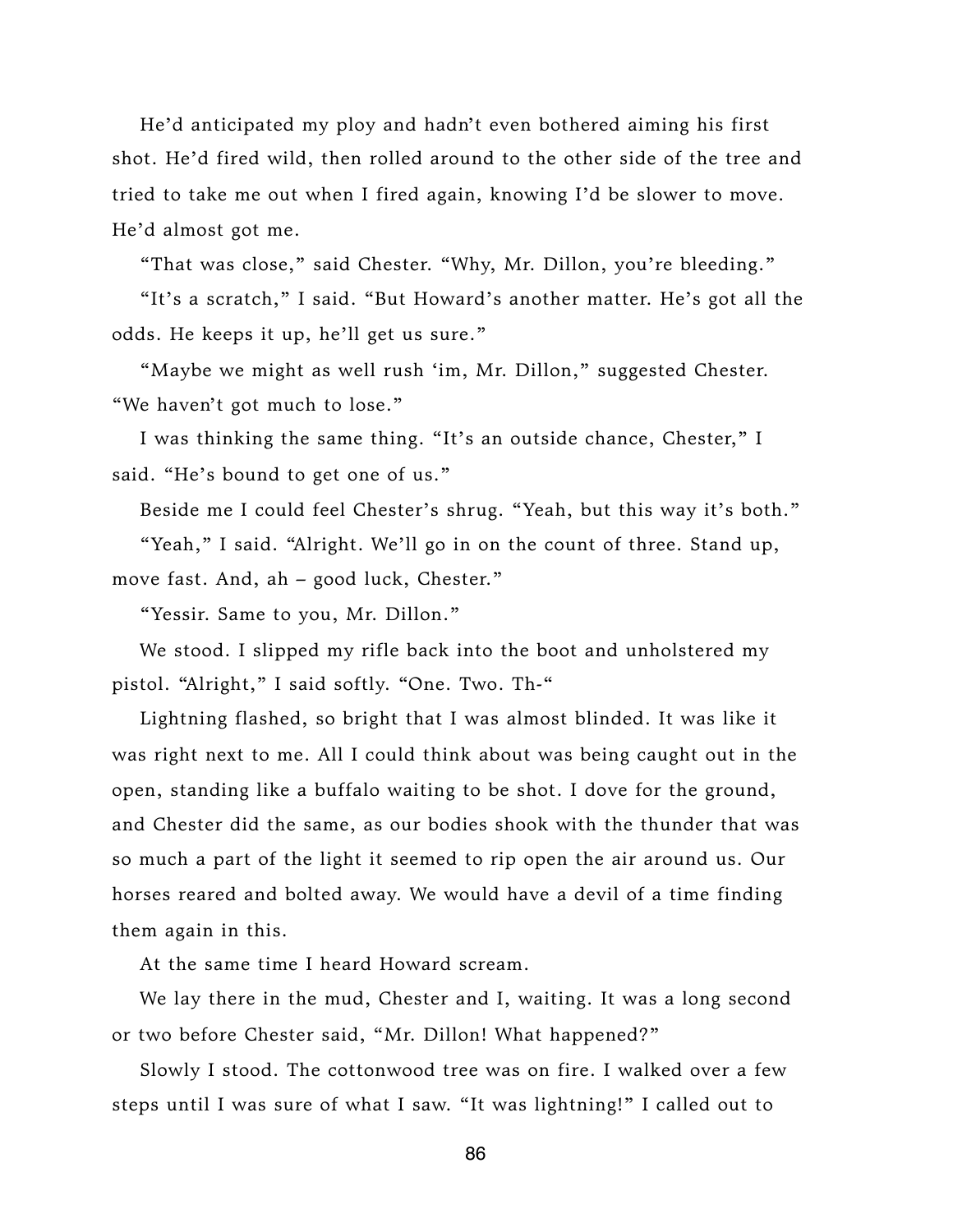He'd anticipated my ploy and hadn't even bothered aiming his first shot. He'd fired wild, then rolled around to the other side of the tree and tried to take me out when I fired again, knowing I'd be slower to move. He'd almost got me.

"That was close," said Chester. "Why, Mr. Dillon, you're bleeding."

"It's a scratch," I said. "But Howard's another matter. He's got all the odds. He keeps it up, he'll get us sure."

"Maybe we might as well rush 'im, Mr. Dillon," suggested Chester. "We haven't got much to lose."

I was thinking the same thing. "It's an outside chance, Chester," I said. "He's bound to get one of us."

Beside me I could feel Chester's shrug. "Yeah, but this way it's both."

"Yeah," I said. "Alright. We'll go in on the count of three. Stand up, move fast. And, ah – good luck, Chester."

"Yessir. Same to you, Mr. Dillon."

We stood. I slipped my rifle back into the boot and unholstered my pistol. "Alright," I said softly. "One. Two. Th-"

Lightning flashed, so bright that I was almost blinded. It was like it was right next to me. All I could think about was being caught out in the open, standing like a buffalo waiting to be shot. I dove for the ground, and Chester did the same, as our bodies shook with the thunder that was so much a part of the light it seemed to rip open the air around us. Our horses reared and bolted away. We would have a devil of a time finding them again in this.

At the same time I heard Howard scream.

We lay there in the mud, Chester and I, waiting. It was a long second or two before Chester said, "Mr. Dillon! What happened?"

Slowly I stood. The cottonwood tree was on fire. I walked over a few steps until I was sure of what I saw. "It was lightning!" I called out to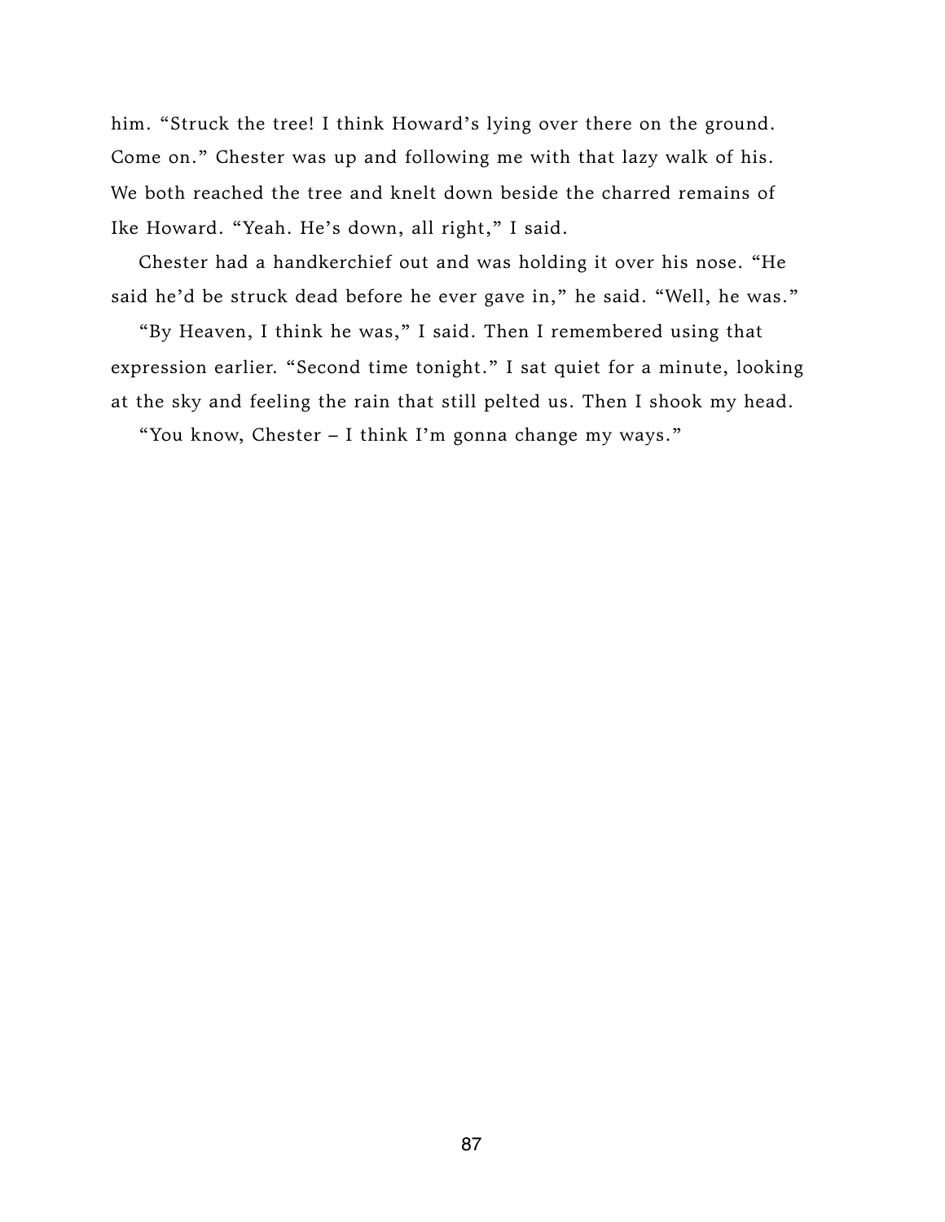him. "Struck the tree! I think Howard's lying over there on the ground. Come on." Chester was up and following me with that lazy walk of his. We both reached the tree and knelt down beside the charred remains of Ike Howard. "Yeah. He's down, all right," I said.

Chester had a handkerchief out and was holding it over his nose. "He said he'd be struck dead before he ever gave in," he said. "Well, he was."

"By Heaven, I think he was," I said. Then I remembered using that expression earlier. "Second time tonight." I sat quiet for a minute, looking at the sky and feeling the rain that still pelted us. Then I shook my head.

"You know, Chester – I think I'm gonna change my ways."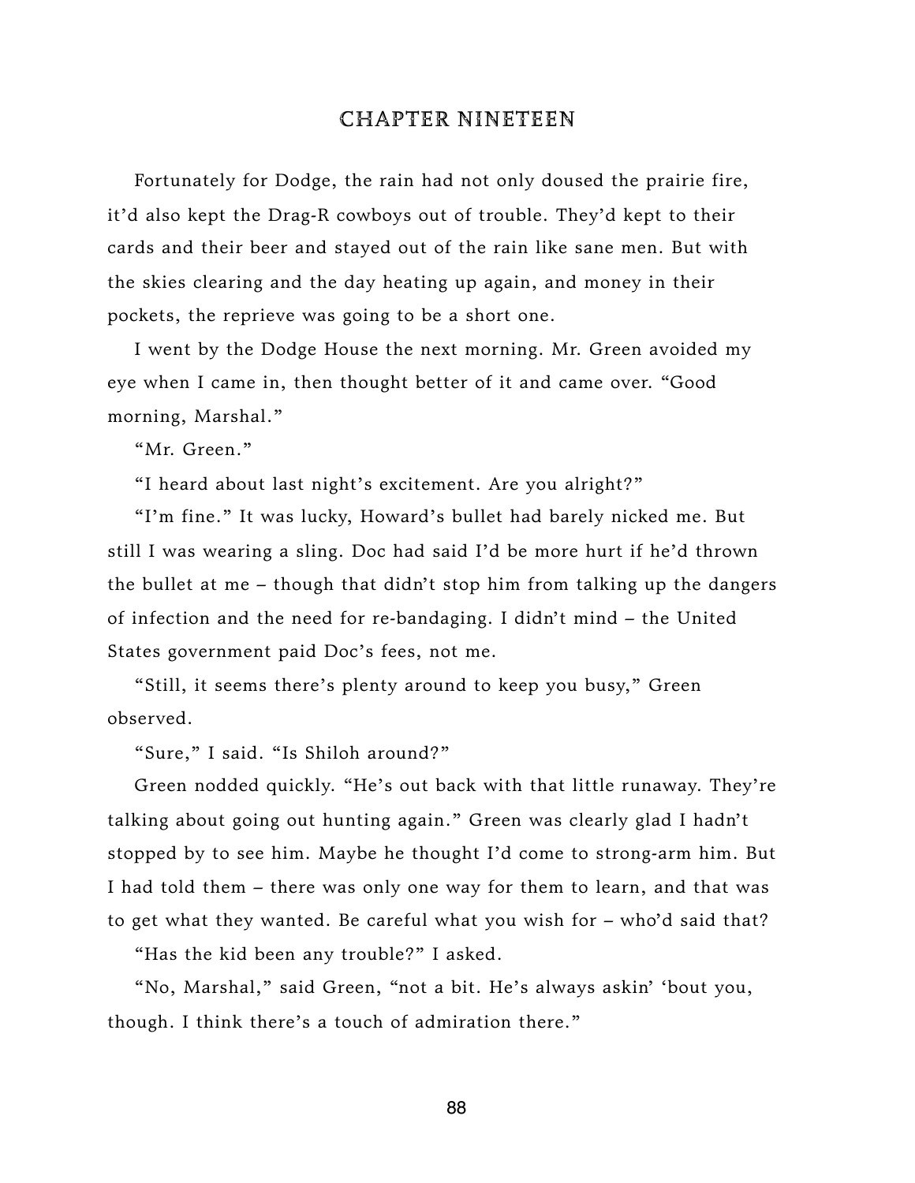# CHAPTER NINETEEN

Fortunately for Dodge, the rain had not only doused the prairie fire, it'd also kept the Drag-R cowboys out of trouble. They'd kept to their cards and their beer and stayed out of the rain like sane men. But with the skies clearing and the day heating up again, and money in their pockets, the reprieve was going to be a short one.

I went by the Dodge House the next morning. Mr. Green avoided my eye when I came in, then thought better of it and came over. "Good morning, Marshal."

"Mr. Green."

"I heard about last night's excitement. Are you alright?"

"I'm fine." It was lucky, Howard's bullet had barely nicked me. But still I was wearing a sling. Doc had said I'd be more hurt if he'd thrown the bullet at me – though that didn't stop him from talking up the dangers of infection and the need for re-bandaging. I didn't mind – the United States government paid Doc's fees, not me.

"Still, it seems there's plenty around to keep you busy," Green observed.

"Sure," I said. "Is Shiloh around?"

Green nodded quickly. "He's out back with that little runaway. They're talking about going out hunting again." Green was clearly glad I hadn't stopped by to see him. Maybe he thought I'd come to strong-arm him. But I had told them – there was only one way for them to learn, and that was to get what they wanted. Be careful what you wish for – who'd said that?

"Has the kid been any trouble?" I asked.

"No, Marshal," said Green, "not a bit. He's always askin' 'bout you, though. I think there's a touch of admiration there."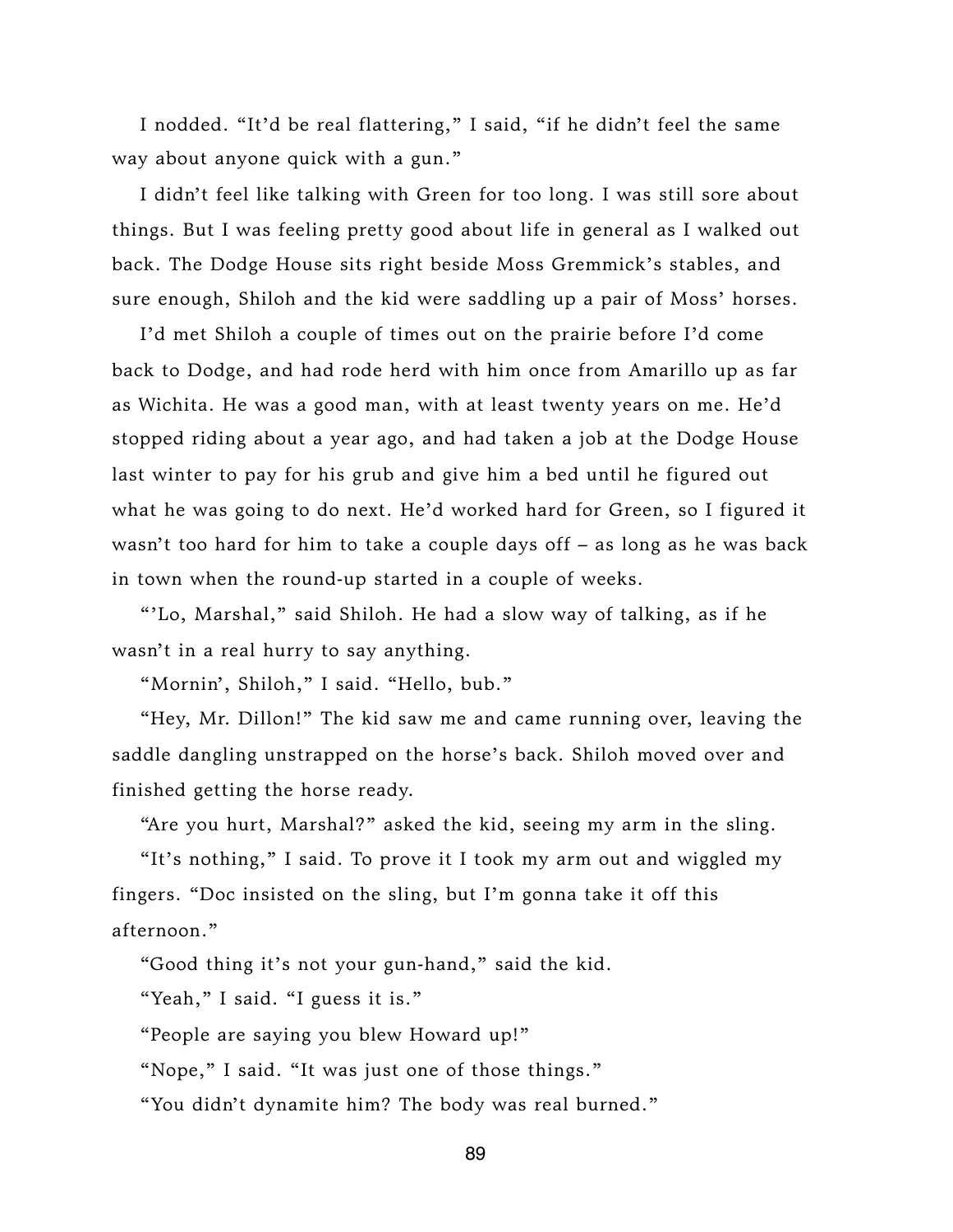I nodded. "It'd be real flattering," I said, "if he didn't feel the same way about anyone quick with a gun."

I didn't feel like talking with Green for too long. I was still sore about things. But I was feeling pretty good about life in general as I walked out back. The Dodge House sits right beside Moss Gremmick's stables, and sure enough, Shiloh and the kid were saddling up a pair of Moss' horses.

I'd met Shiloh a couple of times out on the prairie before I'd come back to Dodge, and had rode herd with him once from Amarillo up as far as Wichita. He was a good man, with at least twenty years on me. He'd stopped riding about a year ago, and had taken a job at the Dodge House last winter to pay for his grub and give him a bed until he figured out what he was going to do next. He'd worked hard for Green, so I figured it wasn't too hard for him to take a couple days off – as long as he was back in town when the round-up started in a couple of weeks.

"'Lo, Marshal," said Shiloh. He had a slow way of talking, as if he wasn't in a real hurry to say anything.

"Mornin', Shiloh," I said. "Hello, bub."

"Hey, Mr. Dillon!" The kid saw me and came running over, leaving the saddle dangling unstrapped on the horse's back. Shiloh moved over and finished getting the horse ready.

"Are you hurt, Marshal?" asked the kid, seeing my arm in the sling.

"It's nothing," I said. To prove it I took my arm out and wiggled my fingers. "Doc insisted on the sling, but I'm gonna take it off this afternoon."

"Good thing it's not your gun-hand," said the kid.

"Yeah," I said. "I guess it is."

"People are saying you blew Howard up!"

"Nope," I said. "It was just one of those things."

"You didn't dynamite him? The body was real burned."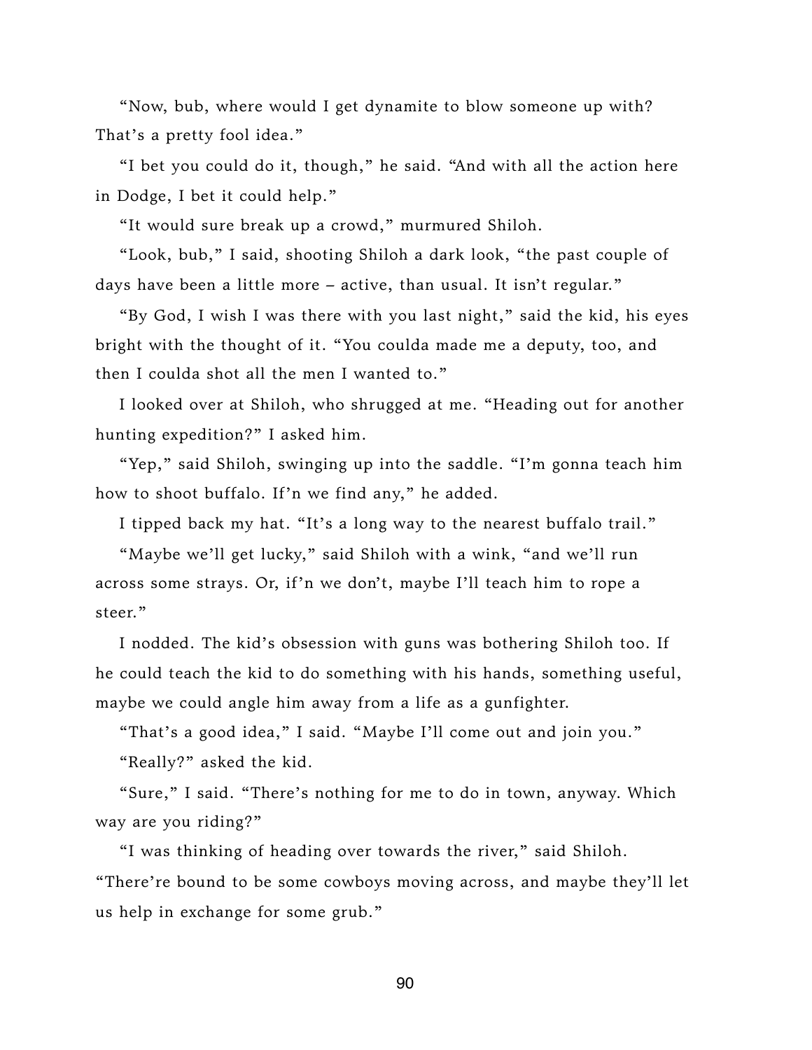"Now, bub, where would I get dynamite to blow someone up with? That's a pretty fool idea."

"I bet you could do it, though," he said. "And with all the action here in Dodge, I bet it could help."

"It would sure break up a crowd," murmured Shiloh.

"Look, bub," I said, shooting Shiloh a dark look, "the past couple of days have been a little more – active, than usual. It isn't regular."

"By God, I wish I was there with you last night," said the kid, his eyes bright with the thought of it. "You coulda made me a deputy, too, and then I coulda shot all the men I wanted to."

I looked over at Shiloh, who shrugged at me. "Heading out for another hunting expedition?" I asked him.

"Yep," said Shiloh, swinging up into the saddle. "I'm gonna teach him how to shoot buffalo. If'n we find any," he added.

I tipped back my hat. "It's a long way to the nearest buffalo trail."

"Maybe we'll get lucky," said Shiloh with a wink, "and we'll run across some strays. Or, if'n we don't, maybe I'll teach him to rope a steer."

I nodded. The kid's obsession with guns was bothering Shiloh too. If he could teach the kid to do something with his hands, something useful, maybe we could angle him away from a life as a gunfighter.

"That's a good idea," I said. "Maybe I'll come out and join you."

"Really?" asked the kid.

"Sure," I said. "There's nothing for me to do in town, anyway. Which way are you riding?"

"I was thinking of heading over towards the river," said Shiloh. "There're bound to be some cowboys moving across, and maybe they'll let us help in exchange for some grub."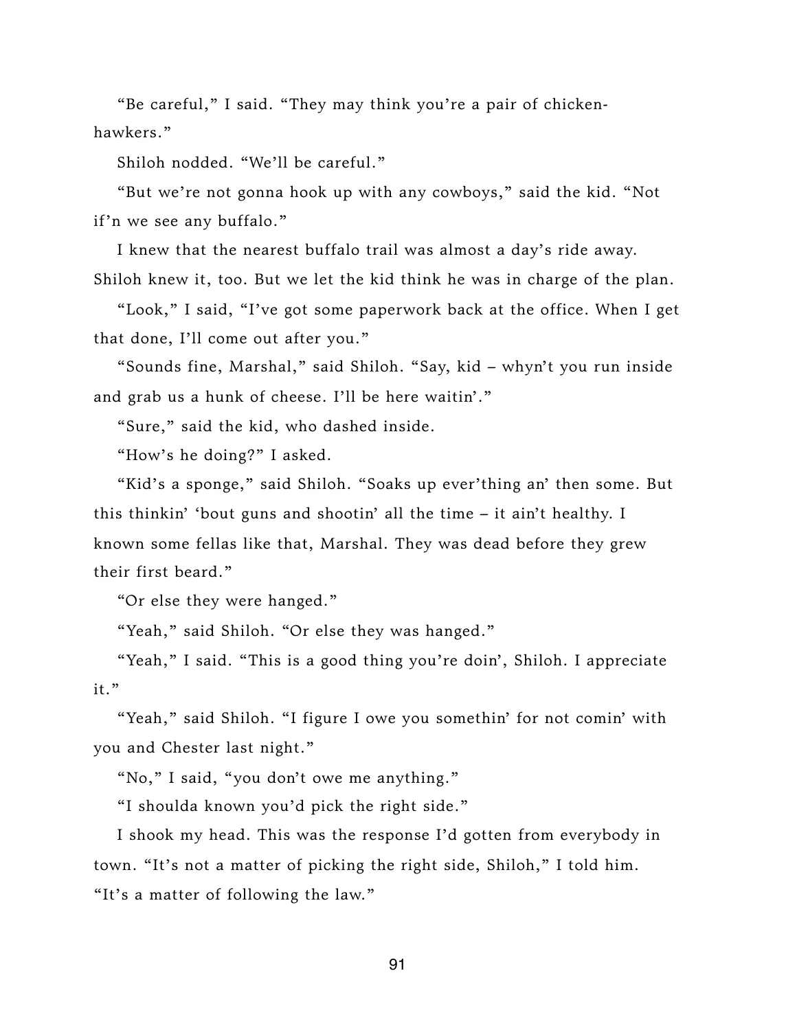"Be careful," I said. "They may think you're a pair of chicken-hawkers."

Shiloh nodded. "We'll be careful."

"But we're not gonna hook up with any cowboys," said the kid. "Not if'n we see any buffalo."

I knew that the nearest buffalo trail was almost a day's ride away. Shiloh knew it, too. But we let the kid think he was in charge of the plan.

"Look," I said, "I've got some paperwork back at the office. When I get that done, I'll come out after you."

"Sounds fine, Marshal," said Shiloh. "Say, kid – whyn't you run inside and grab us a hunk of cheese. I'll be here waitin'."

"Sure," said the kid, who dashed inside.

"How's he doing?" I asked.

"Kid's a sponge," said Shiloh. "Soaks up ever'thing an' then some. But this thinkin' 'bout guns and shootin' all the time – it ain't healthy. I known some fellas like that, Marshal. They was dead before they grew their first beard."

"Or else they were hanged."

"Yeah," said Shiloh. "Or else they was hanged."

"Yeah," I said. "This is a good thing you're doin', Shiloh. I appreciate it."

"Yeah," said Shiloh. "I figure I owe you somethin' for not comin' with you and Chester last night."

"No," I said, "you don't owe me anything."

"I shoulda known you'd pick the right side."

I shook my head. This was the response I'd gotten from everybody in town. "It's not a matter of picking the right side, Shiloh," I told him. "It's a matter of following the law."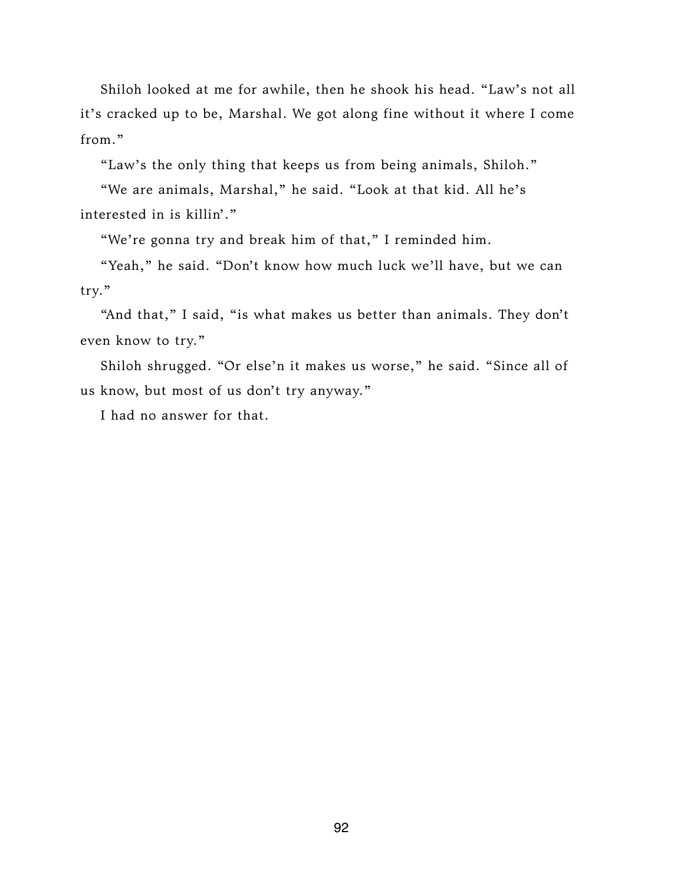Shiloh looked at me for awhile, then he shook his head. "Law's not all it's cracked up to be, Marshal. We got along fine without it where I come from."

"Law's the only thing that keeps us from being animals, Shiloh."

"We are animals, Marshal," he said. "Look at that kid. All he's interested in is killin'."

"We're gonna try and break him of that," I reminded him.

"Yeah," he said. "Don't know how much luck we'll have, but we can try."

"And that," I said, "is what makes us better than animals. They don't even know to try."

Shiloh shrugged. "Or else'n it makes us worse," he said. "Since all of us know, but most of us don't try anyway."

I had no answer for that.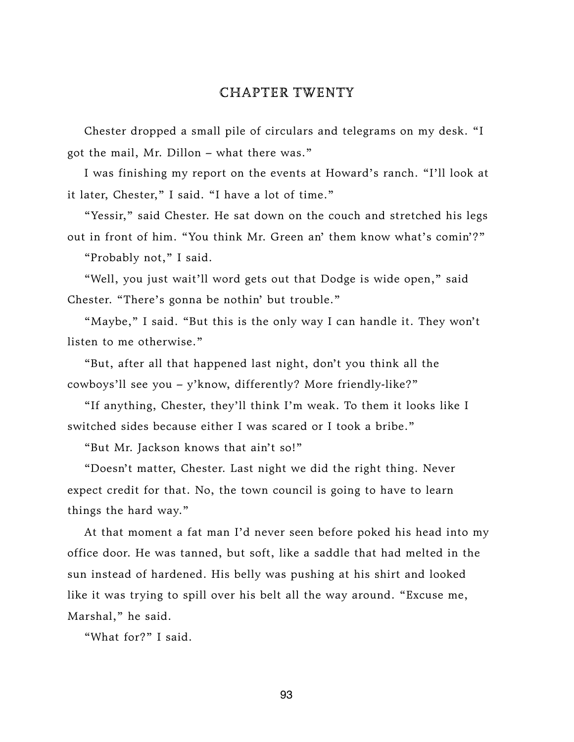# CHAPTER TWENTY

Chester dropped a small pile of circulars and telegrams on my desk. "I got the mail, Mr. Dillon – what there was."

I was finishing my report on the events at Howard's ranch. "I'll look at it later, Chester," I said. "I have a lot of time."

"Yessir," said Chester. He sat down on the couch and stretched his legs out in front of him. "You think Mr. Green an' them know what's comin'?"

"Probably not," I said.

"Well, you just wait'll word gets out that Dodge is wide open," said Chester. "There's gonna be nothin' but trouble."

"Maybe," I said. "But this is the only way I can handle it. They won't listen to me otherwise."

"But, after all that happened last night, don't you think all the cowboys'll see you – y'know, differently? More friendly-like?"

"If anything, Chester, they'll think I'm weak. To them it looks like I switched sides because either I was scared or I took a bribe."

"But Mr. Jackson knows that ain't so!"

"Doesn't matter, Chester. Last night we did the right thing. Never expect credit for that. No, the town council is going to have to learn things the hard way."

At that moment a fat man I'd never seen before poked his head into my office door. He was tanned, but soft, like a saddle that had melted in the sun instead of hardened. His belly was pushing at his shirt and looked like it was trying to spill over his belt all the way around. "Excuse me, Marshal," he said.

"What for?" I said.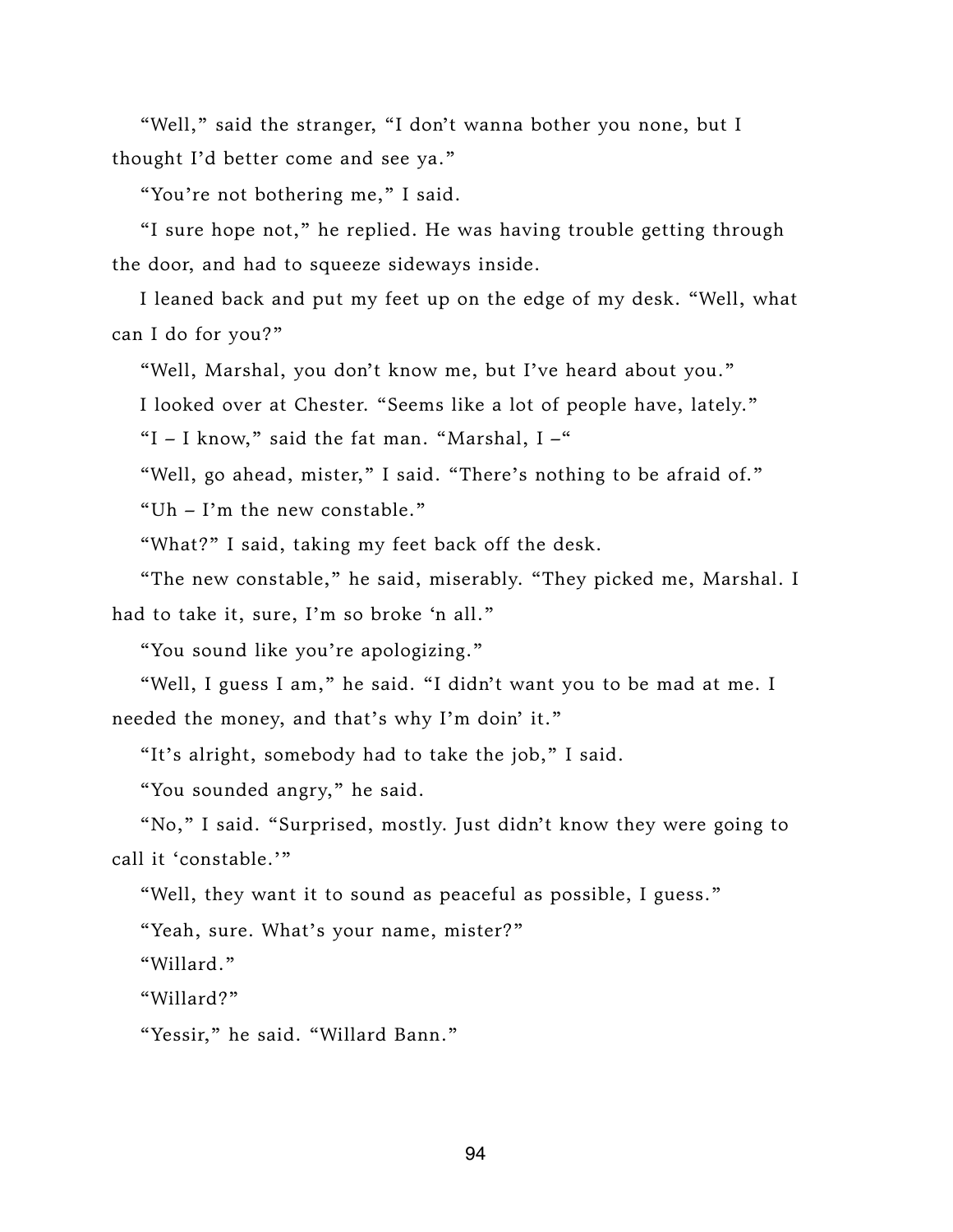"Well," said the stranger, "I don't wanna bother you none, but I thought I'd better come and see ya."

"You're not bothering me," I said.

"I sure hope not," he replied. He was having trouble getting through the door, and had to squeeze sideways inside.

I leaned back and put my feet up on the edge of my desk. "Well, what can I do for you?"

"Well, Marshal, you don't know me, but I've heard about you."

I looked over at Chester. "Seems like a lot of people have, lately."

"I – I know," said the fat man. "Marshal, I –"

"Well, go ahead, mister," I said. "There's nothing to be afraid of."

"Uh – I'm the new constable."

"What?" I said, taking my feet back off the desk.

"The new constable," he said, miserably. "They picked me, Marshal. I had to take it, sure, I'm so broke 'n all."

"You sound like you're apologizing."

"Well, I guess I am," he said. "I didn't want you to be mad at me. I needed the money, and that's why I'm doin' it."

"It's alright, somebody had to take the job," I said.

"You sounded angry," he said.

"No," I said. "Surprised, mostly. Just didn't know they were going to call it 'constable.'"

"Well, they want it to sound as peaceful as possible, I guess."

"Yeah, sure. What's your name, mister?"

"Willard."

"Willard?"

"Yessir," he said. "Willard Bann."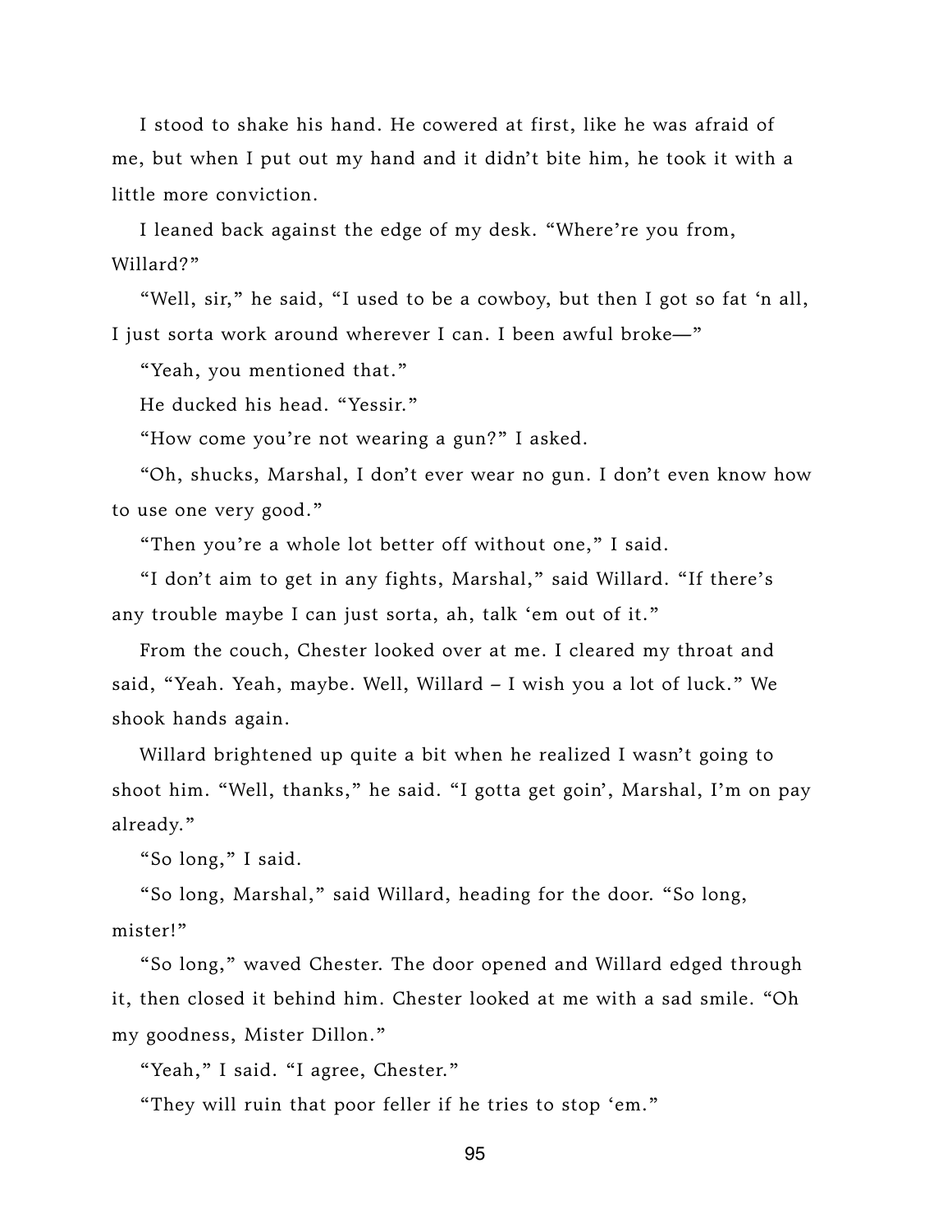I stood to shake his hand. He cowered at first, like he was afraid of me, but when I put out my hand and it didn't bite him, he took it with a little more conviction.

I leaned back against the edge of my desk. "Where're you from, Willard?"

"Well, sir," he said, "I used to be a cowboy, but then I got so fat 'n all, I just sorta work around wherever I can. I been awful broke—"

"Yeah, you mentioned that."

He ducked his head. "Yessir."

"How come you're not wearing a gun?" I asked.

"Oh, shucks, Marshal, I don't ever wear no gun. I don't even know how to use one very good."

"Then you're a whole lot better off without one," I said.

"I don't aim to get in any fights, Marshal," said Willard. "If there's any trouble maybe I can just sorta, ah, talk 'em out of it."

From the couch, Chester looked over at me. I cleared my throat and said, "Yeah. Yeah, maybe. Well, Willard – I wish you a lot of luck." We shook hands again.

Willard brightened up quite a bit when he realized I wasn't going to shoot him. "Well, thanks," he said. "I gotta get goin', Marshal, I'm on pay already."

"So long," I said.

"So long, Marshal," said Willard, heading for the door. "So long, mister!"

"So long," waved Chester. The door opened and Willard edged through it, then closed it behind him. Chester looked at me with a sad smile. "Oh my goodness, Mister Dillon."

"Yeah," I said. "I agree, Chester."

"They will ruin that poor feller if he tries to stop 'em."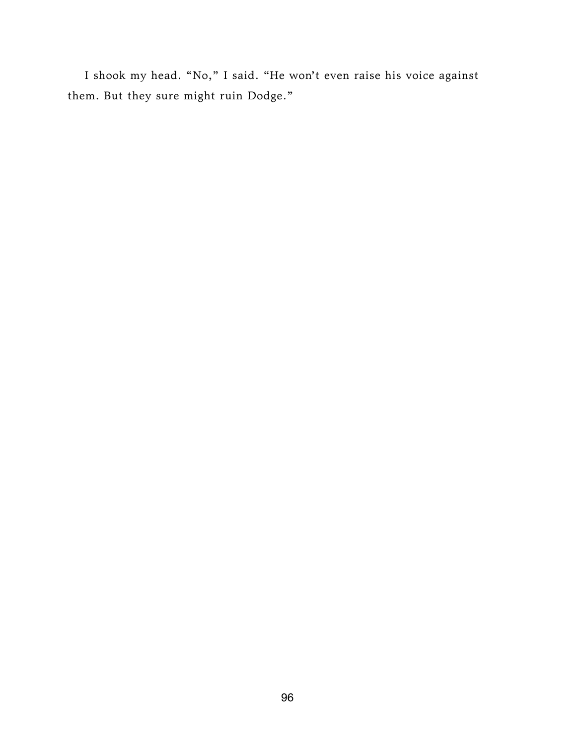I shook my head. “No,” I said. “He won’t even raise his voice against them. But they sure might ruin Dodge.”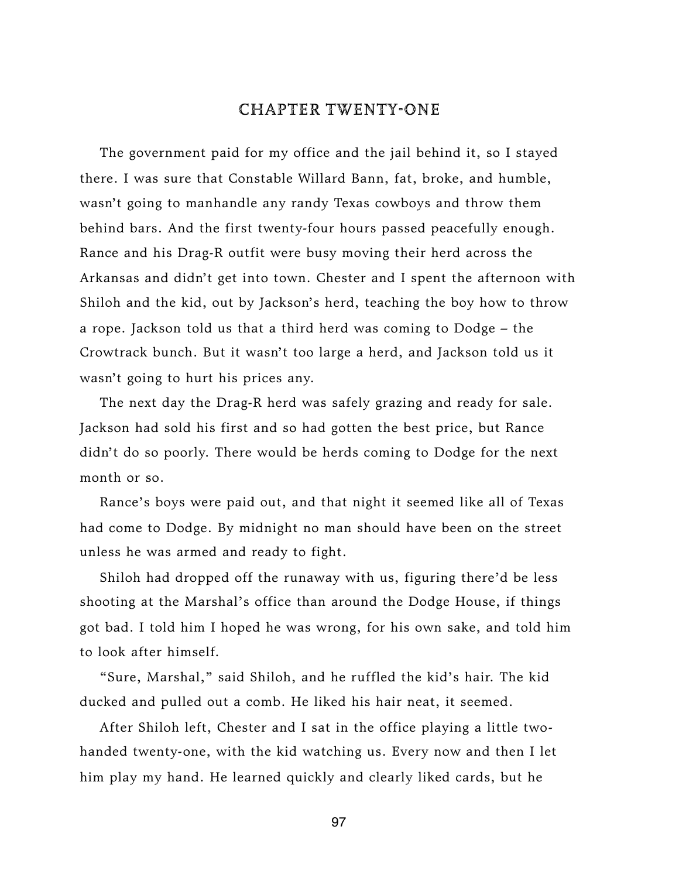## CHAPTER TWENTY-ONE

The government paid for my office and the jail behind it, so I stayed there. I was sure that Constable Willard Bann, fat, broke, and humble, wasn't going to manhandle any randy Texas cowboys and throw them behind bars. And the first twenty-four hours passed peacefully enough. Rance and his Drag-R outfit were busy moving their herd across the Arkansas and didn't get into town. Chester and I spent the afternoon with Shiloh and the kid, out by Jackson's herd, teaching the boy how to throw a rope. Jackson told us that a third herd was coming to Dodge – the Crowtrack bunch. But it wasn't too large a herd, and Jackson told us it wasn't going to hurt his prices any.

The next day the Drag-R herd was safely grazing and ready for sale. Jackson had sold his first and so had gotten the best price, but Rance didn't do so poorly. There would be herds coming to Dodge for the next month or so.

Rance's boys were paid out, and that night it seemed like all of Texas had come to Dodge. By midnight no man should have been on the street unless he was armed and ready to fight.

Shiloh had dropped off the runaway with us, figuring there'd be less shooting at the Marshal's office than around the Dodge House, if things got bad. I told him I hoped he was wrong, for his own sake, and told him to look after himself.

"Sure, Marshal," said Shiloh, and he ruffled the kid's hair. The kid ducked and pulled out a comb. He liked his hair neat, it seemed.

After Shiloh left, Chester and I sat in the office playing a little two-handed twenty-one, with the kid watching us. Every now and then I let him play my hand. He learned quickly and clearly liked cards, but he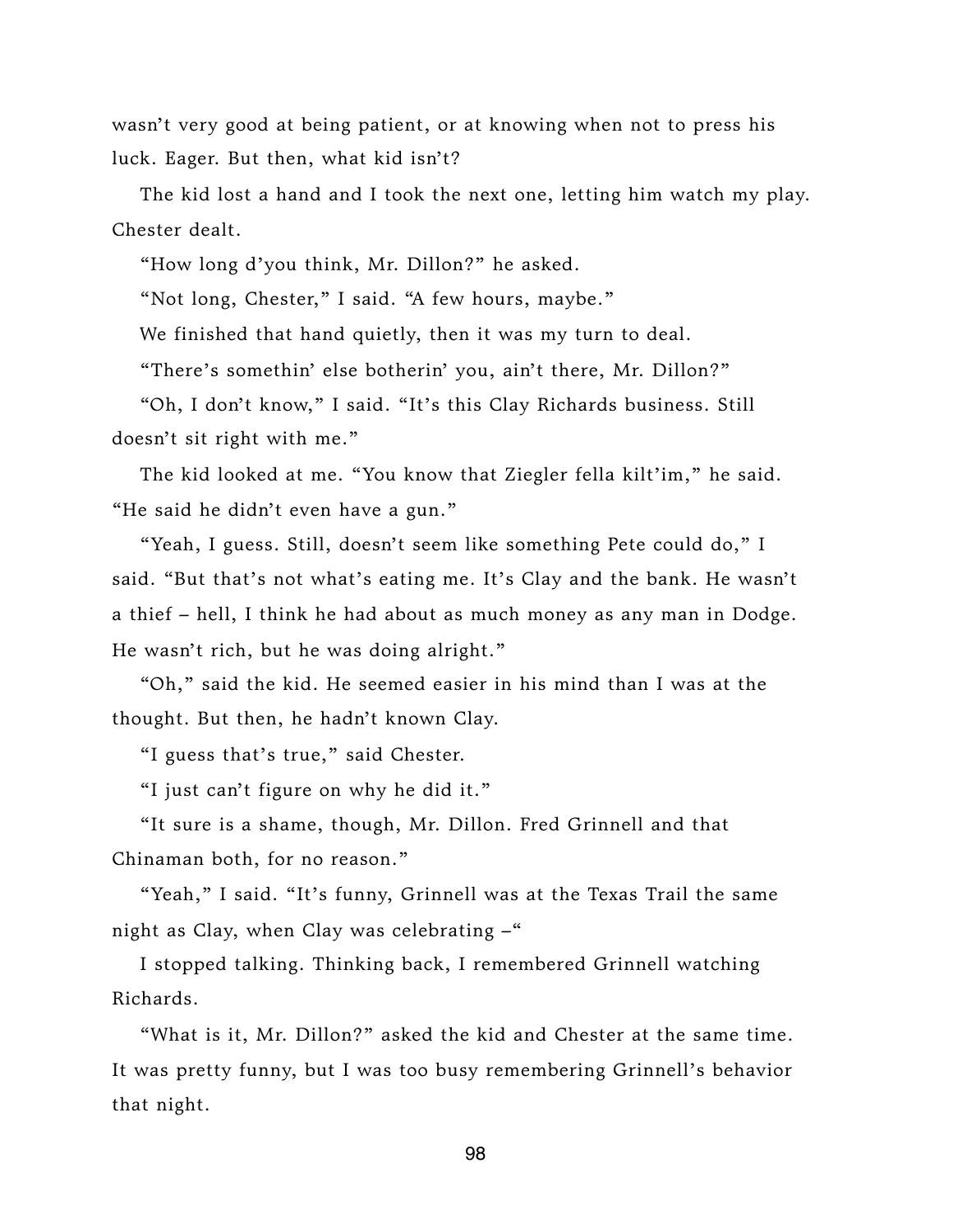wasn't very good at being patient, or at knowing when not to press his luck. Eager. But then, what kid isn't?

The kid lost a hand and I took the next one, letting him watch my play. Chester dealt.

"How long d'you think, Mr. Dillon?" he asked.

"Not long, Chester," I said. "A few hours, maybe."

We finished that hand quietly, then it was my turn to deal.

"There's somethin' else botherin' you, ain't there, Mr. Dillon?"

"Oh, I don't know," I said. "It's this Clay Richards business. Still doesn't sit right with me."

The kid looked at me. "You know that Ziegler fella kilt'im," he said. "He said he didn't even have a gun."

"Yeah, I guess. Still, doesn't seem like something Pete could do," I said. "But that's not what's eating me. It's Clay and the bank. He wasn't a thief – hell, I think he had about as much money as any man in Dodge. He wasn't rich, but he was doing alright."

"Oh," said the kid. He seemed easier in his mind than I was at the thought. But then, he hadn't known Clay.

"I guess that's true," said Chester.

"I just can't figure on why he did it."

"It sure is a shame, though, Mr. Dillon. Fred Grinnell and that Chinaman both, for no reason."

"Yeah," I said. "It's funny, Grinnell was at the Texas Trail the same night as Clay, when Clay was celebrating –"

I stopped talking. Thinking back, I remembered Grinnell watching Richards.

"What is it, Mr. Dillon?" asked the kid and Chester at the same time. It was pretty funny, but I was too busy remembering Grinnell's behavior that night.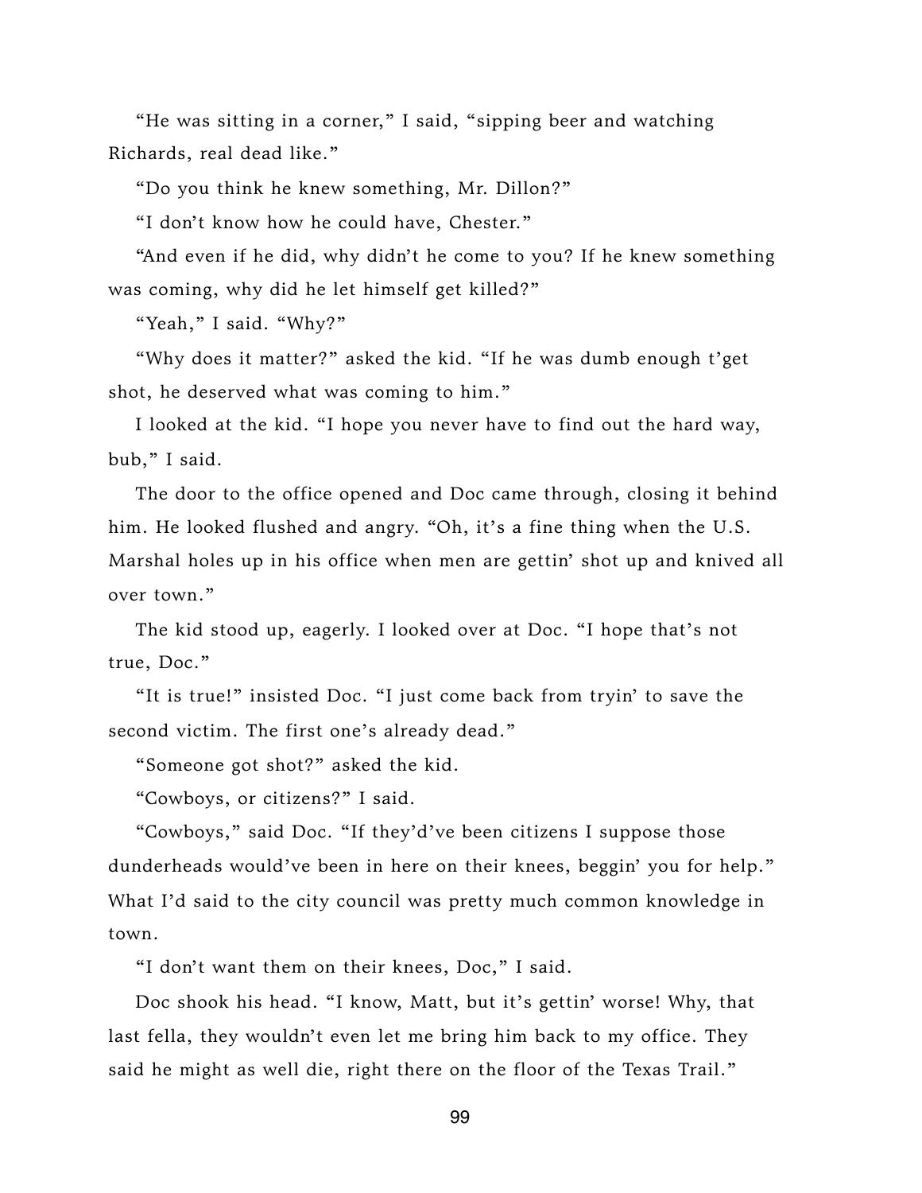"He was sitting in a corner," I said, "sipping beer and watching Richards, real dead like."

"Do you think he knew something, Mr. Dillon?"

"I don't know how he could have, Chester."

"And even if he did, why didn't he come to you? If he knew something was coming, why did he let himself get killed?"

"Yeah," I said. "Why?"

"Why does it matter?" asked the kid. "If he was dumb enough t'get shot, he deserved what was coming to him."

I looked at the kid. "I hope you never have to find out the hard way, bub," I said.

The door to the office opened and Doc came through, closing it behind him. He looked flushed and angry. "Oh, it's a fine thing when the U.S. Marshal holes up in his office when men are gettin' shot up and knived all over town."

The kid stood up, eagerly. I looked over at Doc. "I hope that's not true, Doc."

"It is true!" insisted Doc. "I just come back from tryin' to save the second victim. The first one's already dead."

"Someone got shot?" asked the kid.

"Cowboys, or citizens?" I said.

"Cowboys," said Doc. "If they'd've been citizens I suppose those dunderheads would've been in here on their knees, beggin' you for help." What I'd said to the city council was pretty much common knowledge in town.

"I don't want them on their knees, Doc," I said.

Doc shook his head. "I know, Matt, but it's gettin' worse! Why, that last fella, they wouldn't even let me bring him back to my office. They said he might as well die, right there on the floor of the Texas Trail."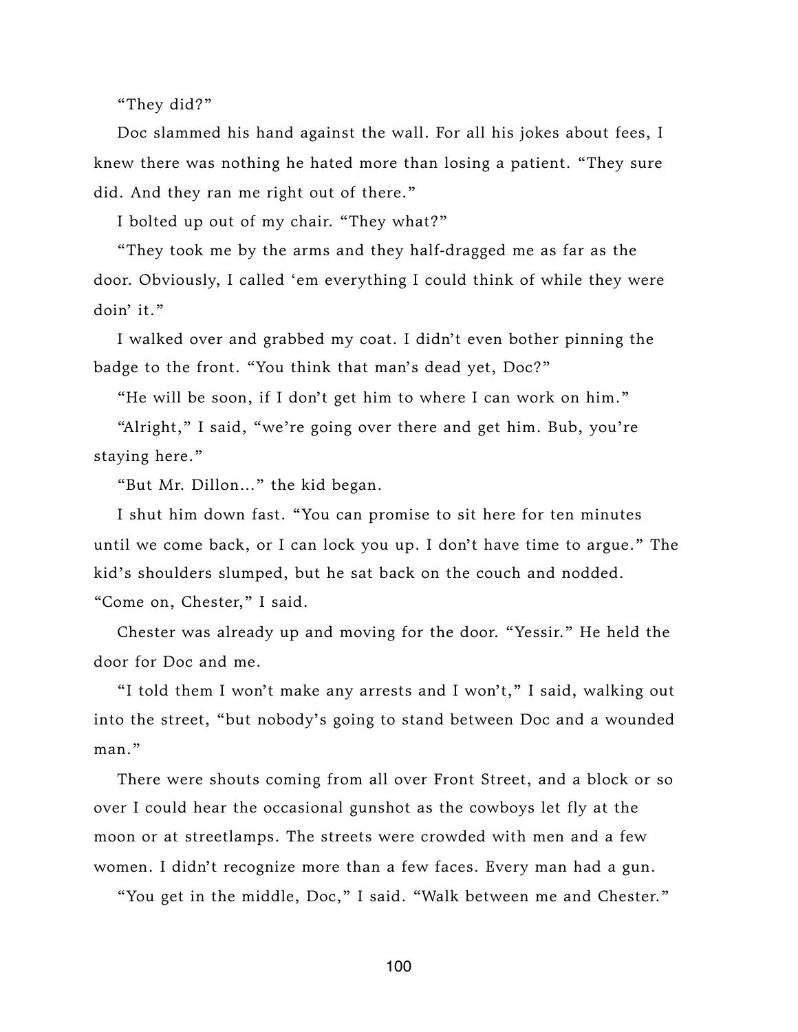"They did?"

Doc slammed his hand against the wall. For all his jokes about fees, I knew there was nothing he hated more than losing a patient. "They sure did. And they ran me right out of there."

I bolted up out of my chair. "They what?"

"They took me by the arms and they half-dragged me as far as the door. Obviously, I called 'em everything I could think of while they were doin' it."

I walked over and grabbed my coat. I didn't even bother pinning the badge to the front. "You think that man's dead yet, Doc?"

"He will be soon, if I don't get him to where I can work on him."

"Alright," I said, "we're going over there and get him. Bub, you're staying here."

"But Mr. Dillon…" the kid began.

I shut him down fast. "You can promise to sit here for ten minutes until we come back, or I can lock you up. I don't have time to argue." The kid's shoulders slumped, but he sat back on the couch and nodded. "Come on, Chester," I said.

Chester was already up and moving for the door. "Yessir." He held the door for Doc and me.

"I told them I won't make any arrests and I won't," I said, walking out into the street, "but nobody's going to stand between Doc and a wounded man."

There were shouts coming from all over Front Street, and a block or so over I could hear the occasional gunshot as the cowboys let fly at the moon or at streetlamps. The streets were crowded with men and a few women. I didn't recognize more than a few faces. Every man had a gun.

"You get in the middle, Doc," I said. "Walk between me and Chester."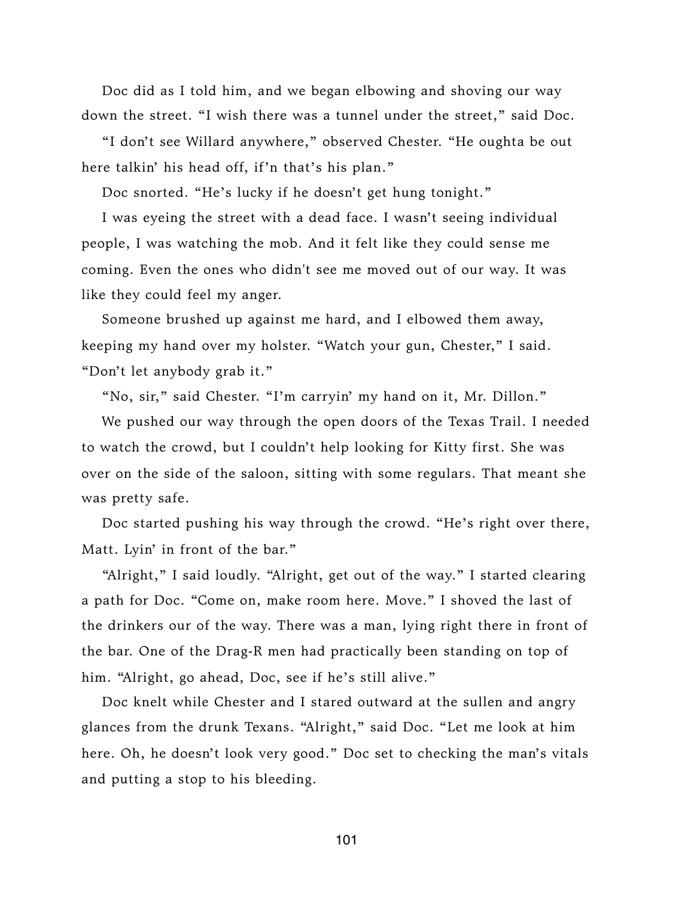Doc did as I told him, and we began elbowing and shoving our way down the street. "I wish there was a tunnel under the street," said Doc.

"I don't see Willard anywhere," observed Chester. "He oughta be out here talkin' his head off, if'n that's his plan."

Doc snorted. "He's lucky if he doesn't get hung tonight."

I was eyeing the street with a dead face. I wasn't seeing individual people, I was watching the mob. And it felt like they could sense me coming. Even the ones who didn't see me moved out of our way. It was like they could feel my anger.

Someone brushed up against me hard, and I elbowed them away, keeping my hand over my holster. "Watch your gun, Chester," I said. "Don't let anybody grab it."

"No, sir," said Chester. "I'm carryin' my hand on it, Mr. Dillon."

We pushed our way through the open doors of the Texas Trail. I needed to watch the crowd, but I couldn't help looking for Kitty first. She was over on the side of the saloon, sitting with some regulars. That meant she was pretty safe.

Doc started pushing his way through the crowd. "He's right over there, Matt. Lyin' in front of the bar."

"Alright," I said loudly. "Alright, get out of the way." I started clearing a path for Doc. "Come on, make room here. Move." I shoved the last of the drinkers our of the way. There was a man, lying right there in front of the bar. One of the Drag-R men had practically been standing on top of him. "Alright, go ahead, Doc, see if he's still alive."

Doc knelt while Chester and I stared outward at the sullen and angry glances from the drunk Texans. "Alright," said Doc. "Let me look at him here. Oh, he doesn't look very good." Doc set to checking the man's vitals and putting a stop to his bleeding.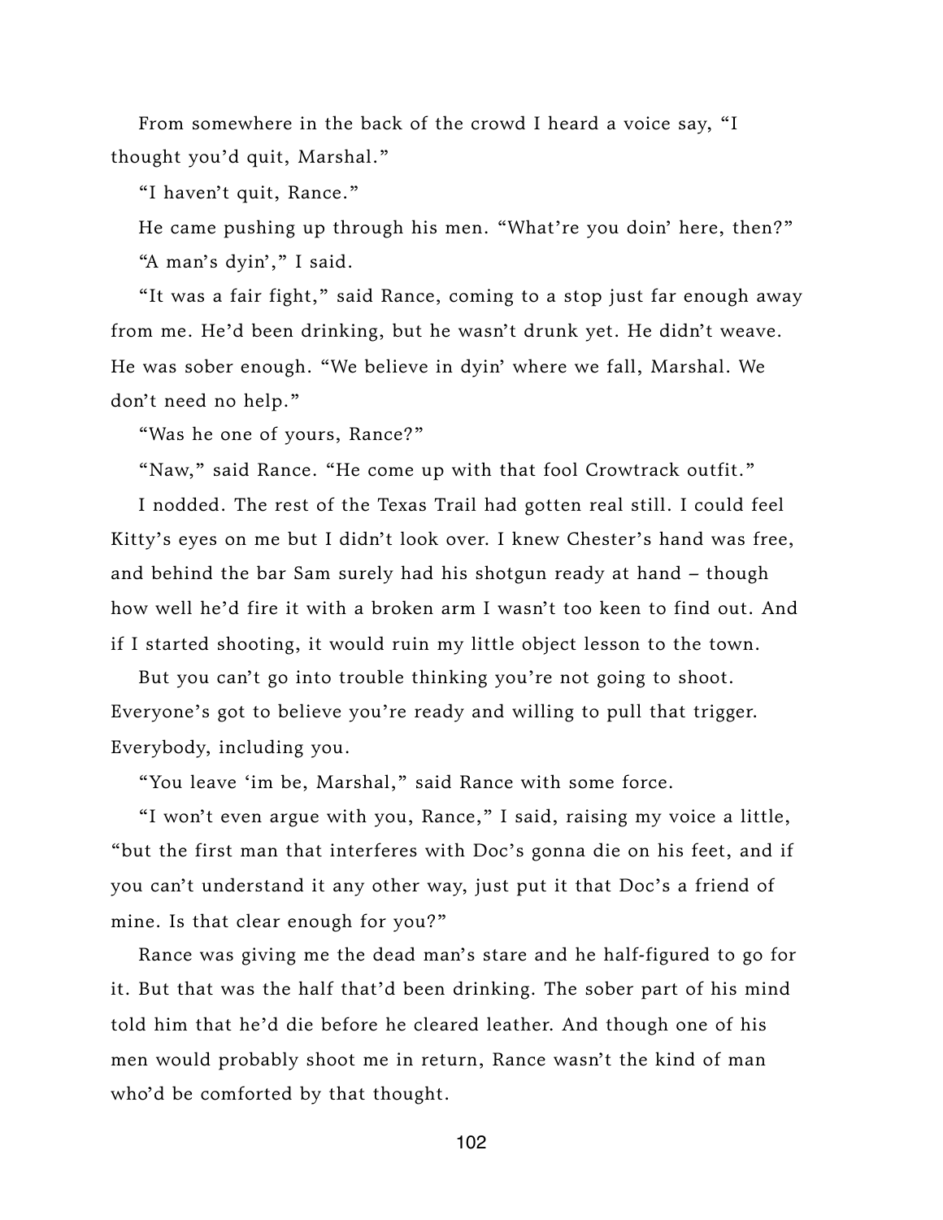From somewhere in the back of the crowd I heard a voice say, "I thought you'd quit, Marshal."

"I haven't quit, Rance."

He came pushing up through his men. "What're you doin' here, then?"

"A man's dyin'," I said.

"It was a fair fight," said Rance, coming to a stop just far enough away from me. He'd been drinking, but he wasn't drunk yet. He didn't weave. He was sober enough. "We believe in dyin' where we fall, Marshal. We don't need no help."

"Was he one of yours, Rance?"

"Naw," said Rance. "He come up with that fool Crowtrack outfit."

I nodded. The rest of the Texas Trail had gotten real still. I could feel Kitty's eyes on me but I didn't look over. I knew Chester's hand was free, and behind the bar Sam surely had his shotgun ready at hand – though how well he'd fire it with a broken arm I wasn't too keen to find out. And if I started shooting, it would ruin my little object lesson to the town.

But you can't go into trouble thinking you're not going to shoot. Everyone's got to believe you're ready and willing to pull that trigger. Everybody, including you.

"You leave 'im be, Marshal," said Rance with some force.

"I won't even argue with you, Rance," I said, raising my voice a little, "but the first man that interferes with Doc's gonna die on his feet, and if you can't understand it any other way, just put it that Doc's a friend of mine. Is that clear enough for you?"

Rance was giving me the dead man's stare and he half-figured to go for it. But that was the half that'd been drinking. The sober part of his mind told him that he'd die before he cleared leather. And though one of his men would probably shoot me in return, Rance wasn't the kind of man who'd be comforted by that thought.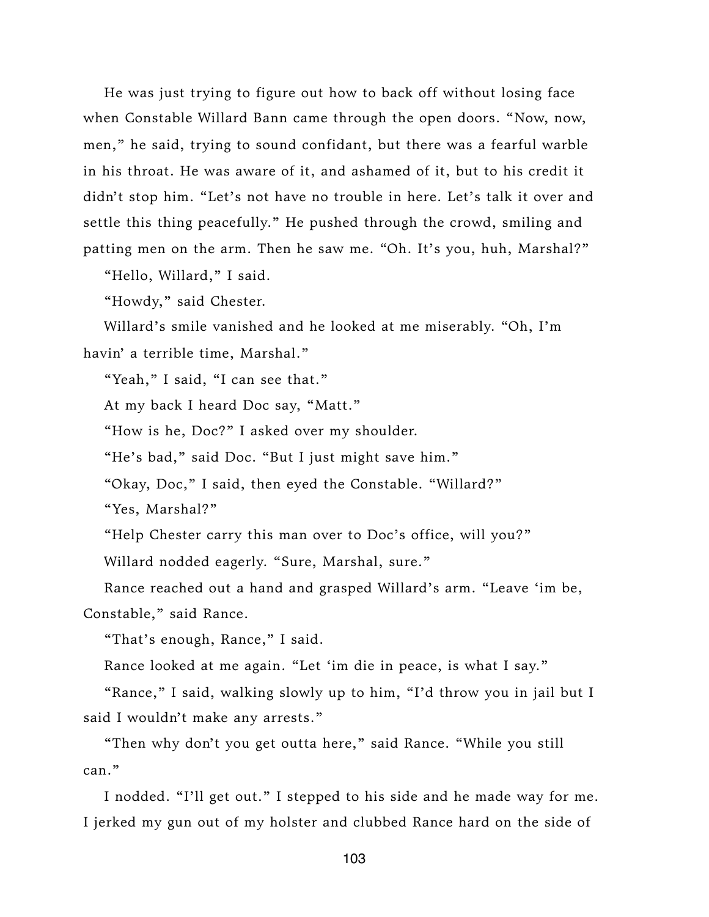He was just trying to figure out how to back off without losing face when Constable Willard Bann came through the open doors. "Now, now, men," he said, trying to sound confidant, but there was a fearful warble in his throat. He was aware of it, and ashamed of it, but to his credit it didn't stop him. "Let's not have no trouble in here. Let's talk it over and settle this thing peacefully." He pushed through the crowd, smiling and patting men on the arm. Then he saw me. "Oh. It's you, huh, Marshal?"

"Hello, Willard," I said.

"Howdy," said Chester.

Willard's smile vanished and he looked at me miserably. "Oh, I'm havin' a terrible time, Marshal."

"Yeah," I said, "I can see that."

At my back I heard Doc say, "Matt."

"How is he, Doc?" I asked over my shoulder.

"He's bad," said Doc. "But I just might save him."

"Okay, Doc," I said, then eyed the Constable. "Willard?"

"Yes, Marshal?"

"Help Chester carry this man over to Doc's office, will you?"

Willard nodded eagerly. "Sure, Marshal, sure."

Rance reached out a hand and grasped Willard's arm. "Leave 'im be, Constable," said Rance.

"That's enough, Rance," I said.

Rance looked at me again. "Let 'im die in peace, is what I say."

"Rance," I said, walking slowly up to him, "I'd throw you in jail but I said I wouldn't make any arrests."

"Then why don't you get outta here," said Rance. "While you still can."

I nodded. "I'll get out." I stepped to his side and he made way for me. I jerked my gun out of my holster and clubbed Rance hard on the side of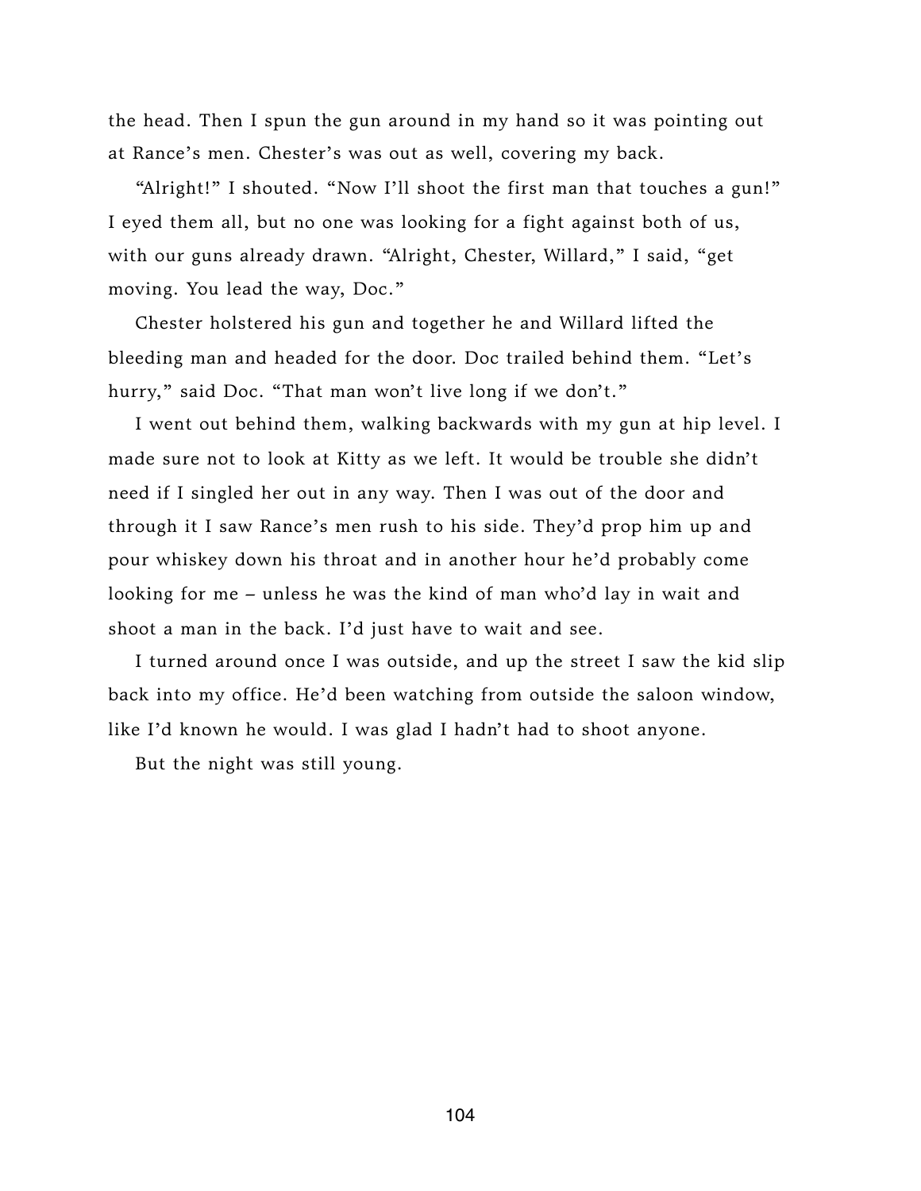the head. Then I spun the gun around in my hand so it was pointing out at Rance's men. Chester's was out as well, covering my back.

"Alright!" I shouted. "Now I'll shoot the first man that touches a gun!" I eyed them all, but no one was looking for a fight against both of us, with our guns already drawn. "Alright, Chester, Willard," I said, "get moving. You lead the way, Doc."

Chester holstered his gun and together he and Willard lifted the bleeding man and headed for the door. Doc trailed behind them. "Let's hurry," said Doc. "That man won't live long if we don't."

I went out behind them, walking backwards with my gun at hip level. I made sure not to look at Kitty as we left. It would be trouble she didn't need if I singled her out in any way. Then I was out of the door and through it I saw Rance's men rush to his side. They'd prop him up and pour whiskey down his throat and in another hour he'd probably come looking for me – unless he was the kind of man who'd lay in wait and shoot a man in the back. I'd just have to wait and see.

I turned around once I was outside, and up the street I saw the kid slip back into my office. He'd been watching from outside the saloon window, like I'd known he would. I was glad I hadn't had to shoot anyone.

But the night was still young.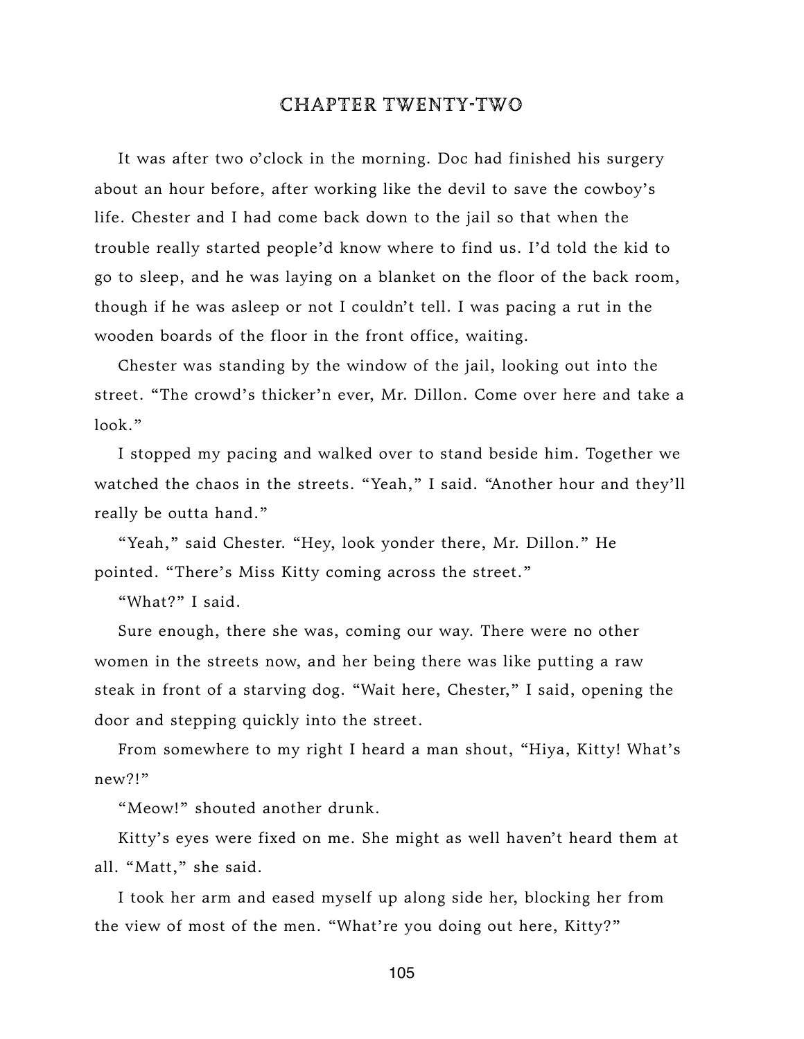# CHAPTER TWENTY-TWO

It was after two o'clock in the morning. Doc had finished his surgery about an hour before, after working like the devil to save the cowboy's life. Chester and I had come back down to the jail so that when the trouble really started people'd know where to find us. I'd told the kid to go to sleep, and he was laying on a blanket on the floor of the back room, though if he was asleep or not I couldn't tell. I was pacing a rut in the wooden boards of the floor in the front office, waiting.

Chester was standing by the window of the jail, looking out into the street. "The crowd's thicker'n ever, Mr. Dillon. Come over here and take a look."

I stopped my pacing and walked over to stand beside him. Together we watched the chaos in the streets. "Yeah," I said. "Another hour and they'll really be outta hand."

"Yeah," said Chester. "Hey, look yonder there, Mr. Dillon." He pointed. "There's Miss Kitty coming across the street."

"What?" I said.

Sure enough, there she was, coming our way. There were no other women in the streets now, and her being there was like putting a raw steak in front of a starving dog. "Wait here, Chester," I said, opening the door and stepping quickly into the street.

From somewhere to my right I heard a man shout, "Hiya, Kitty! What's new?!"

"Meow!" shouted another drunk.

Kitty's eyes were fixed on me. She might as well haven't heard them at all. "Matt," she said.

I took her arm and eased myself up along side her, blocking her from the view of most of the men. "What're you doing out here, Kitty?"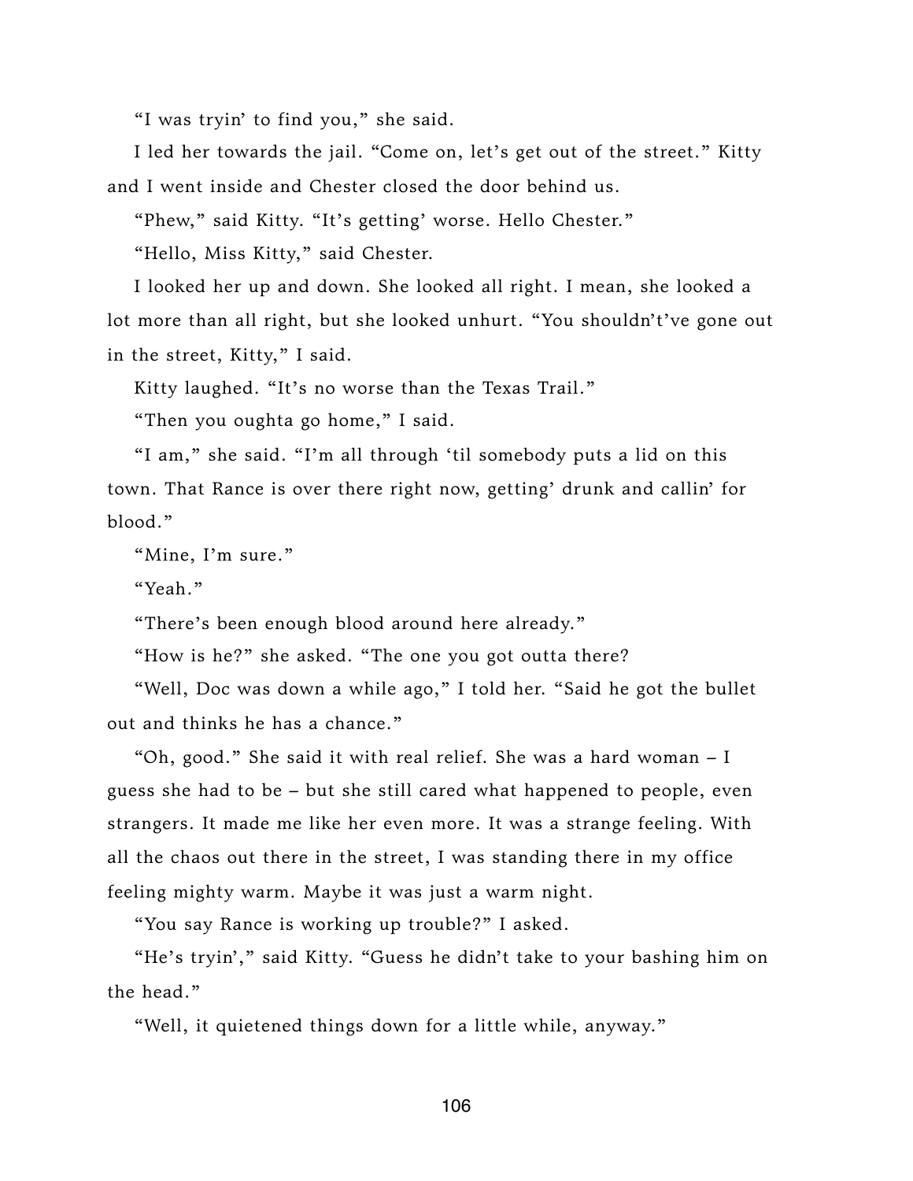“I was tryin’ to find you,” she said.

I led her towards the jail. “Come on, let’s get out of the street.” Kitty and I went inside and Chester closed the door behind us.

“Phew,” said Kitty. “It’s getting’ worse. Hello Chester.”

“Hello, Miss Kitty,” said Chester.

I looked her up and down. She looked all right. I mean, she looked a lot more than all right, but she looked unhurt. “You shouldn’t’ve gone out in the street, Kitty,” I said.

Kitty laughed. “It’s no worse than the Texas Trail.”

“Then you oughta go home,” I said.

“I am,” she said. “I’m all through ‘til somebody puts a lid on this town. That Rance is over there right now, getting’ drunk and callin’ for blood.”

“Mine, I’m sure.”

“Yeah.”

“There’s been enough blood around here already.”

“How is he?” she asked. “The one you got outta there?

“Well, Doc was down a while ago,” I told her. “Said he got the bullet out and thinks he has a chance.”

“Oh, good.” She said it with real relief. She was a hard woman – I guess she had to be – but she still cared what happened to people, even strangers. It made me like her even more. It was a strange feeling. With all the chaos out there in the street, I was standing there in my office feeling mighty warm. Maybe it was just a warm night.

“You say Rance is working up trouble?” I asked.

“He’s tryin’,” said Kitty. “Guess he didn’t take to your bashing him on the head.”

“Well, it quietened things down for a little while, anyway.”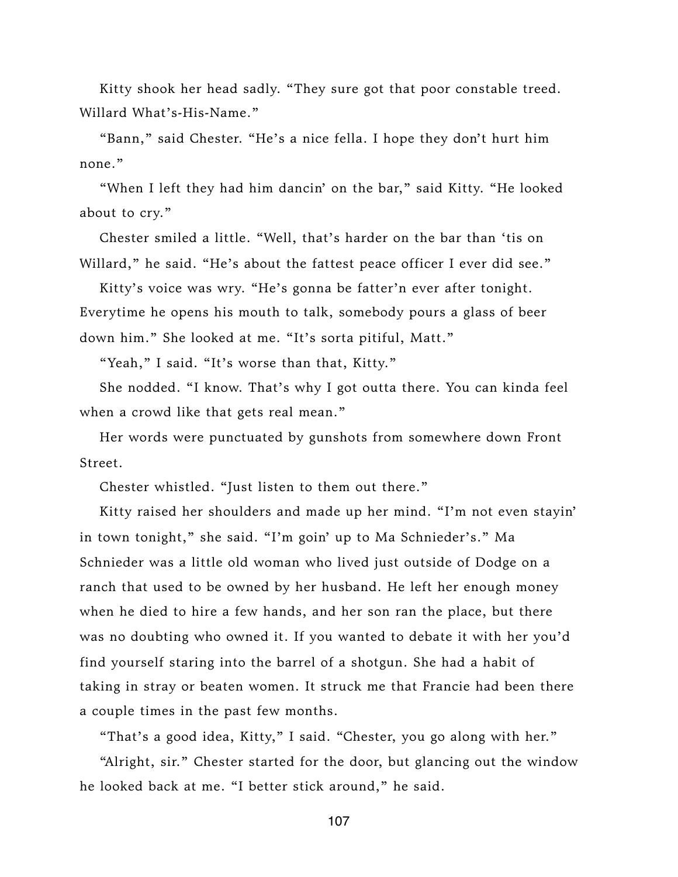Kitty shook her head sadly. "They sure got that poor constable treed. Willard What's-His-Name."

"Bann," said Chester. "He's a nice fella. I hope they don't hurt him none."

"When I left they had him dancin' on the bar," said Kitty. "He looked about to cry."

Chester smiled a little. "Well, that's harder on the bar than 'tis on Willard," he said. "He's about the fattest peace officer I ever did see."

Kitty's voice was wry. "He's gonna be fatter'n ever after tonight. Everytime he opens his mouth to talk, somebody pours a glass of beer down him." She looked at me. "It's sorta pitiful, Matt."

"Yeah," I said. "It's worse than that, Kitty."

She nodded. "I know. That's why I got outta there. You can kinda feel when a crowd like that gets real mean."

Her words were punctuated by gunshots from somewhere down Front Street.

Chester whistled. "Just listen to them out there."

Kitty raised her shoulders and made up her mind. "I'm not even stayin' in town tonight," she said. "I'm goin' up to Ma Schnieder's." Ma Schnieder was a little old woman who lived just outside of Dodge on a ranch that used to be owned by her husband. He left her enough money when he died to hire a few hands, and her son ran the place, but there was no doubting who owned it. If you wanted to debate it with her you'd find yourself staring into the barrel of a shotgun. She had a habit of taking in stray or beaten women. It struck me that Francie had been there a couple times in the past few months.

"That's a good idea, Kitty," I said. "Chester, you go along with her."

"Alright, sir." Chester started for the door, but glancing out the window he looked back at me. "I better stick around," he said.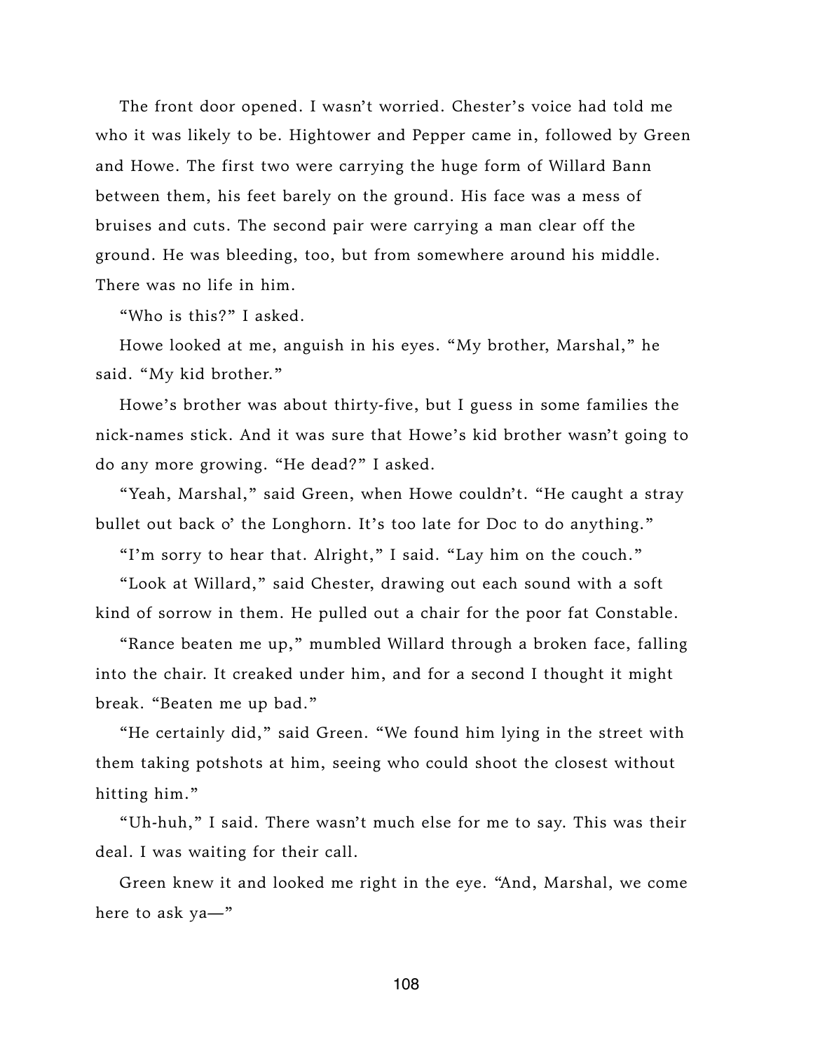The front door opened. I wasn't worried. Chester's voice had told me who it was likely to be. Hightower and Pepper came in, followed by Green and Howe. The first two were carrying the huge form of Willard Bann between them, his feet barely on the ground. His face was a mess of bruises and cuts. The second pair were carrying a man clear off the ground. He was bleeding, too, but from somewhere around his middle. There was no life in him.

"Who is this?" I asked.

Howe looked at me, anguish in his eyes. "My brother, Marshal," he said. "My kid brother."

Howe's brother was about thirty-five, but I guess in some families the nick-names stick. And it was sure that Howe's kid brother wasn't going to do any more growing. "He dead?" I asked.

"Yeah, Marshal," said Green, when Howe couldn't. "He caught a stray bullet out back o' the Longhorn. It's too late for Doc to do anything."

"I'm sorry to hear that. Alright," I said. "Lay him on the couch."

"Look at Willard," said Chester, drawing out each sound with a soft kind of sorrow in them. He pulled out a chair for the poor fat Constable.

"Rance beaten me up," mumbled Willard through a broken face, falling into the chair. It creaked under him, and for a second I thought it might break. "Beaten me up bad."

"He certainly did," said Green. "We found him lying in the street with them taking potshots at him, seeing who could shoot the closest without hitting him."

"Uh-huh," I said. There wasn't much else for me to say. This was their deal. I was waiting for their call.

Green knew it and looked me right in the eye. "And, Marshal, we come here to ask ya—"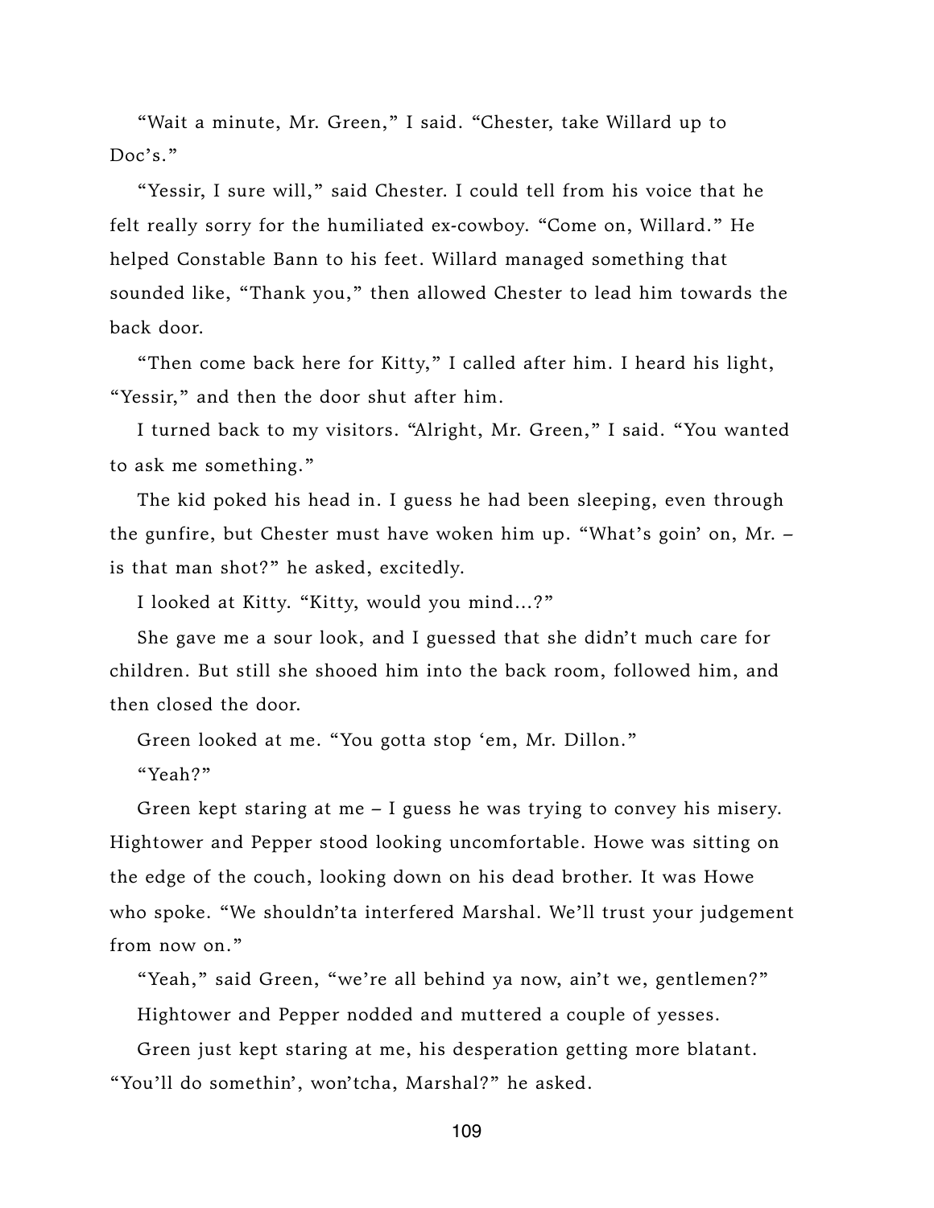"Wait a minute, Mr. Green," I said. "Chester, take Willard up to Doc's."

"Yessir, I sure will," said Chester. I could tell from his voice that he felt really sorry for the humiliated ex-cowboy. "Come on, Willard." He helped Constable Bann to his feet. Willard managed something that sounded like, "Thank you," then allowed Chester to lead him towards the back door.

"Then come back here for Kitty," I called after him. I heard his light, "Yessir," and then the door shut after him.

I turned back to my visitors. "Alright, Mr. Green," I said. "You wanted to ask me something."

The kid poked his head in. I guess he had been sleeping, even through the gunfire, but Chester must have woken him up. "What's goin' on, Mr. – is that man shot?" he asked, excitedly.

I looked at Kitty. "Kitty, would you mind...?"

She gave me a sour look, and I guessed that she didn't much care for children. But still she shooed him into the back room, followed him, and then closed the door.

Green looked at me. "You gotta stop 'em, Mr. Dillon."

"Yeah?"

Green kept staring at me – I guess he was trying to convey his misery. Hightower and Pepper stood looking uncomfortable. Howe was sitting on the edge of the couch, looking down on his dead brother. It was Howe who spoke. "We shouldn'ta interfered Marshal. We'll trust your judgement from now on."

"Yeah," said Green, "we're all behind ya now, ain't we, gentlemen?"

Hightower and Pepper nodded and muttered a couple of yesses.

Green just kept staring at me, his desperation getting more blatant. "You'll do somethin', won'tcha, Marshal?" he asked.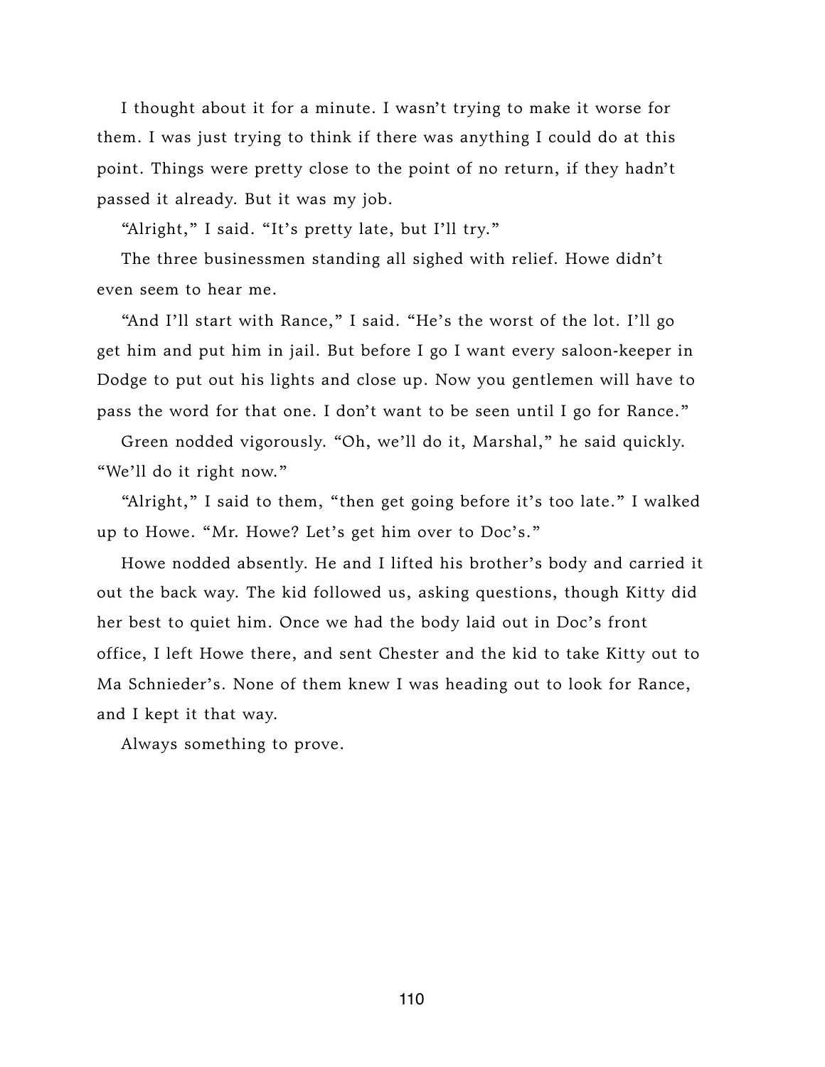I thought about it for a minute. I wasn't trying to make it worse for them. I was just trying to think if there was anything I could do at this point. Things were pretty close to the point of no return, if they hadn't passed it already. But it was my job.

"Alright," I said. "It's pretty late, but I'll try."

The three businessmen standing all sighed with relief. Howe didn't even seem to hear me.

"And I'll start with Rance," I said. "He's the worst of the lot. I'll go get him and put him in jail. But before I go I want every saloon-keeper in Dodge to put out his lights and close up. Now you gentlemen will have to pass the word for that one. I don't want to be seen until I go for Rance."

Green nodded vigorously. "Oh, we'll do it, Marshal," he said quickly. "We'll do it right now."

"Alright," I said to them, "then get going before it's too late." I walked up to Howe. "Mr. Howe? Let's get him over to Doc's."

Howe nodded absently. He and I lifted his brother's body and carried it out the back way. The kid followed us, asking questions, though Kitty did her best to quiet him. Once we had the body laid out in Doc's front office, I left Howe there, and sent Chester and the kid to take Kitty out to Ma Schnieder's. None of them knew I was heading out to look for Rance, and I kept it that way.

Always something to prove.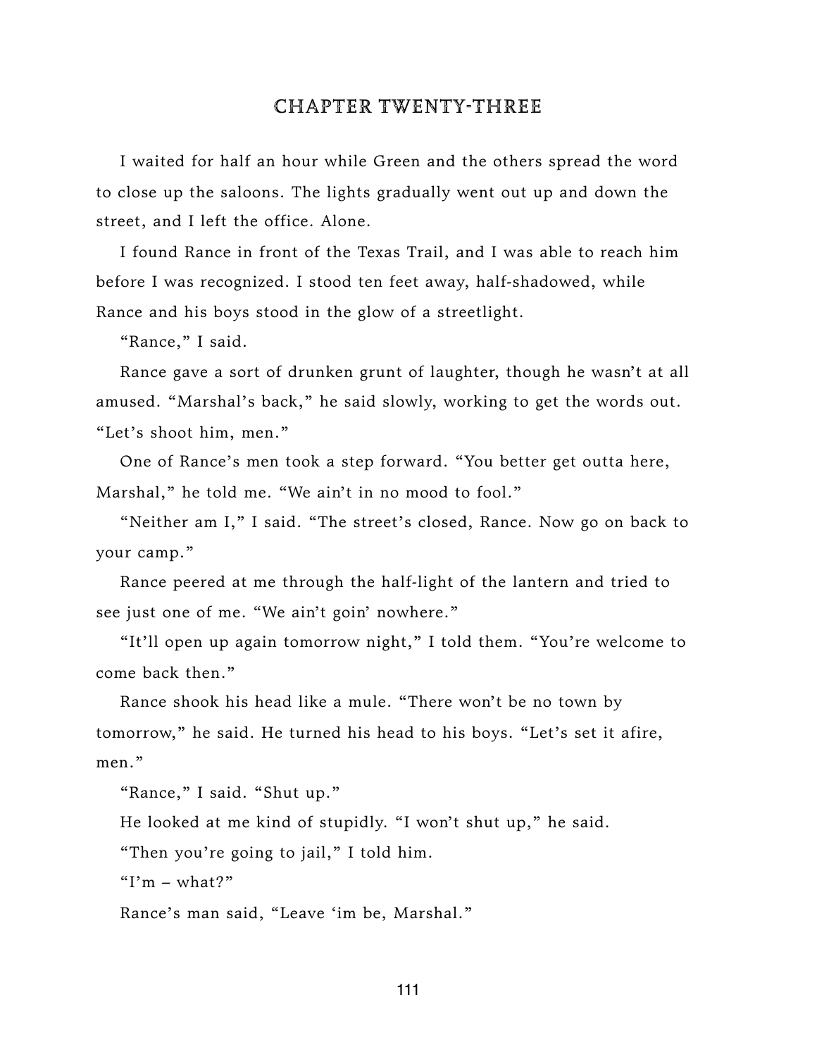## CHAPTER TWENTY-THREE

I waited for half an hour while Green and the others spread the word to close up the saloons. The lights gradually went out up and down the street, and I left the office. Alone.

I found Rance in front of the Texas Trail, and I was able to reach him before I was recognized. I stood ten feet away, half-shadowed, while Rance and his boys stood in the glow of a streetlight.

"Rance," I said.

Rance gave a sort of drunken grunt of laughter, though he wasn't at all amused. "Marshal's back," he said slowly, working to get the words out. "Let's shoot him, men."

One of Rance's men took a step forward. "You better get outta here, Marshal," he told me. "We ain't in no mood to fool."

"Neither am I," I said. "The street's closed, Rance. Now go on back to your camp."

Rance peered at me through the half-light of the lantern and tried to see just one of me. "We ain't goin' nowhere."

"It'll open up again tomorrow night," I told them. "You're welcome to come back then."

Rance shook his head like a mule. "There won't be no town by tomorrow," he said. He turned his head to his boys. "Let's set it afire, men."

"Rance," I said. "Shut up."

He looked at me kind of stupidly. "I won't shut up," he said.

"Then you're going to jail," I told him.

"I'm – what?"

Rance's man said, "Leave 'im be, Marshal."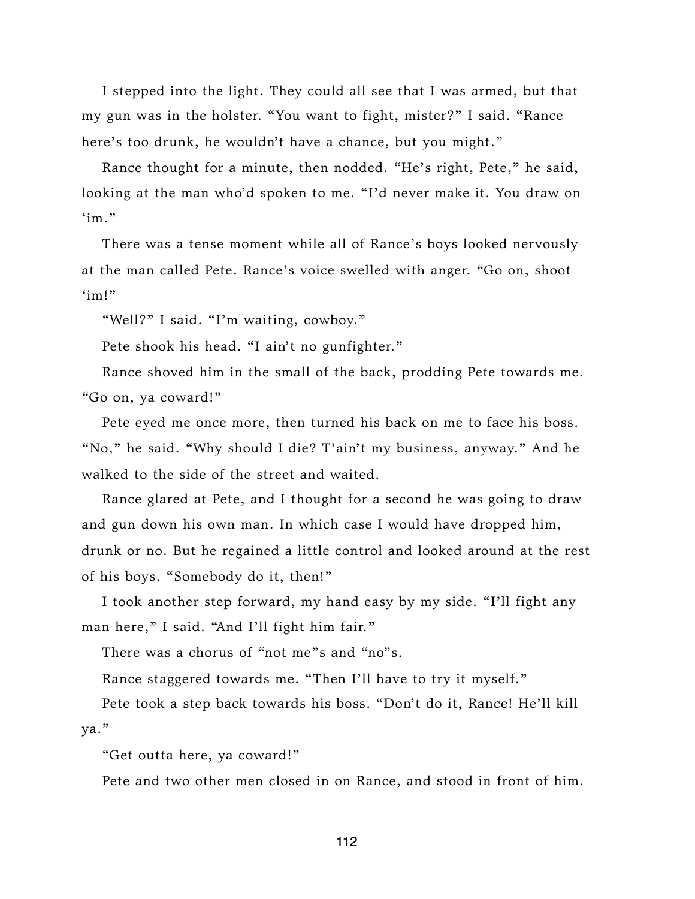I stepped into the light. They could all see that I was armed, but that my gun was in the holster. "You want to fight, mister?" I said. "Rance here's too drunk, he wouldn't have a chance, but you might."

Rance thought for a minute, then nodded. "He's right, Pete," he said, looking at the man who'd spoken to me. "I'd never make it. You draw on 'im."

There was a tense moment while all of Rance's boys looked nervously at the man called Pete. Rance's voice swelled with anger. "Go on, shoot 'im!"

"Well?" I said. "I'm waiting, cowboy."

Pete shook his head. "I ain't no gunfighter."

Rance shoved him in the small of the back, prodding Pete towards me. "Go on, ya coward!"

Pete eyed me once more, then turned his back on me to face his boss. "No," he said. "Why should I die? T'ain't my business, anyway." And he walked to the side of the street and waited.

Rance glared at Pete, and I thought for a second he was going to draw and gun down his own man. In which case I would have dropped him, drunk or no. But he regained a little control and looked around at the rest of his boys. "Somebody do it, then!"

I took another step forward, my hand easy by my side. "I'll fight any man here," I said. "And I'll fight him fair."

There was a chorus of "not me"s and "no"s.

Rance staggered towards me. "Then I'll have to try it myself."

Pete took a step back towards his boss. "Don't do it, Rance! He'll kill ya."

"Get outta here, ya coward!"

Pete and two other men closed in on Rance, and stood in front of him.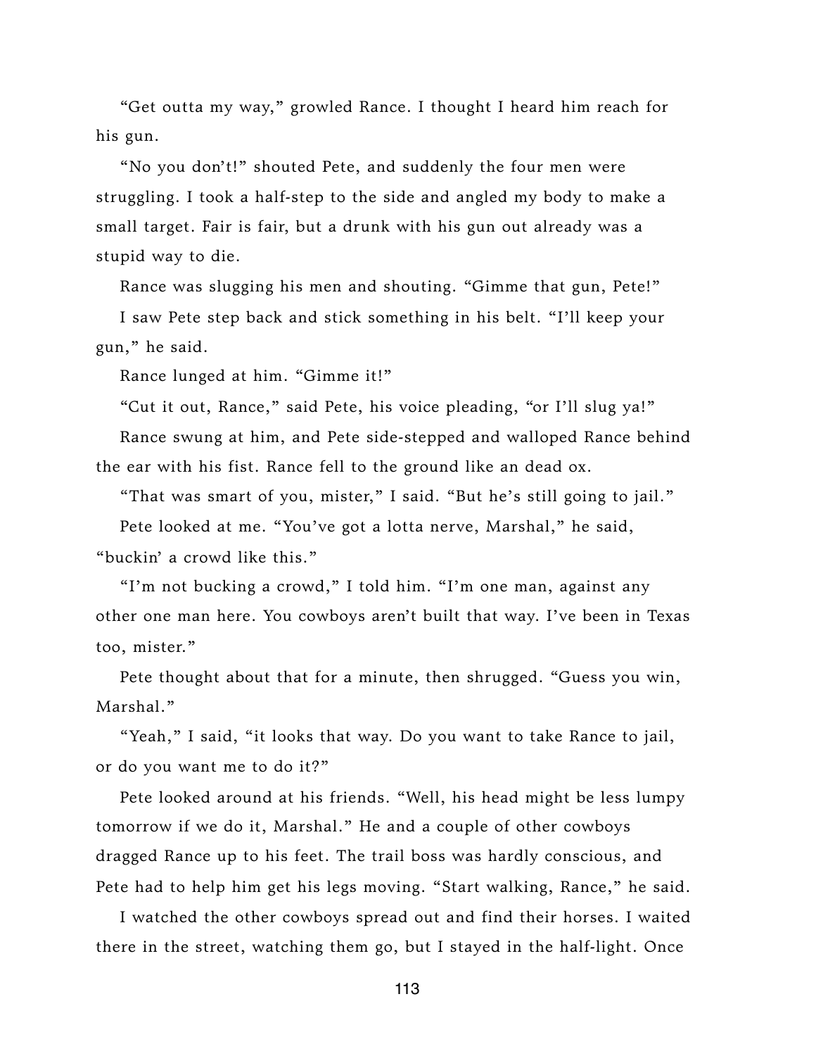"Get outta my way," growled Rance. I thought I heard him reach for his gun.

"No you don't!" shouted Pete, and suddenly the four men were struggling. I took a half-step to the side and angled my body to make a small target. Fair is fair, but a drunk with his gun out already was a stupid way to die.

Rance was slugging his men and shouting. "Gimme that gun, Pete!"

I saw Pete step back and stick something in his belt. "I'll keep your gun," he said.

Rance lunged at him. "Gimme it!"

"Cut it out, Rance," said Pete, his voice pleading, "or I'll slug ya!"

Rance swung at him, and Pete side-stepped and walloped Rance behind the ear with his fist. Rance fell to the ground like an dead ox.

"That was smart of you, mister," I said. "But he's still going to jail."

Pete looked at me. "You've got a lotta nerve, Marshal," he said, "buckin' a crowd like this."

"I'm not bucking a crowd," I told him. "I'm one man, against any other one man here. You cowboys aren't built that way. I've been in Texas too, mister."

Pete thought about that for a minute, then shrugged. "Guess you win, Marshal."

"Yeah," I said, "it looks that way. Do you want to take Rance to jail, or do you want me to do it?"

Pete looked around at his friends. "Well, his head might be less lumpy tomorrow if we do it, Marshal." He and a couple of other cowboys dragged Rance up to his feet. The trail boss was hardly conscious, and Pete had to help him get his legs moving. "Start walking, Rance," he said.

I watched the other cowboys spread out and find their horses. I waited there in the street, watching them go, but I stayed in the half-light. Once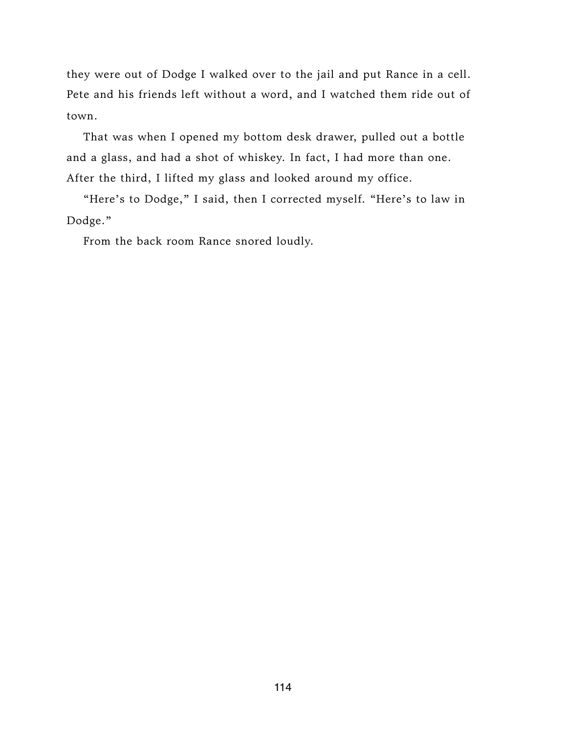they were out of Dodge I walked over to the jail and put Rance in a cell. Pete and his friends left without a word, and I watched them ride out of town.

That was when I opened my bottom desk drawer, pulled out a bottle and a glass, and had a shot of whiskey. In fact, I had more than one. After the third, I lifted my glass and looked around my office.

"Here's to Dodge," I said, then I corrected myself. "Here's to law in Dodge."

From the back room Rance snored loudly.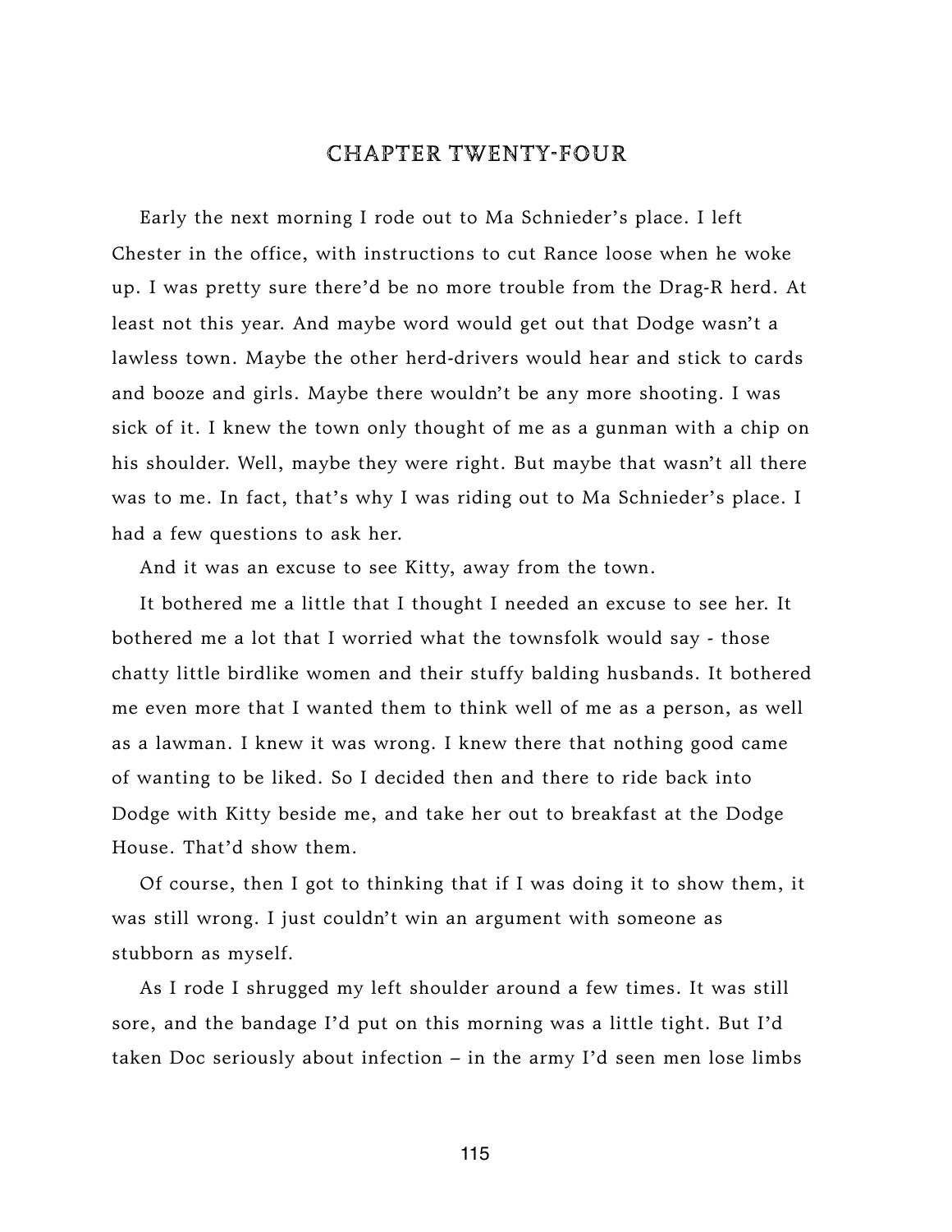# CHAPTER TWENTY-FOUR

Early the next morning I rode out to Ma Schnieder's place. I left Chester in the office, with instructions to cut Rance loose when he woke up. I was pretty sure there'd be no more trouble from the Drag-R herd. At least not this year. And maybe word would get out that Dodge wasn't a lawless town. Maybe the other herd-drivers would hear and stick to cards and booze and girls. Maybe there wouldn't be any more shooting. I was sick of it. I knew the town only thought of me as a gunman with a chip on his shoulder. Well, maybe they were right. But maybe that wasn't all there was to me. In fact, that's why I was riding out to Ma Schnieder's place. I had a few questions to ask her.

And it was an excuse to see Kitty, away from the town.

It bothered me a little that I thought I needed an excuse to see her. It bothered me a lot that I worried what the townsfolk would say - those chatty little birdlike women and their stuffy balding husbands. It bothered me even more that I wanted them to think well of me as a person, as well as a lawman. I knew it was wrong. I knew there that nothing good came of wanting to be liked. So I decided then and there to ride back into Dodge with Kitty beside me, and take her out to breakfast at the Dodge House. That'd show them.

Of course, then I got to thinking that if I was doing it to show them, it was still wrong. I just couldn't win an argument with someone as stubborn as myself.

As I rode I shrugged my left shoulder around a few times. It was still sore, and the bandage I'd put on this morning was a little tight. But I'd taken Doc seriously about infection – in the army I'd seen men lose limbs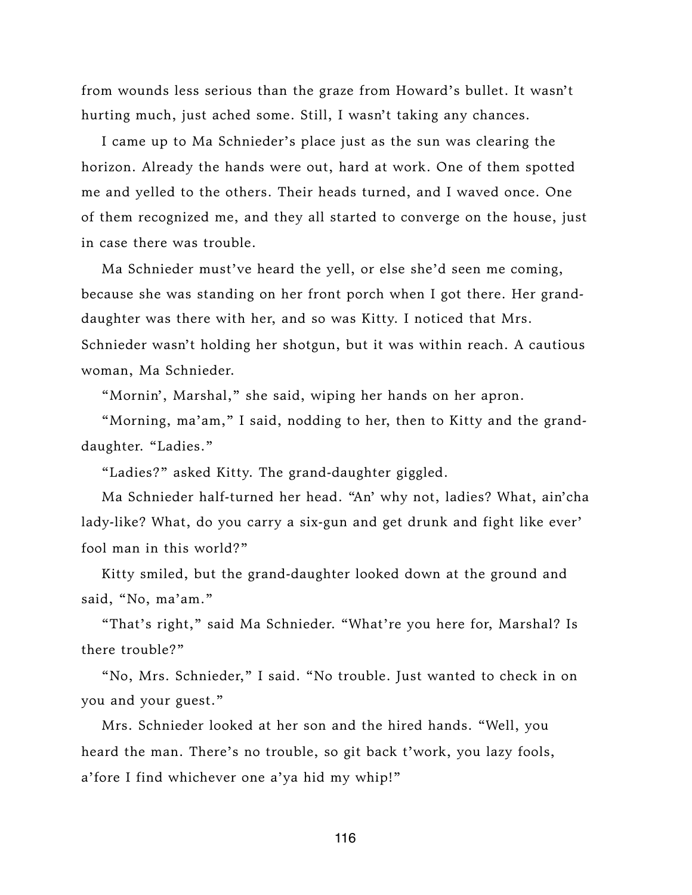from wounds less serious than the graze from Howard's bullet. It wasn't hurting much, just ached some. Still, I wasn't taking any chances.

I came up to Ma Schnieder's place just as the sun was clearing the horizon. Already the hands were out, hard at work. One of them spotted me and yelled to the others. Their heads turned, and I waved once. One of them recognized me, and they all started to converge on the house, just in case there was trouble.

Ma Schnieder must've heard the yell, or else she'd seen me coming, because she was standing on her front porch when I got there. Her grand-daughter was there with her, and so was Kitty. I noticed that Mrs. Schnieder wasn't holding her shotgun, but it was within reach. A cautious woman, Ma Schnieder.

"Mornin', Marshal," she said, wiping her hands on her apron.

"Morning, ma'am," I said, nodding to her, then to Kitty and the grand-daughter. "Ladies."

"Ladies?" asked Kitty. The grand-daughter giggled.

Ma Schnieder half-turned her head. "An' why not, ladies? What, ain'cha lady-like? What, do you carry a six-gun and get drunk and fight like ever' fool man in this world?"

Kitty smiled, but the grand-daughter looked down at the ground and said, "No, ma'am."

"That's right," said Ma Schnieder. "What're you here for, Marshal? Is there trouble?"

"No, Mrs. Schnieder," I said. "No trouble. Just wanted to check in on you and your guest."

Mrs. Schnieder looked at her son and the hired hands. "Well, you heard the man. There's no trouble, so git back t'work, you lazy fools, a'fore I find whichever one a'ya hid my whip!"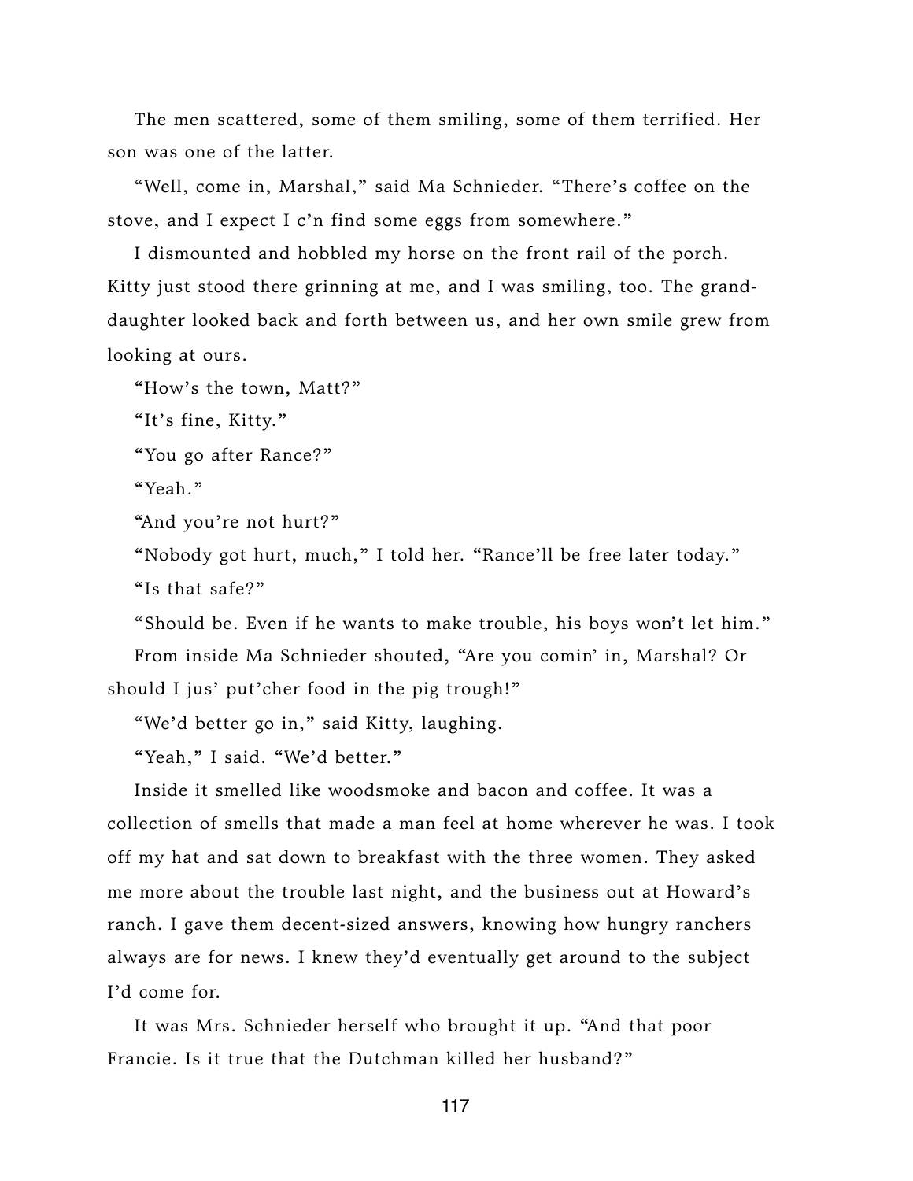The men scattered, some of them smiling, some of them terrified. Her son was one of the latter.

"Well, come in, Marshal," said Ma Schnieder. "There's coffee on the stove, and I expect I c'n find some eggs from somewhere."

I dismounted and hobbled my horse on the front rail of the porch. Kitty just stood there grinning at me, and I was smiling, too. The granddaughter looked back and forth between us, and her own smile grew from looking at ours.

"How's the town, Matt?"

"It's fine, Kitty."

"You go after Rance?"

"Yeah."

"And you're not hurt?"

"Nobody got hurt, much," I told her. "Rance'll be free later today."

"Is that safe?"

"Should be. Even if he wants to make trouble, his boys won't let him."

From inside Ma Schnieder shouted, "Are you comin' in, Marshal? Or should I jus' put'cher food in the pig trough!"

"We'd better go in," said Kitty, laughing.

"Yeah," I said. "We'd better."

Inside it smelled like woodsmoke and bacon and coffee. It was a collection of smells that made a man feel at home wherever he was. I took off my hat and sat down to breakfast with the three women. They asked me more about the trouble last night, and the business out at Howard's ranch. I gave them decent-sized answers, knowing how hungry ranchers always are for news. I knew they'd eventually get around to the subject I'd come for.

It was Mrs. Schnieder herself who brought it up. "And that poor Francie. Is it true that the Dutchman killed her husband?"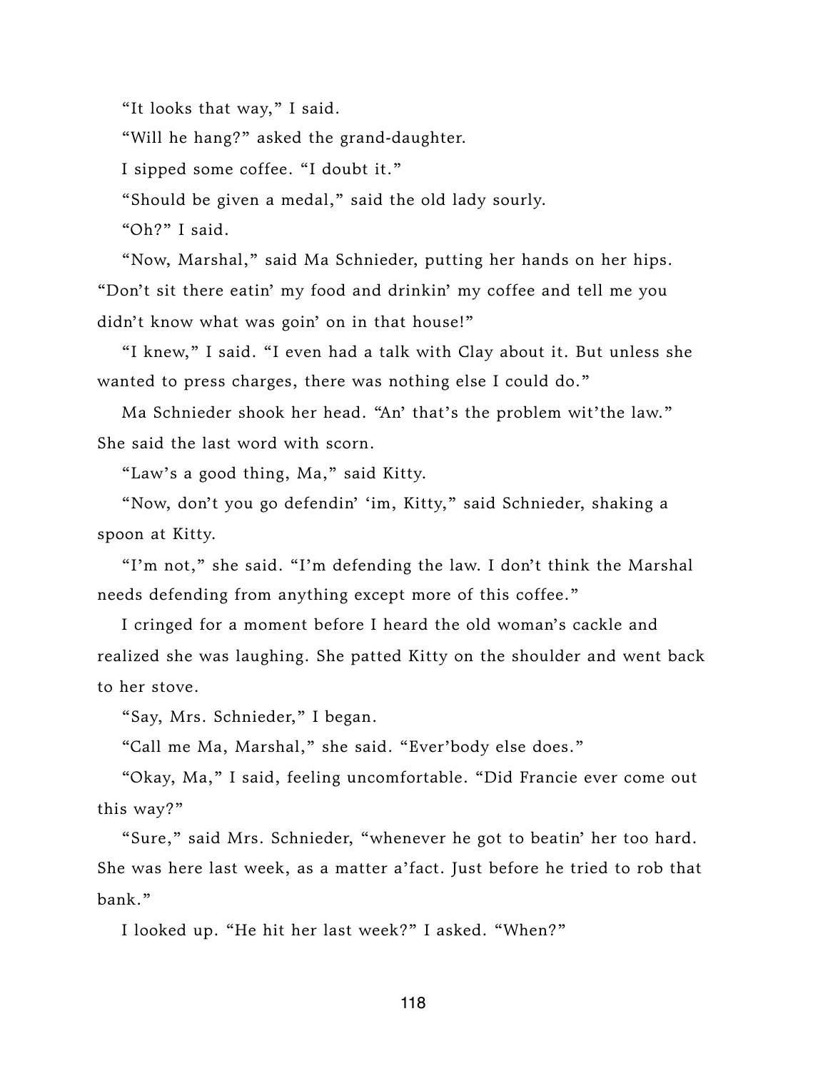"It looks that way," I said.

"Will he hang?" asked the grand-daughter.

I sipped some coffee. "I doubt it."

"Should be given a medal," said the old lady sourly.

"Oh?" I said.

"Now, Marshal," said Ma Schnieder, putting her hands on her hips. "Don't sit there eatin' my food and drinkin' my coffee and tell me you didn't know what was goin' on in that house!"

"I knew," I said. "I even had a talk with Clay about it. But unless she wanted to press charges, there was nothing else I could do."

Ma Schnieder shook her head. "An' that's the problem wit'the law." She said the last word with scorn.

"Law's a good thing, Ma," said Kitty.

"Now, don't you go defendin' 'im, Kitty," said Schnieder, shaking a spoon at Kitty.

"I'm not," she said. "I'm defending the law. I don't think the Marshal needs defending from anything except more of this coffee."

I cringed for a moment before I heard the old woman's cackle and realized she was laughing. She patted Kitty on the shoulder and went back to her stove.

"Say, Mrs. Schnieder," I began.

"Call me Ma, Marshal," she said. "Ever'body else does."

"Okay, Ma," I said, feeling uncomfortable. "Did Francie ever come out this way?"

"Sure," said Mrs. Schnieder, "whenever he got to beatin' her too hard. She was here last week, as a matter a'fact. Just before he tried to rob that bank."

I looked up. "He hit her last week?" I asked. "When?"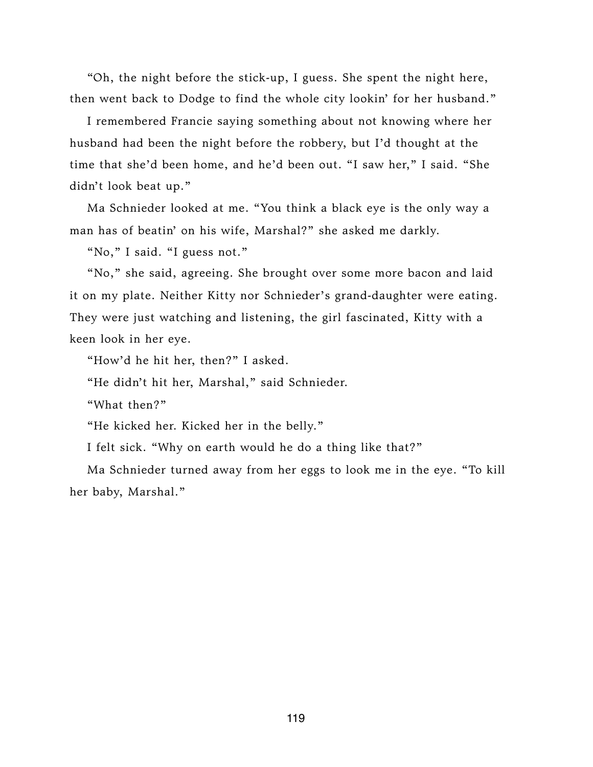"Oh, the night before the stick-up, I guess. She spent the night here, then went back to Dodge to find the whole city lookin' for her husband."

I remembered Francie saying something about not knowing where her husband had been the night before the robbery, but I'd thought at the time that she'd been home, and he'd been out. "I saw her," I said. "She didn't look beat up."

Ma Schnieder looked at me. "You think a black eye is the only way a man has of beatin' on his wife, Marshal?" she asked me darkly.

"No," I said. "I guess not."

"No," she said, agreeing. She brought over some more bacon and laid it on my plate. Neither Kitty nor Schnieder's grand-daughter were eating. They were just watching and listening, the girl fascinated, Kitty with a keen look in her eye.

"How'd he hit her, then?" I asked.

"He didn't hit her, Marshal," said Schnieder.

"What then?"

"He kicked her. Kicked her in the belly."

I felt sick. "Why on earth would he do a thing like that?"

Ma Schnieder turned away from her eggs to look me in the eye. "To kill her baby, Marshal."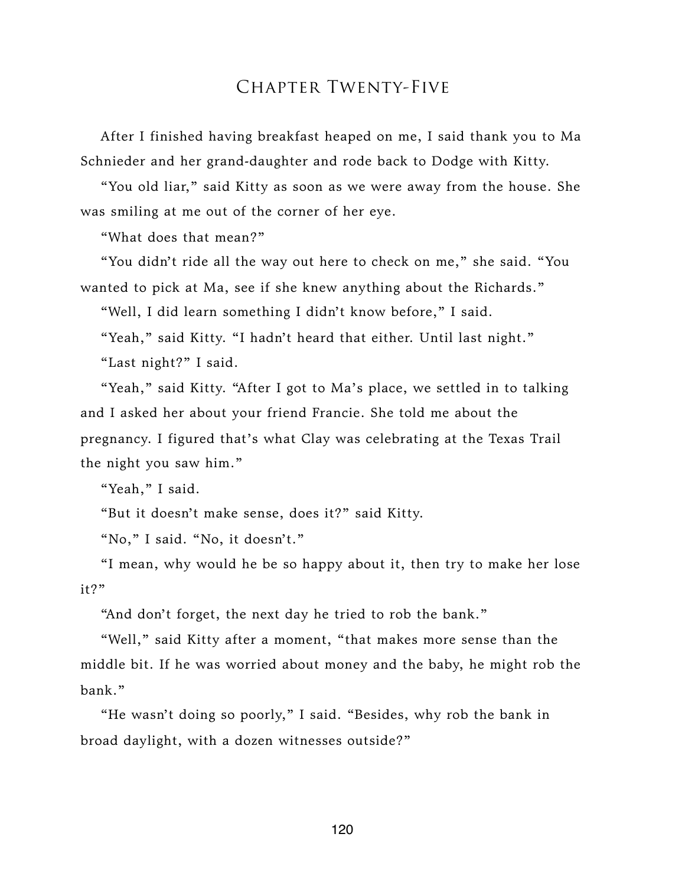# Chapter Twenty-Five

After I finished having breakfast heaped on me, I said thank you to Ma Schnieder and her grand-daughter and rode back to Dodge with Kitty.

"You old liar," said Kitty as soon as we were away from the house. She was smiling at me out of the corner of her eye.

"What does that mean?"

"You didn't ride all the way out here to check on me," she said. "You wanted to pick at Ma, see if she knew anything about the Richards."

"Well, I did learn something I didn't know before," I said.

"Yeah," said Kitty. "I hadn't heard that either. Until last night."

"Last night?" I said.

"Yeah," said Kitty. "After I got to Ma's place, we settled in to talking and I asked her about your friend Francie. She told me about the pregnancy. I figured that's what Clay was celebrating at the Texas Trail the night you saw him."

"Yeah," I said.

"But it doesn't make sense, does it?" said Kitty.

"No," I said. "No, it doesn't."

"I mean, why would he be so happy about it, then try to make her lose it?"

"And don't forget, the next day he tried to rob the bank."

"Well," said Kitty after a moment, "that makes more sense than the middle bit. If he was worried about money and the baby, he might rob the bank."

"He wasn't doing so poorly," I said. "Besides, why rob the bank in broad daylight, with a dozen witnesses outside?"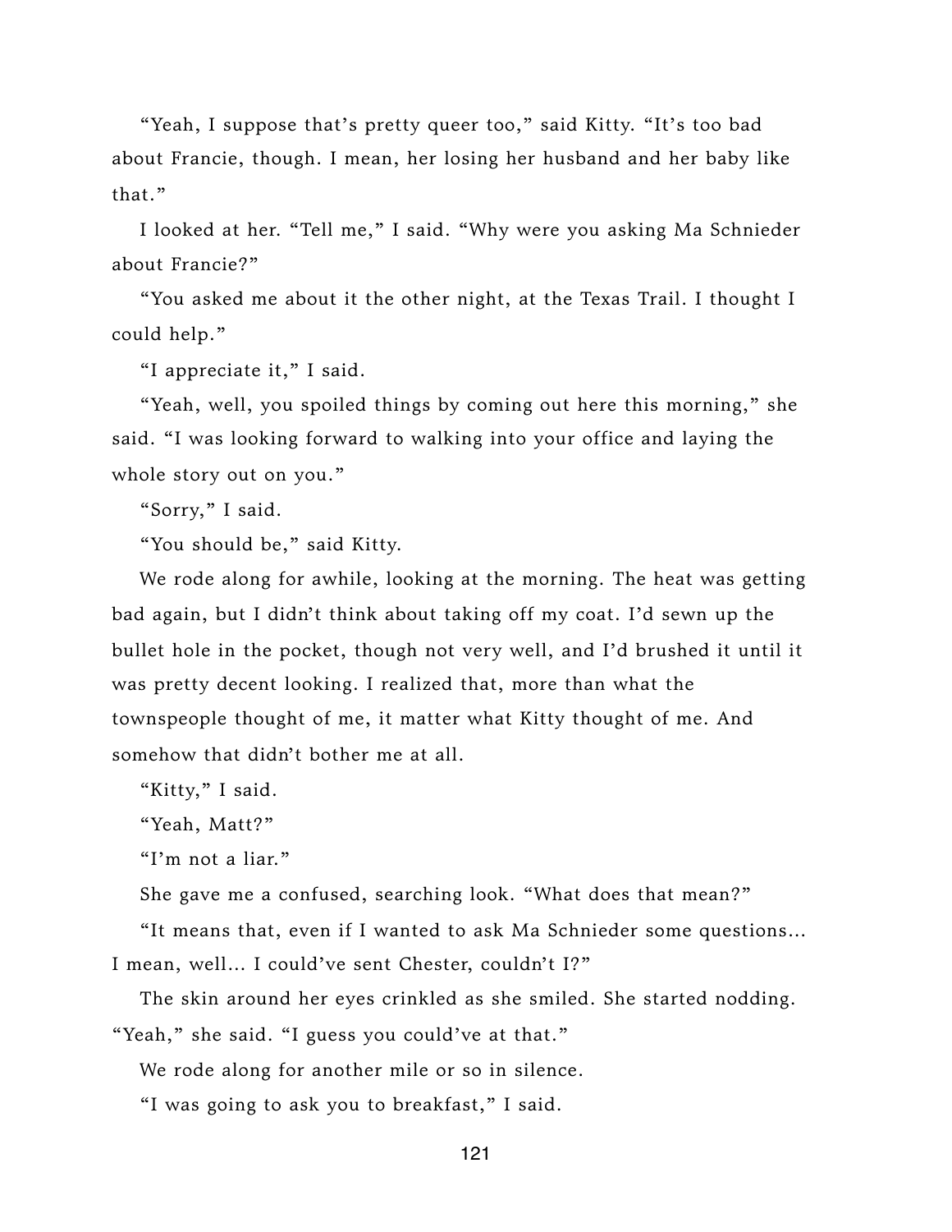"Yeah, I suppose that's pretty queer too," said Kitty. "It's too bad about Francie, though. I mean, her losing her husband and her baby like that."

I looked at her. "Tell me," I said. "Why were you asking Ma Schnieder about Francie?"

"You asked me about it the other night, at the Texas Trail. I thought I could help."

"I appreciate it," I said.

"Yeah, well, you spoiled things by coming out here this morning," she said. "I was looking forward to walking into your office and laying the whole story out on you."

"Sorry," I said.

"You should be," said Kitty.

We rode along for awhile, looking at the morning. The heat was getting bad again, but I didn't think about taking off my coat. I'd sewn up the bullet hole in the pocket, though not very well, and I'd brushed it until it was pretty decent looking. I realized that, more than what the townspeople thought of me, it matter what Kitty thought of me. And somehow that didn't bother me at all.

"Kitty," I said.

"Yeah, Matt?"

"I'm not a liar."

She gave me a confused, searching look. "What does that mean?"

"It means that, even if I wanted to ask Ma Schnieder some questions... I mean, well... I could've sent Chester, couldn't I?"

The skin around her eyes crinkled as she smiled. She started nodding. "Yeah," she said. "I guess you could've at that."

We rode along for another mile or so in silence.

"I was going to ask you to breakfast," I said.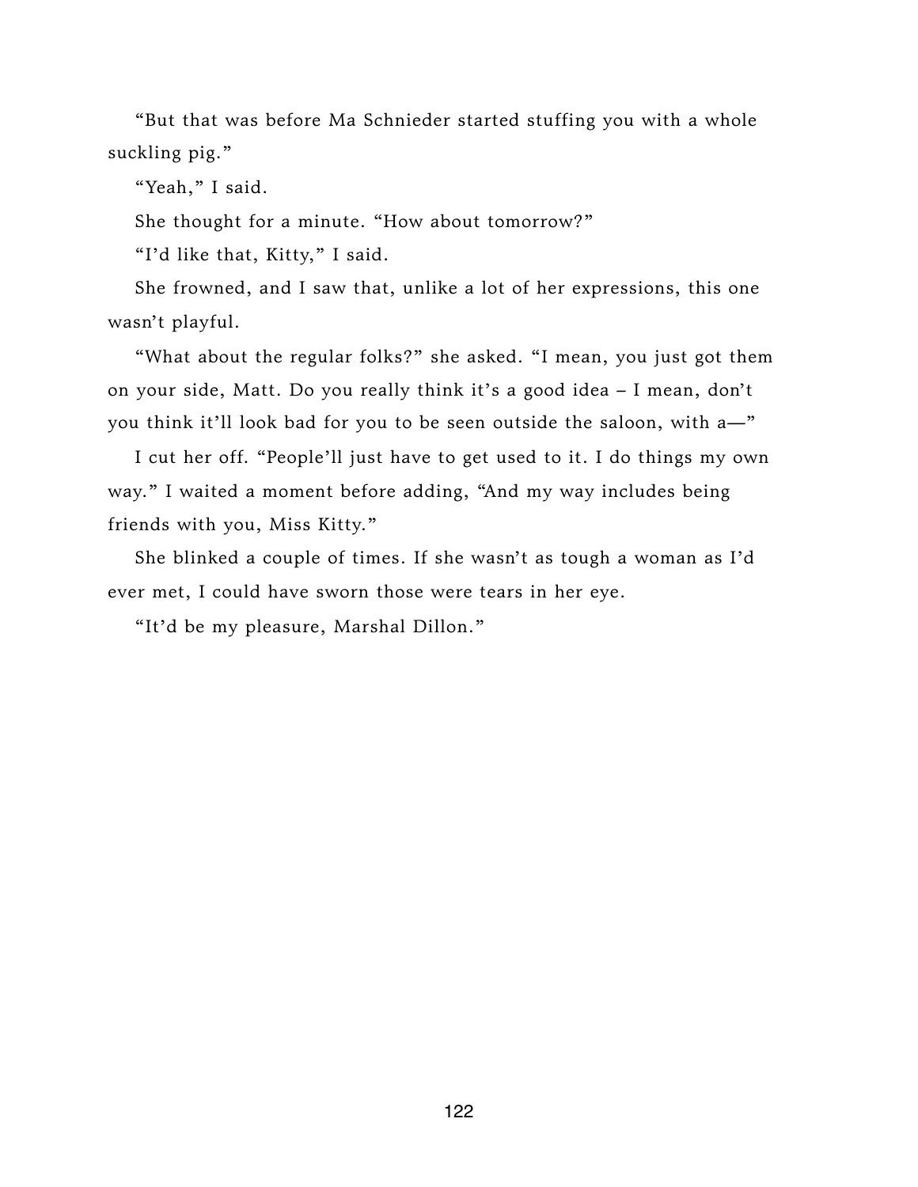"But that was before Ma Schnieder started stuffing you with a whole suckling pig."

"Yeah," I said.

She thought for a minute. "How about tomorrow?"

"I'd like that, Kitty," I said.

She frowned, and I saw that, unlike a lot of her expressions, this one wasn't playful.

"What about the regular folks?" she asked. "I mean, you just got them on your side, Matt. Do you really think it's a good idea – I mean, don't you think it'll look bad for you to be seen outside the saloon, with a—"

I cut her off. "People'll just have to get used to it. I do things my own way." I waited a moment before adding, "And my way includes being friends with you, Miss Kitty."

She blinked a couple of times. If she wasn't as tough a woman as I'd ever met, I could have sworn those were tears in her eye.

"It'd be my pleasure, Marshal Dillon."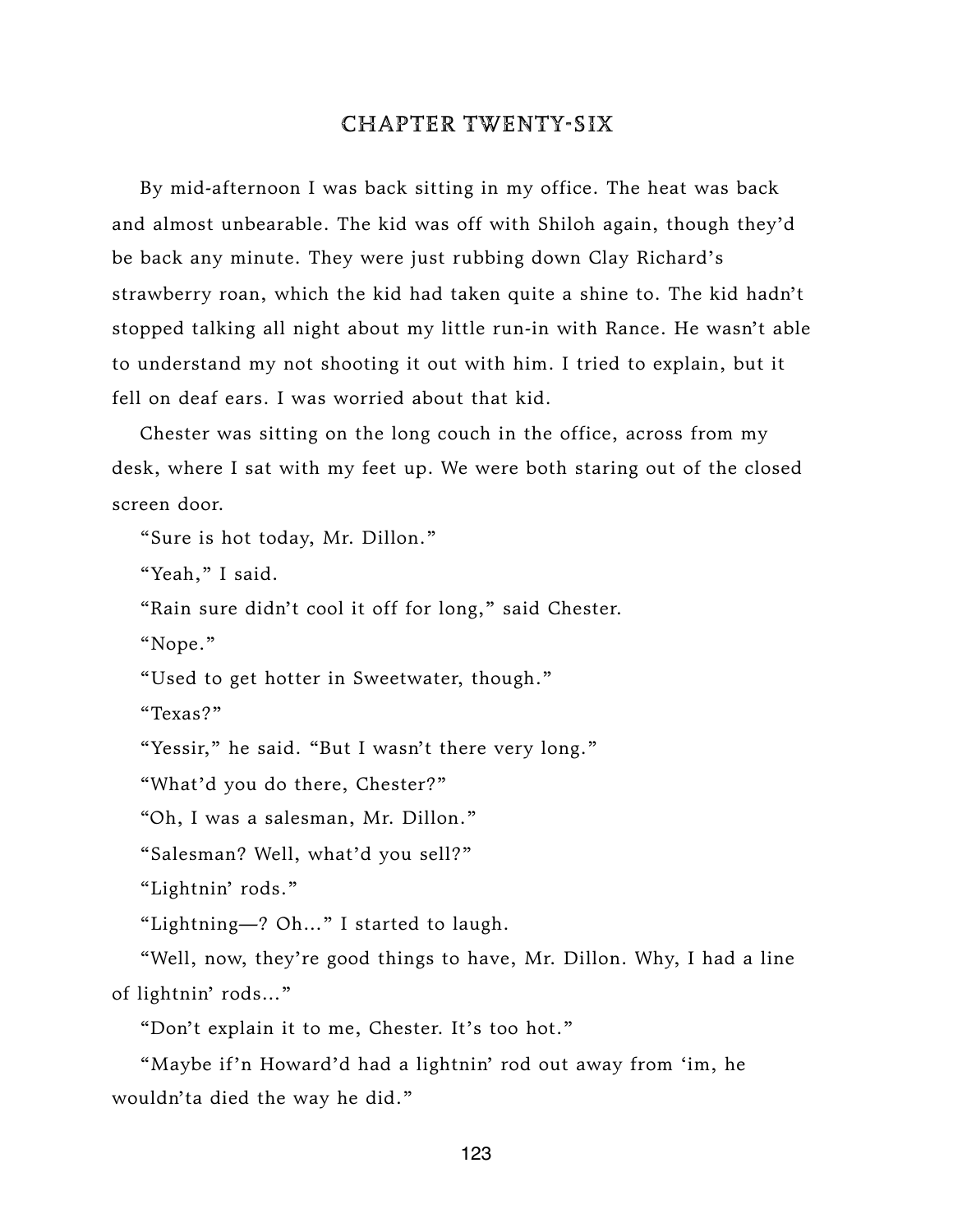# CHAPTER TWENTY-SIX

By mid-afternoon I was back sitting in my office. The heat was back and almost unbearable. The kid was off with Shiloh again, though they'd be back any minute. They were just rubbing down Clay Richard's strawberry roan, which the kid had taken quite a shine to. The kid hadn't stopped talking all night about my little run-in with Rance. He wasn't able to understand my not shooting it out with him. I tried to explain, but it fell on deaf ears. I was worried about that kid.

Chester was sitting on the long couch in the office, across from my desk, where I sat with my feet up. We were both staring out of the closed screen door.

"Sure is hot today, Mr. Dillon."

"Yeah," I said.

"Rain sure didn't cool it off for long," said Chester.

"Nope."

"Used to get hotter in Sweetwater, though."

"Texas?"

"Yessir," he said. "But I wasn't there very long."

"What'd you do there, Chester?"

"Oh, I was a salesman, Mr. Dillon."

"Salesman? Well, what'd you sell?"

"Lightnin' rods."

"Lightning—? Oh..." I started to laugh.

"Well, now, they're good things to have, Mr. Dillon. Why, I had a line of lightnin' rods..."

"Don't explain it to me, Chester. It's too hot."

"Maybe if'n Howard'd had a lightnin' rod out away from 'im, he wouldn'ta died the way he did."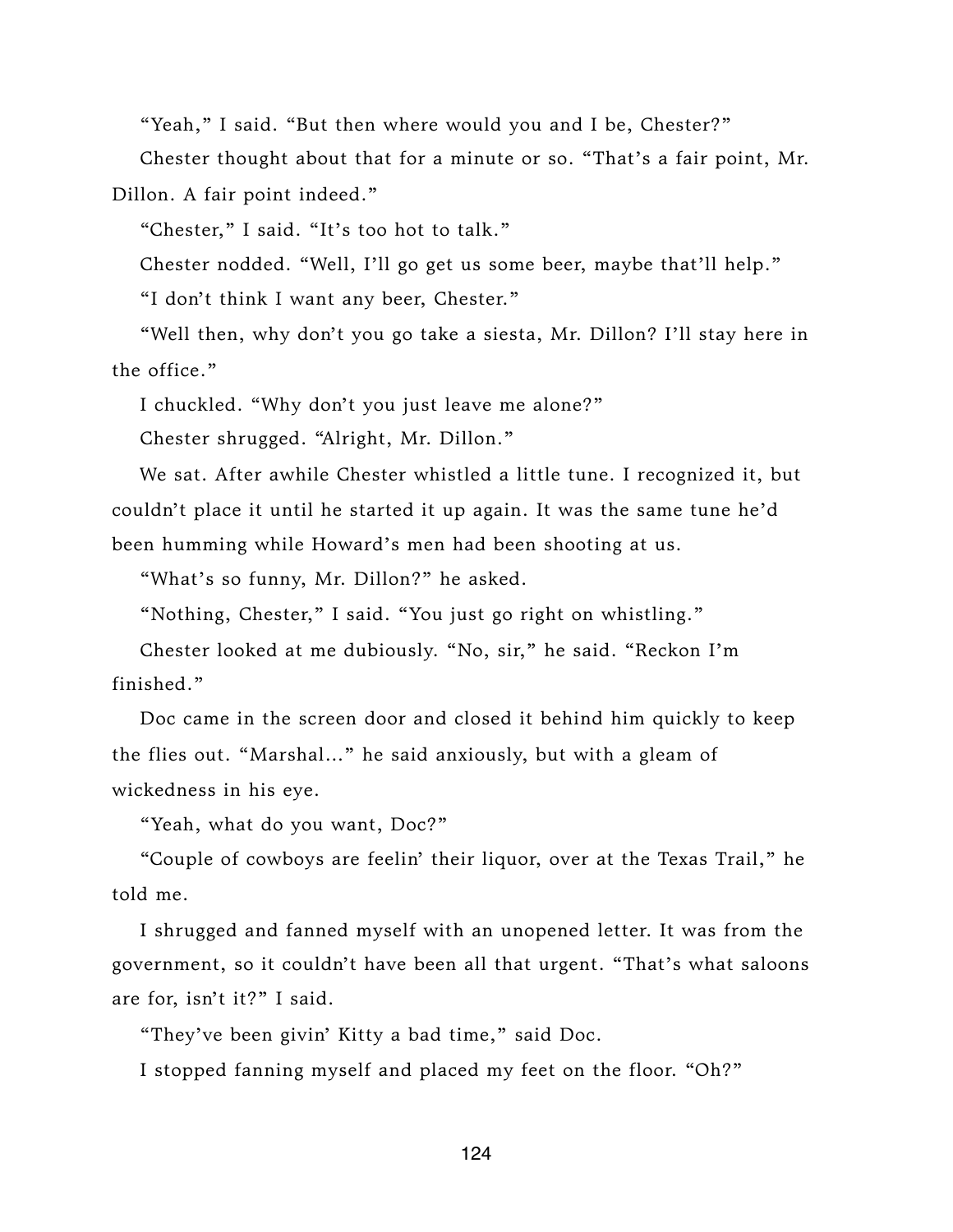"Yeah," I said. "But then where would you and I be, Chester?"

Chester thought about that for a minute or so. "That's a fair point, Mr. Dillon. A fair point indeed."

"Chester," I said. "It's too hot to talk."

Chester nodded. "Well, I'll go get us some beer, maybe that'll help."

"I don't think I want any beer, Chester."

"Well then, why don't you go take a siesta, Mr. Dillon? I'll stay here in the office."

I chuckled. "Why don't you just leave me alone?"

Chester shrugged. "Alright, Mr. Dillon."

We sat. After awhile Chester whistled a little tune. I recognized it, but couldn't place it until he started it up again. It was the same tune he'd been humming while Howard's men had been shooting at us.

"What's so funny, Mr. Dillon?" he asked.

"Nothing, Chester," I said. "You just go right on whistling."

Chester looked at me dubiously. "No, sir," he said. "Reckon I'm finished."

Doc came in the screen door and closed it behind him quickly to keep the flies out. "Marshal..." he said anxiously, but with a gleam of wickedness in his eye.

"Yeah, what do you want, Doc?"

"Couple of cowboys are feelin' their liquor, over at the Texas Trail," he told me.

I shrugged and fanned myself with an unopened letter. It was from the government, so it couldn't have been all that urgent. "That's what saloons are for, isn't it?" I said.

"They've been givin' Kitty a bad time," said Doc.

I stopped fanning myself and placed my feet on the floor. "Oh?"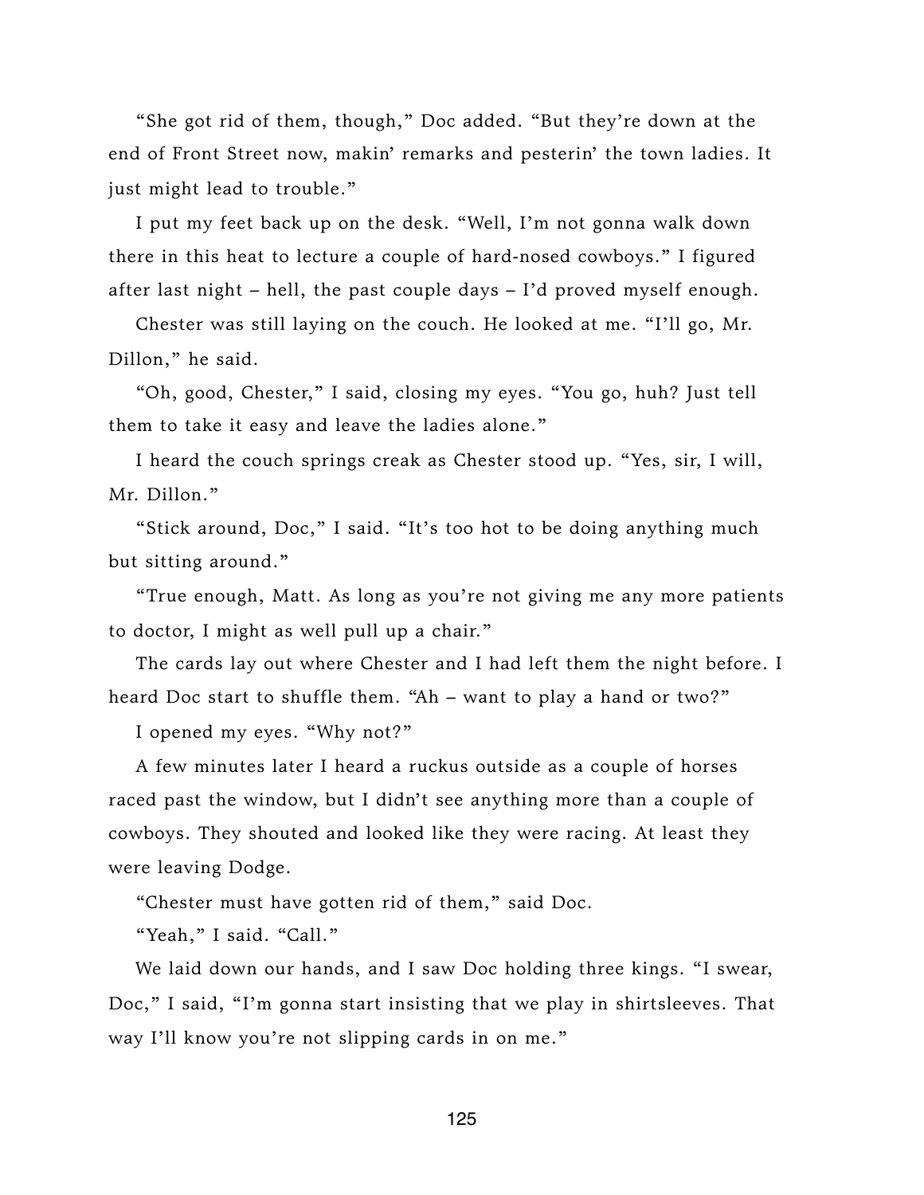"She got rid of them, though," Doc added. "But they're down at the end of Front Street now, makin' remarks and pesterin' the town ladies. It just might lead to trouble."

I put my feet back up on the desk. "Well, I'm not gonna walk down there in this heat to lecture a couple of hard-nosed cowboys." I figured after last night – hell, the past couple days – I'd proved myself enough.

Chester was still laying on the couch. He looked at me. "I'll go, Mr. Dillon," he said.

"Oh, good, Chester," I said, closing my eyes. "You go, huh? Just tell them to take it easy and leave the ladies alone."

I heard the couch springs creak as Chester stood up. "Yes, sir, I will, Mr. Dillon."

"Stick around, Doc," I said. "It's too hot to be doing anything much but sitting around."

"True enough, Matt. As long as you're not giving me any more patients to doctor, I might as well pull up a chair."

The cards lay out where Chester and I had left them the night before. I heard Doc start to shuffle them. "Ah – want to play a hand or two?"

I opened my eyes. "Why not?"

A few minutes later I heard a ruckus outside as a couple of horses raced past the window, but I didn't see anything more than a couple of cowboys. They shouted and looked like they were racing. At least they were leaving Dodge.

"Chester must have gotten rid of them," said Doc.

"Yeah," I said. "Call."

We laid down our hands, and I saw Doc holding three kings. "I swear, Doc," I said, "I'm gonna start insisting that we play in shirtsleeves. That way I'll know you're not slipping cards in on me."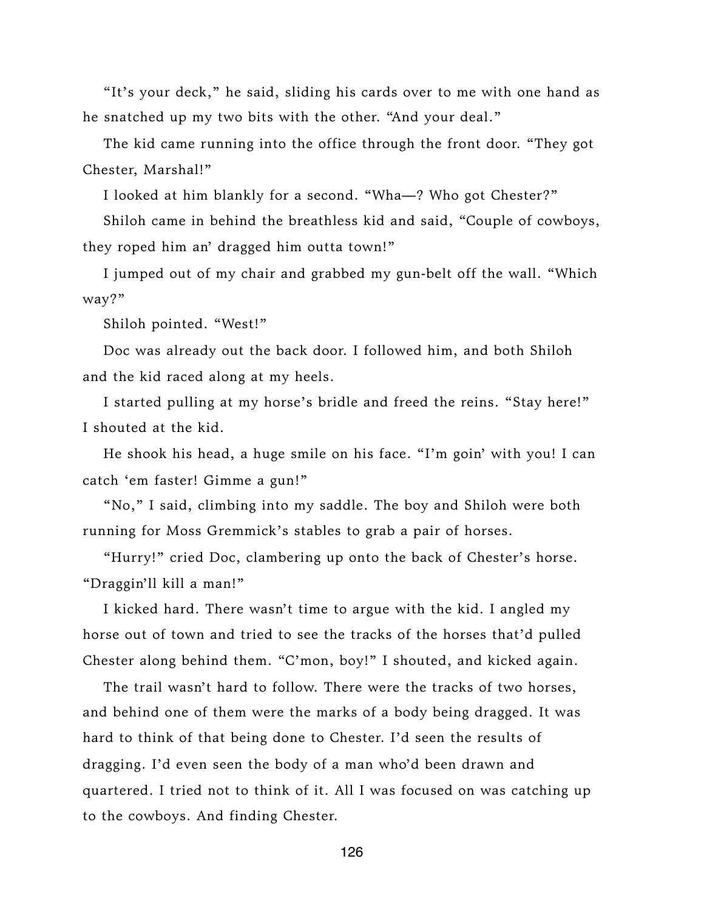"It's your deck," he said, sliding his cards over to me with one hand as he snatched up my two bits with the other. "And your deal."

The kid came running into the office through the front door. "They got Chester, Marshal!"

I looked at him blankly for a second. "Wha—? Who got Chester?"

Shiloh came in behind the breathless kid and said, "Couple of cowboys, they roped him an' dragged him outta town!"

I jumped out of my chair and grabbed my gun-belt off the wall. "Which way?"

Shiloh pointed. "West!"

Doc was already out the back door. I followed him, and both Shiloh and the kid raced along at my heels.

I started pulling at my horse's bridle and freed the reins. "Stay here!" I shouted at the kid.

He shook his head, a huge smile on his face. "I'm goin' with you! I can catch 'em faster! Gimme a gun!"

"No," I said, climbing into my saddle. The boy and Shiloh were both running for Moss Gremmick's stables to grab a pair of horses.

"Hurry!" cried Doc, clambering up onto the back of Chester's horse. "Draggin'll kill a man!"

I kicked hard. There wasn't time to argue with the kid. I angled my horse out of town and tried to see the tracks of the horses that'd pulled Chester along behind them. "C'mon, boy!" I shouted, and kicked again.

The trail wasn't hard to follow. There were the tracks of two horses, and behind one of them were the marks of a body being dragged. It was hard to think of that being done to Chester. I'd seen the results of dragging. I'd even seen the body of a man who'd been drawn and quartered. I tried not to think of it. All I was focused on was catching up to the cowboys. And finding Chester.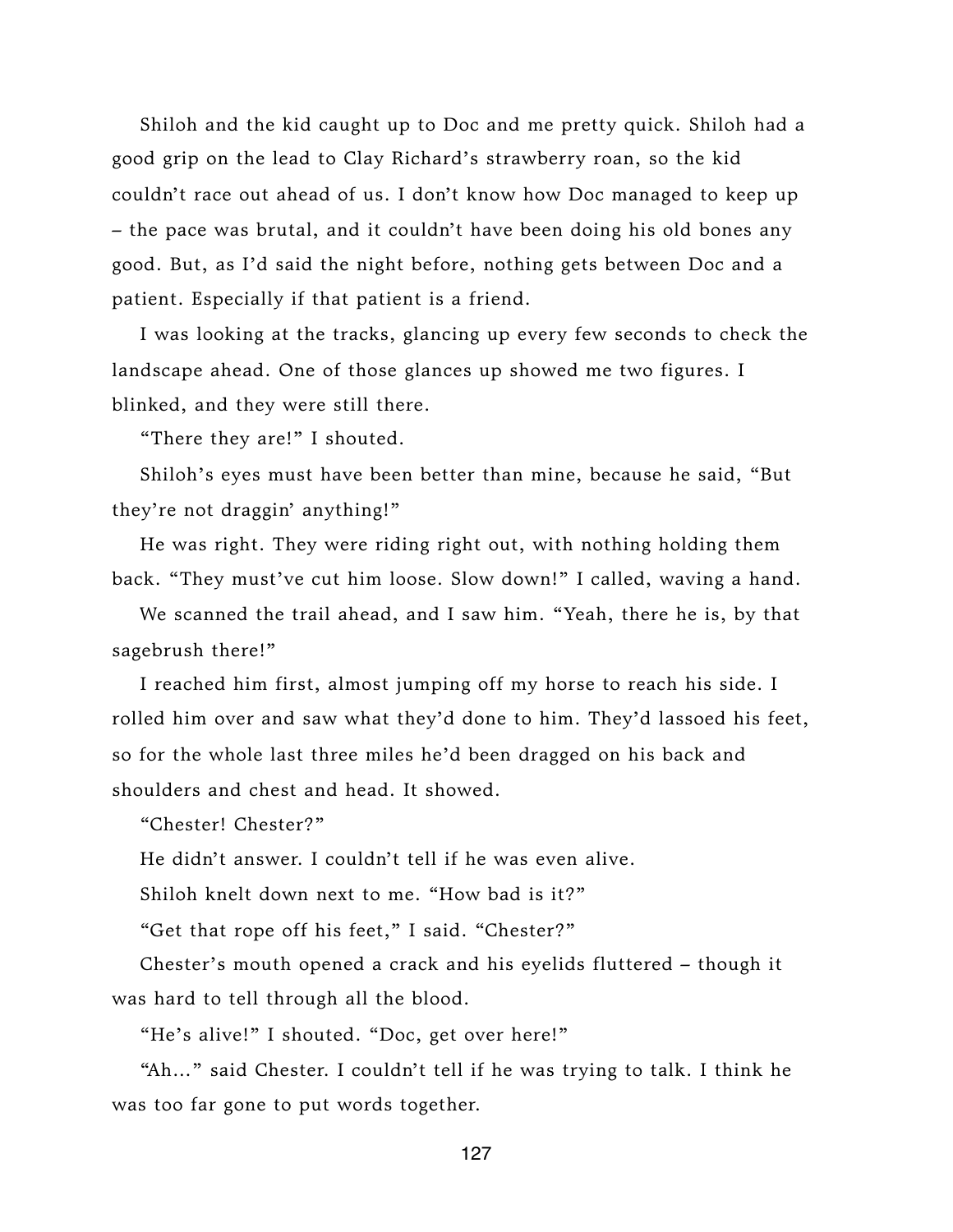Shiloh and the kid caught up to Doc and me pretty quick. Shiloh had a good grip on the lead to Clay Richard's strawberry roan, so the kid couldn't race out ahead of us. I don't know how Doc managed to keep up – the pace was brutal, and it couldn't have been doing his old bones any good. But, as I'd said the night before, nothing gets between Doc and a patient. Especially if that patient is a friend.

I was looking at the tracks, glancing up every few seconds to check the landscape ahead. One of those glances up showed me two figures. I blinked, and they were still there.

"There they are!" I shouted.

Shiloh's eyes must have been better than mine, because he said, "But they're not draggin' anything!"

He was right. They were riding right out, with nothing holding them back. "They must've cut him loose. Slow down!" I called, waving a hand.

We scanned the trail ahead, and I saw him. "Yeah, there he is, by that sagebrush there!"

I reached him first, almost jumping off my horse to reach his side. I rolled him over and saw what they'd done to him. They'd lassoed his feet, so for the whole last three miles he'd been dragged on his back and shoulders and chest and head. It showed.

"Chester! Chester?"

He didn't answer. I couldn't tell if he was even alive.

Shiloh knelt down next to me. "How bad is it?"

"Get that rope off his feet," I said. "Chester?"

Chester's mouth opened a crack and his eyelids fluttered – though it was hard to tell through all the blood.

"He's alive!" I shouted. "Doc, get over here!"

"Ah..." said Chester. I couldn't tell if he was trying to talk. I think he was too far gone to put words together.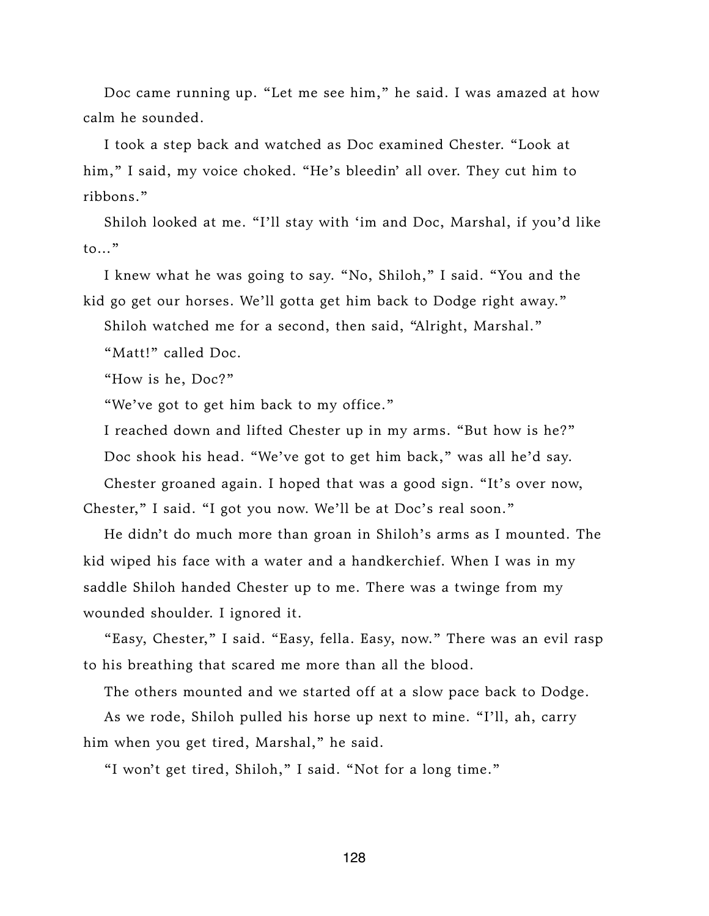Doc came running up. "Let me see him," he said. I was amazed at how calm he sounded.

I took a step back and watched as Doc examined Chester. "Look at him," I said, my voice choked. "He's bleedin' all over. They cut him to ribbons."

Shiloh looked at me. "I'll stay with 'im and Doc, Marshal, if you'd like to..."

I knew what he was going to say. "No, Shiloh," I said. "You and the kid go get our horses. We'll gotta get him back to Dodge right away."

Shiloh watched me for a second, then said, "Alright, Marshal."

"Matt!" called Doc.

"How is he, Doc?"

"We've got to get him back to my office."

I reached down and lifted Chester up in my arms. "But how is he?"

Doc shook his head. "We've got to get him back," was all he'd say.

Chester groaned again. I hoped that was a good sign. "It's over now, Chester," I said. "I got you now. We'll be at Doc's real soon."

He didn't do much more than groan in Shiloh's arms as I mounted. The kid wiped his face with a water and a handkerchief. When I was in my saddle Shiloh handed Chester up to me. There was a twinge from my wounded shoulder. I ignored it.

"Easy, Chester," I said. "Easy, fella. Easy, now." There was an evil rasp to his breathing that scared me more than all the blood.

The others mounted and we started off at a slow pace back to Dodge.

As we rode, Shiloh pulled his horse up next to mine. "I'll, ah, carry him when you get tired, Marshal," he said.

"I won't get tired, Shiloh," I said. "Not for a long time."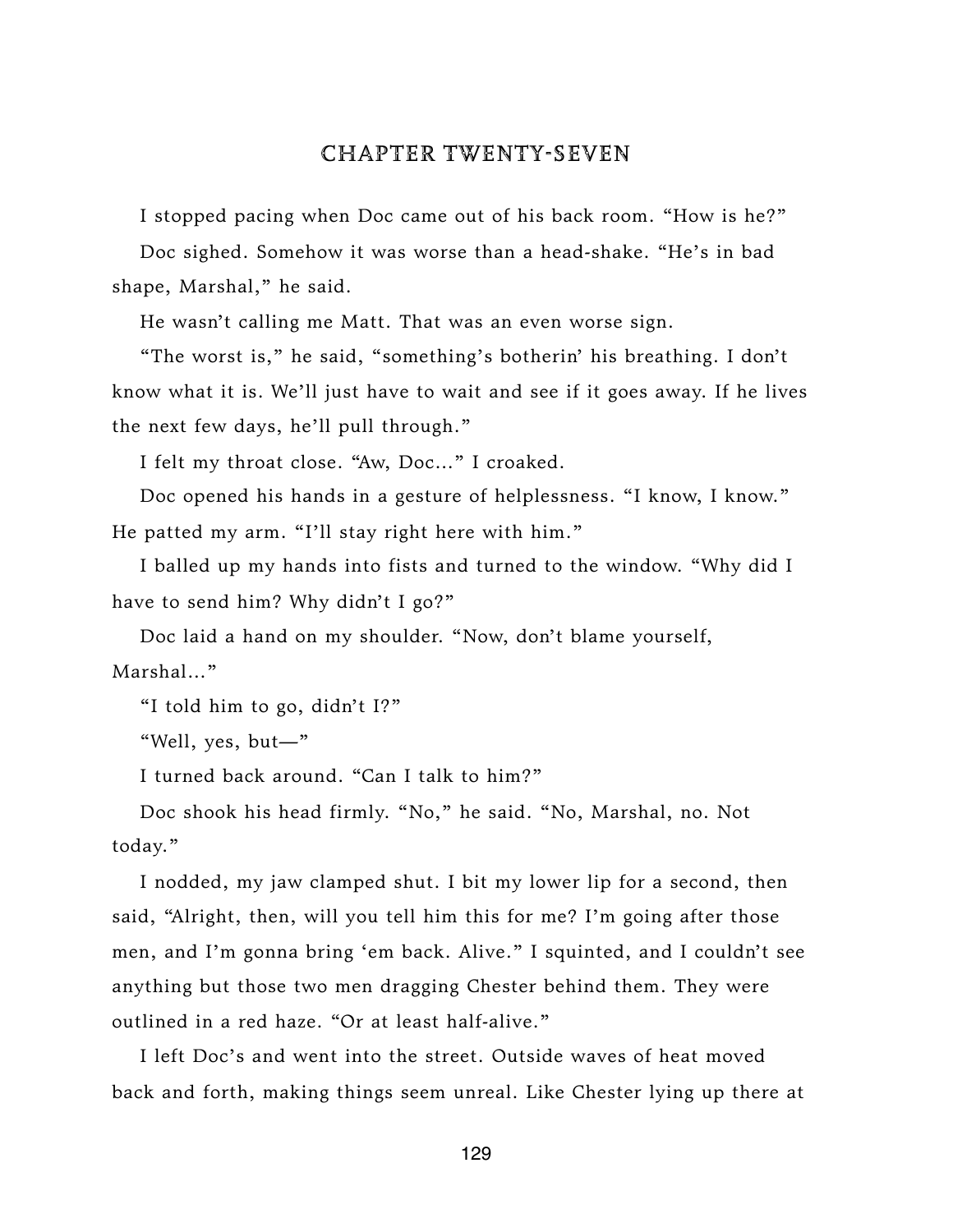# CHAPTER TWENTY-SEVEN

I stopped pacing when Doc came out of his back room. "How is he?"

Doc sighed. Somehow it was worse than a head-shake. "He's in bad shape, Marshal," he said.

He wasn't calling me Matt. That was an even worse sign.

"The worst is," he said, "something's botherin' his breathing. I don't know what it is. We'll just have to wait and see if it goes away. If he lives the next few days, he'll pull through."

I felt my throat close. "Aw, Doc…" I croaked.

Doc opened his hands in a gesture of helplessness. "I know, I know." He patted my arm. "I'll stay right here with him."

I balled up my hands into fists and turned to the window. "Why did I have to send him? Why didn't I go?"

Doc laid a hand on my shoulder. "Now, don't blame yourself, Marshal…"

"I told him to go, didn't I?"

"Well, yes, but—"

I turned back around. "Can I talk to him?"

Doc shook his head firmly. "No," he said. "No, Marshal, no. Not today."

I nodded, my jaw clamped shut. I bit my lower lip for a second, then said, "Alright, then, will you tell him this for me? I'm going after those men, and I'm gonna bring 'em back. Alive." I squinted, and I couldn't see anything but those two men dragging Chester behind them. They were outlined in a red haze. "Or at least half-alive."

I left Doc's and went into the street. Outside waves of heat moved back and forth, making things seem unreal. Like Chester lying up there at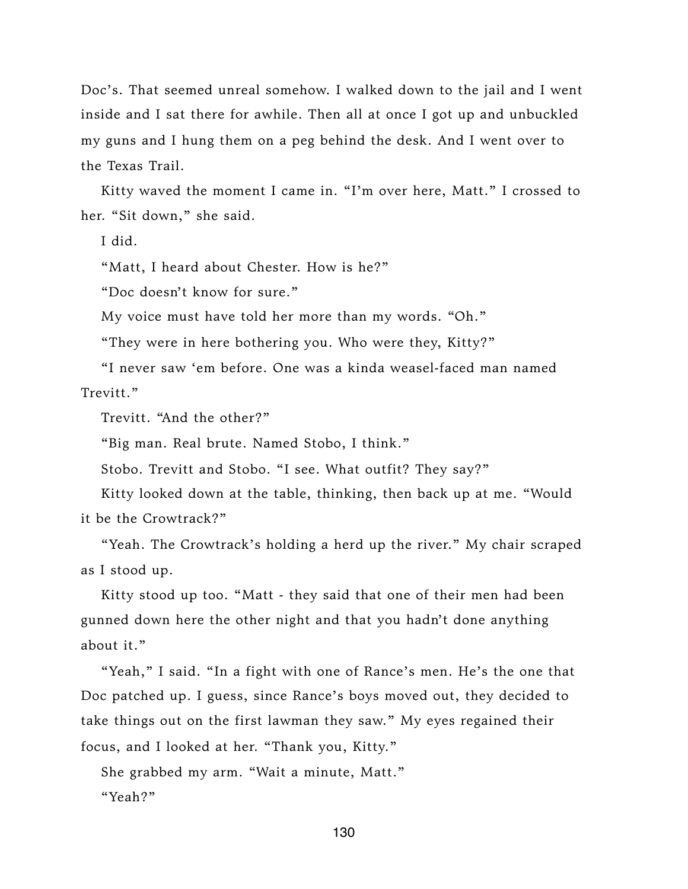Doc's. That seemed unreal somehow. I walked down to the jail and I went inside and I sat there for awhile. Then all at once I got up and unbuckled my guns and I hung them on a peg behind the desk. And I went over to the Texas Trail.

Kitty waved the moment I came in. "I'm over here, Matt." I crossed to her. "Sit down," she said.

I did.

"Matt, I heard about Chester. How is he?"

"Doc doesn't know for sure."

My voice must have told her more than my words. "Oh."

"They were in here bothering you. Who were they, Kitty?"

"I never saw 'em before. One was a kinda weasel-faced man named Trevitt."

Trevitt. "And the other?"

"Big man. Real brute. Named Stobo, I think."

Stobo. Trevitt and Stobo. "I see. What outfit? They say?"

Kitty looked down at the table, thinking, then back up at me. "Would it be the Crowtrack?"

"Yeah. The Crowtrack's holding a herd up the river." My chair scraped as I stood up.

Kitty stood up too. "Matt - they said that one of their men had been gunned down here the other night and that you hadn't done anything about it."

"Yeah," I said. "In a fight with one of Rance's men. He's the one that Doc patched up. I guess, since Rance's boys moved out, they decided to take things out on the first lawman they saw." My eyes regained their focus, and I looked at her. "Thank you, Kitty."

She grabbed my arm. "Wait a minute, Matt."

"Yeah?"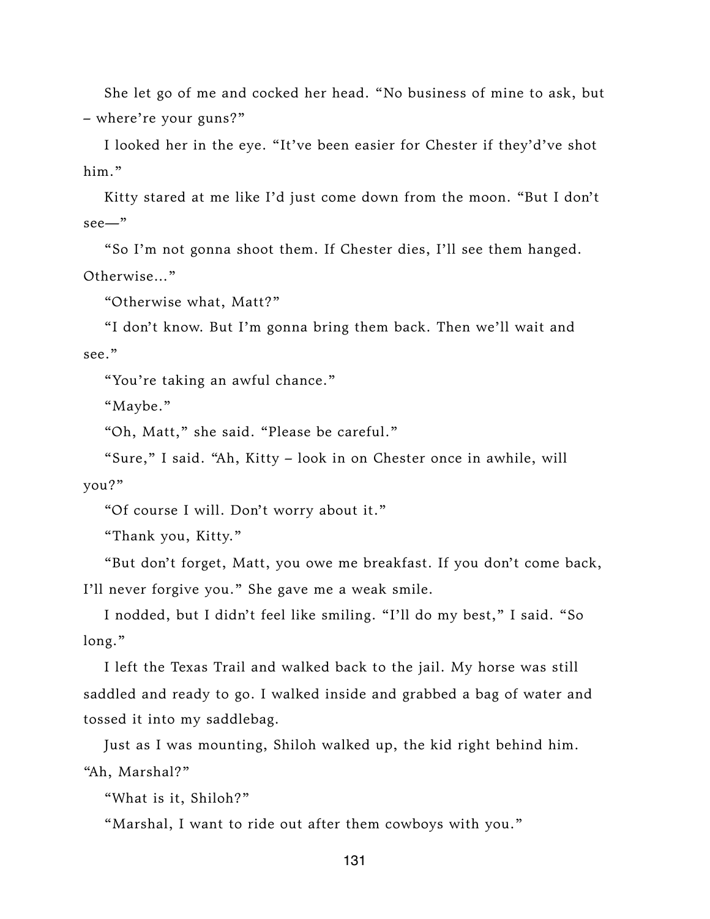She let go of me and cocked her head. "No business of mine to ask, but – where're your guns?"

I looked her in the eye. "It've been easier for Chester if they'd've shot him."

Kitty stared at me like I'd just come down from the moon. "But I don't see—"

"So I'm not gonna shoot them. If Chester dies, I'll see them hanged. Otherwise…"

"Otherwise what, Matt?"

"I don't know. But I'm gonna bring them back. Then we'll wait and see."

"You're taking an awful chance."

"Maybe."

"Oh, Matt," she said. "Please be careful."

"Sure," I said. "Ah, Kitty – look in on Chester once in awhile, will you?"

"Of course I will. Don't worry about it."

"Thank you, Kitty."

"But don't forget, Matt, you owe me breakfast. If you don't come back, I'll never forgive you." She gave me a weak smile.

I nodded, but I didn't feel like smiling. "I'll do my best," I said. "So long."

I left the Texas Trail and walked back to the jail. My horse was still saddled and ready to go. I walked inside and grabbed a bag of water and tossed it into my saddlebag.

Just as I was mounting, Shiloh walked up, the kid right behind him. "Ah, Marshal?"

"What is it, Shiloh?"

"Marshal, I want to ride out after them cowboys with you."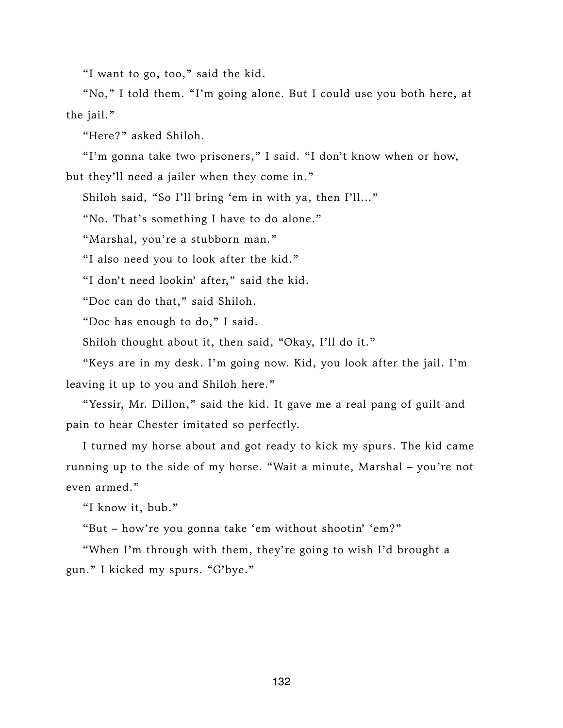"I want to go, too," said the kid.

"No," I told them. "I'm going alone. But I could use you both here, at the jail."

"Here?" asked Shiloh.

"I'm gonna take two prisoners," I said. "I don't know when or how, but they'll need a jailer when they come in."

Shiloh said, "So I'll bring 'em in with ya, then I'll..."

"No. That's something I have to do alone."

"Marshal, you're a stubborn man."

"I also need you to look after the kid."

"I don't need lookin' after," said the kid.

"Doc can do that," said Shiloh.

"Doc has enough to do," I said.

Shiloh thought about it, then said, "Okay, I'll do it."

"Keys are in my desk. I'm going now. Kid, you look after the jail. I'm leaving it up to you and Shiloh here."

"Yessir, Mr. Dillon," said the kid. It gave me a real pang of guilt and pain to hear Chester imitated so perfectly.

I turned my horse about and got ready to kick my spurs. The kid came running up to the side of my horse. "Wait a minute, Marshal – you're not even armed."

"I know it, bub."

"But – how're you gonna take 'em without shootin' 'em?"

"When I'm through with them, they're going to wish I'd brought a gun." I kicked my spurs. "G'bye."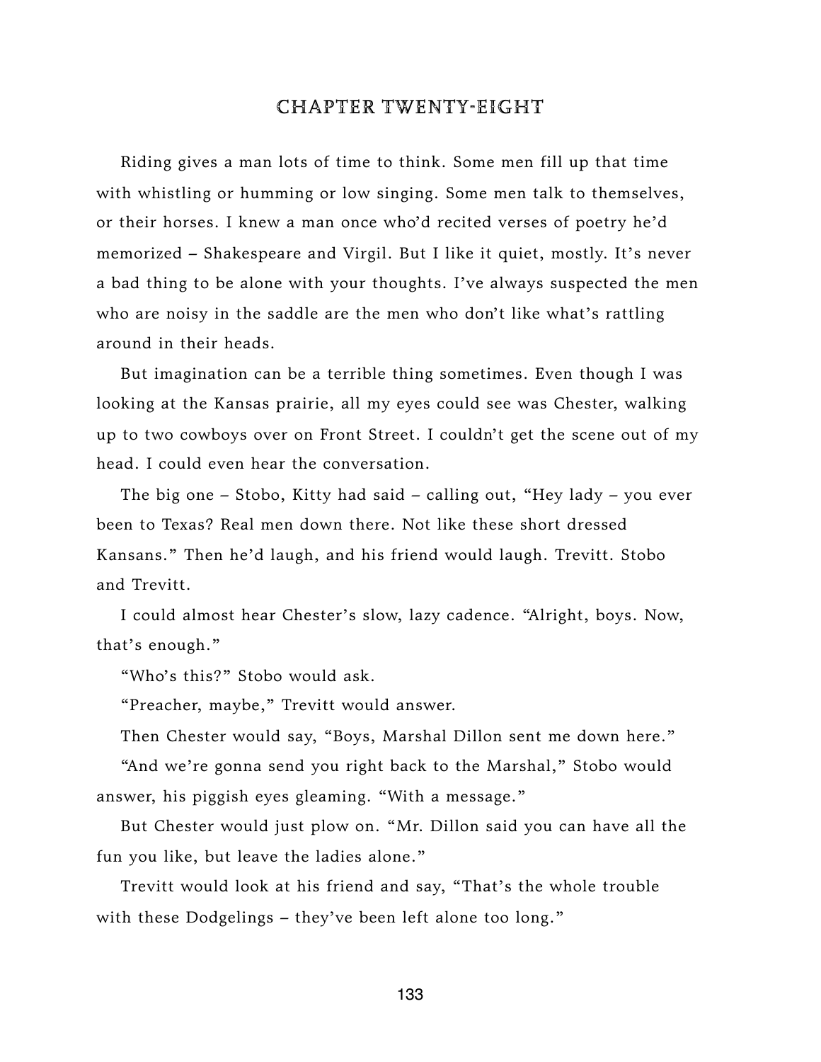# CHAPTER TWENTY-EIGHT

Riding gives a man lots of time to think. Some men fill up that time with whistling or humming or low singing. Some men talk to themselves, or their horses. I knew a man once who'd recited verses of poetry he'd memorized – Shakespeare and Virgil. But I like it quiet, mostly. It's never a bad thing to be alone with your thoughts. I've always suspected the men who are noisy in the saddle are the men who don't like what's rattling around in their heads.

But imagination can be a terrible thing sometimes. Even though I was looking at the Kansas prairie, all my eyes could see was Chester, walking up to two cowboys over on Front Street. I couldn't get the scene out of my head. I could even hear the conversation.

The big one – Stobo, Kitty had said – calling out, "Hey lady – you ever been to Texas? Real men down there. Not like these short dressed Kansans." Then he'd laugh, and his friend would laugh. Trevitt. Stobo and Trevitt.

I could almost hear Chester's slow, lazy cadence. "Alright, boys. Now, that's enough."

"Who's this?" Stobo would ask.

"Preacher, maybe," Trevitt would answer.

Then Chester would say, "Boys, Marshal Dillon sent me down here."

"And we're gonna send you right back to the Marshal," Stobo would answer, his piggish eyes gleaming. "With a message."

But Chester would just plow on. "Mr. Dillon said you can have all the fun you like, but leave the ladies alone."

Trevitt would look at his friend and say, "That's the whole trouble with these Dodgelings – they've been left alone too long."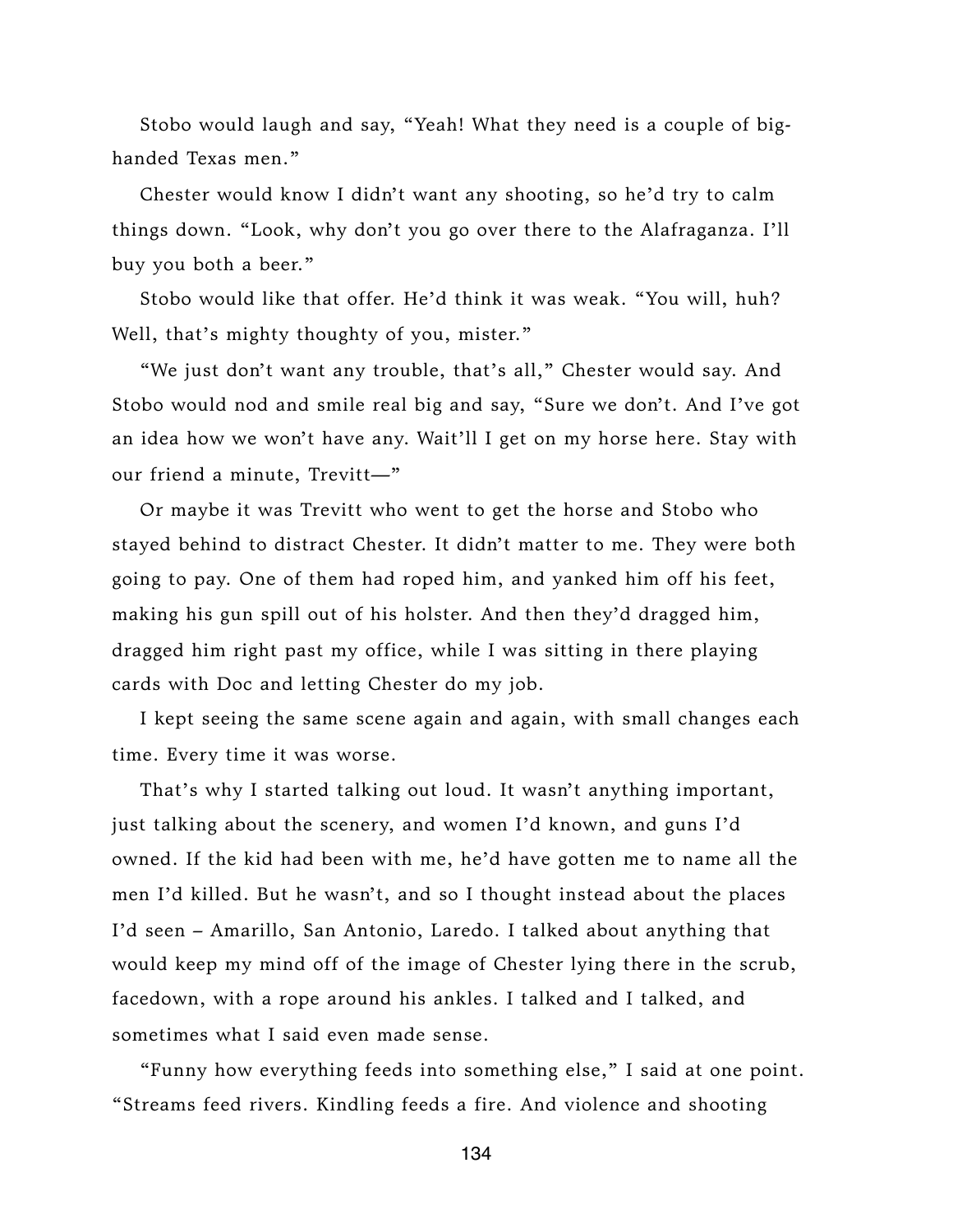Stobo would laugh and say, "Yeah! What they need is a couple of big-handed Texas men."

Chester would know I didn't want any shooting, so he'd try to calm things down. "Look, why don't you go over there to the Alafraganza. I'll buy you both a beer."

Stobo would like that offer. He'd think it was weak. "You will, huh? Well, that's mighty thoughty of you, mister."

"We just don't want any trouble, that's all," Chester would say. And Stobo would nod and smile real big and say, "Sure we don't. And I've got an idea how we won't have any. Wait'll I get on my horse here. Stay with our friend a minute, Trevitt—"

Or maybe it was Trevitt who went to get the horse and Stobo who stayed behind to distract Chester. It didn't matter to me. They were both going to pay. One of them had roped him, and yanked him off his feet, making his gun spill out of his holster. And then they'd dragged him, dragged him right past my office, while I was sitting in there playing cards with Doc and letting Chester do my job.

I kept seeing the same scene again and again, with small changes each time. Every time it was worse.

That's why I started talking out loud. It wasn't anything important, just talking about the scenery, and women I'd known, and guns I'd owned. If the kid had been with me, he'd have gotten me to name all the men I'd killed. But he wasn't, and so I thought instead about the places I'd seen – Amarillo, San Antonio, Laredo. I talked about anything that would keep my mind off of the image of Chester lying there in the scrub, facedown, with a rope around his ankles. I talked and I talked, and sometimes what I said even made sense.

"Funny how everything feeds into something else," I said at one point. "Streams feed rivers. Kindling feeds a fire. And violence and shooting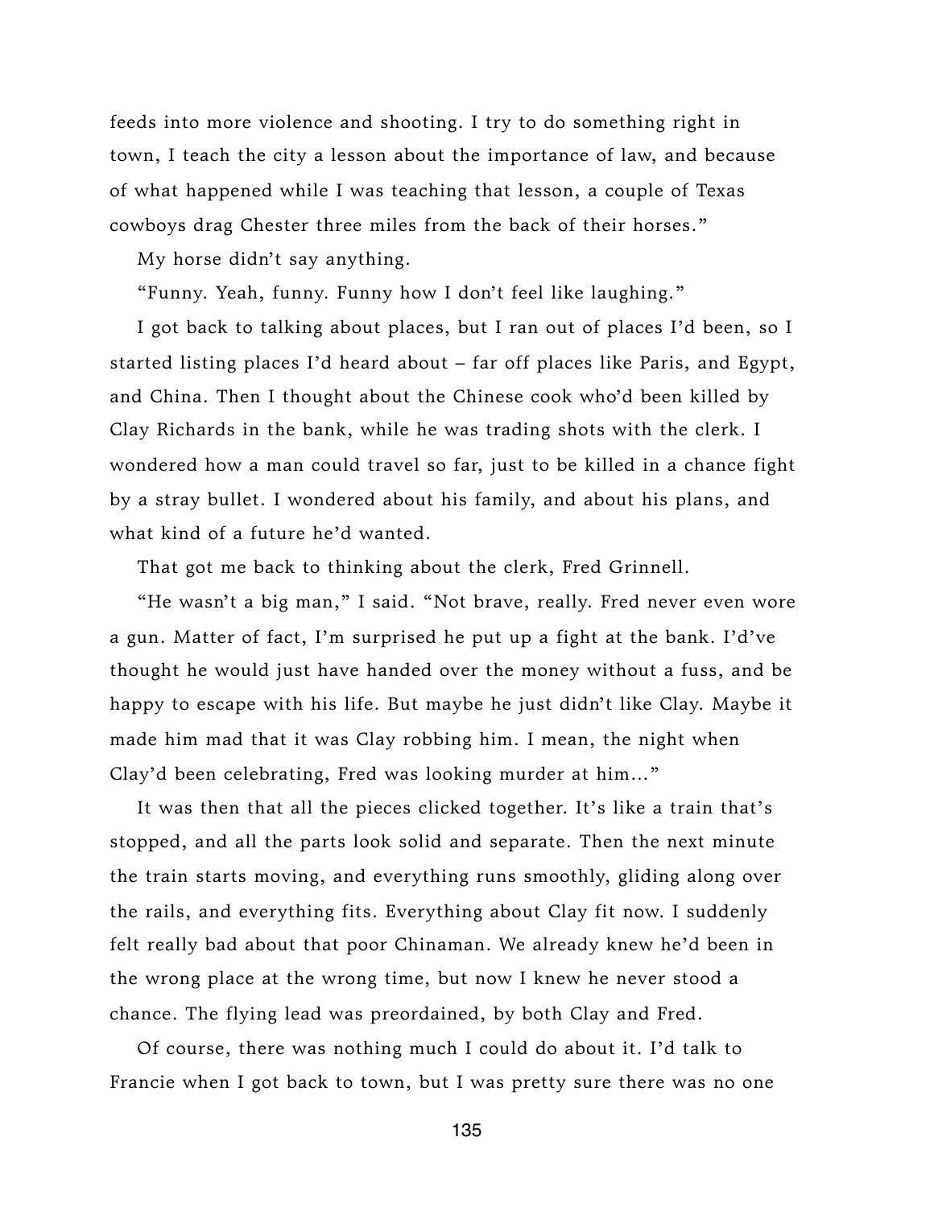feeds into more violence and shooting. I try to do something right in town, I teach the city a lesson about the importance of law, and because of what happened while I was teaching that lesson, a couple of Texas cowboys drag Chester three miles from the back of their horses."

My horse didn't say anything.

"Funny. Yeah, funny. Funny how I don't feel like laughing."

I got back to talking about places, but I ran out of places I'd been, so I started listing places I'd heard about – far off places like Paris, and Egypt, and China. Then I thought about the Chinese cook who'd been killed by Clay Richards in the bank, while he was trading shots with the clerk. I wondered how a man could travel so far, just to be killed in a chance fight by a stray bullet. I wondered about his family, and about his plans, and what kind of a future he'd wanted.

That got me back to thinking about the clerk, Fred Grinnell.

"He wasn't a big man," I said. "Not brave, really. Fred never even wore a gun. Matter of fact, I'm surprised he put up a fight at the bank. I'd've thought he would just have handed over the money without a fuss, and be happy to escape with his life. But maybe he just didn't like Clay. Maybe it made him mad that it was Clay robbing him. I mean, the night when Clay'd been celebrating, Fred was looking murder at him…"

It was then that all the pieces clicked together. It's like a train that's stopped, and all the parts look solid and separate. Then the next minute the train starts moving, and everything runs smoothly, gliding along over the rails, and everything fits. Everything about Clay fit now. I suddenly felt really bad about that poor Chinaman. We already knew he'd been in the wrong place at the wrong time, but now I knew he never stood a chance. The flying lead was preordained, by both Clay and Fred.

Of course, there was nothing much I could do about it. I'd talk to Francie when I got back to town, but I was pretty sure there was no one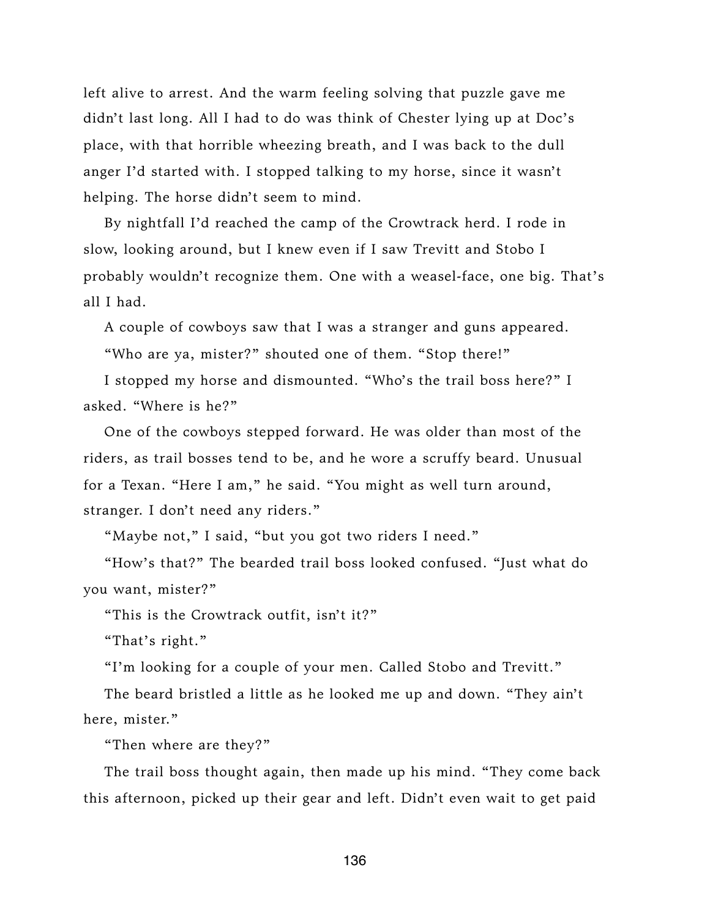left alive to arrest. And the warm feeling solving that puzzle gave me didn't last long. All I had to do was think of Chester lying up at Doc's place, with that horrible wheezing breath, and I was back to the dull anger I'd started with. I stopped talking to my horse, since it wasn't helping. The horse didn't seem to mind.

By nightfall I'd reached the camp of the Crowtrack herd. I rode in slow, looking around, but I knew even if I saw Trevitt and Stobo I probably wouldn't recognize them. One with a weasel-face, one big. That's all I had.

A couple of cowboys saw that I was a stranger and guns appeared.

"Who are ya, mister?" shouted one of them. "Stop there!"

I stopped my horse and dismounted. "Who's the trail boss here?" I asked. "Where is he?"

One of the cowboys stepped forward. He was older than most of the riders, as trail bosses tend to be, and he wore a scruffy beard. Unusual for a Texan. "Here I am," he said. "You might as well turn around, stranger. I don't need any riders."

"Maybe not," I said, "but you got two riders I need."

"How's that?" The bearded trail boss looked confused. "Just what do you want, mister?"

"This is the Crowtrack outfit, isn't it?"

"That's right."

"I'm looking for a couple of your men. Called Stobo and Trevitt."

The beard bristled a little as he looked me up and down. "They ain't here, mister."

"Then where are they?"

The trail boss thought again, then made up his mind. "They come back this afternoon, picked up their gear and left. Didn't even wait to get paid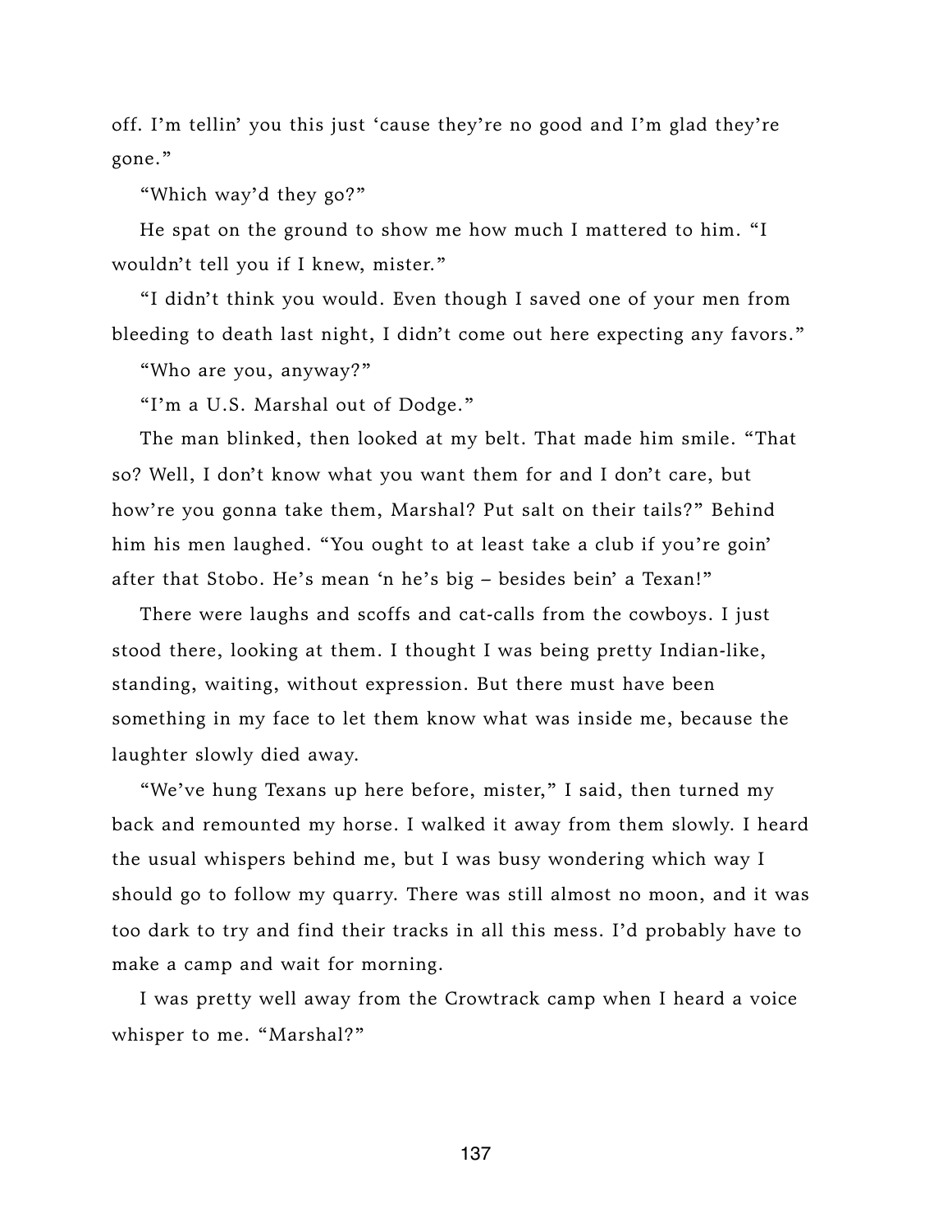off. I'm tellin' you this just 'cause they're no good and I'm glad they're gone."

"Which way'd they go?"

He spat on the ground to show me how much I mattered to him. "I wouldn't tell you if I knew, mister."

"I didn't think you would. Even though I saved one of your men from bleeding to death last night, I didn't come out here expecting any favors."

"Who are you, anyway?"

"I'm a U.S. Marshal out of Dodge."

The man blinked, then looked at my belt. That made him smile. "That so? Well, I don't know what you want them for and I don't care, but how're you gonna take them, Marshal? Put salt on their tails?" Behind him his men laughed. "You ought to at least take a club if you're goin' after that Stobo. He's mean 'n he's big – besides bein' a Texan!"

There were laughs and scoffs and cat-calls from the cowboys. I just stood there, looking at them. I thought I was being pretty Indian-like, standing, waiting, without expression. But there must have been something in my face to let them know what was inside me, because the laughter slowly died away.

"We've hung Texans up here before, mister," I said, then turned my back and remounted my horse. I walked it away from them slowly. I heard the usual whispers behind me, but I was busy wondering which way I should go to follow my quarry. There was still almost no moon, and it was too dark to try and find their tracks in all this mess. I'd probably have to make a camp and wait for morning.

I was pretty well away from the Crowtrack camp when I heard a voice whisper to me. "Marshal?"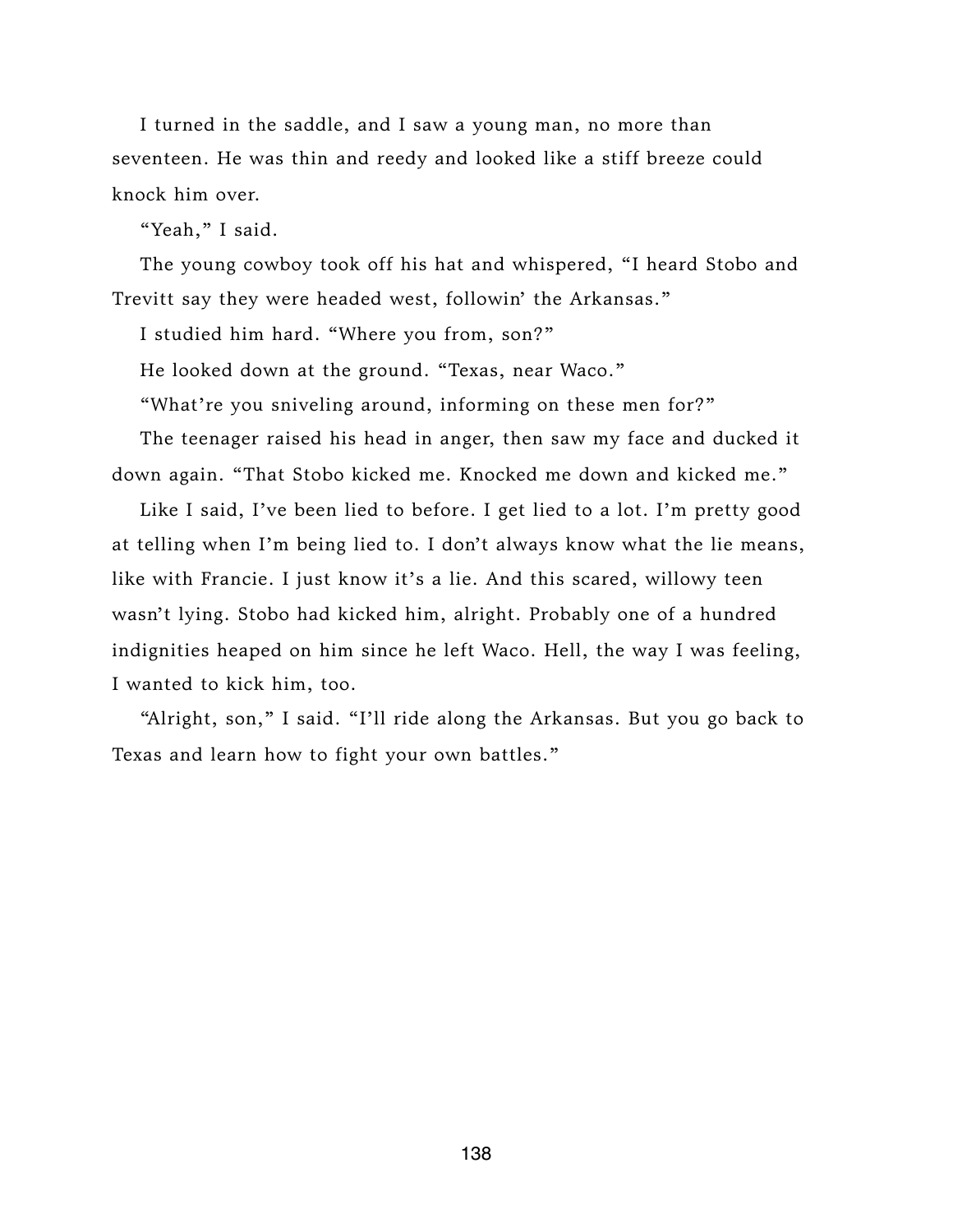I turned in the saddle, and I saw a young man, no more than seventeen. He was thin and reedy and looked like a stiff breeze could knock him over.

"Yeah," I said.

The young cowboy took off his hat and whispered, "I heard Stobo and Trevitt say they were headed west, followin' the Arkansas."

I studied him hard. "Where you from, son?"

He looked down at the ground. "Texas, near Waco."

"What're you sniveling around, informing on these men for?"

The teenager raised his head in anger, then saw my face and ducked it down again. "That Stobo kicked me. Knocked me down and kicked me."

Like I said, I've been lied to before. I get lied to a lot. I'm pretty good at telling when I'm being lied to. I don't always know what the lie means, like with Francie. I just know it's a lie. And this scared, willowy teen wasn't lying. Stobo had kicked him, alright. Probably one of a hundred indignities heaped on him since he left Waco. Hell, the way I was feeling, I wanted to kick him, too.

"Alright, son," I said. "I'll ride along the Arkansas. But you go back to Texas and learn how to fight your own battles."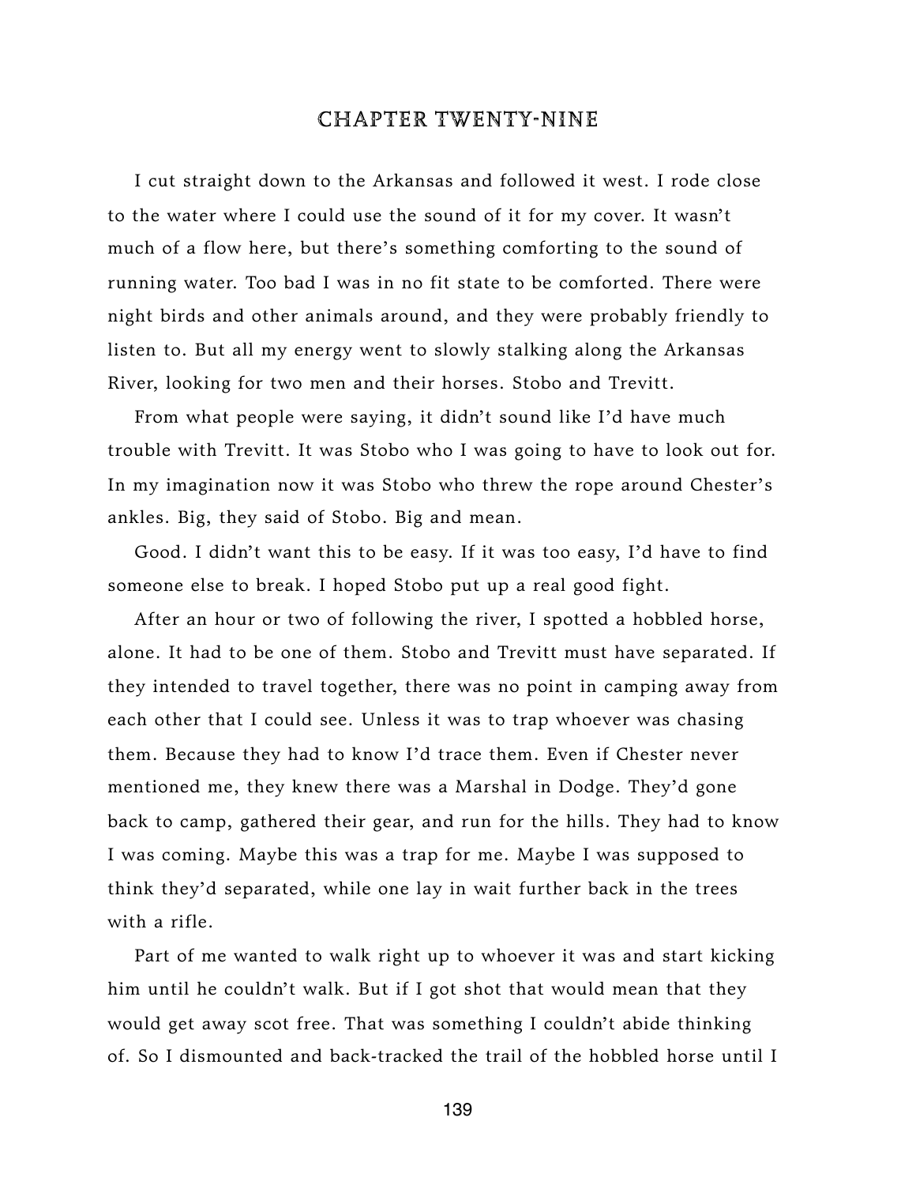# CHAPTER TWENTY-NINE

I cut straight down to the Arkansas and followed it west. I rode close to the water where I could use the sound of it for my cover. It wasn't much of a flow here, but there's something comforting to the sound of running water. Too bad I was in no fit state to be comforted. There were night birds and other animals around, and they were probably friendly to listen to. But all my energy went to slowly stalking along the Arkansas River, looking for two men and their horses. Stobo and Trevitt.

From what people were saying, it didn't sound like I'd have much trouble with Trevitt. It was Stobo who I was going to have to look out for. In my imagination now it was Stobo who threw the rope around Chester's ankles. Big, they said of Stobo. Big and mean.

Good. I didn't want this to be easy. If it was too easy, I'd have to find someone else to break. I hoped Stobo put up a real good fight.

After an hour or two of following the river, I spotted a hobbled horse, alone. It had to be one of them. Stobo and Trevitt must have separated. If they intended to travel together, there was no point in camping away from each other that I could see. Unless it was to trap whoever was chasing them. Because they had to know I'd trace them. Even if Chester never mentioned me, they knew there was a Marshal in Dodge. They'd gone back to camp, gathered their gear, and run for the hills. They had to know I was coming. Maybe this was a trap for me. Maybe I was supposed to think they'd separated, while one lay in wait further back in the trees with a rifle.

Part of me wanted to walk right up to whoever it was and start kicking him until he couldn't walk. But if I got shot that would mean that they would get away scot free. That was something I couldn't abide thinking of. So I dismounted and back-tracked the trail of the hobbled horse until I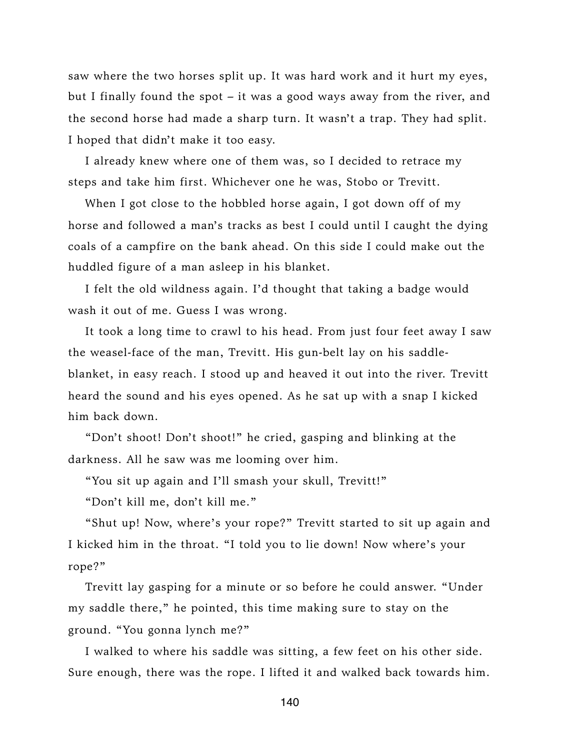saw where the two horses split up. It was hard work and it hurt my eyes, but I finally found the spot – it was a good ways away from the river, and the second horse had made a sharp turn. It wasn't a trap. They had split. I hoped that didn't make it too easy.

I already knew where one of them was, so I decided to retrace my steps and take him first. Whichever one he was, Stobo or Trevitt.

When I got close to the hobbled horse again, I got down off of my horse and followed a man's tracks as best I could until I caught the dying coals of a campfire on the bank ahead. On this side I could make out the huddled figure of a man asleep in his blanket.

I felt the old wildness again. I'd thought that taking a badge would wash it out of me. Guess I was wrong.

It took a long time to crawl to his head. From just four feet away I saw the weasel-face of the man, Trevitt. His gun-belt lay on his saddle-blanket, in easy reach. I stood up and heaved it out into the river. Trevitt heard the sound and his eyes opened. As he sat up with a snap I kicked him back down.

"Don't shoot! Don't shoot!" he cried, gasping and blinking at the darkness. All he saw was me looming over him.

"You sit up again and I'll smash your skull, Trevitt!"

"Don't kill me, don't kill me."

"Shut up! Now, where's your rope?" Trevitt started to sit up again and I kicked him in the throat. "I told you to lie down! Now where's your rope?"

Trevitt lay gasping for a minute or so before he could answer. "Under my saddle there," he pointed, this time making sure to stay on the ground. "You gonna lynch me?"

I walked to where his saddle was sitting, a few feet on his other side. Sure enough, there was the rope. I lifted it and walked back towards him.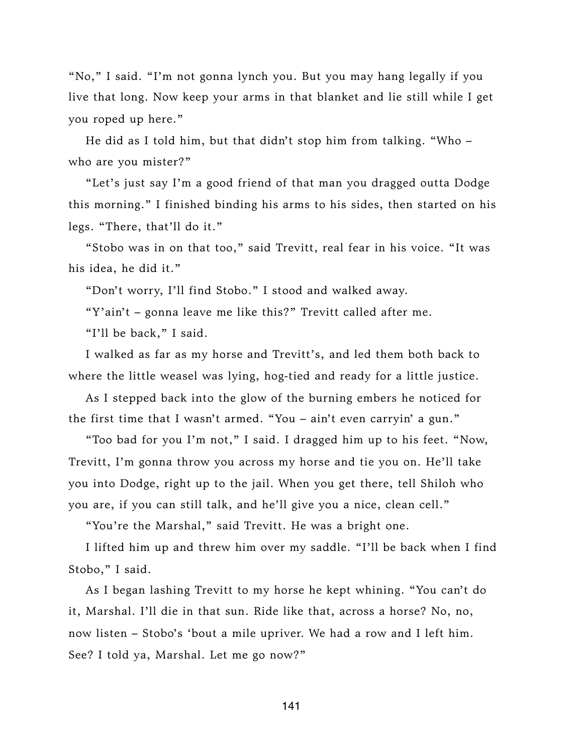"No," I said. "I'm not gonna lynch you. But you may hang legally if you live that long. Now keep your arms in that blanket and lie still while I get you roped up here."

He did as I told him, but that didn't stop him from talking. "Who – who are you mister?"

"Let's just say I'm a good friend of that man you dragged outta Dodge this morning." I finished binding his arms to his sides, then started on his legs. "There, that'll do it."

"Stobo was in on that too," said Trevitt, real fear in his voice. "It was his idea, he did it."

"Don't worry, I'll find Stobo." I stood and walked away.

"Y'ain't – gonna leave me like this?" Trevitt called after me.

"I'll be back," I said.

I walked as far as my horse and Trevitt's, and led them both back to where the little weasel was lying, hog-tied and ready for a little justice.

As I stepped back into the glow of the burning embers he noticed for the first time that I wasn't armed. "You – ain't even carryin' a gun."

"Too bad for you I'm not," I said. I dragged him up to his feet. "Now, Trevitt, I'm gonna throw you across my horse and tie you on. He'll take you into Dodge, right up to the jail. When you get there, tell Shiloh who you are, if you can still talk, and he'll give you a nice, clean cell."

"You're the Marshal," said Trevitt. He was a bright one.

I lifted him up and threw him over my saddle. "I'll be back when I find Stobo," I said.

As I began lashing Trevitt to my horse he kept whining. "You can't do it, Marshal. I'll die in that sun. Ride like that, across a horse? No, no, now listen – Stobo's 'bout a mile upriver. We had a row and I left him. See? I told ya, Marshal. Let me go now?"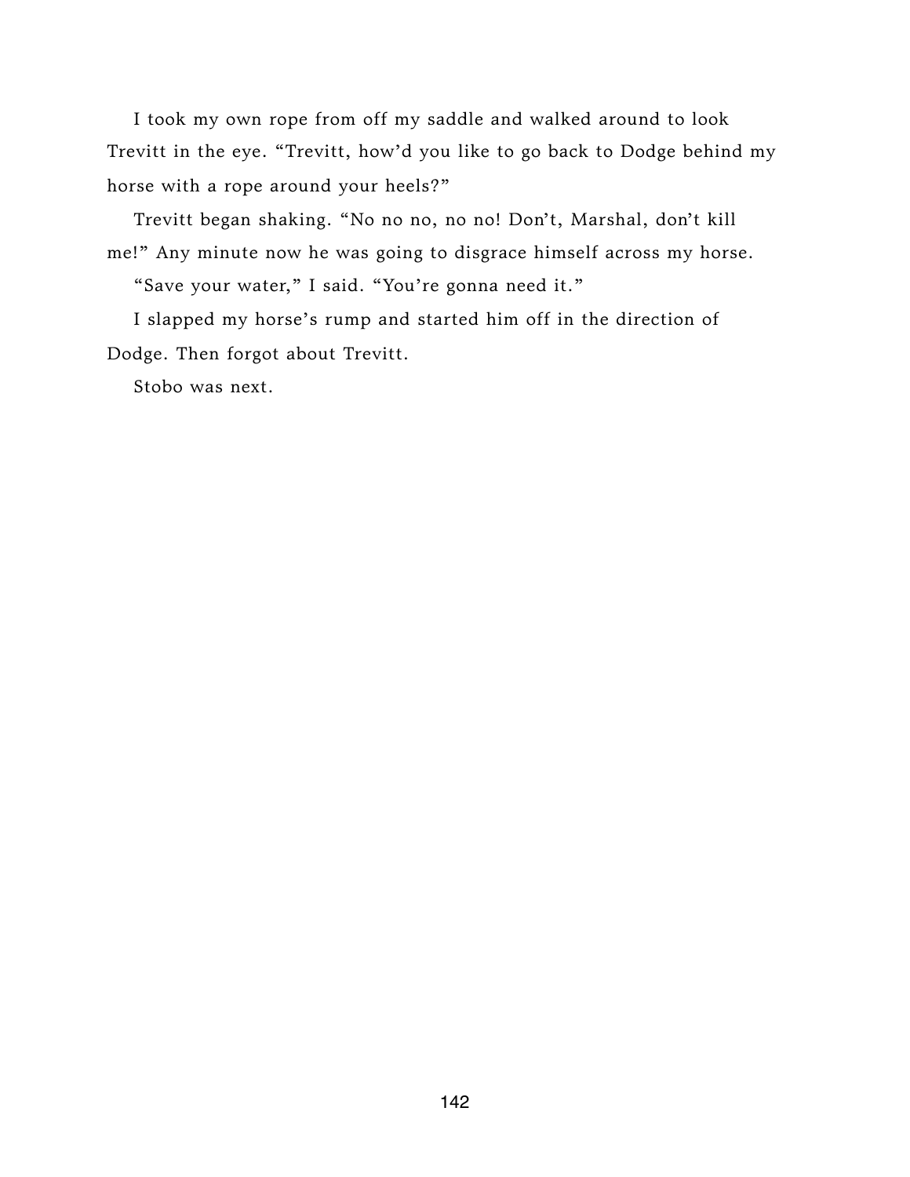I took my own rope from off my saddle and walked around to look Trevitt in the eye. "Trevitt, how'd you like to go back to Dodge behind my horse with a rope around your heels?"

Trevitt began shaking. "No no no, no no! Don't, Marshal, don't kill me!" Any minute now he was going to disgrace himself across my horse.

"Save your water," I said. "You're gonna need it."

I slapped my horse's rump and started him off in the direction of Dodge. Then forgot about Trevitt.

Stobo was next.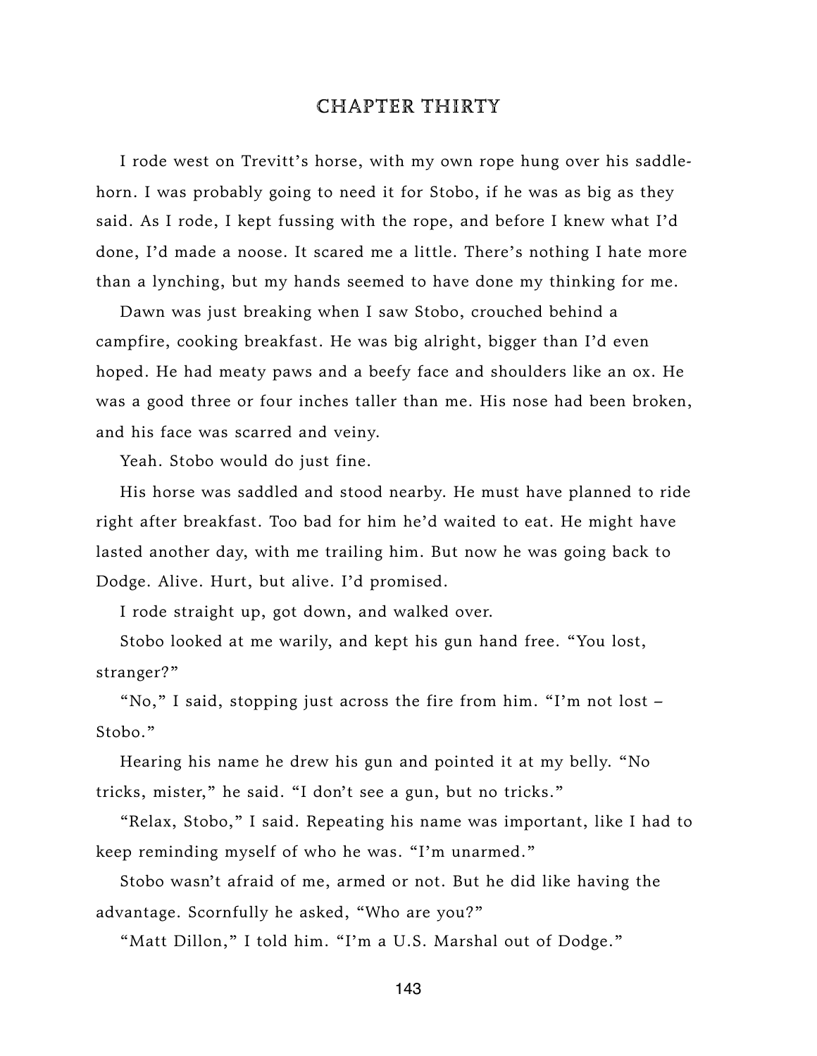# CHAPTER THIRTY

I rode west on Trevitt's horse, with my own rope hung over his saddle-horn. I was probably going to need it for Stobo, if he was as big as they said. As I rode, I kept fussing with the rope, and before I knew what I'd done, I'd made a noose. It scared me a little. There's nothing I hate more than a lynching, but my hands seemed to have done my thinking for me.

Dawn was just breaking when I saw Stobo, crouched behind a campfire, cooking breakfast. He was big alright, bigger than I'd even hoped. He had meaty paws and a beefy face and shoulders like an ox. He was a good three or four inches taller than me. His nose had been broken, and his face was scarred and veiny.

Yeah. Stobo would do just fine.

His horse was saddled and stood nearby. He must have planned to ride right after breakfast. Too bad for him he'd waited to eat. He might have lasted another day, with me trailing him. But now he was going back to Dodge. Alive. Hurt, but alive. I'd promised.

I rode straight up, got down, and walked over.

Stobo looked at me warily, and kept his gun hand free. "You lost, stranger?"

"No," I said, stopping just across the fire from him. "I'm not lost – Stobo."

Hearing his name he drew his gun and pointed it at my belly. "No tricks, mister," he said. "I don't see a gun, but no tricks."

"Relax, Stobo," I said. Repeating his name was important, like I had to keep reminding myself of who he was. "I'm unarmed."

Stobo wasn't afraid of me, armed or not. But he did like having the advantage. Scornfully he asked, "Who are you?"

"Matt Dillon," I told him. "I'm a U.S. Marshal out of Dodge."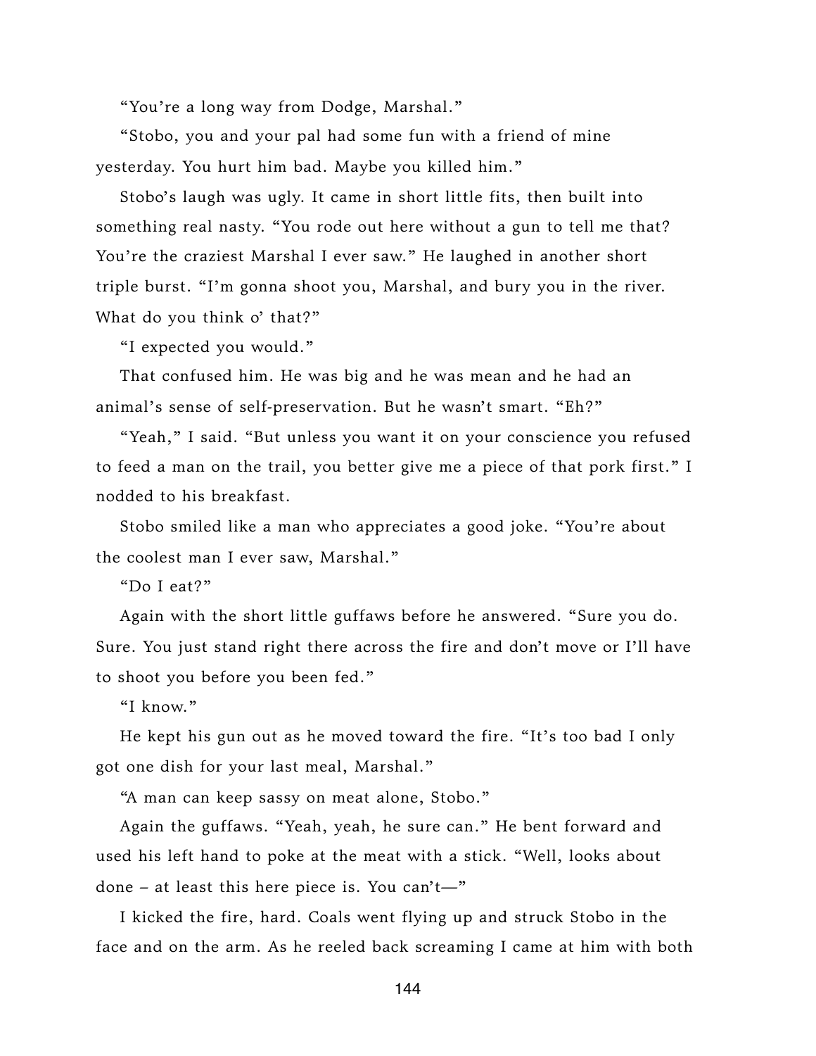"You're a long way from Dodge, Marshal."

"Stobo, you and your pal had some fun with a friend of mine yesterday. You hurt him bad. Maybe you killed him."

Stobo's laugh was ugly. It came in short little fits, then built into something real nasty. "You rode out here without a gun to tell me that? You're the craziest Marshal I ever saw." He laughed in another short triple burst. "I'm gonna shoot you, Marshal, and bury you in the river. What do you think o' that?"

"I expected you would."

That confused him. He was big and he was mean and he had an animal's sense of self-preservation. But he wasn't smart. "Eh?"

"Yeah," I said. "But unless you want it on your conscience you refused to feed a man on the trail, you better give me a piece of that pork first." I nodded to his breakfast.

Stobo smiled like a man who appreciates a good joke. "You're about the coolest man I ever saw, Marshal."

"Do I eat?"

Again with the short little guffaws before he answered. "Sure you do. Sure. You just stand right there across the fire and don't move or I'll have to shoot you before you been fed."

"I know."

He kept his gun out as he moved toward the fire. "It's too bad I only got one dish for your last meal, Marshal."

"A man can keep sassy on meat alone, Stobo."

Again the guffaws. "Yeah, yeah, he sure can." He bent forward and used his left hand to poke at the meat with a stick. "Well, looks about done – at least this here piece is. You can't—"

I kicked the fire, hard. Coals went flying up and struck Stobo in the face and on the arm. As he reeled back screaming I came at him with both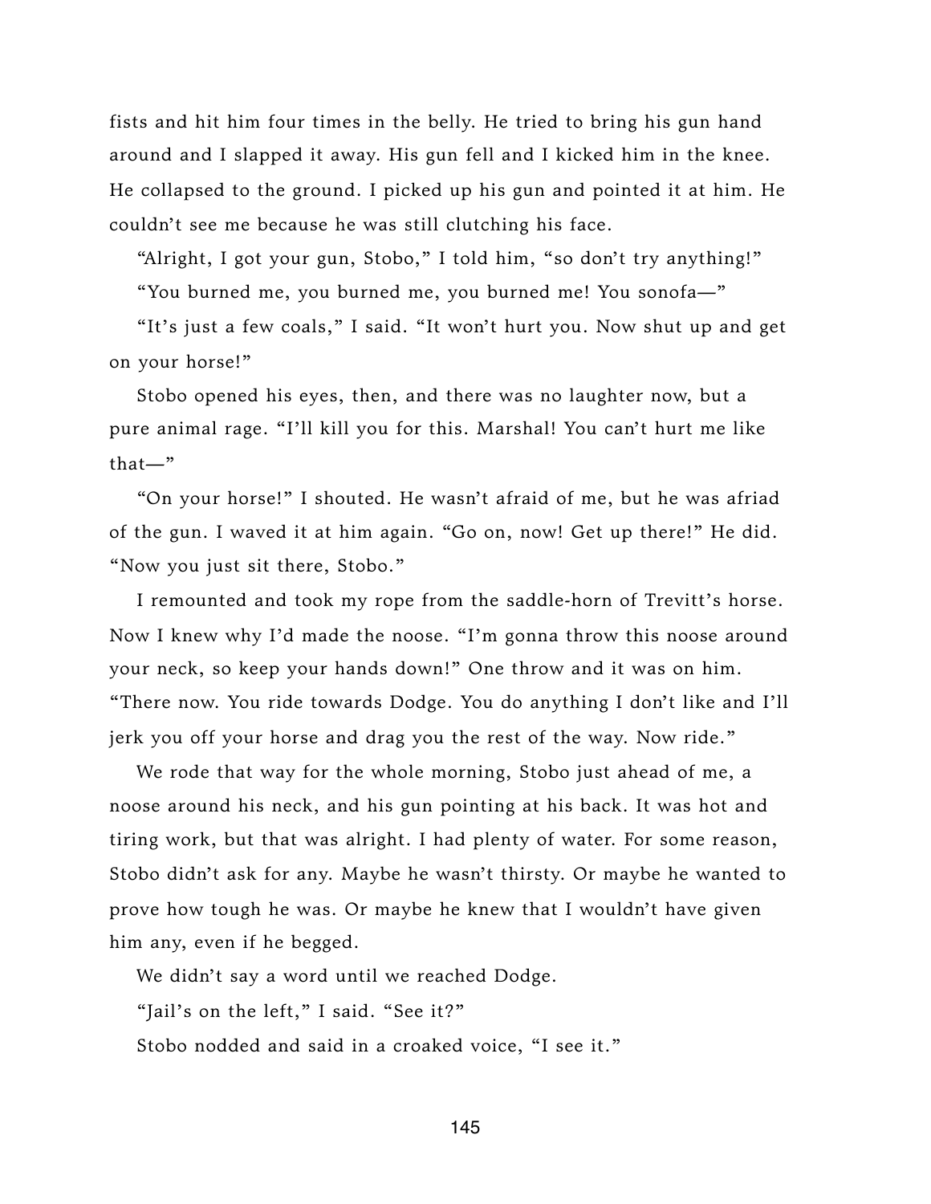fists and hit him four times in the belly. He tried to bring his gun hand around and I slapped it away. His gun fell and I kicked him in the knee. He collapsed to the ground. I picked up his gun and pointed it at him. He couldn't see me because he was still clutching his face.

"Alright, I got your gun, Stobo," I told him, "so don't try anything!"

"You burned me, you burned me, you burned me! You sonofa—"

"It's just a few coals," I said. "It won't hurt you. Now shut up and get on your horse!"

Stobo opened his eyes, then, and there was no laughter now, but a pure animal rage. "I'll kill you for this. Marshal! You can't hurt me like that—"

"On your horse!" I shouted. He wasn't afraid of me, but he was afriad of the gun. I waved it at him again. "Go on, now! Get up there!" He did. "Now you just sit there, Stobo."

I remounted and took my rope from the saddle-horn of Trevitt's horse. Now I knew why I'd made the noose. "I'm gonna throw this noose around your neck, so keep your hands down!" One throw and it was on him. "There now. You ride towards Dodge. You do anything I don't like and I'll jerk you off your horse and drag you the rest of the way. Now ride."

We rode that way for the whole morning, Stobo just ahead of me, a noose around his neck, and his gun pointing at his back. It was hot and tiring work, but that was alright. I had plenty of water. For some reason, Stobo didn't ask for any. Maybe he wasn't thirsty. Or maybe he wanted to prove how tough he was. Or maybe he knew that I wouldn't have given him any, even if he begged.

We didn't say a word until we reached Dodge.

"Jail's on the left," I said. "See it?"

Stobo nodded and said in a croaked voice, "I see it."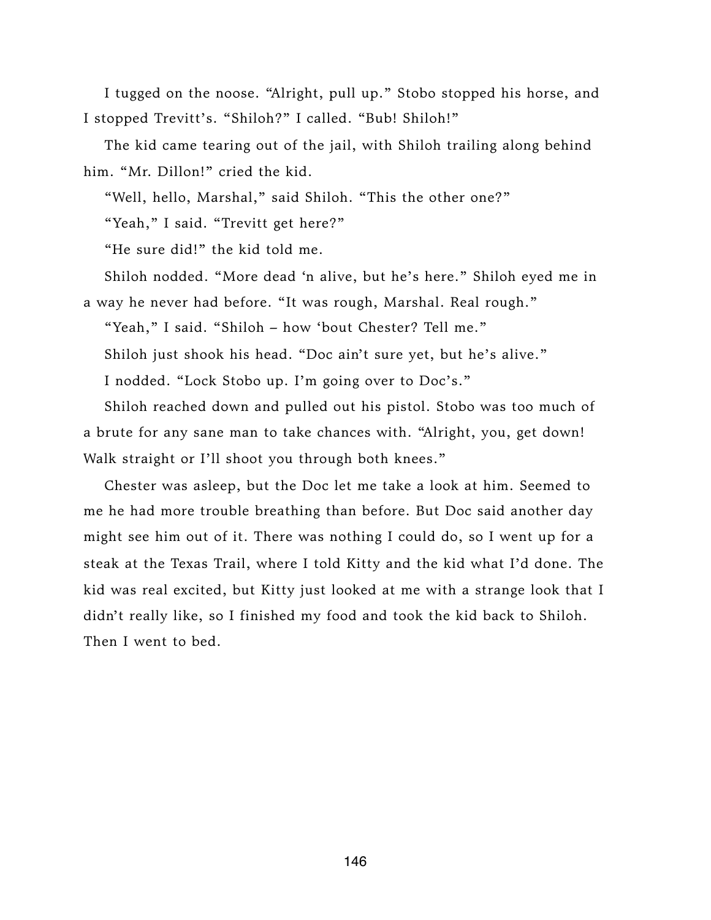I tugged on the noose. "Alright, pull up." Stobo stopped his horse, and I stopped Trevitt's. "Shiloh?" I called. "Bub! Shiloh!"

The kid came tearing out of the jail, with Shiloh trailing along behind him. "Mr. Dillon!" cried the kid.

"Well, hello, Marshal," said Shiloh. "This the other one?"

"Yeah," I said. "Trevitt get here?"

"He sure did!" the kid told me.

Shiloh nodded. "More dead 'n alive, but he's here." Shiloh eyed me in a way he never had before. "It was rough, Marshal. Real rough."

"Yeah," I said. "Shiloh – how 'bout Chester? Tell me."

Shiloh just shook his head. "Doc ain't sure yet, but he's alive."

I nodded. "Lock Stobo up. I'm going over to Doc's."

Shiloh reached down and pulled out his pistol. Stobo was too much of a brute for any sane man to take chances with. "Alright, you, get down! Walk straight or I'll shoot you through both knees."

Chester was asleep, but the Doc let me take a look at him. Seemed to me he had more trouble breathing than before. But Doc said another day might see him out of it. There was nothing I could do, so I went up for a steak at the Texas Trail, where I told Kitty and the kid what I'd done. The kid was real excited, but Kitty just looked at me with a strange look that I didn't really like, so I finished my food and took the kid back to Shiloh. Then I went to bed.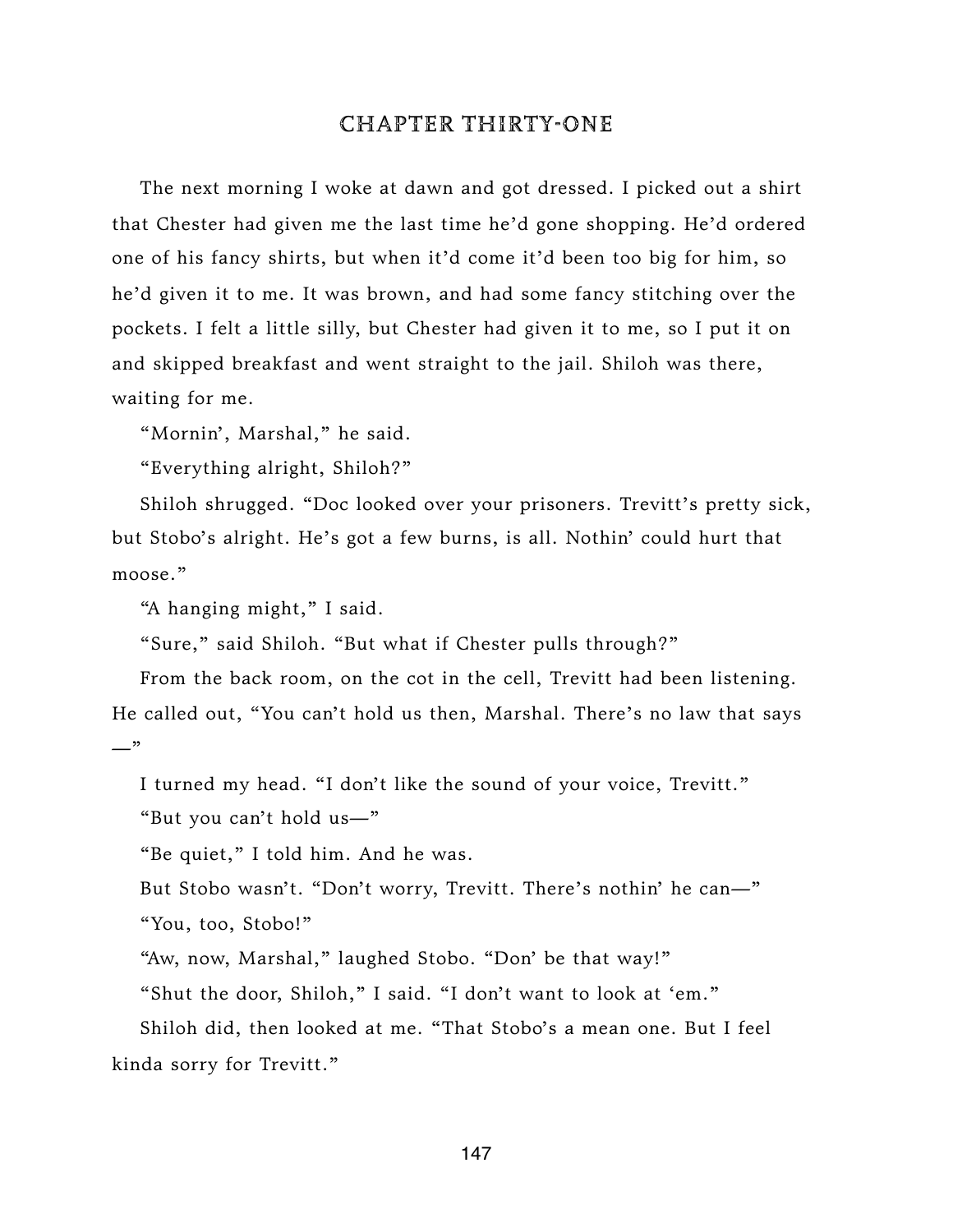# CHAPTER THIRTY-ONE

The next morning I woke at dawn and got dressed. I picked out a shirt that Chester had given me the last time he'd gone shopping. He'd ordered one of his fancy shirts, but when it'd come it'd been too big for him, so he'd given it to me. It was brown, and had some fancy stitching over the pockets. I felt a little silly, but Chester had given it to me, so I put it on and skipped breakfast and went straight to the jail. Shiloh was there, waiting for me.

"Mornin', Marshal," he said.

"Everything alright, Shiloh?"

Shiloh shrugged. "Doc looked over your prisoners. Trevitt's pretty sick, but Stobo's alright. He's got a few burns, is all. Nothin' could hurt that moose."

"A hanging might," I said.

"Sure," said Shiloh. "But what if Chester pulls through?"

From the back room, on the cot in the cell, Trevitt had been listening. He called out, "You can't hold us then, Marshal. There's no law that says —"

I turned my head. "I don't like the sound of your voice, Trevitt."

"But you can't hold us—"

"Be quiet," I told him. And he was.

But Stobo wasn't. "Don't worry, Trevitt. There's nothin' he can—"

"You, too, Stobo!"

"Aw, now, Marshal," laughed Stobo. "Don' be that way!"

"Shut the door, Shiloh," I said. "I don't want to look at 'em."

Shiloh did, then looked at me. "That Stobo's a mean one. But I feel kinda sorry for Trevitt."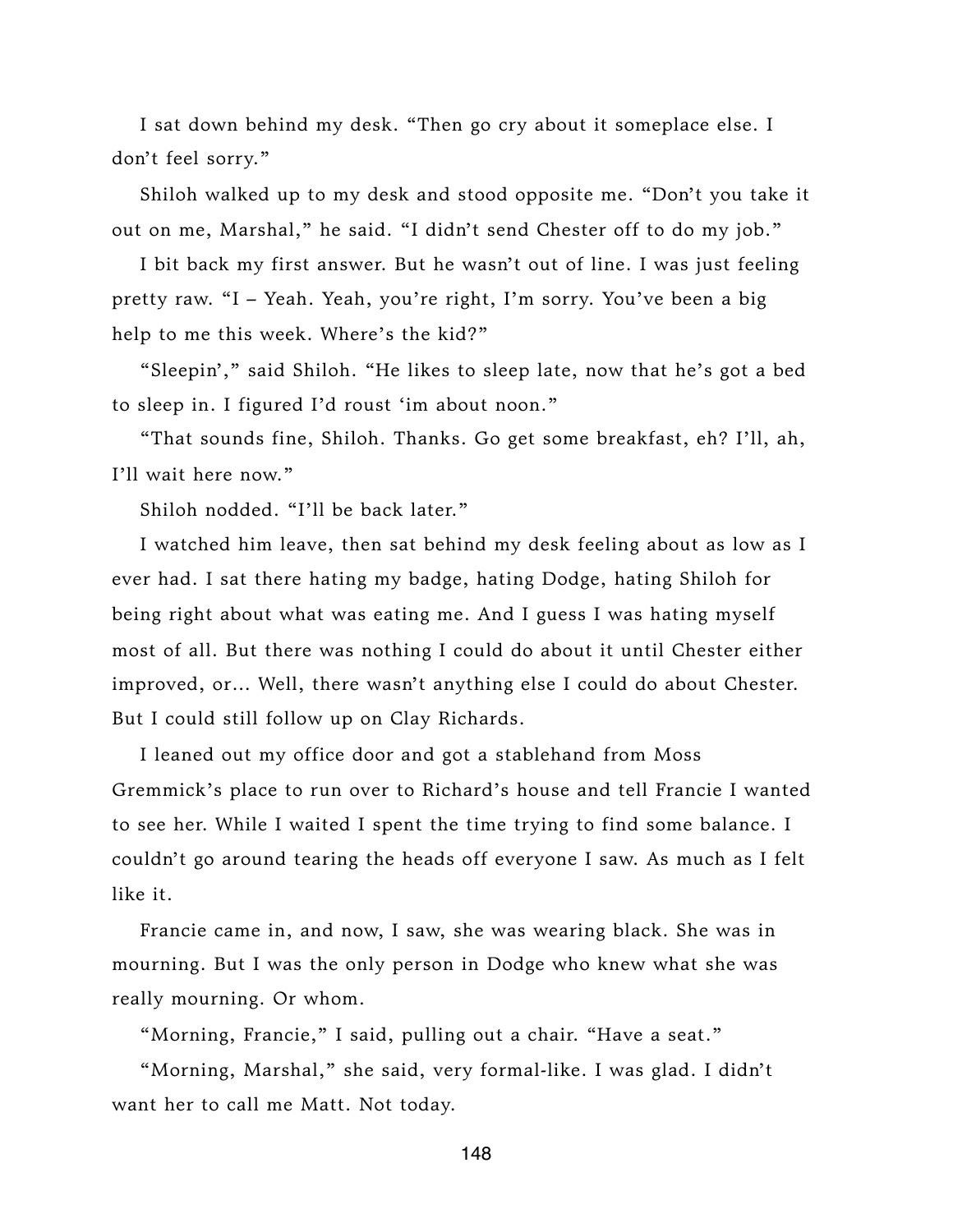I sat down behind my desk. "Then go cry about it someplace else. I don't feel sorry."

Shiloh walked up to my desk and stood opposite me. "Don't you take it out on me, Marshal," he said. "I didn't send Chester off to do my job."

I bit back my first answer. But he wasn't out of line. I was just feeling pretty raw. "I – Yeah. Yeah, you're right, I'm sorry. You've been a big help to me this week. Where's the kid?"

"Sleepin'," said Shiloh. "He likes to sleep late, now that he's got a bed to sleep in. I figured I'd roust 'im about noon."

"That sounds fine, Shiloh. Thanks. Go get some breakfast, eh? I'll, ah, I'll wait here now."

Shiloh nodded. "I'll be back later."

I watched him leave, then sat behind my desk feeling about as low as I ever had. I sat there hating my badge, hating Dodge, hating Shiloh for being right about what was eating me. And I guess I was hating myself most of all. But there was nothing I could do about it until Chester either improved, or... Well, there wasn't anything else I could do about Chester. But I could still follow up on Clay Richards.

I leaned out my office door and got a stablehand from Moss Gremmick's place to run over to Richard's house and tell Francie I wanted to see her. While I waited I spent the time trying to find some balance. I couldn't go around tearing the heads off everyone I saw. As much as I felt like it.

Francie came in, and now, I saw, she was wearing black. She was in mourning. But I was the only person in Dodge who knew what she was really mourning. Or whom.

"Morning, Francie," I said, pulling out a chair. "Have a seat."

"Morning, Marshal," she said, very formal-like. I was glad. I didn't want her to call me Matt. Not today.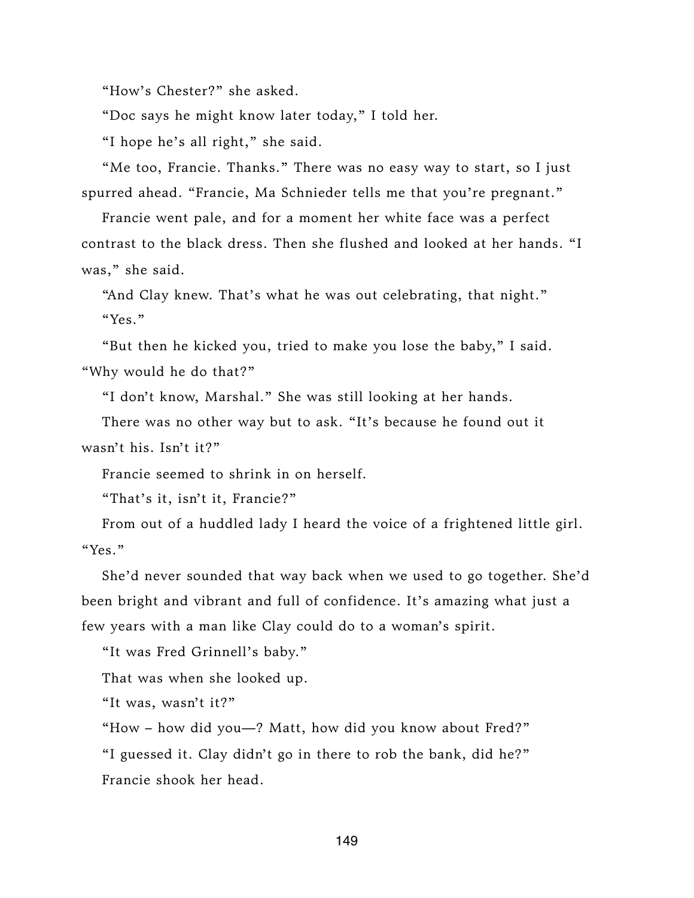"How's Chester?" she asked.

"Doc says he might know later today," I told her.

"I hope he's all right," she said.

"Me too, Francie. Thanks." There was no easy way to start, so I just spurred ahead. "Francie, Ma Schnieder tells me that you're pregnant."

Francie went pale, and for a moment her white face was a perfect contrast to the black dress. Then she flushed and looked at her hands. "I was," she said.

"And Clay knew. That's what he was out celebrating, that night."

"Yes."

"But then he kicked you, tried to make you lose the baby," I said. "Why would he do that?"

"I don't know, Marshal." She was still looking at her hands.

There was no other way but to ask. "It's because he found out it wasn't his. Isn't it?"

Francie seemed to shrink in on herself.

"That's it, isn't it, Francie?"

From out of a huddled lady I heard the voice of a frightened little girl. "Yes."

She'd never sounded that way back when we used to go together. She'd been bright and vibrant and full of confidence. It's amazing what just a few years with a man like Clay could do to a woman's spirit.

"It was Fred Grinnell's baby."

That was when she looked up.

"It was, wasn't it?"

"How – how did you—? Matt, how did you know about Fred?"

"I guessed it. Clay didn't go in there to rob the bank, did he?"

Francie shook her head.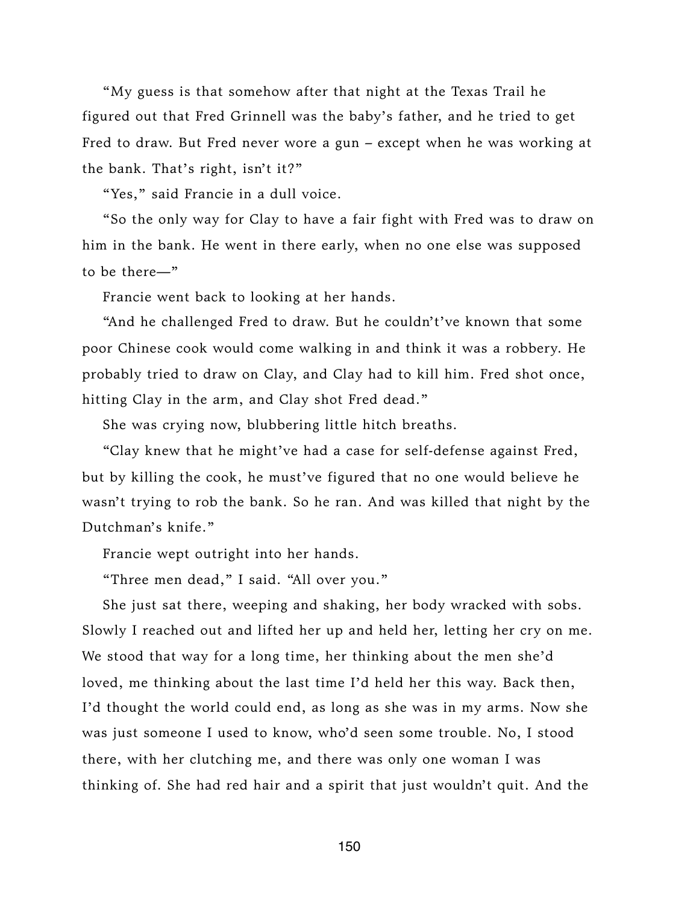"My guess is that somehow after that night at the Texas Trail he figured out that Fred Grinnell was the baby's father, and he tried to get Fred to draw. But Fred never wore a gun – except when he was working at the bank. That's right, isn't it?"

"Yes," said Francie in a dull voice.

"So the only way for Clay to have a fair fight with Fred was to draw on him in the bank. He went in there early, when no one else was supposed to be there—"

Francie went back to looking at her hands.

"And he challenged Fred to draw. But he couldn't've known that some poor Chinese cook would come walking in and think it was a robbery. He probably tried to draw on Clay, and Clay had to kill him. Fred shot once, hitting Clay in the arm, and Clay shot Fred dead."

She was crying now, blubbering little hitch breaths.

"Clay knew that he might've had a case for self-defense against Fred, but by killing the cook, he must've figured that no one would believe he wasn't trying to rob the bank. So he ran. And was killed that night by the Dutchman's knife."

Francie wept outright into her hands.

"Three men dead," I said. "All over you."

She just sat there, weeping and shaking, her body wracked with sobs. Slowly I reached out and lifted her up and held her, letting her cry on me. We stood that way for a long time, her thinking about the men she'd loved, me thinking about the last time I'd held her this way. Back then, I'd thought the world could end, as long as she was in my arms. Now she was just someone I used to know, who'd seen some trouble. No, I stood there, with her clutching me, and there was only one woman I was thinking of. She had red hair and a spirit that just wouldn't quit. And the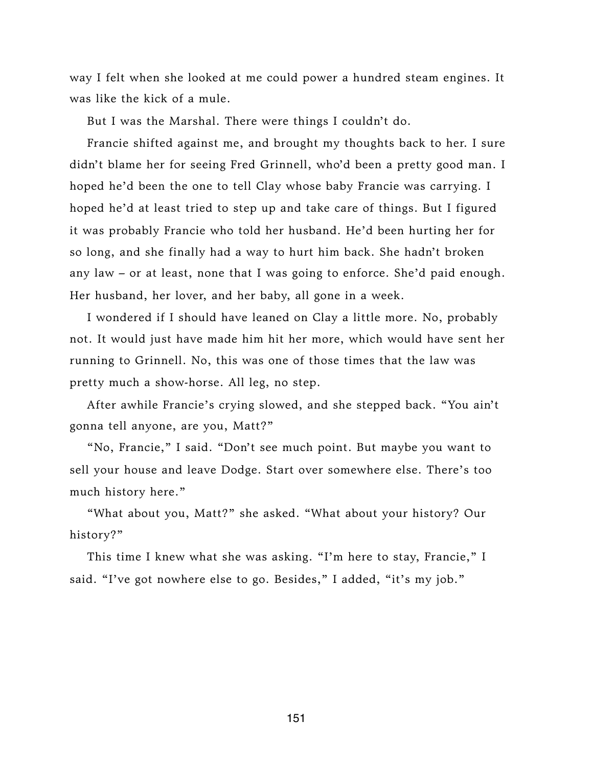way I felt when she looked at me could power a hundred steam engines. It was like the kick of a mule.

But I was the Marshal. There were things I couldn't do.

Francie shifted against me, and brought my thoughts back to her. I sure didn't blame her for seeing Fred Grinnell, who'd been a pretty good man. I hoped he'd been the one to tell Clay whose baby Francie was carrying. I hoped he'd at least tried to step up and take care of things. But I figured it was probably Francie who told her husband. He'd been hurting her for so long, and she finally had a way to hurt him back. She hadn't broken any law – or at least, none that I was going to enforce. She'd paid enough. Her husband, her lover, and her baby, all gone in a week.

I wondered if I should have leaned on Clay a little more. No, probably not. It would just have made him hit her more, which would have sent her running to Grinnell. No, this was one of those times that the law was pretty much a show-horse. All leg, no step.

After awhile Francie's crying slowed, and she stepped back. "You ain't gonna tell anyone, are you, Matt?"

"No, Francie," I said. "Don't see much point. But maybe you want to sell your house and leave Dodge. Start over somewhere else. There's too much history here."

"What about you, Matt?" she asked. "What about your history? Our history?"

This time I knew what she was asking. "I'm here to stay, Francie," I said. "I've got nowhere else to go. Besides," I added, "it's my job."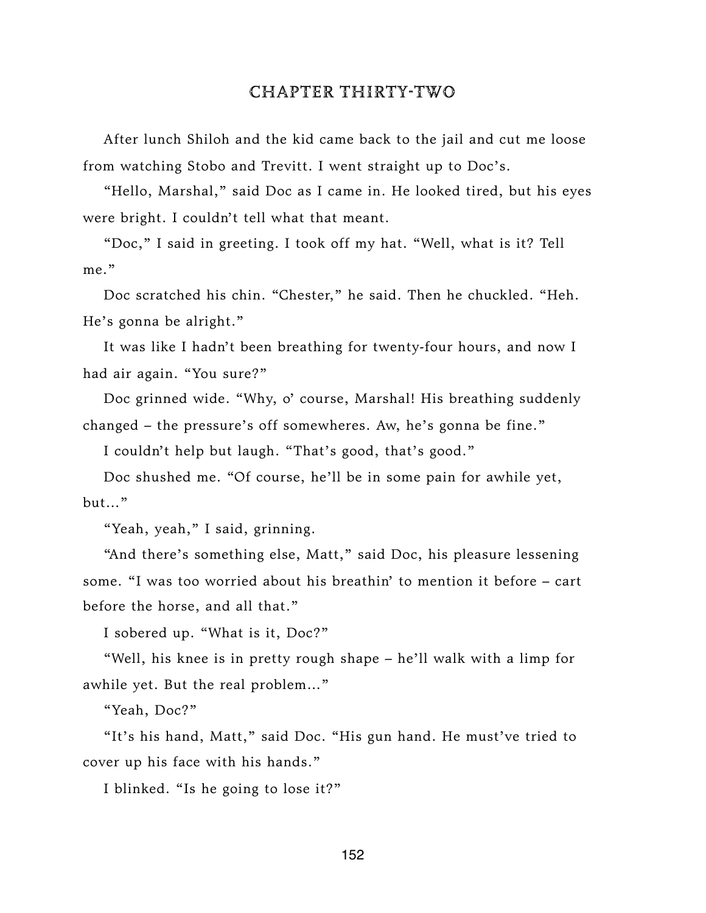# CHAPTER THIRTY-TWO

After lunch Shiloh and the kid came back to the jail and cut me loose from watching Stobo and Trevitt. I went straight up to Doc's.

"Hello, Marshal," said Doc as I came in. He looked tired, but his eyes were bright. I couldn't tell what that meant.

"Doc," I said in greeting. I took off my hat. "Well, what is it? Tell me."

Doc scratched his chin. "Chester," he said. Then he chuckled. "Heh. He's gonna be alright."

It was like I hadn't been breathing for twenty-four hours, and now I had air again. "You sure?"

Doc grinned wide. "Why, o' course, Marshal! His breathing suddenly changed – the pressure's off somewheres. Aw, he's gonna be fine."

I couldn't help but laugh. "That's good, that's good."

Doc shushed me. "Of course, he'll be in some pain for awhile yet, but…"

"Yeah, yeah," I said, grinning.

"And there's something else, Matt," said Doc, his pleasure lessening some. "I was too worried about his breathin' to mention it before – cart before the horse, and all that."

I sobered up. "What is it, Doc?"

"Well, his knee is in pretty rough shape – he'll walk with a limp for awhile yet. But the real problem…"

"Yeah, Doc?"

"It's his hand, Matt," said Doc. "His gun hand. He must've tried to cover up his face with his hands."

I blinked. "Is he going to lose it?"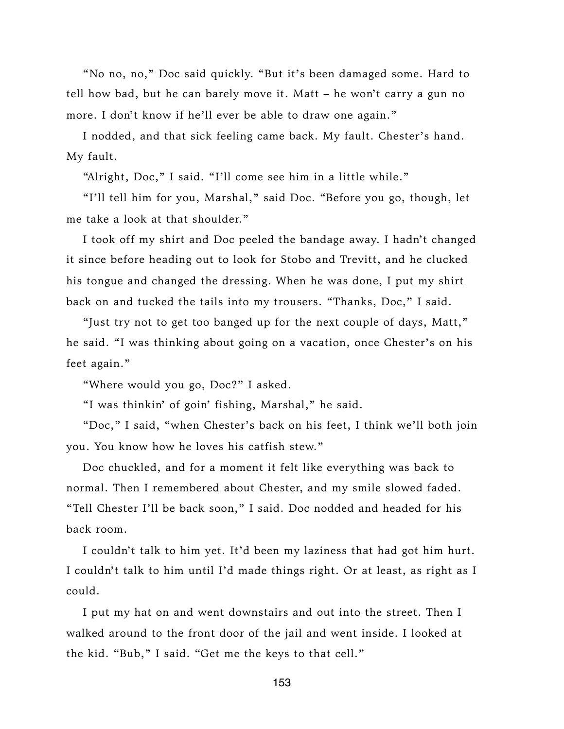"No no, no," Doc said quickly. "But it's been damaged some. Hard to tell how bad, but he can barely move it. Matt – he won't carry a gun no more. I don't know if he'll ever be able to draw one again."

I nodded, and that sick feeling came back. My fault. Chester's hand. My fault.

"Alright, Doc," I said. "I'll come see him in a little while."

"I'll tell him for you, Marshal," said Doc. "Before you go, though, let me take a look at that shoulder."

I took off my shirt and Doc peeled the bandage away. I hadn't changed it since before heading out to look for Stobo and Trevitt, and he clucked his tongue and changed the dressing. When he was done, I put my shirt back on and tucked the tails into my trousers. "Thanks, Doc," I said.

"Just try not to get too banged up for the next couple of days, Matt," he said. "I was thinking about going on a vacation, once Chester's on his feet again."

"Where would you go, Doc?" I asked.

"I was thinkin' of goin' fishing, Marshal," he said.

"Doc," I said, "when Chester's back on his feet, I think we'll both join you. You know how he loves his catfish stew."

Doc chuckled, and for a moment it felt like everything was back to normal. Then I remembered about Chester, and my smile slowed faded. "Tell Chester I'll be back soon," I said. Doc nodded and headed for his back room.

I couldn't talk to him yet. It'd been my laziness that had got him hurt. I couldn't talk to him until I'd made things right. Or at least, as right as I could.

I put my hat on and went downstairs and out into the street. Then I walked around to the front door of the jail and went inside. I looked at the kid. "Bub," I said. "Get me the keys to that cell."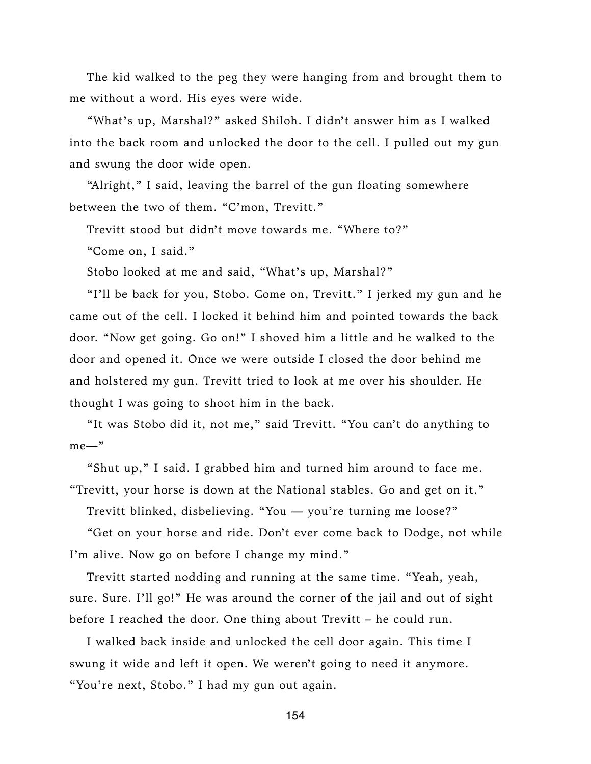The kid walked to the peg they were hanging from and brought them to me without a word. His eyes were wide.

"What's up, Marshal?" asked Shiloh. I didn't answer him as I walked into the back room and unlocked the door to the cell. I pulled out my gun and swung the door wide open.

"Alright," I said, leaving the barrel of the gun floating somewhere between the two of them. "C'mon, Trevitt."

Trevitt stood but didn't move towards me. "Where to?"

"Come on, I said."

Stobo looked at me and said, "What's up, Marshal?"

"I'll be back for you, Stobo. Come on, Trevitt." I jerked my gun and he came out of the cell. I locked it behind him and pointed towards the back door. "Now get going. Go on!" I shoved him a little and he walked to the door and opened it. Once we were outside I closed the door behind me and holstered my gun. Trevitt tried to look at me over his shoulder. He thought I was going to shoot him in the back.

"It was Stobo did it, not me," said Trevitt. "You can't do anything to me—"

"Shut up," I said. I grabbed him and turned him around to face me. "Trevitt, your horse is down at the National stables. Go and get on it."

Trevitt blinked, disbelieving. "You — you're turning me loose?"

"Get on your horse and ride. Don't ever come back to Dodge, not while I'm alive. Now go on before I change my mind."

Trevitt started nodding and running at the same time. "Yeah, yeah, sure. Sure. I'll go!" He was around the corner of the jail and out of sight before I reached the door. One thing about Trevitt – he could run.

I walked back inside and unlocked the cell door again. This time I swung it wide and left it open. We weren't going to need it anymore. "You're next, Stobo." I had my gun out again.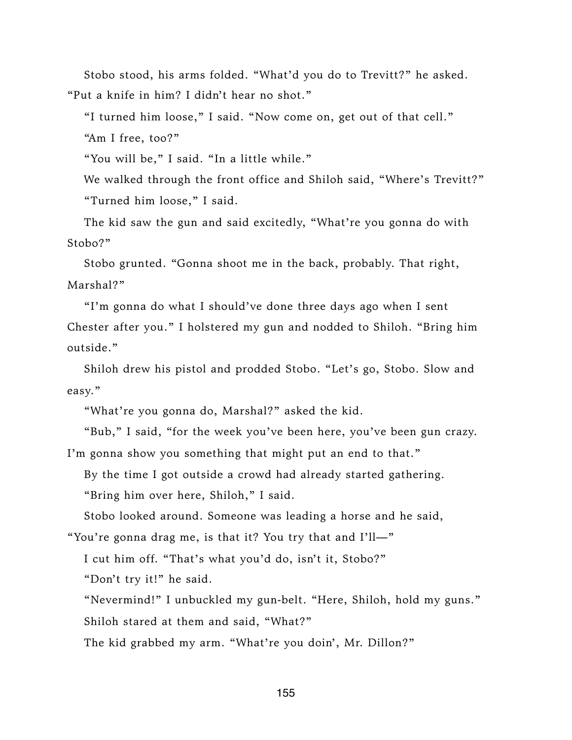Stobo stood, his arms folded. "What'd you do to Trevitt?" he asked. "Put a knife in him? I didn't hear no shot."

"I turned him loose," I said. "Now come on, get out of that cell."

"Am I free, too?"

"You will be," I said. "In a little while."

We walked through the front office and Shiloh said, "Where's Trevitt?"

"Turned him loose," I said.

The kid saw the gun and said excitedly, "What're you gonna do with Stobo?"

Stobo grunted. "Gonna shoot me in the back, probably. That right, Marshal?"

"I'm gonna do what I should've done three days ago when I sent Chester after you." I holstered my gun and nodded to Shiloh. "Bring him outside."

Shiloh drew his pistol and prodded Stobo. "Let's go, Stobo. Slow and easy."

"What're you gonna do, Marshal?" asked the kid.

"Bub," I said, "for the week you've been here, you've been gun crazy. I'm gonna show you something that might put an end to that."

By the time I got outside a crowd had already started gathering.

"Bring him over here, Shiloh," I said.

Stobo looked around. Someone was leading a horse and he said, "You're gonna drag me, is that it? You try that and I'll—"

I cut him off. "That's what you'd do, isn't it, Stobo?"

"Don't try it!" he said.

"Nevermind!" I unbuckled my gun-belt. "Here, Shiloh, hold my guns."

Shiloh stared at them and said, "What?"

The kid grabbed my arm. "What're you doin', Mr. Dillon?"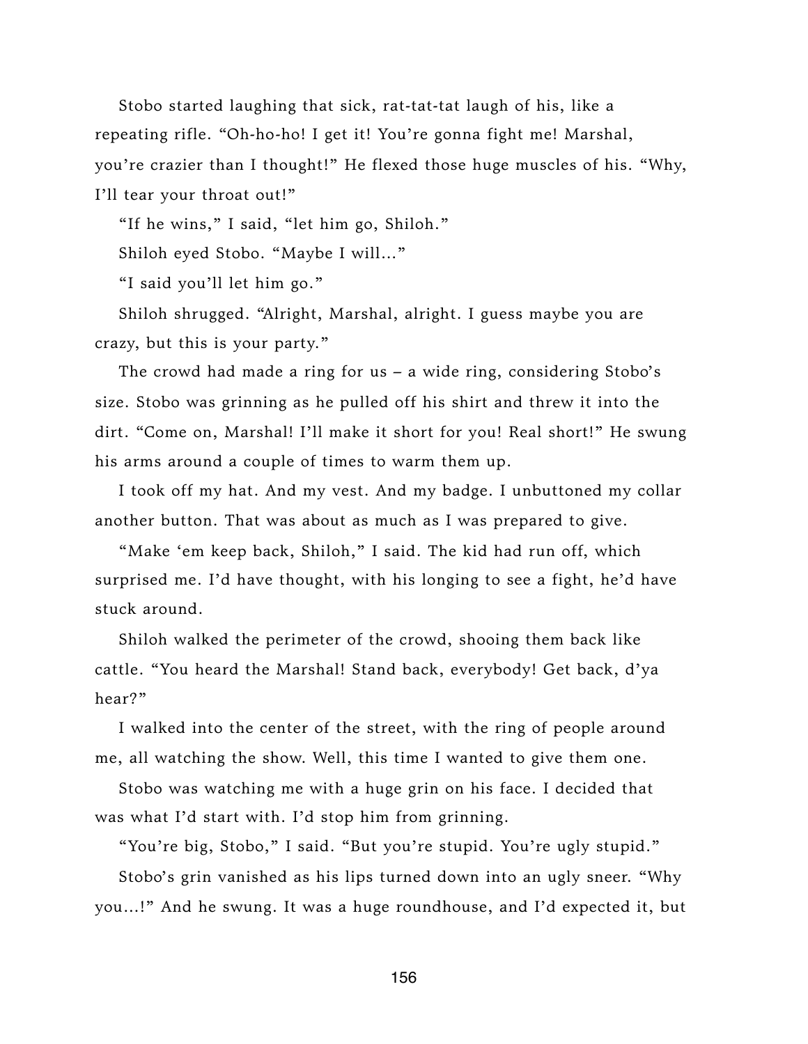Stobo started laughing that sick, rat-tat-tat laugh of his, like a repeating rifle. "Oh-ho-ho! I get it! You're gonna fight me! Marshal, you're crazier than I thought!" He flexed those huge muscles of his. "Why, I'll tear your throat out!"

"If he wins," I said, "let him go, Shiloh."

Shiloh eyed Stobo. "Maybe I will..."

"I said you'll let him go."

Shiloh shrugged. "Alright, Marshal, alright. I guess maybe you are crazy, but this is your party."

The crowd had made a ring for us – a wide ring, considering Stobo's size. Stobo was grinning as he pulled off his shirt and threw it into the dirt. "Come on, Marshal! I'll make it short for you! Real short!" He swung his arms around a couple of times to warm them up.

I took off my hat. And my vest. And my badge. I unbuttoned my collar another button. That was about as much as I was prepared to give.

"Make 'em keep back, Shiloh," I said. The kid had run off, which surprised me. I'd have thought, with his longing to see a fight, he'd have stuck around.

Shiloh walked the perimeter of the crowd, shooing them back like cattle. "You heard the Marshal! Stand back, everybody! Get back, d'ya hear?"

I walked into the center of the street, with the ring of people around me, all watching the show. Well, this time I wanted to give them one.

Stobo was watching me with a huge grin on his face. I decided that was what I'd start with. I'd stop him from grinning.

"You're big, Stobo," I said. "But you're stupid. You're ugly stupid."

Stobo's grin vanished as his lips turned down into an ugly sneer. "Why you...!" And he swung. It was a huge roundhouse, and I'd expected it, but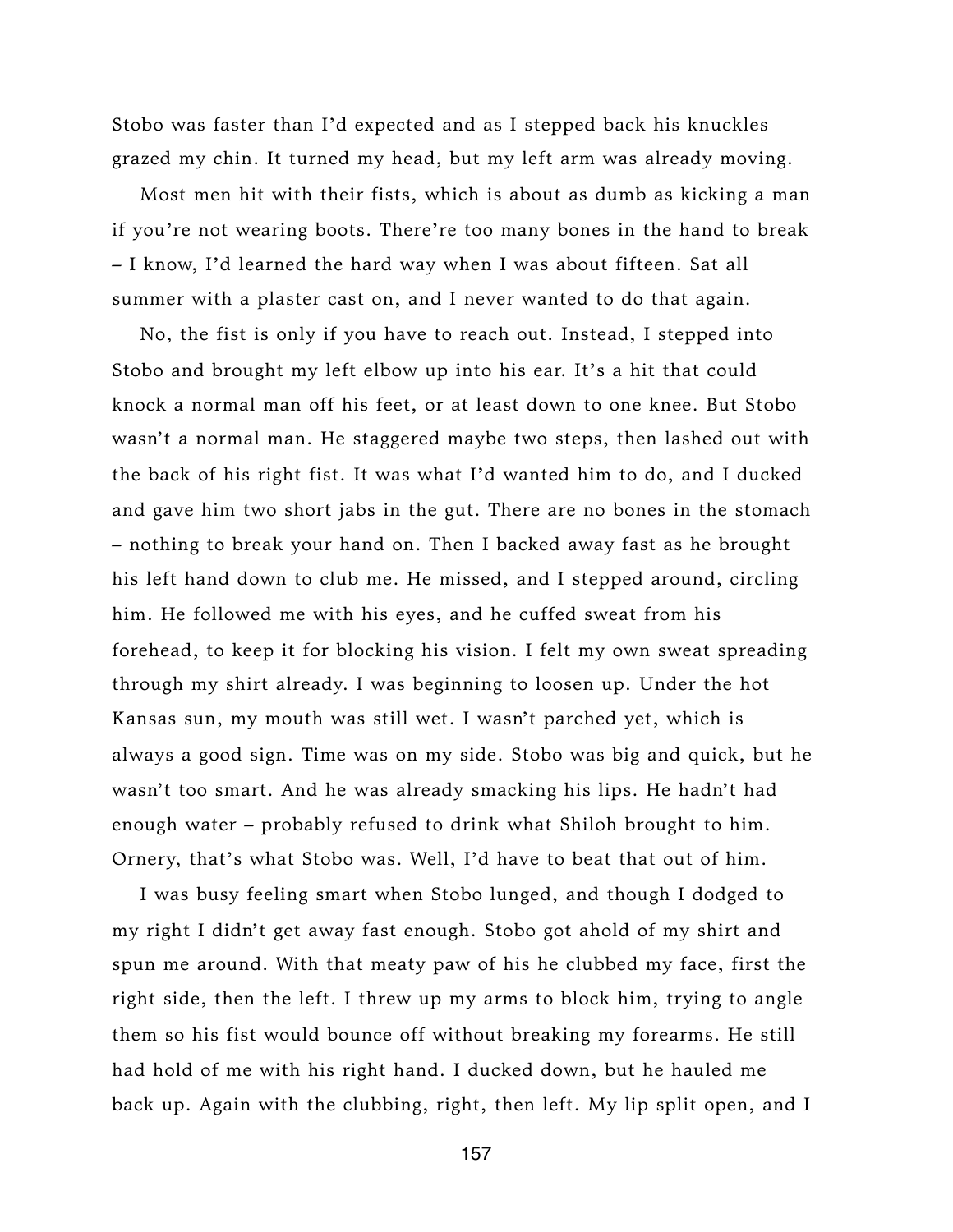Stobo was faster than I'd expected and as I stepped back his knuckles grazed my chin. It turned my head, but my left arm was already moving.

Most men hit with their fists, which is about as dumb as kicking a man if you're not wearing boots. There're too many bones in the hand to break – I know, I'd learned the hard way when I was about fifteen. Sat all summer with a plaster cast on, and I never wanted to do that again.

No, the fist is only if you have to reach out. Instead, I stepped into Stobo and brought my left elbow up into his ear. It's a hit that could knock a normal man off his feet, or at least down to one knee. But Stobo wasn't a normal man. He staggered maybe two steps, then lashed out with the back of his right fist. It was what I'd wanted him to do, and I ducked and gave him two short jabs in the gut. There are no bones in the stomach – nothing to break your hand on. Then I backed away fast as he brought his left hand down to club me. He missed, and I stepped around, circling him. He followed me with his eyes, and he cuffed sweat from his forehead, to keep it for blocking his vision. I felt my own sweat spreading through my shirt already. I was beginning to loosen up. Under the hot Kansas sun, my mouth was still wet. I wasn't parched yet, which is always a good sign. Time was on my side. Stobo was big and quick, but he wasn't too smart. And he was already smacking his lips. He hadn't had enough water – probably refused to drink what Shiloh brought to him. Ornery, that's what Stobo was. Well, I'd have to beat that out of him.

I was busy feeling smart when Stobo lunged, and though I dodged to my right I didn't get away fast enough. Stobo got ahold of my shirt and spun me around. With that meaty paw of his he clubbed my face, first the right side, then the left. I threw up my arms to block him, trying to angle them so his fist would bounce off without breaking my forearms. He still had hold of me with his right hand. I ducked down, but he hauled me back up. Again with the clubbing, right, then left. My lip split open, and I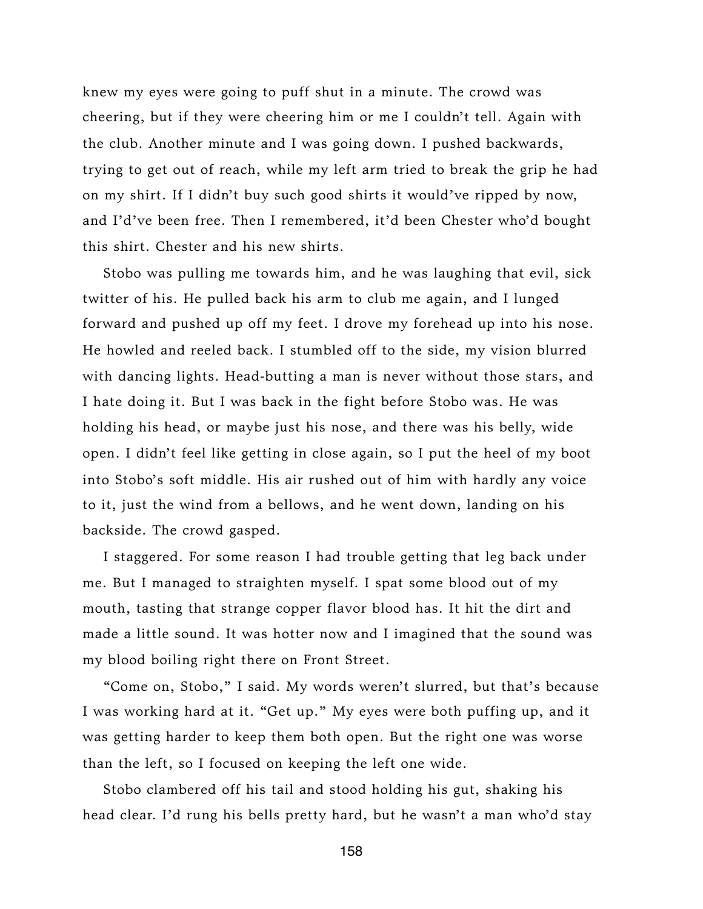knew my eyes were going to puff shut in a minute. The crowd was cheering, but if they were cheering him or me I couldn't tell. Again with the club. Another minute and I was going down. I pushed backwards, trying to get out of reach, while my left arm tried to break the grip he had on my shirt. If I didn't buy such good shirts it would've ripped by now, and I'd've been free. Then I remembered, it'd been Chester who'd bought this shirt. Chester and his new shirts.

Stobo was pulling me towards him, and he was laughing that evil, sick twitter of his. He pulled back his arm to club me again, and I lunged forward and pushed up off my feet. I drove my forehead up into his nose. He howled and reeled back. I stumbled off to the side, my vision blurred with dancing lights. Head-butting a man is never without those stars, and I hate doing it. But I was back in the fight before Stobo was. He was holding his head, or maybe just his nose, and there was his belly, wide open. I didn't feel like getting in close again, so I put the heel of my boot into Stobo's soft middle. His air rushed out of him with hardly any voice to it, just the wind from a bellows, and he went down, landing on his backside. The crowd gasped.

I staggered. For some reason I had trouble getting that leg back under me. But I managed to straighten myself. I spat some blood out of my mouth, tasting that strange copper flavor blood has. It hit the dirt and made a little sound. It was hotter now and I imagined that the sound was my blood boiling right there on Front Street.

"Come on, Stobo," I said. My words weren't slurred, but that's because I was working hard at it. "Get up." My eyes were both puffing up, and it was getting harder to keep them both open. But the right one was worse than the left, so I focused on keeping the left one wide.

Stobo clambered off his tail and stood holding his gut, shaking his head clear. I'd rung his bells pretty hard, but he wasn't a man who'd stay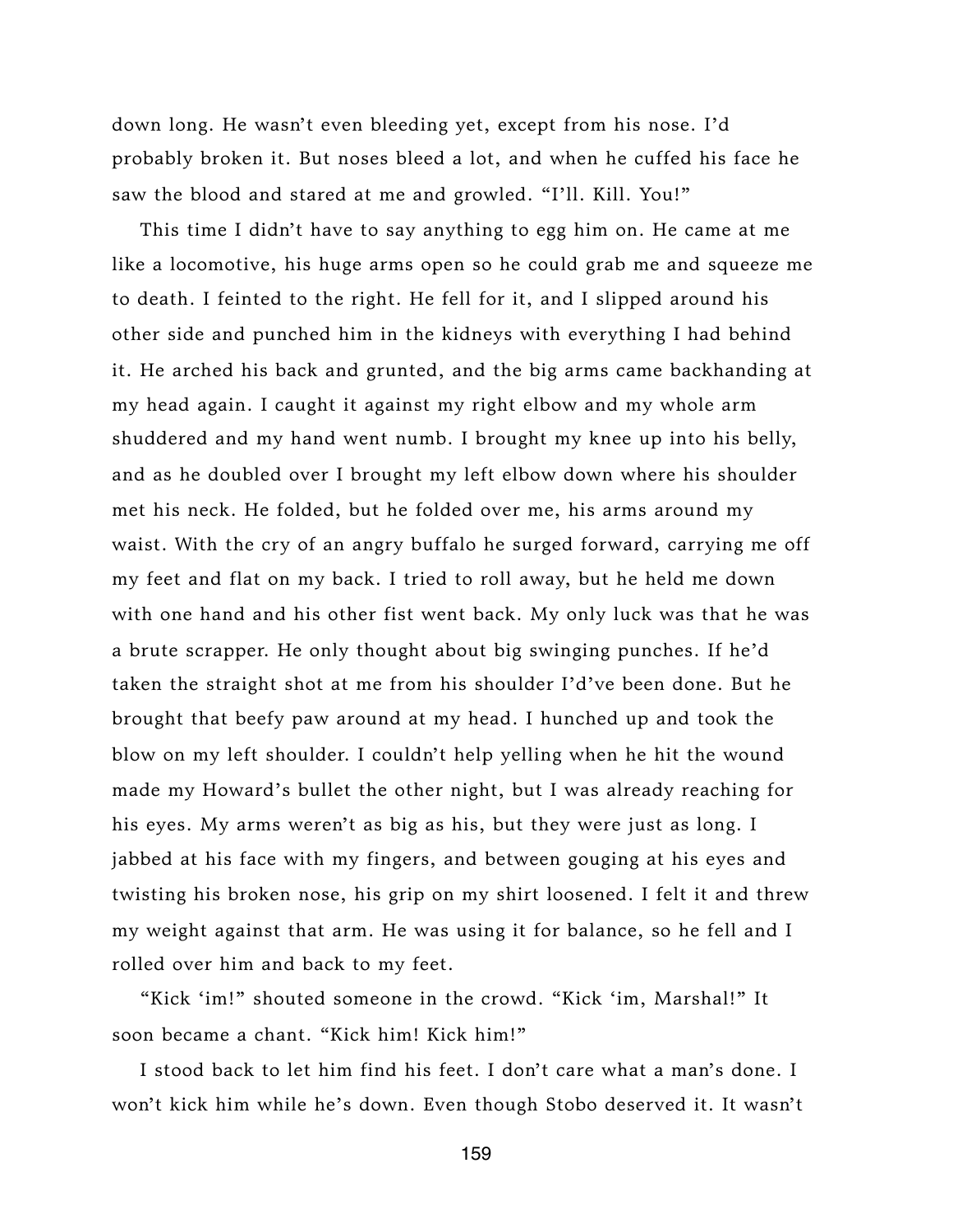down long. He wasn't even bleeding yet, except from his nose. I'd probably broken it. But noses bleed a lot, and when he cuffed his face he saw the blood and stared at me and growled. "I'll. Kill. You!"

This time I didn't have to say anything to egg him on. He came at me like a locomotive, his huge arms open so he could grab me and squeeze me to death. I feinted to the right. He fell for it, and I slipped around his other side and punched him in the kidneys with everything I had behind it. He arched his back and grunted, and the big arms came backhanding at my head again. I caught it against my right elbow and my whole arm shuddered and my hand went numb. I brought my knee up into his belly, and as he doubled over I brought my left elbow down where his shoulder met his neck. He folded, but he folded over me, his arms around my waist. With the cry of an angry buffalo he surged forward, carrying me off my feet and flat on my back. I tried to roll away, but he held me down with one hand and his other fist went back. My only luck was that he was a brute scrapper. He only thought about big swinging punches. If he'd taken the straight shot at me from his shoulder I'd've been done. But he brought that beefy paw around at my head. I hunched up and took the blow on my left shoulder. I couldn't help yelling when he hit the wound made my Howard's bullet the other night, but I was already reaching for his eyes. My arms weren't as big as his, but they were just as long. I jabbed at his face with my fingers, and between gouging at his eyes and twisting his broken nose, his grip on my shirt loosened. I felt it and threw my weight against that arm. He was using it for balance, so he fell and I rolled over him and back to my feet.

"Kick 'im!" shouted someone in the crowd. "Kick 'im, Marshal!" It soon became a chant. "Kick him! Kick him!"

I stood back to let him find his feet. I don't care what a man's done. I won't kick him while he's down. Even though Stobo deserved it. It wasn't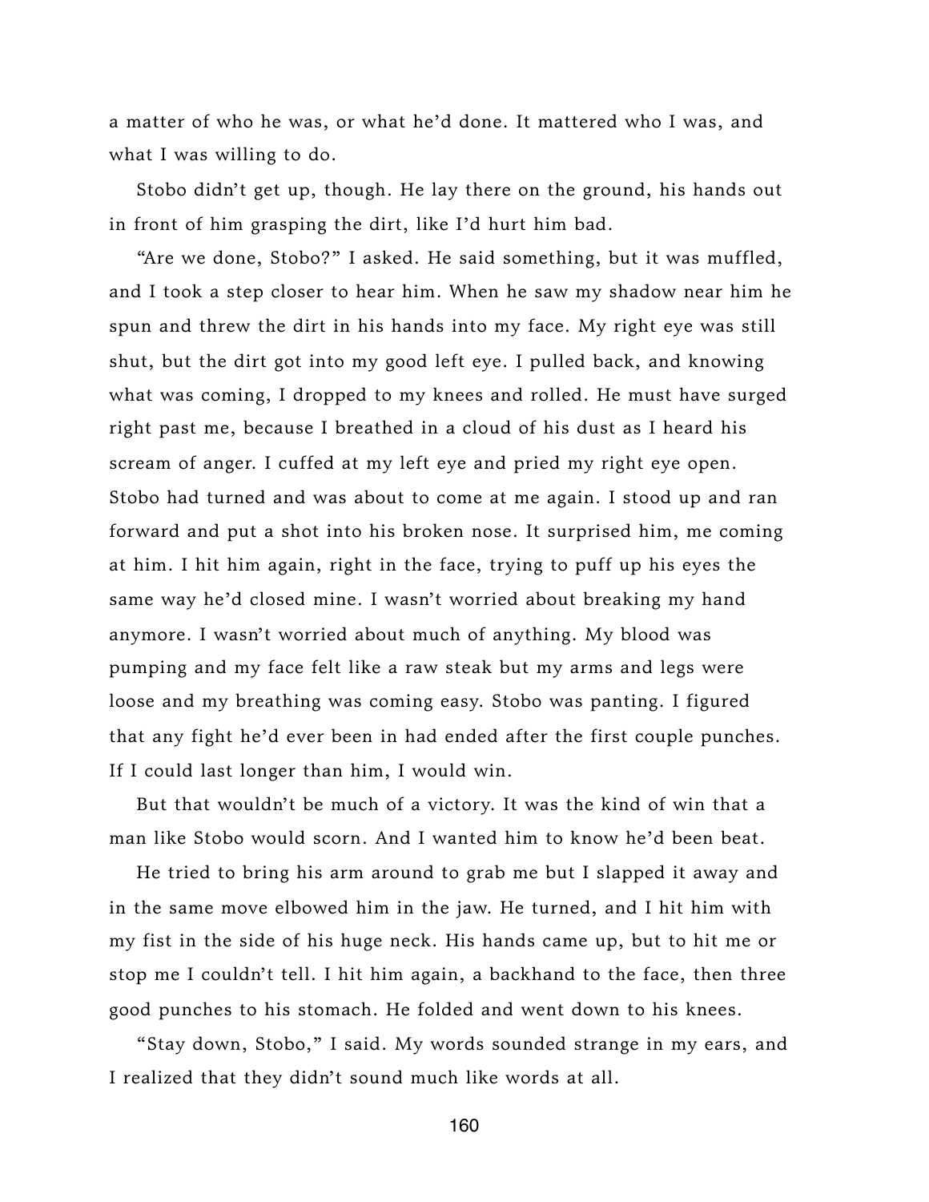a matter of who he was, or what he'd done. It mattered who I was, and what I was willing to do.

Stobo didn't get up, though. He lay there on the ground, his hands out in front of him grasping the dirt, like I'd hurt him bad.

"Are we done, Stobo?" I asked. He said something, but it was muffled, and I took a step closer to hear him. When he saw my shadow near him he spun and threw the dirt in his hands into my face. My right eye was still shut, but the dirt got into my good left eye. I pulled back, and knowing what was coming, I dropped to my knees and rolled. He must have surged right past me, because I breathed in a cloud of his dust as I heard his scream of anger. I cuffed at my left eye and pried my right eye open. Stobo had turned and was about to come at me again. I stood up and ran forward and put a shot into his broken nose. It surprised him, me coming at him. I hit him again, right in the face, trying to puff up his eyes the same way he'd closed mine. I wasn't worried about breaking my hand anymore. I wasn't worried about much of anything. My blood was pumping and my face felt like a raw steak but my arms and legs were loose and my breathing was coming easy. Stobo was panting. I figured that any fight he'd ever been in had ended after the first couple punches. If I could last longer than him, I would win.

But that wouldn't be much of a victory. It was the kind of win that a man like Stobo would scorn. And I wanted him to know he'd been beat.

He tried to bring his arm around to grab me but I slapped it away and in the same move elbowed him in the jaw. He turned, and I hit him with my fist in the side of his huge neck. His hands came up, but to hit me or stop me I couldn't tell. I hit him again, a backhand to the face, then three good punches to his stomach. He folded and went down to his knees.

"Stay down, Stobo," I said. My words sounded strange in my ears, and I realized that they didn't sound much like words at all.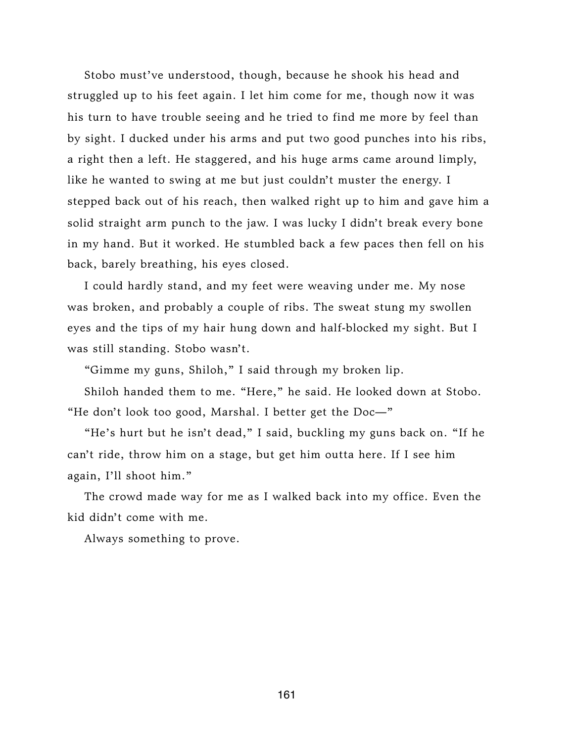Stobo must've understood, though, because he shook his head and struggled up to his feet again. I let him come for me, though now it was his turn to have trouble seeing and he tried to find me more by feel than by sight. I ducked under his arms and put two good punches into his ribs, a right then a left. He staggered, and his huge arms came around limply, like he wanted to swing at me but just couldn't muster the energy. I stepped back out of his reach, then walked right up to him and gave him a solid straight arm punch to the jaw. I was lucky I didn't break every bone in my hand. But it worked. He stumbled back a few paces then fell on his back, barely breathing, his eyes closed.

I could hardly stand, and my feet were weaving under me. My nose was broken, and probably a couple of ribs. The sweat stung my swollen eyes and the tips of my hair hung down and half-blocked my sight. But I was still standing. Stobo wasn't.

"Gimme my guns, Shiloh," I said through my broken lip.

Shiloh handed them to me. "Here," he said. He looked down at Stobo. "He don't look too good, Marshal. I better get the Doc—"

"He's hurt but he isn't dead," I said, buckling my guns back on. "If he can't ride, throw him on a stage, but get him outta here. If I see him again, I'll shoot him."

The crowd made way for me as I walked back into my office. Even the kid didn't come with me.

Always something to prove.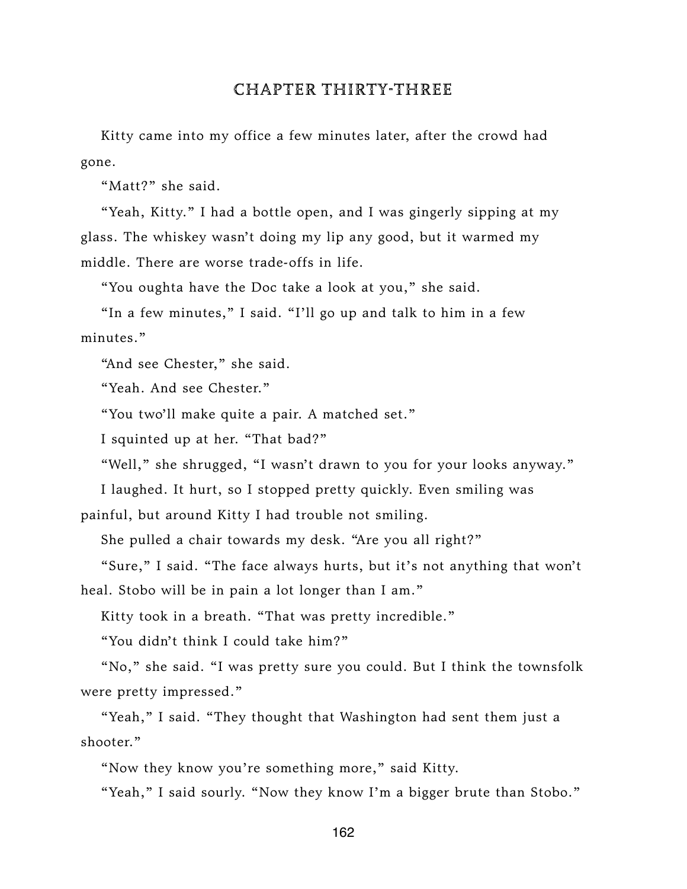## CHAPTER THIRTY-THREE

Kitty came into my office a few minutes later, after the crowd had gone.

"Matt?" she said.

"Yeah, Kitty." I had a bottle open, and I was gingerly sipping at my glass. The whiskey wasn't doing my lip any good, but it warmed my middle. There are worse trade-offs in life.

"You oughta have the Doc take a look at you," she said.

"In a few minutes," I said. "I'll go up and talk to him in a few minutes."

"And see Chester," she said.

"Yeah. And see Chester."

"You two'll make quite a pair. A matched set."

I squinted up at her. "That bad?"

"Well," she shrugged, "I wasn't drawn to you for your looks anyway."

I laughed. It hurt, so I stopped pretty quickly. Even smiling was painful, but around Kitty I had trouble not smiling.

She pulled a chair towards my desk. "Are you all right?"

"Sure," I said. "The face always hurts, but it's not anything that won't heal. Stobo will be in pain a lot longer than I am."

Kitty took in a breath. "That was pretty incredible."

"You didn't think I could take him?"

"No," she said. "I was pretty sure you could. But I think the townsfolk were pretty impressed."

"Yeah," I said. "They thought that Washington had sent them just a shooter."

"Now they know you're something more," said Kitty.

"Yeah," I said sourly. "Now they know I'm a bigger brute than Stobo."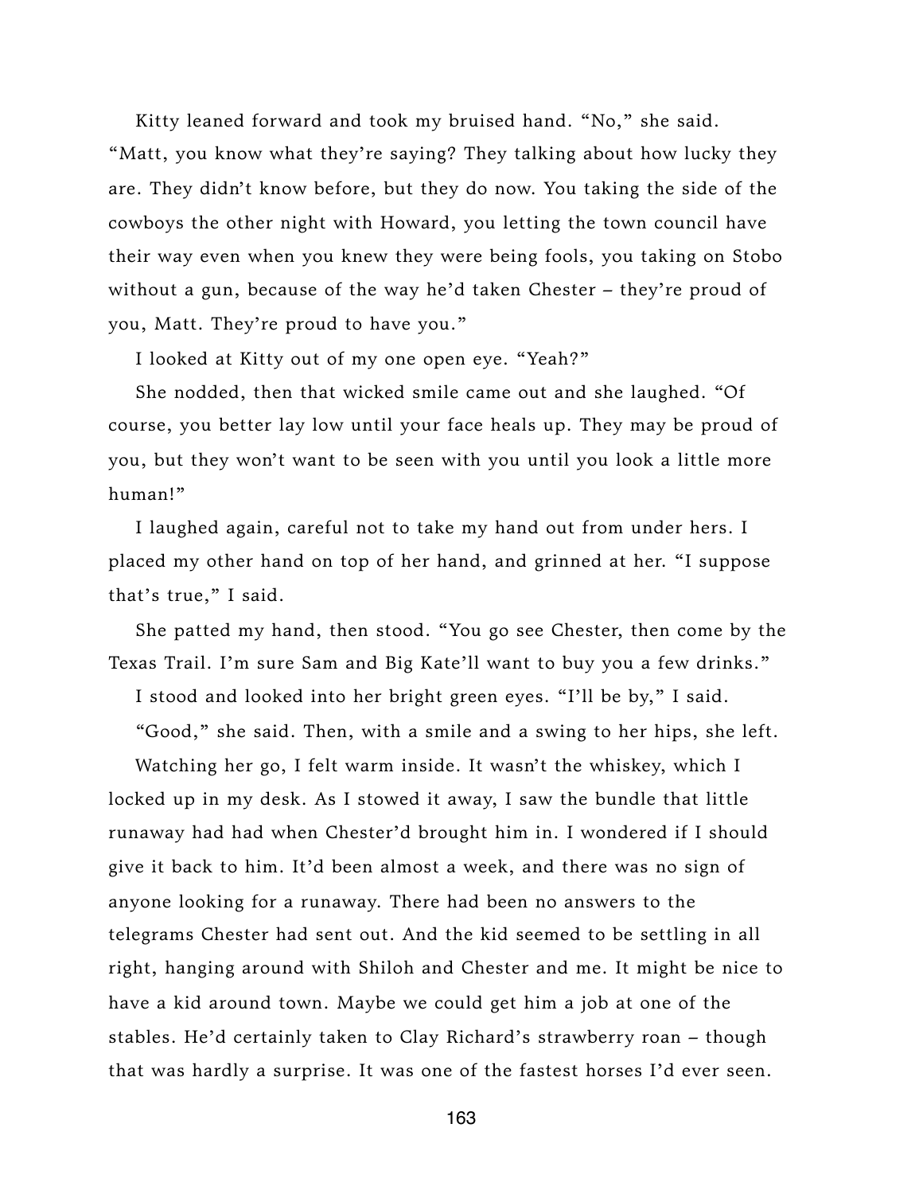Kitty leaned forward and took my bruised hand. "No," she said. "Matt, you know what they're saying? They talking about how lucky they are. They didn't know before, but they do now. You taking the side of the cowboys the other night with Howard, you letting the town council have their way even when you knew they were being fools, you taking on Stobo without a gun, because of the way he'd taken Chester – they're proud of you, Matt. They're proud to have you."

I looked at Kitty out of my one open eye. "Yeah?"

She nodded, then that wicked smile came out and she laughed. "Of course, you better lay low until your face heals up. They may be proud of you, but they won't want to be seen with you until you look a little more human!"

I laughed again, careful not to take my hand out from under hers. I placed my other hand on top of her hand, and grinned at her. "I suppose that's true," I said.

She patted my hand, then stood. "You go see Chester, then come by the Texas Trail. I'm sure Sam and Big Kate'll want to buy you a few drinks."

I stood and looked into her bright green eyes. "I'll be by," I said.

"Good," she said. Then, with a smile and a swing to her hips, she left.

Watching her go, I felt warm inside. It wasn't the whiskey, which I locked up in my desk. As I stowed it away, I saw the bundle that little runaway had had when Chester'd brought him in. I wondered if I should give it back to him. It'd been almost a week, and there was no sign of anyone looking for a runaway. There had been no answers to the telegrams Chester had sent out. And the kid seemed to be settling in all right, hanging around with Shiloh and Chester and me. It might be nice to have a kid around town. Maybe we could get him a job at one of the stables. He'd certainly taken to Clay Richard's strawberry roan – though that was hardly a surprise. It was one of the fastest horses I'd ever seen.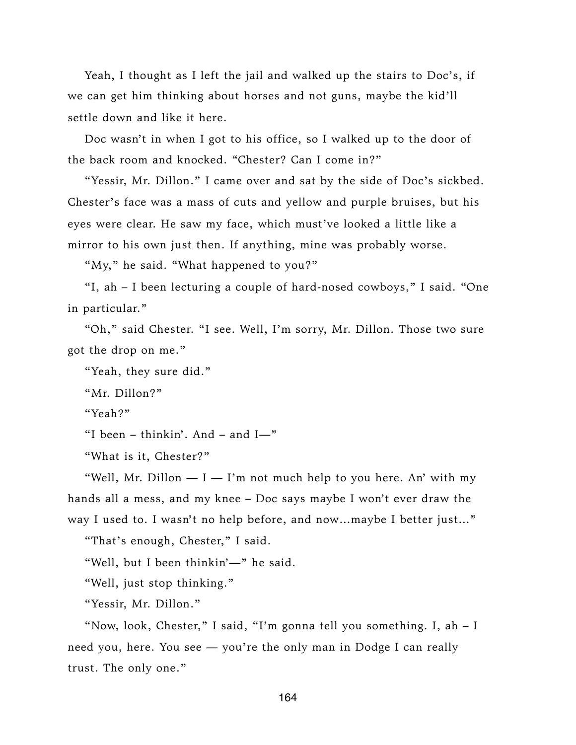Yeah, I thought as I left the jail and walked up the stairs to Doc's, if we can get him thinking about horses and not guns, maybe the kid'll settle down and like it here.

Doc wasn't in when I got to his office, so I walked up to the door of the back room and knocked. "Chester? Can I come in?"

"Yessir, Mr. Dillon." I came over and sat by the side of Doc's sickbed. Chester's face was a mass of cuts and yellow and purple bruises, but his eyes were clear. He saw my face, which must've looked a little like a mirror to his own just then. If anything, mine was probably worse.

"My," he said. "What happened to you?"

"I, ah – I been lecturing a couple of hard-nosed cowboys," I said. "One in particular."

"Oh," said Chester. "I see. Well, I'm sorry, Mr. Dillon. Those two sure got the drop on me."

"Yeah, they sure did."

"Mr. Dillon?"

"Yeah?"

"I been – thinkin'. And – and I—"

"What is it, Chester?"

"Well, Mr. Dillon — I — I'm not much help to you here. An' with my hands all a mess, and my knee – Doc says maybe I won't ever draw the way I used to. I wasn't no help before, and now...maybe I better just..."

"That's enough, Chester," I said.

"Well, but I been thinkin'—" he said.

"Well, just stop thinking."

"Yessir, Mr. Dillon."

"Now, look, Chester," I said, "I'm gonna tell you something. I, ah – I need you, here. You see — you're the only man in Dodge I can really trust. The only one."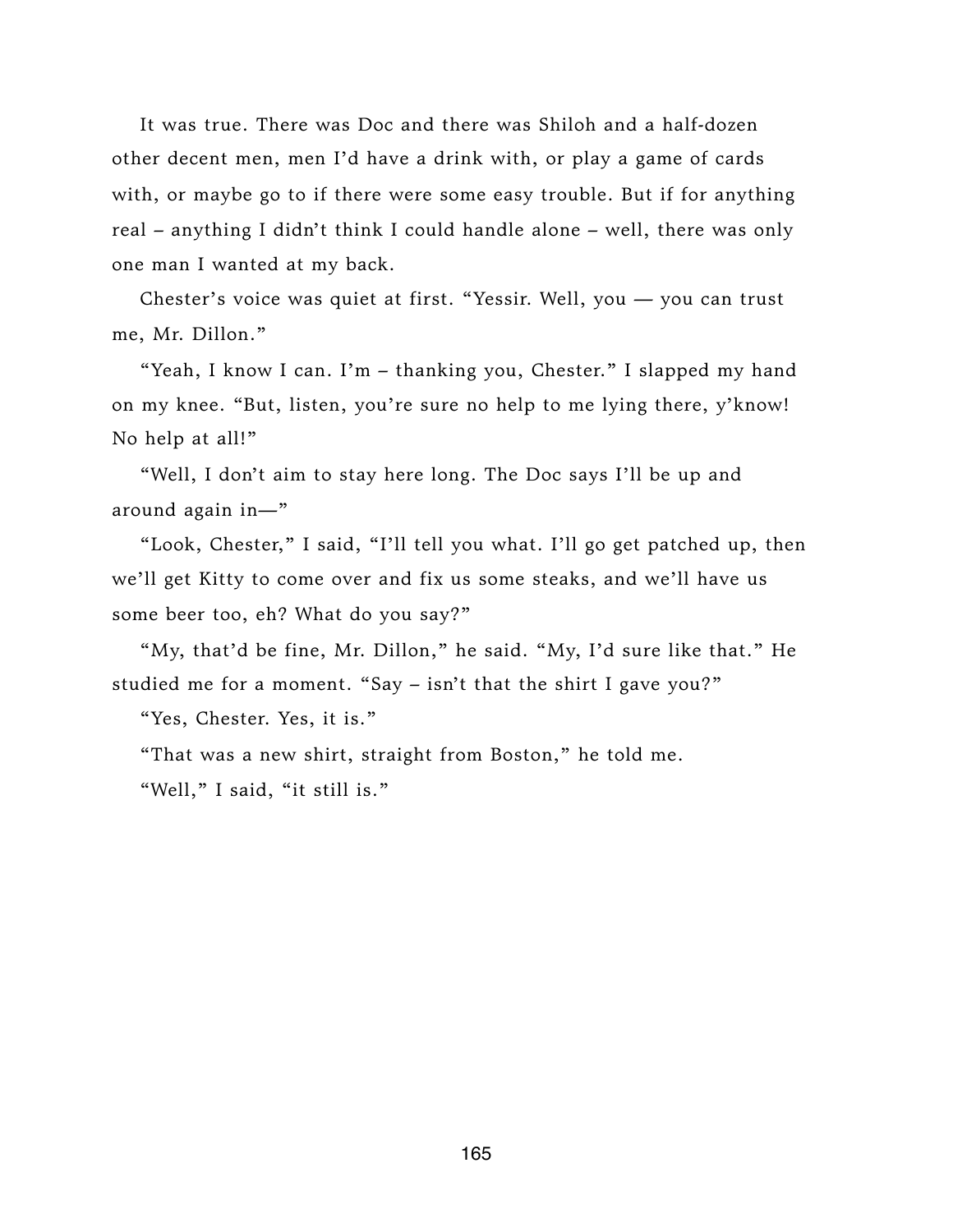It was true. There was Doc and there was Shiloh and a half-dozen other decent men, men I'd have a drink with, or play a game of cards with, or maybe go to if there were some easy trouble. But if for anything real – anything I didn't think I could handle alone – well, there was only one man I wanted at my back.

Chester's voice was quiet at first. "Yessir. Well, you — you can trust me, Mr. Dillon."

"Yeah, I know I can. I'm – thanking you, Chester." I slapped my hand on my knee. "But, listen, you're sure no help to me lying there, y'know! No help at all!"

"Well, I don't aim to stay here long. The Doc says I'll be up and around again in—"

"Look, Chester," I said, "I'll tell you what. I'll go get patched up, then we'll get Kitty to come over and fix us some steaks, and we'll have us some beer too, eh? What do you say?"

"My, that'd be fine, Mr. Dillon," he said. "My, I'd sure like that." He studied me for a moment. "Say – isn't that the shirt I gave you?"

"Yes, Chester. Yes, it is."

"That was a new shirt, straight from Boston," he told me.

"Well," I said, "it still is."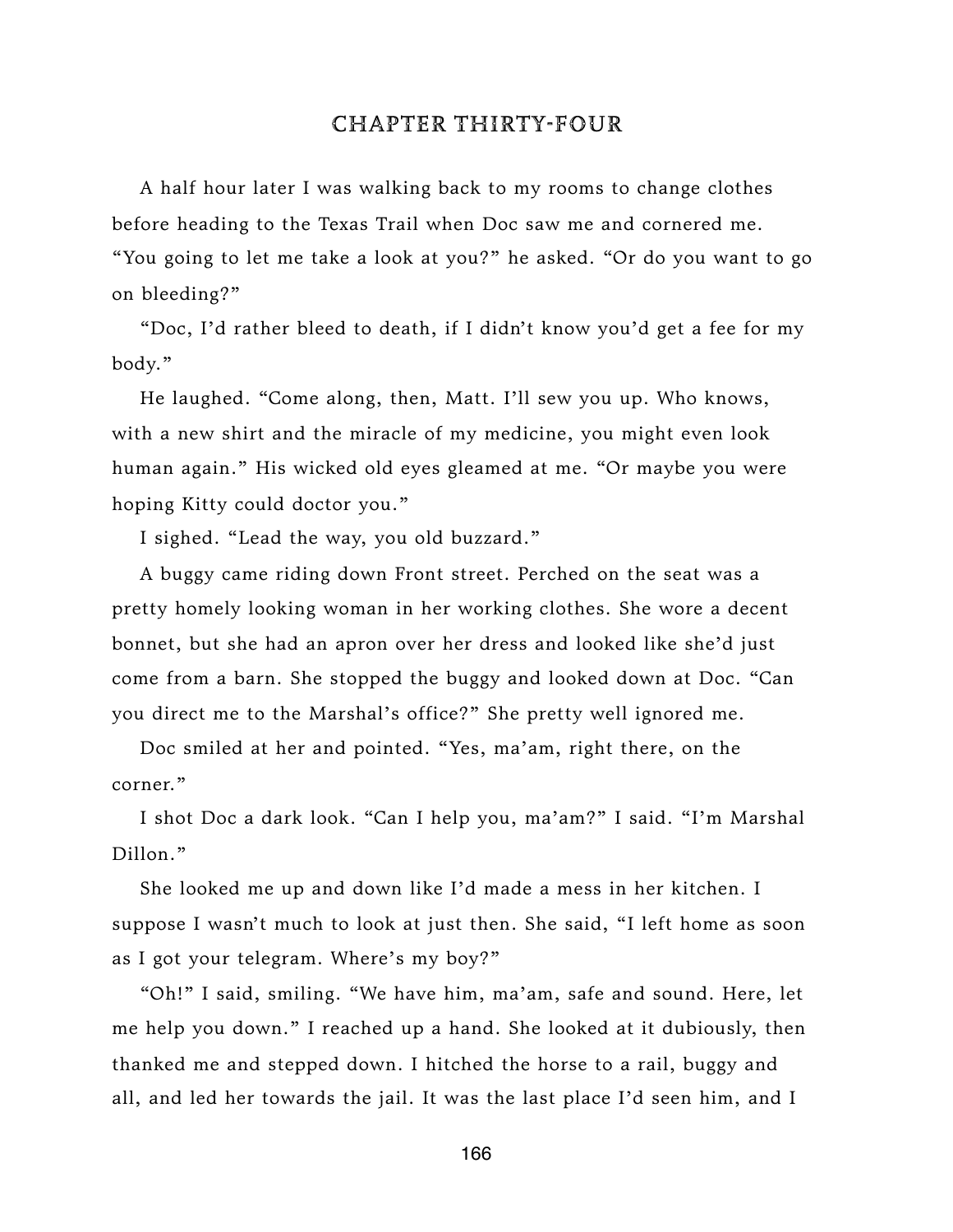# CHAPTER THIRTY-FOUR

A half hour later I was walking back to my rooms to change clothes before heading to the Texas Trail when Doc saw me and cornered me. "You going to let me take a look at you?" he asked. "Or do you want to go on bleeding?"

"Doc, I'd rather bleed to death, if I didn't know you'd get a fee for my body."

He laughed. "Come along, then, Matt. I'll sew you up. Who knows, with a new shirt and the miracle of my medicine, you might even look human again." His wicked old eyes gleamed at me. "Or maybe you were hoping Kitty could doctor you."

I sighed. "Lead the way, you old buzzard."

A buggy came riding down Front street. Perched on the seat was a pretty homely looking woman in her working clothes. She wore a decent bonnet, but she had an apron over her dress and looked like she'd just come from a barn. She stopped the buggy and looked down at Doc. "Can you direct me to the Marshal's office?" She pretty well ignored me.

Doc smiled at her and pointed. "Yes, ma'am, right there, on the corner."

I shot Doc a dark look. "Can I help you, ma'am?" I said. "I'm Marshal Dillon."

She looked me up and down like I'd made a mess in her kitchen. I suppose I wasn't much to look at just then. She said, "I left home as soon as I got your telegram. Where's my boy?"

"Oh!" I said, smiling. "We have him, ma'am, safe and sound. Here, let me help you down." I reached up a hand. She looked at it dubiously, then thanked me and stepped down. I hitched the horse to a rail, buggy and all, and led her towards the jail. It was the last place I'd seen him, and I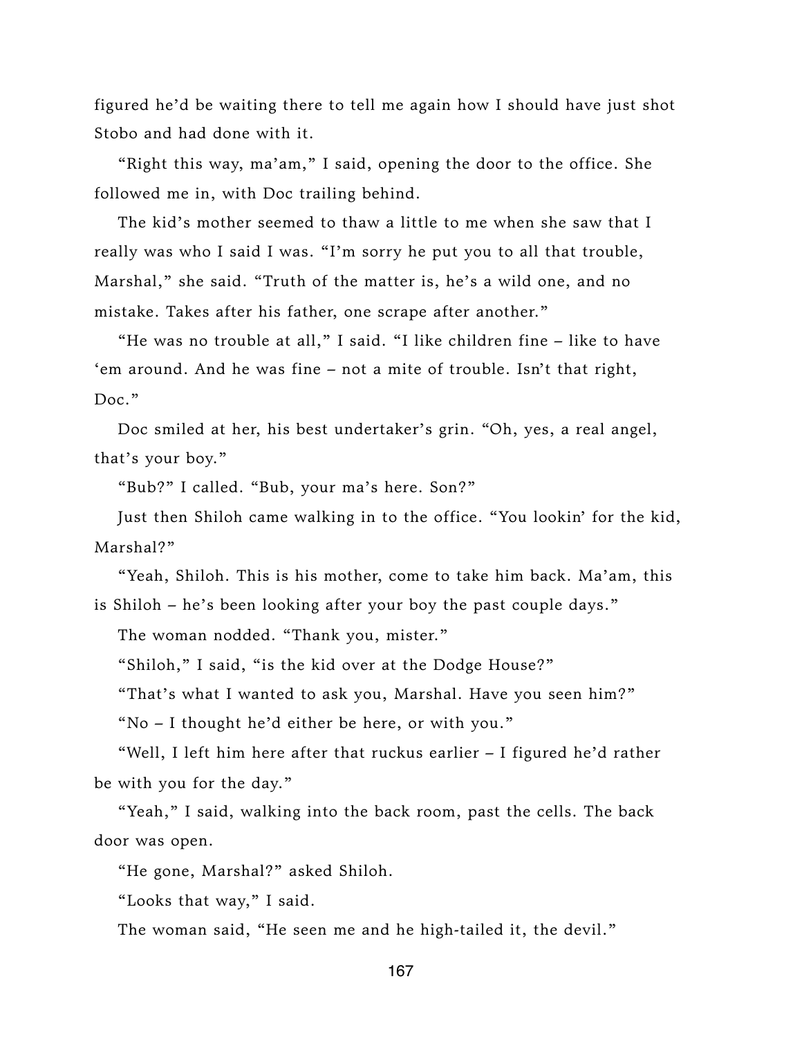figured he'd be waiting there to tell me again how I should have just shot Stobo and had done with it.

"Right this way, ma'am," I said, opening the door to the office. She followed me in, with Doc trailing behind.

The kid's mother seemed to thaw a little to me when she saw that I really was who I said I was. "I'm sorry he put you to all that trouble, Marshal," she said. "Truth of the matter is, he's a wild one, and no mistake. Takes after his father, one scrape after another."

"He was no trouble at all," I said. "I like children fine – like to have 'em around. And he was fine – not a mite of trouble. Isn't that right, Doc."

Doc smiled at her, his best undertaker's grin. "Oh, yes, a real angel, that's your boy."

"Bub?" I called. "Bub, your ma's here. Son?"

Just then Shiloh came walking in to the office. "You lookin' for the kid, Marshal?"

"Yeah, Shiloh. This is his mother, come to take him back. Ma'am, this is Shiloh – he's been looking after your boy the past couple days."

The woman nodded. "Thank you, mister."

"Shiloh," I said, "is the kid over at the Dodge House?"

"That's what I wanted to ask you, Marshal. Have you seen him?"

"No – I thought he'd either be here, or with you."

"Well, I left him here after that ruckus earlier – I figured he'd rather be with you for the day."

"Yeah," I said, walking into the back room, past the cells. The back door was open.

"He gone, Marshal?" asked Shiloh.

"Looks that way," I said.

The woman said, "He seen me and he high-tailed it, the devil."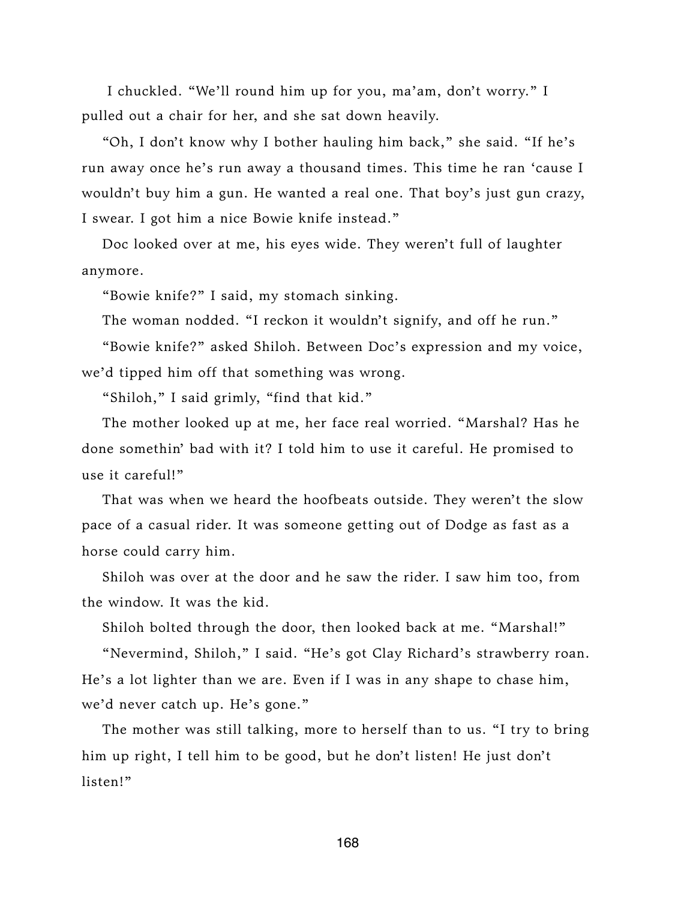I chuckled. "We'll round him up for you, ma'am, don't worry." I pulled out a chair for her, and she sat down heavily.

"Oh, I don't know why I bother hauling him back," she said. "If he's run away once he's run away a thousand times. This time he ran 'cause I wouldn't buy him a gun. He wanted a real one. That boy's just gun crazy, I swear. I got him a nice Bowie knife instead."

Doc looked over at me, his eyes wide. They weren't full of laughter anymore.

"Bowie knife?" I said, my stomach sinking.

The woman nodded. "I reckon it wouldn't signify, and off he run."

"Bowie knife?" asked Shiloh. Between Doc's expression and my voice, we'd tipped him off that something was wrong.

"Shiloh," I said grimly, "find that kid."

The mother looked up at me, her face real worried. "Marshal? Has he done somethin' bad with it? I told him to use it careful. He promised to use it careful!"

That was when we heard the hoofbeats outside. They weren't the slow pace of a casual rider. It was someone getting out of Dodge as fast as a horse could carry him.

Shiloh was over at the door and he saw the rider. I saw him too, from the window. It was the kid.

Shiloh bolted through the door, then looked back at me. "Marshal!"

"Nevermind, Shiloh," I said. "He's got Clay Richard's strawberry roan. He's a lot lighter than we are. Even if I was in any shape to chase him, we'd never catch up. He's gone."

The mother was still talking, more to herself than to us. "I try to bring him up right, I tell him to be good, but he don't listen! He just don't listen!"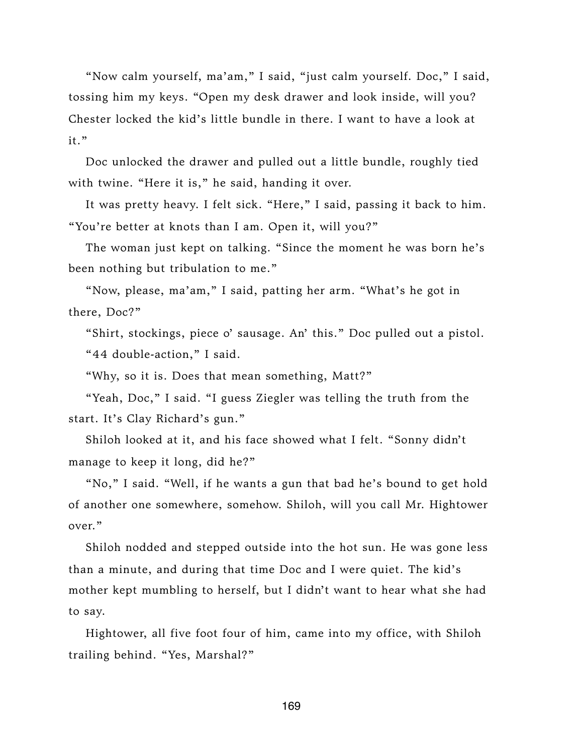"Now calm yourself, ma'am," I said, "just calm yourself. Doc," I said, tossing him my keys. "Open my desk drawer and look inside, will you? Chester locked the kid's little bundle in there. I want to have a look at it."

Doc unlocked the drawer and pulled out a little bundle, roughly tied with twine. "Here it is," he said, handing it over.

It was pretty heavy. I felt sick. "Here," I said, passing it back to him. "You're better at knots than I am. Open it, will you?"

The woman just kept on talking. "Since the moment he was born he's been nothing but tribulation to me."

"Now, please, ma'am," I said, patting her arm. "What's he got in there, Doc?"

"Shirt, stockings, piece o' sausage. An' this." Doc pulled out a pistol.

"44 double-action," I said.

"Why, so it is. Does that mean something, Matt?"

"Yeah, Doc," I said. "I guess Ziegler was telling the truth from the start. It's Clay Richard's gun."

Shiloh looked at it, and his face showed what I felt. "Sonny didn't manage to keep it long, did he?"

"No," I said. "Well, if he wants a gun that bad he's bound to get hold of another one somewhere, somehow. Shiloh, will you call Mr. Hightower over."

Shiloh nodded and stepped outside into the hot sun. He was gone less than a minute, and during that time Doc and I were quiet. The kid's mother kept mumbling to herself, but I didn't want to hear what she had to say.

Hightower, all five foot four of him, came into my office, with Shiloh trailing behind. "Yes, Marshal?"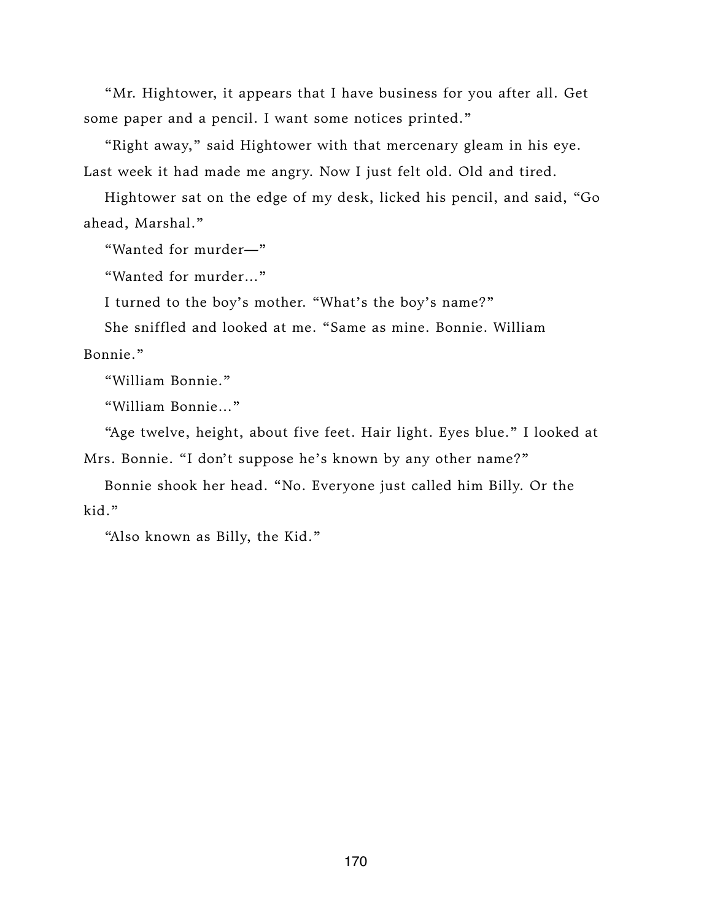"Mr. Hightower, it appears that I have business for you after all. Get some paper and a pencil. I want some notices printed."

"Right away," said Hightower with that mercenary gleam in his eye. Last week it had made me angry. Now I just felt old. Old and tired.

Hightower sat on the edge of my desk, licked his pencil, and said, "Go ahead, Marshal."

"Wanted for murder—"

"Wanted for murder..."

I turned to the boy's mother. "What's the boy's name?"

She sniffled and looked at me. "Same as mine. Bonnie. William Bonnie."

"William Bonnie."

"William Bonnie..."

"Age twelve, height, about five feet. Hair light. Eyes blue." I looked at Mrs. Bonnie. "I don't suppose he's known by any other name?"

Bonnie shook her head. "No. Everyone just called him Billy. Or the kid."

"Also known as Billy, the Kid."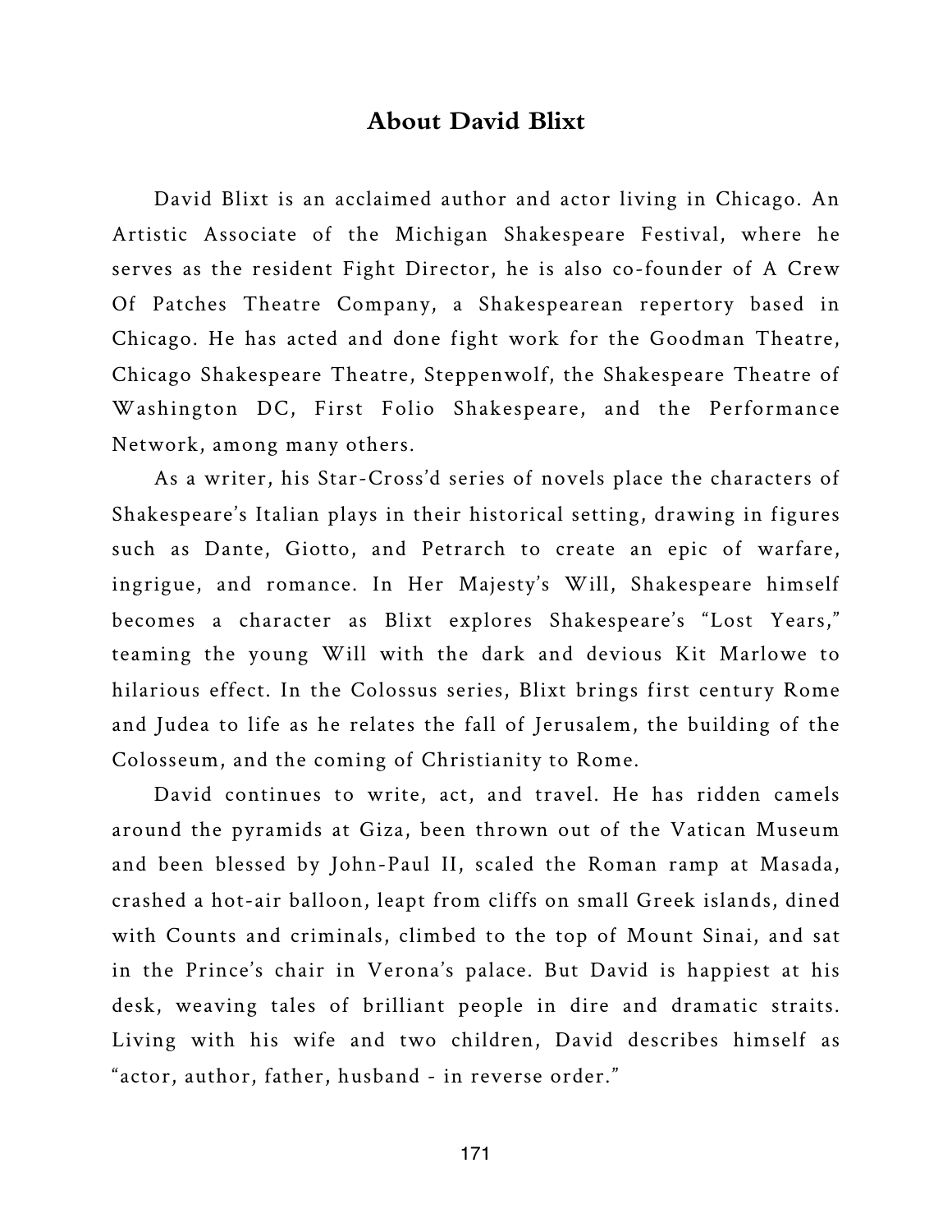## About David Blixt

David Blixt is an acclaimed author and actor living in Chicago. An Artistic Associate of the Michigan Shakespeare Festival, where he serves as the resident Fight Director, he is also co-founder of A Crew Of Patches Theatre Company, a Shakespearean repertory based in Chicago. He has acted and done fight work for the Goodman Theatre, Chicago Shakespeare Theatre, Steppenwolf, the Shakespeare Theatre of Washington DC, First Folio Shakespeare, and the Performance Network, among many others.

As a writer, his Star-Cross'd series of novels place the characters of Shakespeare's Italian plays in their historical setting, drawing in figures such as Dante, Giotto, and Petrarch to create an epic of warfare, ingrigue, and romance. In Her Majesty's Will, Shakespeare himself becomes a character as Blixt explores Shakespeare's "Lost Years," teaming the young Will with the dark and devious Kit Marlowe to hilarious effect. In the Colossus series, Blixt brings first century Rome and Judea to life as he relates the fall of Jerusalem, the building of the Colosseum, and the coming of Christianity to Rome.

David continues to write, act, and travel. He has ridden camels around the pyramids at Giza, been thrown out of the Vatican Museum and been blessed by John-Paul II, scaled the Roman ramp at Masada, crashed a hot-air balloon, leapt from cliffs on small Greek islands, dined with Counts and criminals, climbed to the top of Mount Sinai, and sat in the Prince's chair in Verona's palace. But David is happiest at his desk, weaving tales of brilliant people in dire and dramatic straits. Living with his wife and two children, David describes himself as "actor, author, father, husband - in reverse order."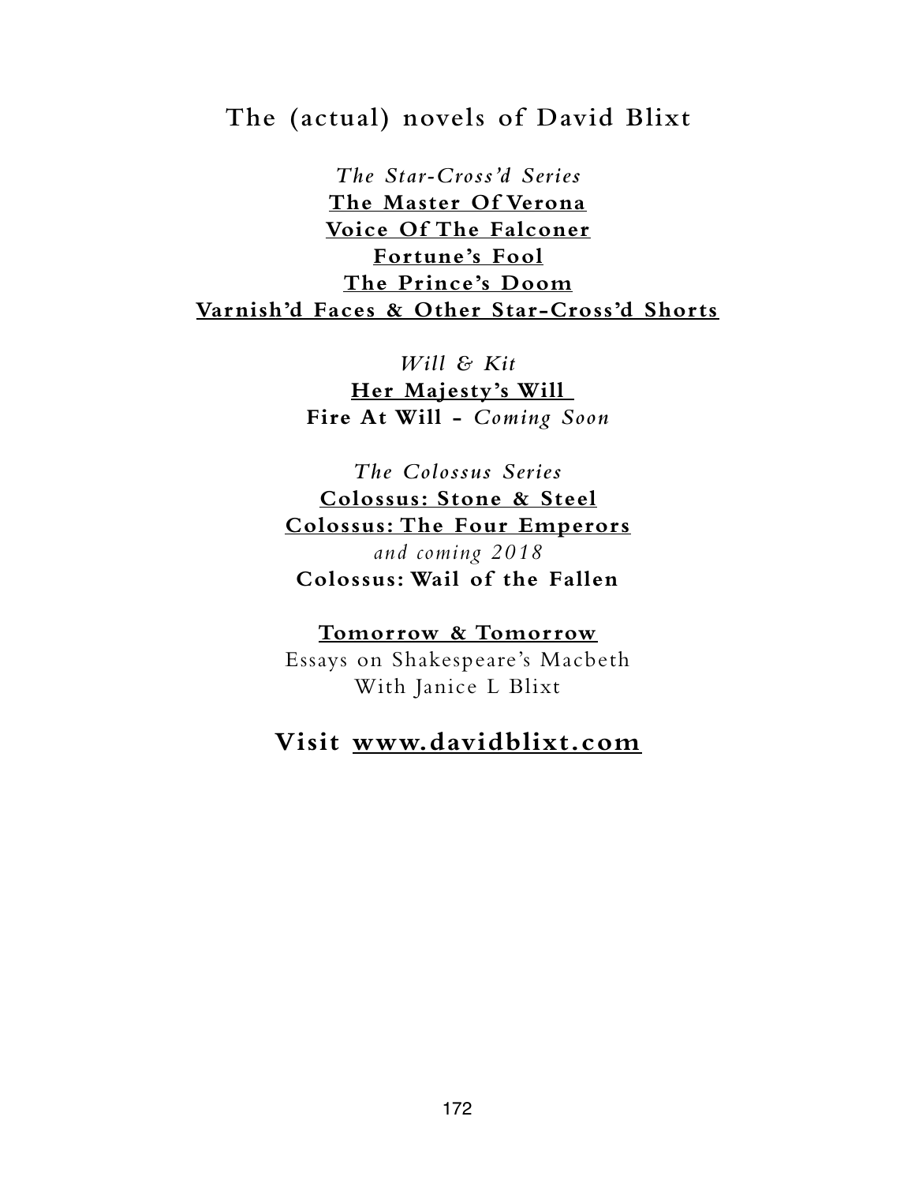# The (actual) novels of David Blixt

*The Star-Cross'd Series*

**The Master Of Verona**

**Voice Of The Falconer**

**Fortune's Fool**

**The Prince's Doom**

**Varnish'd Faces & Other Star-Cross'd Shorts**

*Will & Kit*

**Her Majesty's Will**

**Fire At Will** - *Coming Soon*

*The Colossus Series*

**Colossus: Stone & Steel**

**Colossus: The Four Emperors**

*and coming 2018*

**Colossus: Wail of the Fallen**

**Tomorrow & Tomorrow**

Essays on Shakespeare's Macbeth

With Janice L Blixt

**Visit www.davidblixt.com**